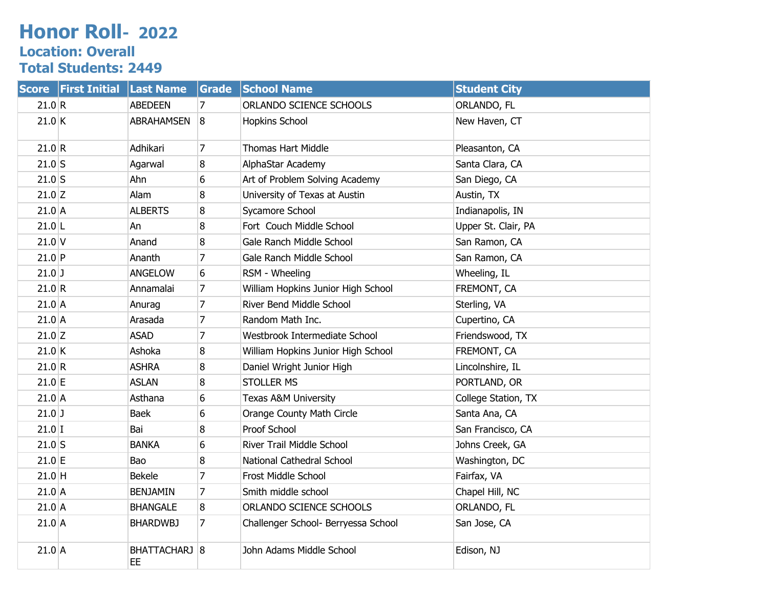# Honor Roll- 2022

## Location: Overall

## Total Students: 2449

| Score | First Initial | Last Name | Grade | School Name | Student City |
|---|---|---|---|---|---|
| 21.0 | R | ABEDEEN | 7 | ORLANDO SCIENCE SCHOOLS | ORLANDO, FL |
| 21.0 | K | ABRAHAMSEN | 8 | Hopkins School | New Haven, CT |
| 21.0 | R | Adhikari | 7 | Thomas Hart Middle | Pleasanton, CA |
| 21.0 | S | Agarwal | 8 | AlphaStar Academy | Santa Clara, CA |
| 21.0 | S | Ahn | 6 | Art of Problem Solving Academy | San Diego, CA |
| 21.0 | Z | Alam | 8 | University of Texas at Austin | Austin, TX |
| 21.0 | A | ALBERTS | 8 | Sycamore School | Indianapolis, IN |
| 21.0 | L | An | 8 | Fort Couch Middle School | Upper St. Clair, PA |
| 21.0 | V | Anand | 8 | Gale Ranch Middle School | San Ramon, CA |
| 21.0 | P | Ananth | 7 | Gale Ranch Middle School | San Ramon, CA |
| 21.0 | J | ANGELOW | 6 | RSM - Wheeling | Wheeling, IL |
| 21.0 | R | Annamalai | 7 | William Hopkins Junior High School | FREMONT, CA |
| 21.0 | A | Anurag | 7 | River Bend Middle School | Sterling, VA |
| 21.0 | A | Arasada | 7 | Random Math Inc. | Cupertino, CA |
| 21.0 | Z | ASAD | 7 | Westbrook Intermediate School | Friendswood, TX |
| 21.0 | K | Ashoka | 8 | William Hopkins Junior High School | FREMONT, CA |
| 21.0 | R | ASHRA | 8 | Daniel Wright Junior High | Lincolnshire, IL |
| 21.0 | E | ASLAN | 8 | STOLLER MS | PORTLAND, OR |
| 21.0 | A | Asthana | 6 | Texas A&M University | College Station, TX |
| 21.0 | J | Baek | 6 | Orange County Math Circle | Santa Ana, CA |
| 21.0 | I | Bai | 8 | Proof School | San Francisco, CA |
| 21.0 | S | BANKA | 6 | River Trail Middle School | Johns Creek, GA |
| 21.0 | E | Bao | 8 | National Cathedral School | Washington, DC |
| 21.0 | H | Bekele | 7 | Frost Middle School | Fairfax, VA |
| 21.0 | A | BENJAMIN | 7 | Smith middle school | Chapel Hill, NC |
| 21.0 | A | BHANGALE | 8 | ORLANDO SCIENCE SCHOOLS | ORLANDO, FL |
| 21.0 | A | BHARDWBJ | 7 | Challenger School- Berryessa School | San Jose, CA |
| 21.0 | A | BHATTACHARJEE | 8 | John Adams Middle School | Edison, NJ |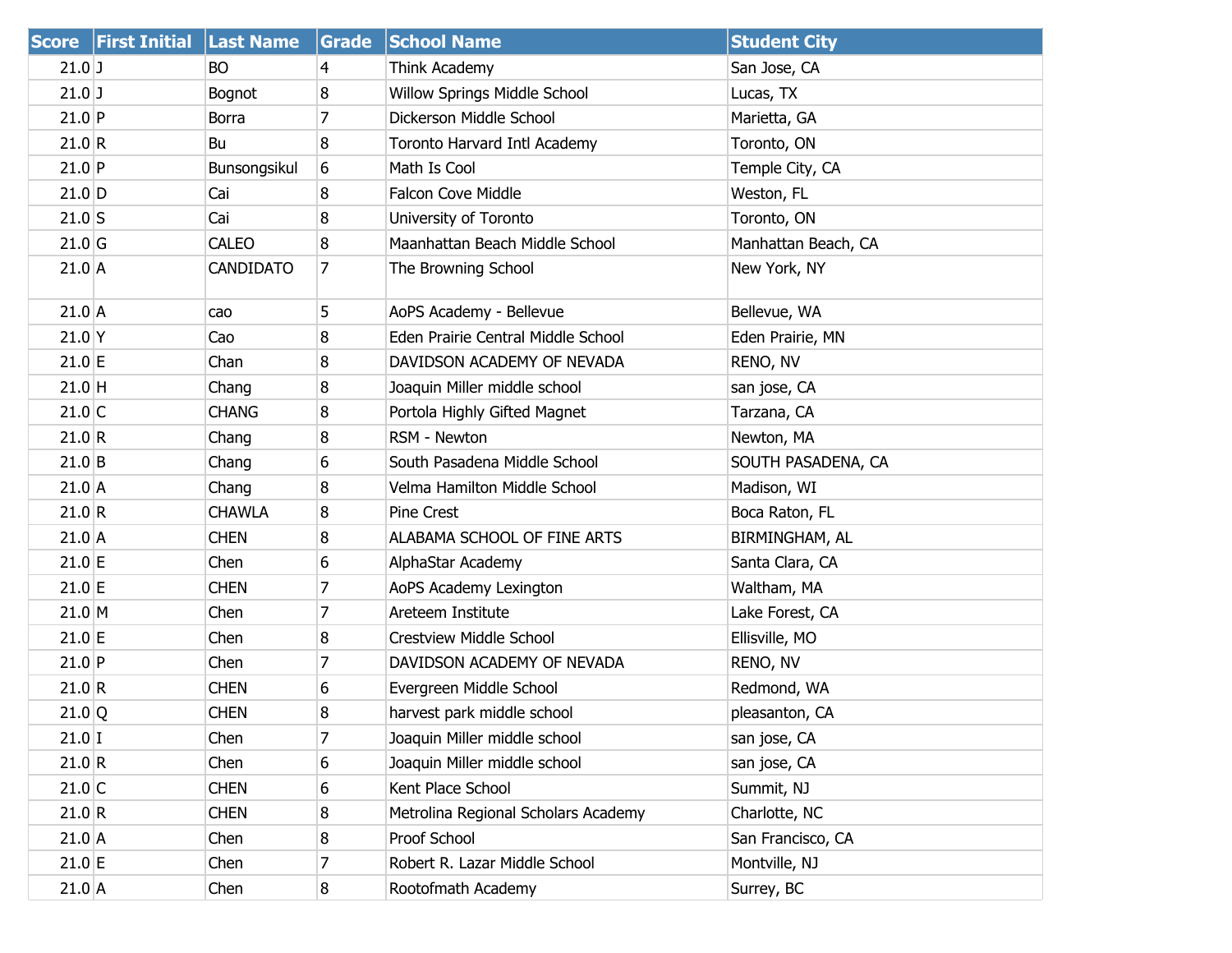| Score | First Initial | Last Name | Grade | School Name | Student City |
|---|---|---|---|---|---|
| 21.0 | J | BO | 4 | Think Academy | San Jose, CA |
| 21.0 | J | Bognot | 8 | Willow Springs Middle School | Lucas, TX |
| 21.0 | P | Borra | 7 | Dickerson Middle School | Marietta, GA |
| 21.0 | R | Bu | 8 | Toronto Harvard Intl Academy | Toronto, ON |
| 21.0 | P | Bunsongsikul | 6 | Math Is Cool | Temple City, CA |
| 21.0 | D | Cai | 8 | Falcon Cove Middle | Weston, FL |
| 21.0 | S | Cai | 8 | University of Toronto | Toronto, ON |
| 21.0 | G | CALEO | 8 | Maanhattan Beach Middle School | Manhattan Beach, CA |
| 21.0 | A | CANDIDATO | 7 | The Browning School | New York, NY |
| 21.0 | A | cao | 5 | AoPS Academy - Bellevue | Bellevue, WA |
| 21.0 | Y | Cao | 8 | Eden Prairie Central Middle School | Eden Prairie, MN |
| 21.0 | E | Chan | 8 | DAVIDSON ACADEMY OF NEVADA | RENO, NV |
| 21.0 | H | Chang | 8 | Joaquin Miller middle school | san jose, CA |
| 21.0 | C | CHANG | 8 | Portola Highly Gifted Magnet | Tarzana, CA |
| 21.0 | R | Chang | 8 | RSM - Newton | Newton, MA |
| 21.0 | B | Chang | 6 | South Pasadena Middle School | SOUTH PASADENA, CA |
| 21.0 | A | Chang | 8 | Velma Hamilton Middle School | Madison, WI |
| 21.0 | R | CHAWLA | 8 | Pine Crest | Boca Raton, FL |
| 21.0 | A | CHEN | 8 | ALABAMA SCHOOL OF FINE ARTS | BIRMINGHAM, AL |
| 21.0 | E | Chen | 6 | AlphaStar Academy | Santa Clara, CA |
| 21.0 | E | CHEN | 7 | AoPS Academy Lexington | Waltham, MA |
| 21.0 | M | Chen | 7 | Areteem Institute | Lake Forest, CA |
| 21.0 | E | Chen | 8 | Crestview Middle School | Ellisville, MO |
| 21.0 | P | Chen | 7 | DAVIDSON ACADEMY OF NEVADA | RENO, NV |
| 21.0 | R | CHEN | 6 | Evergreen Middle School | Redmond, WA |
| 21.0 | Q | CHEN | 8 | harvest park middle school | pleasanton, CA |
| 21.0 | I | Chen | 7 | Joaquin Miller middle school | san jose, CA |
| 21.0 | R | Chen | 6 | Joaquin Miller middle school | san jose, CA |
| 21.0 | C | CHEN | 6 | Kent Place School | Summit, NJ |
| 21.0 | R | CHEN | 8 | Metrolina Regional Scholars Academy | Charlotte, NC |
| 21.0 | A | Chen | 8 | Proof School | San Francisco, CA |
| 21.0 | E | Chen | 7 | Robert R. Lazar Middle School | Montville, NJ |
| 21.0 | A | Chen | 8 | Rootofmath Academy | Surrey, BC |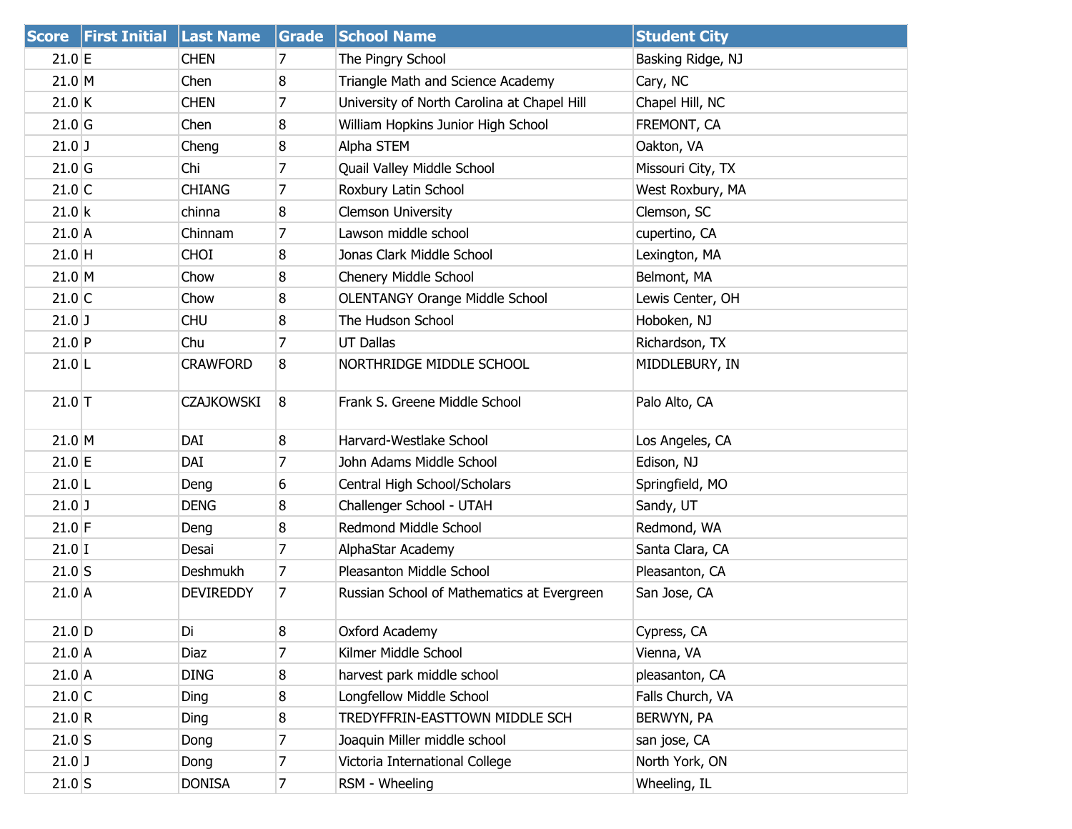| Score | First Initial | Last Name | Grade | School Name | Student City |
| --- | --- | --- | --- | --- | --- |
| 21.0 | E | CHEN | 7 | The Pingry School | Basking Ridge, NJ |
| 21.0 | M | Chen | 8 | Triangle Math and Science Academy | Cary, NC |
| 21.0 | K | CHEN | 7 | University of North Carolina at Chapel Hill | Chapel Hill, NC |
| 21.0 | G | Chen | 8 | William Hopkins Junior High School | FREMONT, CA |
| 21.0 | J | Cheng | 8 | Alpha STEM | Oakton, VA |
| 21.0 | G | Chi | 7 | Quail Valley Middle School | Missouri City, TX |
| 21.0 | C | CHIANG | 7 | Roxbury Latin School | West Roxbury, MA |
| 21.0 | k | chinna | 8 | Clemson University | Clemson, SC |
| 21.0 | A | Chinnam | 7 | Lawson middle school | cupertino, CA |
| 21.0 | H | CHOI | 8 | Jonas Clark Middle School | Lexington, MA |
| 21.0 | M | Chow | 8 | Chenery Middle School | Belmont, MA |
| 21.0 | C | Chow | 8 | OLENTANGY Orange Middle School | Lewis Center, OH |
| 21.0 | J | CHU | 8 | The Hudson School | Hoboken, NJ |
| 21.0 | P | Chu | 7 | UT Dallas | Richardson, TX |
| 21.0 | L | CRAWFORD | 8 | NORTHRIDGE MIDDLE SCHOOL | MIDDLEBURY, IN |
| 21.0 | T | CZAJKOWSKI | 8 | Frank S. Greene Middle School | Palo Alto, CA |
| 21.0 | M | DAI | 8 | Harvard-Westlake School | Los Angeles, CA |
| 21.0 | E | DAI | 7 | John Adams Middle School | Edison, NJ |
| 21.0 | L | Deng | 6 | Central High School/Scholars | Springfield, MO |
| 21.0 | J | DENG | 8 | Challenger School - UTAH | Sandy, UT |
| 21.0 | F | Deng | 8 | Redmond Middle School | Redmond, WA |
| 21.0 | I | Desai | 7 | AlphaStar Academy | Santa Clara, CA |
| 21.0 | S | Deshmukh | 7 | Pleasanton Middle School | Pleasanton, CA |
| 21.0 | A | DEVIREDDY | 7 | Russian School of Mathematics at Evergreen | San Jose, CA |
| 21.0 | D | Di | 8 | Oxford Academy | Cypress, CA |
| 21.0 | A | Diaz | 7 | Kilmer Middle School | Vienna, VA |
| 21.0 | A | DING | 8 | harvest park middle school | pleasanton, CA |
| 21.0 | C | Ding | 8 | Longfellow Middle School | Falls Church, VA |
| 21.0 | R | Ding | 8 | TREDYFFRIN-EASTTOWN MIDDLE SCH | BERWYN, PA |
| 21.0 | S | Dong | 7 | Joaquin Miller middle school | san jose, CA |
| 21.0 | J | Dong | 7 | Victoria International College | North York, ON |
| 21.0 | S | DONISA | 7 | RSM - Wheeling | Wheeling, IL |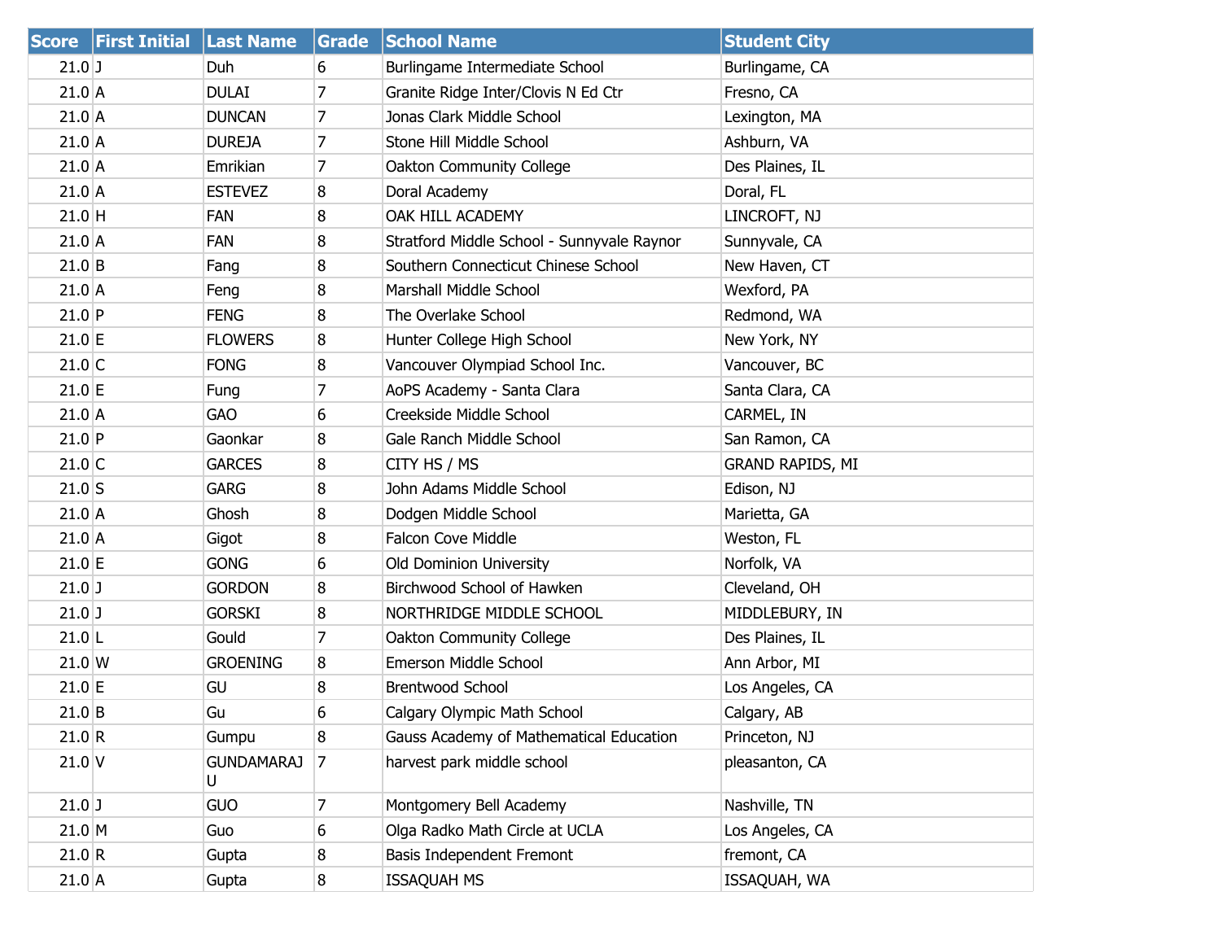| Score | First Initial | Last Name | Grade | School Name | Student City |
|---|---|---|---|---|---|
| 21.0 | J | Duh | 6 | Burlingame Intermediate School | Burlingame, CA |
| 21.0 | A | DULAI | 7 | Granite Ridge Inter/Clovis N Ed Ctr | Fresno, CA |
| 21.0 | A | DUNCAN | 7 | Jonas Clark Middle School | Lexington, MA |
| 21.0 | A | DUREJA | 7 | Stone Hill Middle School | Ashburn, VA |
| 21.0 | A | Emrikian | 7 | Oakton Community College | Des Plaines, IL |
| 21.0 | A | ESTEVEZ | 8 | Doral Academy | Doral, FL |
| 21.0 | H | FAN | 8 | OAK HILL ACADEMY | LINCROFT, NJ |
| 21.0 | A | FAN | 8 | Stratford Middle School - Sunnyvale Raynor | Sunnyvale, CA |
| 21.0 | B | Fang | 8 | Southern Connecticut Chinese School | New Haven, CT |
| 21.0 | A | Feng | 8 | Marshall Middle School | Wexford, PA |
| 21.0 | P | FENG | 8 | The Overlake School | Redmond, WA |
| 21.0 | E | FLOWERS | 8 | Hunter College High School | New York, NY |
| 21.0 | C | FONG | 8 | Vancouver Olympiad School Inc. | Vancouver, BC |
| 21.0 | E | Fung | 7 | AoPS Academy - Santa Clara | Santa Clara, CA |
| 21.0 | A | GAO | 6 | Creekside Middle School | CARMEL, IN |
| 21.0 | P | Gaonkar | 8 | Gale Ranch Middle School | San Ramon, CA |
| 21.0 | C | GARCES | 8 | CITY HS / MS | GRAND RAPIDS, MI |
| 21.0 | S | GARG | 8 | John Adams Middle School | Edison, NJ |
| 21.0 | A | Ghosh | 8 | Dodgen Middle School | Marietta, GA |
| 21.0 | A | Gigot | 8 | Falcon Cove Middle | Weston, FL |
| 21.0 | E | GONG | 6 | Old Dominion University | Norfolk, VA |
| 21.0 | J | GORDON | 8 | Birchwood School of Hawken | Cleveland, OH |
| 21.0 | J | GORSKI | 8 | NORTHRIDGE MIDDLE SCHOOL | MIDDLEBURY, IN |
| 21.0 | L | Gould | 7 | Oakton Community College | Des Plaines, IL |
| 21.0 | W | GROENING | 8 | Emerson Middle School | Ann Arbor, MI |
| 21.0 | E | GU | 8 | Brentwood School | Los Angeles, CA |
| 21.0 | B | Gu | 6 | Calgary Olympic Math School | Calgary, AB |
| 21.0 | R | Gumpu | 8 | Gauss Academy of Mathematical Education | Princeton, NJ |
| 21.0 | V | GUNDAMARAJU | 7 | harvest park middle school | pleasanton, CA |
| 21.0 | J | GUO | 7 | Montgomery Bell Academy | Nashville, TN |
| 21.0 | M | Guo | 6 | Olga Radko Math Circle at UCLA | Los Angeles, CA |
| 21.0 | R | Gupta | 8 | Basis Independent Fremont | fremont, CA |
| 21.0 | A | Gupta | 8 | ISSAQUAH MS | ISSAQUAH, WA |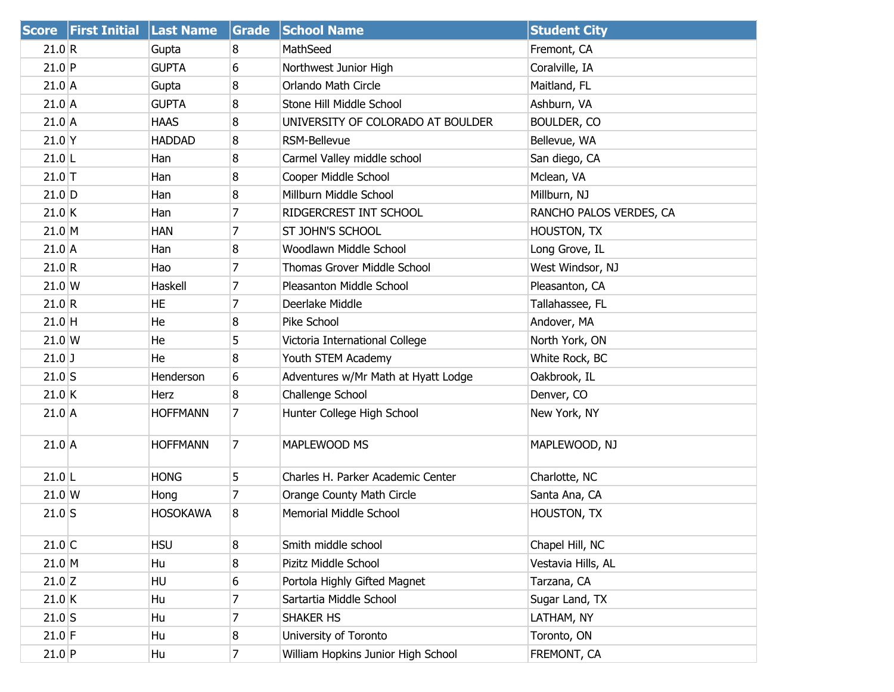| Score | First Initial | Last Name | Grade | School Name | Student City |
|---|---|---|---|---|---|
| 21.0 | R | Gupta | 8 | MathSeed | Fremont, CA |
| 21.0 | P | GUPTA | 6 | Northwest Junior High | Coralville, IA |
| 21.0 | A | Gupta | 8 | Orlando Math Circle | Maitland, FL |
| 21.0 | A | GUPTA | 8 | Stone Hill Middle School | Ashburn, VA |
| 21.0 | A | HAAS | 8 | UNIVERSITY OF COLORADO AT BOULDER | BOULDER, CO |
| 21.0 | Y | HADDAD | 8 | RSM-Bellevue | Bellevue, WA |
| 21.0 | L | Han | 8 | Carmel Valley middle school | San diego, CA |
| 21.0 | T | Han | 8 | Cooper Middle School | Mclean, VA |
| 21.0 | D | Han | 8 | Millburn Middle School | Millburn, NJ |
| 21.0 | K | Han | 7 | RIDGERCREST INT SCHOOL | RANCHO PALOS VERDES, CA |
| 21.0 | M | HAN | 7 | ST JOHN'S SCHOOL | HOUSTON, TX |
| 21.0 | A | Han | 8 | Woodlawn Middle School | Long Grove, IL |
| 21.0 | R | Hao | 7 | Thomas Grover Middle School | West Windsor, NJ |
| 21.0 | W | Haskell | 7 | Pleasanton Middle School | Pleasanton, CA |
| 21.0 | R | HE | 7 | Deerlake Middle | Tallahassee, FL |
| 21.0 | H | He | 8 | Pike School | Andover, MA |
| 21.0 | W | He | 5 | Victoria International College | North York, ON |
| 21.0 | J | He | 8 | Youth STEM Academy | White Rock, BC |
| 21.0 | S | Henderson | 6 | Adventures w/Mr Math at Hyatt Lodge | Oakbrook, IL |
| 21.0 | K | Herz | 8 | Challenge School | Denver, CO |
| 21.0 | A | HOFFMANN | 7 | Hunter College High School | New York, NY |
| 21.0 | A | HOFFMANN | 7 | MAPLEWOOD MS | MAPLEWOOD, NJ |
| 21.0 | L | HONG | 5 | Charles H. Parker Academic Center | Charlotte, NC |
| 21.0 | W | Hong | 7 | Orange County Math Circle | Santa Ana, CA |
| 21.0 | S | HOSOKAWA | 8 | Memorial Middle School | HOUSTON, TX |
| 21.0 | C | HSU | 8 | Smith middle school | Chapel Hill, NC |
| 21.0 | M | Hu | 8 | Pizitz Middle School | Vestavia Hills, AL |
| 21.0 | Z | HU | 6 | Portola Highly Gifted Magnet | Tarzana, CA |
| 21.0 | K | Hu | 7 | Sartartia Middle School | Sugar Land, TX |
| 21.0 | S | Hu | 7 | SHAKER HS | LATHAM, NY |
| 21.0 | F | Hu | 8 | University of Toronto | Toronto, ON |
| 21.0 | P | Hu | 7 | William Hopkins Junior High School | FREMONT, CA |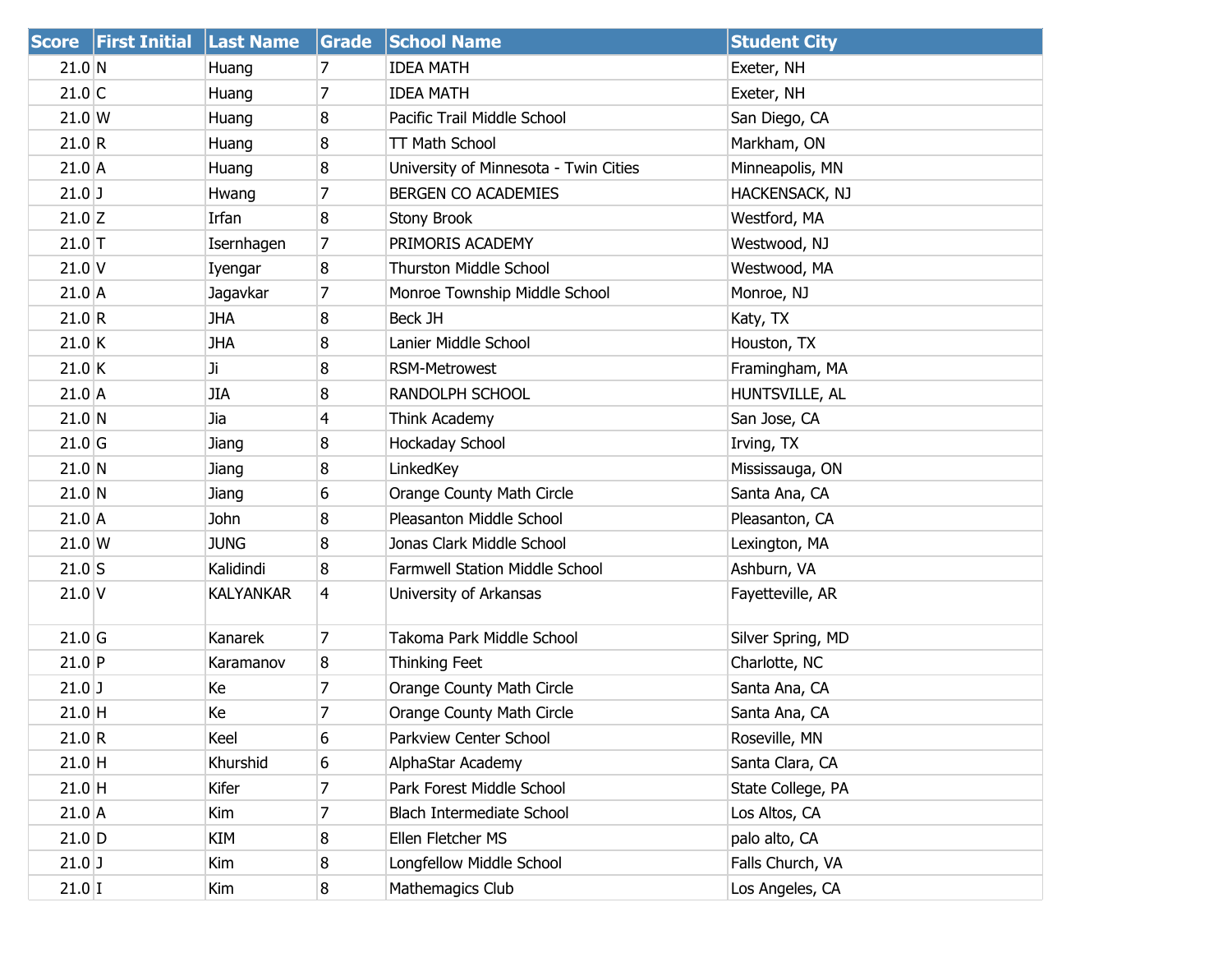| Score | First Initial | Last Name | Grade | School Name | Student City |
| --- | --- | --- | --- | --- | --- |
| 21.0 | N | Huang | 7 | IDEA MATH | Exeter, NH |
| 21.0 | C | Huang | 7 | IDEA MATH | Exeter, NH |
| 21.0 | W | Huang | 8 | Pacific Trail Middle School | San Diego, CA |
| 21.0 | R | Huang | 8 | TT Math School | Markham, ON |
| 21.0 | A | Huang | 8 | University of Minnesota - Twin Cities | Minneapolis, MN |
| 21.0 | J | Hwang | 7 | BERGEN CO ACADEMIES | HACKENSACK, NJ |
| 21.0 | Z | Irfan | 8 | Stony Brook | Westford, MA |
| 21.0 | T | Isernhagen | 7 | PRIMORIS ACADEMY | Westwood, NJ |
| 21.0 | V | Iyengar | 8 | Thurston Middle School | Westwood, MA |
| 21.0 | A | Jagavkar | 7 | Monroe Township Middle School | Monroe, NJ |
| 21.0 | R | JHA | 8 | Beck JH | Katy, TX |
| 21.0 | K | JHA | 8 | Lanier Middle School | Houston, TX |
| 21.0 | K | Ji | 8 | RSM-Metrowest | Framingham, MA |
| 21.0 | A | JIA | 8 | RANDOLPH SCHOOL | HUNTSVILLE, AL |
| 21.0 | N | Jia | 4 | Think Academy | San Jose, CA |
| 21.0 | G | Jiang | 8 | Hockaday School | Irving, TX |
| 21.0 | N | Jiang | 8 | LinkedKey | Mississauga, ON |
| 21.0 | N | Jiang | 6 | Orange County Math Circle | Santa Ana, CA |
| 21.0 | A | John | 8 | Pleasanton Middle School | Pleasanton, CA |
| 21.0 | W | JUNG | 8 | Jonas Clark Middle School | Lexington, MA |
| 21.0 | S | Kalidindi | 8 | Farmwell Station Middle School | Ashburn, VA |
| 21.0 | V | KALYANKAR | 4 | University of Arkansas | Fayetteville, AR |
| 21.0 | G | Kanarek | 7 | Takoma Park Middle School | Silver Spring, MD |
| 21.0 | P | Karamanov | 8 | Thinking Feet | Charlotte, NC |
| 21.0 | J | Ke | 7 | Orange County Math Circle | Santa Ana, CA |
| 21.0 | H | Ke | 7 | Orange County Math Circle | Santa Ana, CA |
| 21.0 | R | Keel | 6 | Parkview Center School | Roseville, MN |
| 21.0 | H | Khurshid | 6 | AlphaStar Academy | Santa Clara, CA |
| 21.0 | H | Kifer | 7 | Park Forest Middle School | State College, PA |
| 21.0 | A | Kim | 7 | Blach Intermediate School | Los Altos, CA |
| 21.0 | D | KIM | 8 | Ellen Fletcher MS | palo alto, CA |
| 21.0 | J | Kim | 8 | Longfellow Middle School | Falls Church, VA |
| 21.0 | I | Kim | 8 | Mathemagics Club | Los Angeles, CA |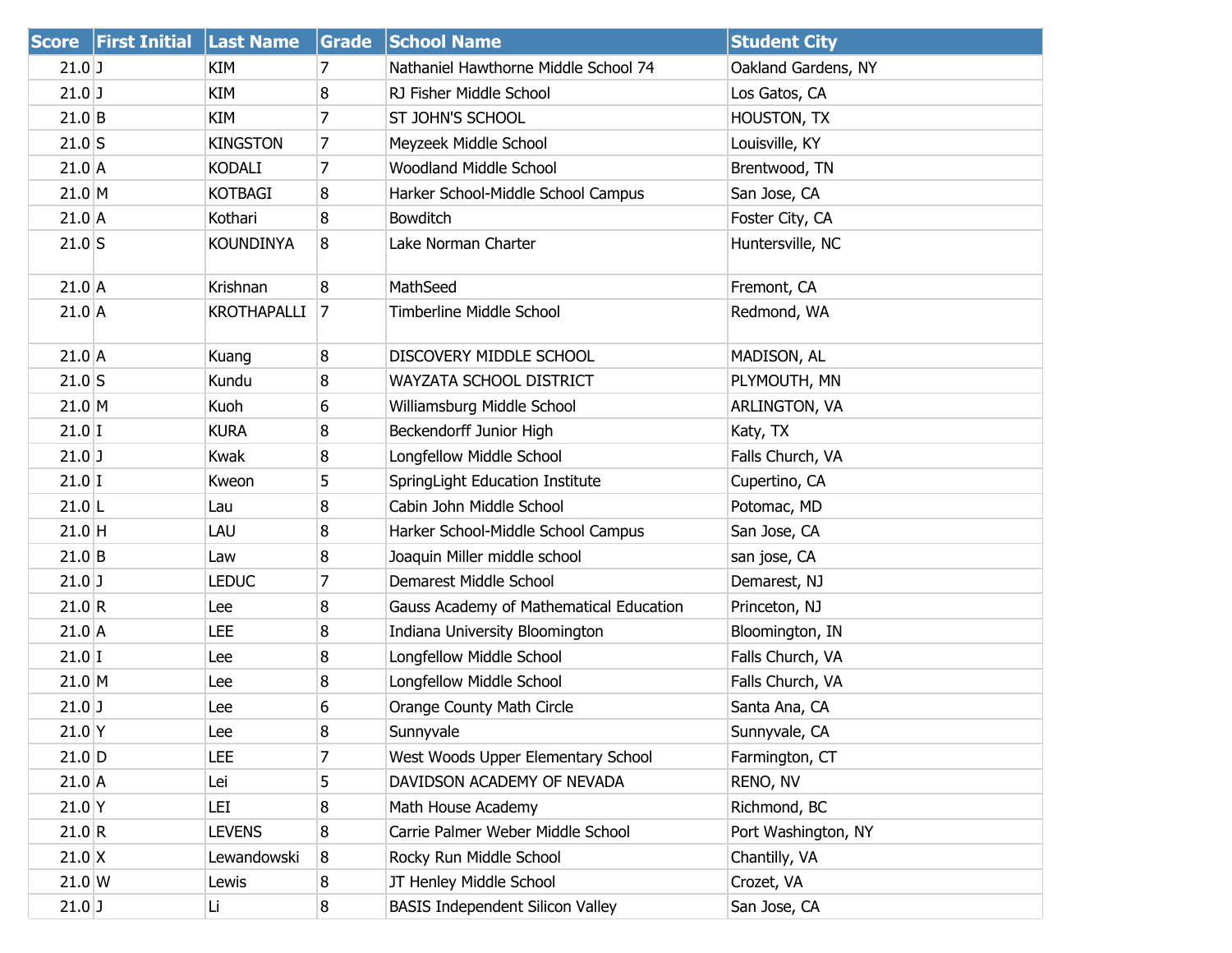| Score | First Initial | Last Name | Grade | School Name | Student City |
|---|---|---|---|---|---|
| 21.0 | J | KIM | 7 | Nathaniel Hawthorne Middle School 74 | Oakland Gardens, NY |
| 21.0 | J | KIM | 8 | RJ Fisher Middle School | Los Gatos, CA |
| 21.0 | B | KIM | 7 | ST JOHN'S SCHOOL | HOUSTON, TX |
| 21.0 | S | KINGSTON | 7 | Meyzeek Middle School | Louisville, KY |
| 21.0 | A | KODALI | 7 | Woodland Middle School | Brentwood, TN |
| 21.0 | M | KOTBAGI | 8 | Harker School-Middle School Campus | San Jose, CA |
| 21.0 | A | Kothari | 8 | Bowditch | Foster City, CA |
| 21.0 | S | KOUNDINYA | 8 | Lake Norman Charter | Huntersville, NC |
| 21.0 | A | Krishnan | 8 | MathSeed | Fremont, CA |
| 21.0 | A | KROTHAPALLI | 7 | Timberline Middle School | Redmond, WA |
| 21.0 | A | Kuang | 8 | DISCOVERY MIDDLE SCHOOL | MADISON, AL |
| 21.0 | S | Kundu | 8 | WAYZATA SCHOOL DISTRICT | PLYMOUTH, MN |
| 21.0 | M | Kuoh | 6 | Williamsburg Middle School | ARLINGTON, VA |
| 21.0 | I | KURA | 8 | Beckendorff Junior High | Katy, TX |
| 21.0 | J | Kwak | 8 | Longfellow Middle School | Falls Church, VA |
| 21.0 | I | Kweon | 5 | SpringLight Education Institute | Cupertino, CA |
| 21.0 | L | Lau | 8 | Cabin John Middle School | Potomac, MD |
| 21.0 | H | LAU | 8 | Harker School-Middle School Campus | San Jose, CA |
| 21.0 | B | Law | 8 | Joaquin Miller middle school | san jose, CA |
| 21.0 | J | LEDUC | 7 | Demarest Middle School | Demarest, NJ |
| 21.0 | R | Lee | 8 | Gauss Academy of Mathematical Education | Princeton, NJ |
| 21.0 | A | LEE | 8 | Indiana University Bloomington | Bloomington, IN |
| 21.0 | I | Lee | 8 | Longfellow Middle School | Falls Church, VA |
| 21.0 | M | Lee | 8 | Longfellow Middle School | Falls Church, VA |
| 21.0 | J | Lee | 6 | Orange County Math Circle | Santa Ana, CA |
| 21.0 | Y | Lee | 8 | Sunnyvale | Sunnyvale, CA |
| 21.0 | D | LEE | 7 | West Woods Upper Elementary School | Farmington, CT |
| 21.0 | A | Lei | 5 | DAVIDSON ACADEMY OF NEVADA | RENO, NV |
| 21.0 | Y | LEI | 8 | Math House Academy | Richmond, BC |
| 21.0 | R | LEVENS | 8 | Carrie Palmer Weber Middle School | Port Washington, NY |
| 21.0 | X | Lewandowski | 8 | Rocky Run Middle School | Chantilly, VA |
| 21.0 | W | Lewis | 8 | JT Henley Middle School | Crozet, VA |
| 21.0 | J | Li | 8 | BASIS Independent Silicon Valley | San Jose, CA |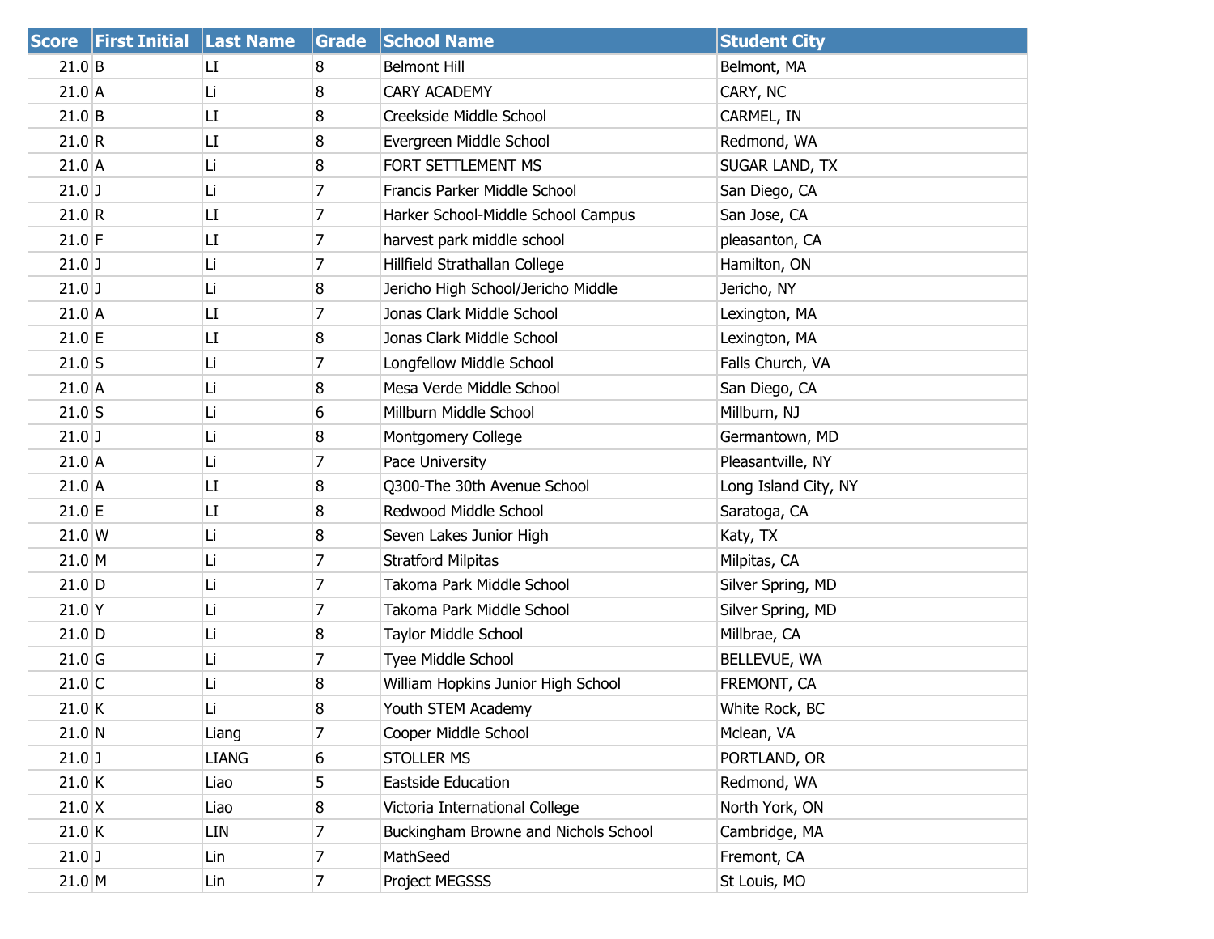| Score | First Initial | Last Name | Grade | School Name | Student City |
|---|---|---|---|---|---|
| 21.0 | B | LI | 8 | Belmont Hill | Belmont, MA |
| 21.0 | A | Li | 8 | CARY ACADEMY | CARY, NC |
| 21.0 | B | LI | 8 | Creekside Middle School | CARMEL, IN |
| 21.0 | R | LI | 8 | Evergreen Middle School | Redmond, WA |
| 21.0 | A | Li | 8 | FORT SETTLEMENT MS | SUGAR LAND, TX |
| 21.0 | J | Li | 7 | Francis Parker Middle School | San Diego, CA |
| 21.0 | R | LI | 7 | Harker School-Middle School Campus | San Jose, CA |
| 21.0 | F | LI | 7 | harvest park middle school | pleasanton, CA |
| 21.0 | J | Li | 7 | Hillfield Strathallan College | Hamilton, ON |
| 21.0 | J | Li | 8 | Jericho High School/Jericho Middle | Jericho, NY |
| 21.0 | A | LI | 7 | Jonas Clark Middle School | Lexington, MA |
| 21.0 | E | LI | 8 | Jonas Clark Middle School | Lexington, MA |
| 21.0 | S | Li | 7 | Longfellow Middle School | Falls Church, VA |
| 21.0 | A | Li | 8 | Mesa Verde Middle School | San Diego, CA |
| 21.0 | S | Li | 6 | Millburn Middle School | Millburn, NJ |
| 21.0 | J | Li | 8 | Montgomery College | Germantown, MD |
| 21.0 | A | Li | 7 | Pace University | Pleasantville, NY |
| 21.0 | A | LI | 8 | Q300-The 30th Avenue School | Long Island City, NY |
| 21.0 | E | LI | 8 | Redwood Middle School | Saratoga, CA |
| 21.0 | W | Li | 8 | Seven Lakes Junior High | Katy, TX |
| 21.0 | M | Li | 7 | Stratford Milpitas | Milpitas, CA |
| 21.0 | D | Li | 7 | Takoma Park Middle School | Silver Spring, MD |
| 21.0 | Y | Li | 7 | Takoma Park Middle School | Silver Spring, MD |
| 21.0 | D | Li | 8 | Taylor Middle School | Millbrae, CA |
| 21.0 | G | Li | 7 | Tyee Middle School | BELLEVUE, WA |
| 21.0 | C | Li | 8 | William Hopkins Junior High School | FREMONT, CA |
| 21.0 | K | Li | 8 | Youth STEM Academy | White Rock, BC |
| 21.0 | N | Liang | 7 | Cooper Middle School | Mclean, VA |
| 21.0 | J | LIANG | 6 | STOLLER MS | PORTLAND, OR |
| 21.0 | K | Liao | 5 | Eastside Education | Redmond, WA |
| 21.0 | X | Liao | 8 | Victoria International College | North York, ON |
| 21.0 | K | LIN | 7 | Buckingham Browne and Nichols School | Cambridge, MA |
| 21.0 | J | Lin | 7 | MathSeed | Fremont, CA |
| 21.0 | M | Lin | 7 | Project MEGSSS | St Louis, MO |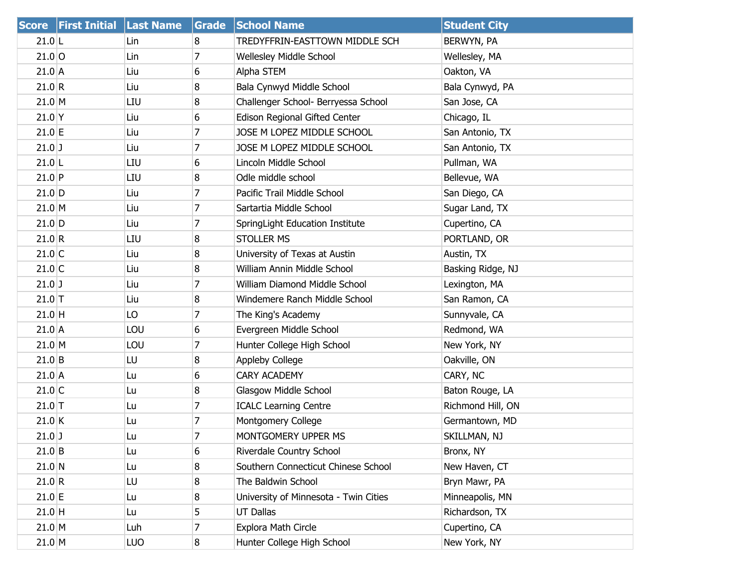| Score | First Initial | Last Name | Grade | School Name | Student City |
|---|---|---|---|---|---|
| 21.0 | L | Lin | 8 | TREDYFFRIN-EASTTOWN MIDDLE SCH | BERWYN, PA |
| 21.0 | O | Lin | 7 | Wellesley Middle School | Wellesley, MA |
| 21.0 | A | Liu | 6 | Alpha STEM | Oakton, VA |
| 21.0 | R | Liu | 8 | Bala Cynwyd Middle School | Bala Cynwyd, PA |
| 21.0 | M | LIU | 8 | Challenger School- Berryessa School | San Jose, CA |
| 21.0 | Y | Liu | 6 | Edison Regional Gifted Center | Chicago, IL |
| 21.0 | E | Liu | 7 | JOSE M LOPEZ MIDDLE SCHOOL | San Antonio, TX |
| 21.0 | J | Liu | 7 | JOSE M LOPEZ MIDDLE SCHOOL | San Antonio, TX |
| 21.0 | L | LIU | 6 | Lincoln Middle School | Pullman, WA |
| 21.0 | P | LIU | 8 | Odle middle school | Bellevue, WA |
| 21.0 | D | Liu | 7 | Pacific Trail Middle School | San Diego, CA |
| 21.0 | M | Liu | 7 | Sartartia Middle School | Sugar Land, TX |
| 21.0 | D | Liu | 7 | SpringLight Education Institute | Cupertino, CA |
| 21.0 | R | LIU | 8 | STOLLER MS | PORTLAND, OR |
| 21.0 | C | Liu | 8 | University of Texas at Austin | Austin, TX |
| 21.0 | C | Liu | 8 | William Annin Middle School | Basking Ridge, NJ |
| 21.0 | J | Liu | 7 | William Diamond Middle School | Lexington, MA |
| 21.0 | T | Liu | 8 | Windemere Ranch Middle School | San Ramon, CA |
| 21.0 | H | LO | 7 | The King's Academy | Sunnyvale, CA |
| 21.0 | A | LOU | 6 | Evergreen Middle School | Redmond, WA |
| 21.0 | M | LOU | 7 | Hunter College High School | New York, NY |
| 21.0 | B | LU | 8 | Appleby College | Oakville, ON |
| 21.0 | A | Lu | 6 | CARY ACADEMY | CARY, NC |
| 21.0 | C | Lu | 8 | Glasgow Middle School | Baton Rouge, LA |
| 21.0 | T | Lu | 7 | ICALC Learning Centre | Richmond Hill, ON |
| 21.0 | K | Lu | 7 | Montgomery College | Germantown, MD |
| 21.0 | J | Lu | 7 | MONTGOMERY UPPER MS | SKILLMAN, NJ |
| 21.0 | B | Lu | 6 | Riverdale Country School | Bronx, NY |
| 21.0 | N | Lu | 8 | Southern Connecticut Chinese School | New Haven, CT |
| 21.0 | R | LU | 8 | The Baldwin School | Bryn Mawr, PA |
| 21.0 | E | Lu | 8 | University of Minnesota - Twin Cities | Minneapolis, MN |
| 21.0 | H | Lu | 5 | UT Dallas | Richardson, TX |
| 21.0 | M | Luh | 7 | Explora Math Circle | Cupertino, CA |
| 21.0 | M | LUO | 8 | Hunter College High School | New York, NY |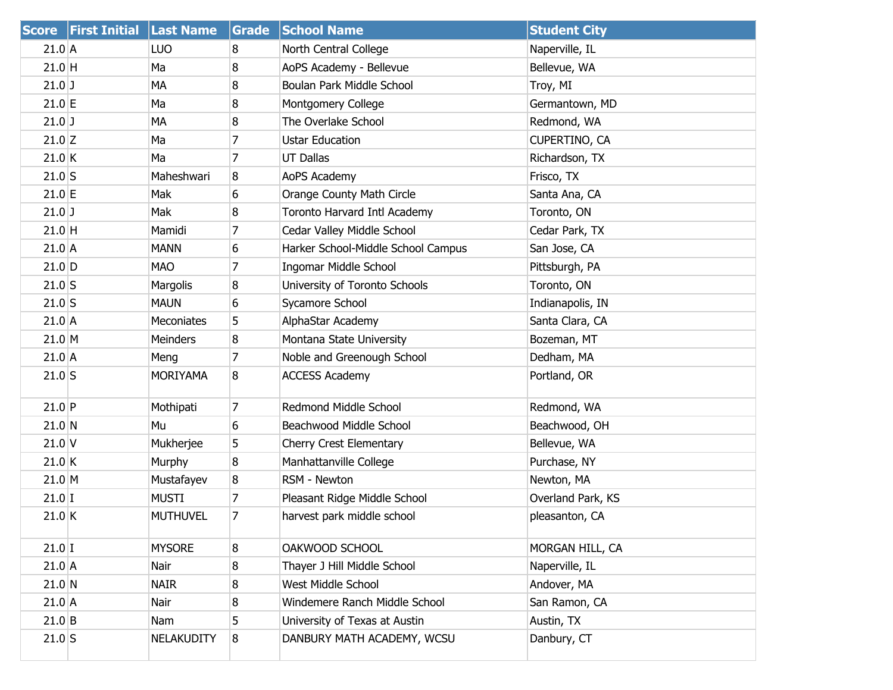| Score | First Initial | Last Name | Grade | School Name | Student City |
|---|---|---|---|---|---|
| 21.0 | A | LUO | 8 | North Central College | Naperville, IL |
| 21.0 | H | Ma | 8 | AoPS Academy - Bellevue | Bellevue, WA |
| 21.0 | J | MA | 8 | Boulan Park Middle School | Troy, MI |
| 21.0 | E | Ma | 8 | Montgomery College | Germantown, MD |
| 21.0 | J | MA | 8 | The Overlake School | Redmond, WA |
| 21.0 | Z | Ma | 7 | Ustar Education | CUPERTINO, CA |
| 21.0 | K | Ma | 7 | UT Dallas | Richardson, TX |
| 21.0 | S | Maheshwari | 8 | AoPS Academy | Frisco, TX |
| 21.0 | E | Mak | 6 | Orange County Math Circle | Santa Ana, CA |
| 21.0 | J | Mak | 8 | Toronto Harvard Intl Academy | Toronto, ON |
| 21.0 | H | Mamidi | 7 | Cedar Valley Middle School | Cedar Park, TX |
| 21.0 | A | MANN | 6 | Harker School-Middle School Campus | San Jose, CA |
| 21.0 | D | MAO | 7 | Ingomar Middle School | Pittsburgh, PA |
| 21.0 | S | Margolis | 8 | University of Toronto Schools | Toronto, ON |
| 21.0 | S | MAUN | 6 | Sycamore School | Indianapolis, IN |
| 21.0 | A | Meconiates | 5 | AlphaStar Academy | Santa Clara, CA |
| 21.0 | M | Meinders | 8 | Montana State University | Bozeman, MT |
| 21.0 | A | Meng | 7 | Noble and Greenough School | Dedham, MA |
| 21.0 | S | MORIYAMA | 8 | ACCESS Academy | Portland, OR |
| 21.0 | P | Mothipati | 7 | Redmond Middle School | Redmond, WA |
| 21.0 | N | Mu | 6 | Beachwood Middle School | Beachwood, OH |
| 21.0 | V | Mukherjee | 5 | Cherry Crest Elementary | Bellevue, WA |
| 21.0 | K | Murphy | 8 | Manhattanville College | Purchase, NY |
| 21.0 | M | Mustafayev | 8 | RSM - Newton | Newton, MA |
| 21.0 | I | MUSTI | 7 | Pleasant Ridge Middle School | Overland Park, KS |
| 21.0 | K | MUTHUVEL | 7 | harvest park middle school | pleasanton, CA |
| 21.0 | I | MYSORE | 8 | OAKWOOD SCHOOL | MORGAN HILL, CA |
| 21.0 | A | Nair | 8 | Thayer J Hill Middle School | Naperville, IL |
| 21.0 | N | NAIR | 8 | West Middle School | Andover, MA |
| 21.0 | A | Nair | 8 | Windemere Ranch Middle School | San Ramon, CA |
| 21.0 | B | Nam | 5 | University of Texas at Austin | Austin, TX |
| 21.0 | S | NELAKUDITY | 8 | DANBURY MATH ACADEMY, WCSU | Danbury, CT |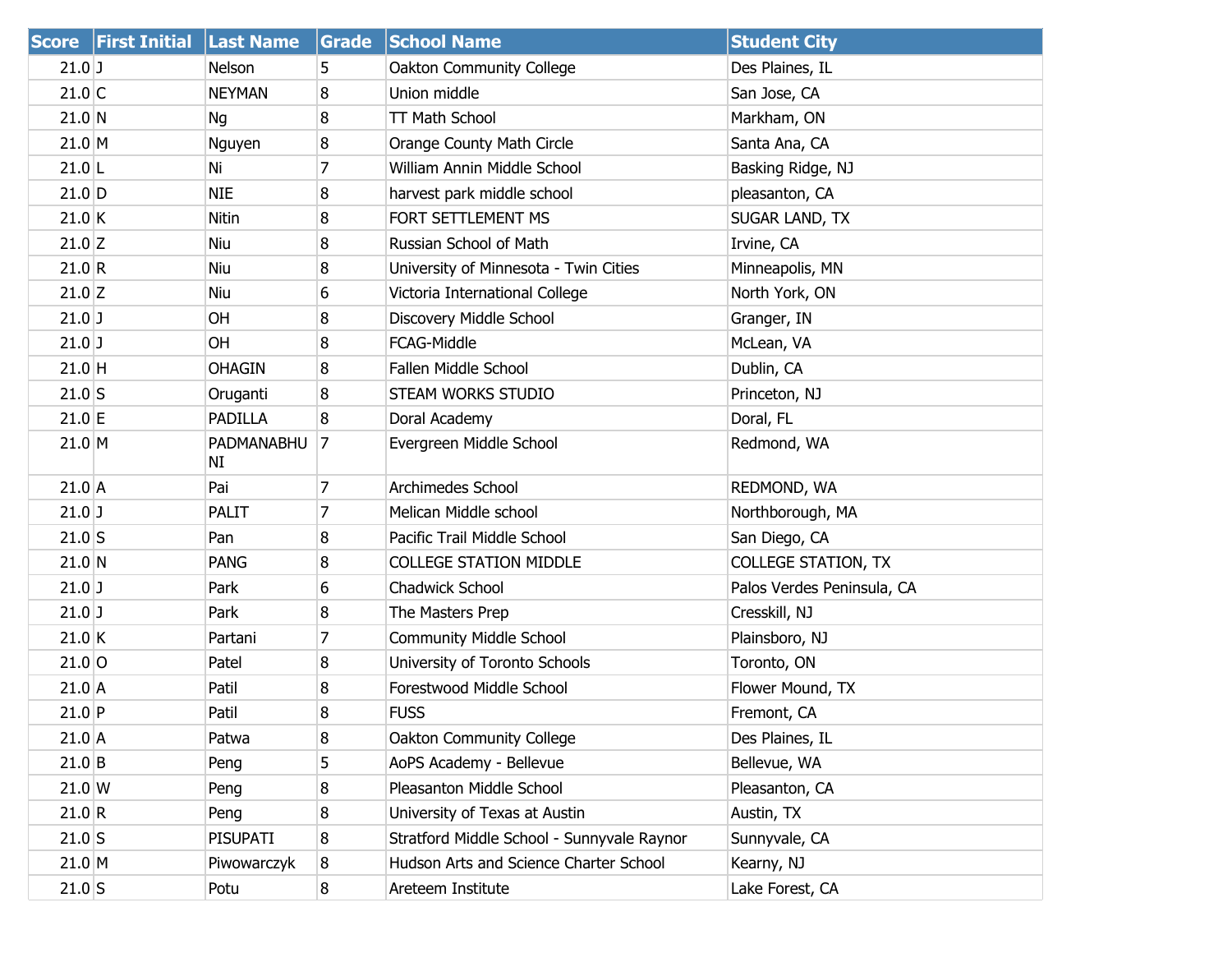| Score | First Initial | Last Name | Grade | School Name | Student City |
|---|---|---|---|---|---|
| 21.0 | J | Nelson | 5 | Oakton Community College | Des Plaines, IL |
| 21.0 | C | NEYMAN | 8 | Union middle | San Jose, CA |
| 21.0 | N | Ng | 8 | TT Math School | Markham, ON |
| 21.0 | M | Nguyen | 8 | Orange County Math Circle | Santa Ana, CA |
| 21.0 | L | Ni | 7 | William Annin Middle School | Basking Ridge, NJ |
| 21.0 | D | NIE | 8 | harvest park middle school | pleasanton, CA |
| 21.0 | K | Nitin | 8 | FORT SETTLEMENT MS | SUGAR LAND, TX |
| 21.0 | Z | Niu | 8 | Russian School of Math | Irvine, CA |
| 21.0 | R | Niu | 8 | University of Minnesota - Twin Cities | Minneapolis, MN |
| 21.0 | Z | Niu | 6 | Victoria International College | North York, ON |
| 21.0 | J | OH | 8 | Discovery Middle School | Granger, IN |
| 21.0 | J | OH | 8 | FCAG-Middle | McLean, VA |
| 21.0 | H | OHAGIN | 8 | Fallen Middle School | Dublin, CA |
| 21.0 | S | Oruganti | 8 | STEAM WORKS STUDIO | Princeton, NJ |
| 21.0 | E | PADILLA | 8 | Doral Academy | Doral, FL |
| 21.0 | M | PADMANABHUNI | 7 | Evergreen Middle School | Redmond, WA |
| 21.0 | A | Pai | 7 | Archimedes School | REDMOND, WA |
| 21.0 | J | PALIT | 7 | Melican Middle school | Northborough, MA |
| 21.0 | S | Pan | 8 | Pacific Trail Middle School | San Diego, CA |
| 21.0 | N | PANG | 8 | COLLEGE STATION MIDDLE | COLLEGE STATION, TX |
| 21.0 | J | Park | 6 | Chadwick School | Palos Verdes Peninsula, CA |
| 21.0 | J | Park | 8 | The Masters Prep | Cresskill, NJ |
| 21.0 | K | Partani | 7 | Community Middle School | Plainsboro, NJ |
| 21.0 | O | Patel | 8 | University of Toronto Schools | Toronto, ON |
| 21.0 | A | Patil | 8 | Forestwood Middle School | Flower Mound, TX |
| 21.0 | P | Patil | 8 | FUSS | Fremont, CA |
| 21.0 | A | Patwa | 8 | Oakton Community College | Des Plaines, IL |
| 21.0 | B | Peng | 5 | AoPS Academy - Bellevue | Bellevue, WA |
| 21.0 | W | Peng | 8 | Pleasanton Middle School | Pleasanton, CA |
| 21.0 | R | Peng | 8 | University of Texas at Austin | Austin, TX |
| 21.0 | S | PISUPATI | 8 | Stratford Middle School - Sunnyvale Raynor | Sunnyvale, CA |
| 21.0 | M | Piwowarczyk | 8 | Hudson Arts and Science Charter School | Kearny, NJ |
| 21.0 | S | Potu | 8 | Areteem Institute | Lake Forest, CA |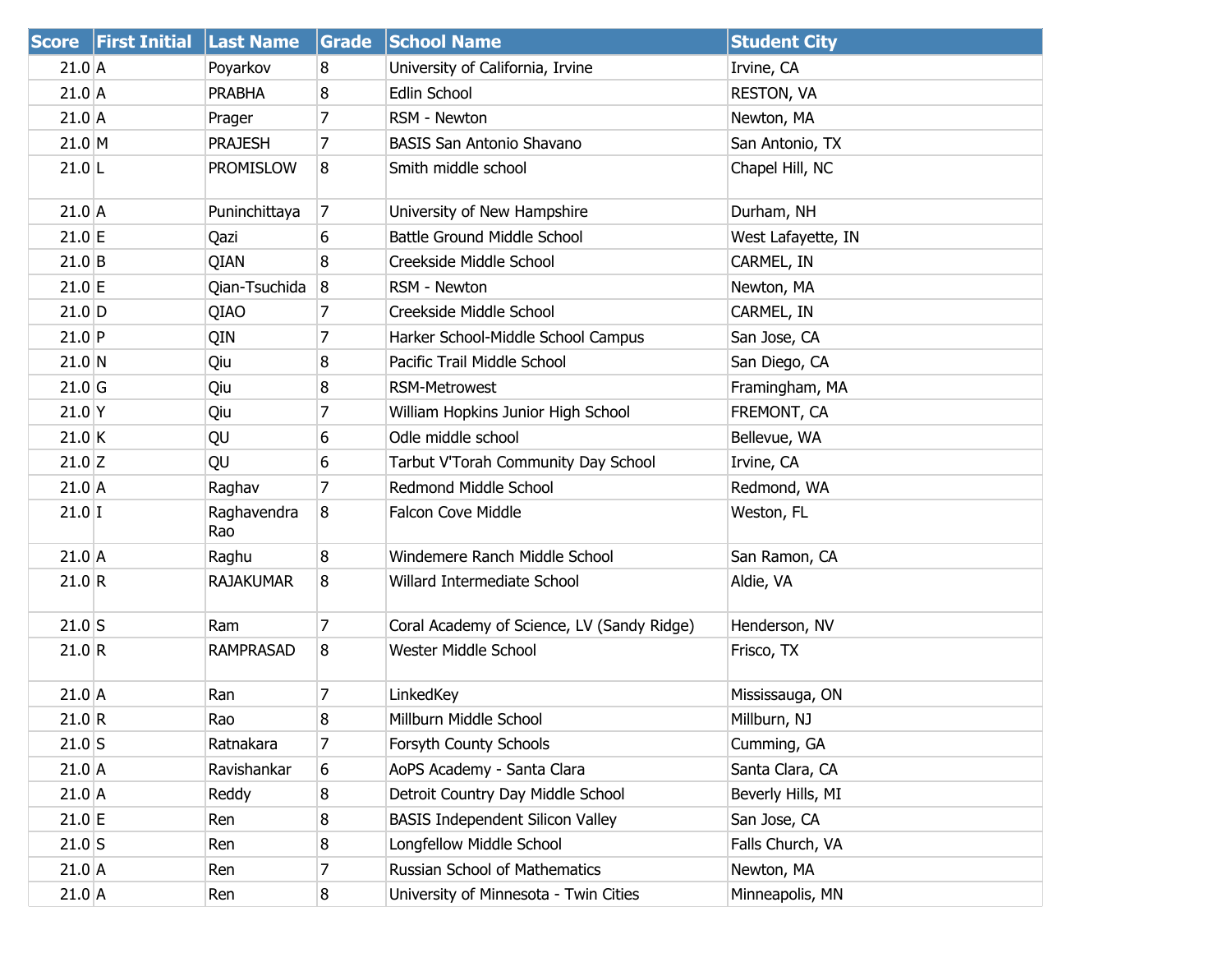| Score | First Initial | Last Name | Grade | School Name | Student City |
| --- | --- | --- | --- | --- | --- |
| 21.0 | A | Poyarkov | 8 | University of California, Irvine | Irvine, CA |
| 21.0 | A | PRABHA | 8 | Edlin School | RESTON, VA |
| 21.0 | A | Prager | 7 | RSM - Newton | Newton, MA |
| 21.0 | M | PRAJESH | 7 | BASIS San Antonio Shavano | San Antonio, TX |
| 21.0 | L | PROMISLOW | 8 | Smith middle school | Chapel Hill, NC |
| 21.0 | A | Puninchittaya | 7 | University of New Hampshire | Durham, NH |
| 21.0 | E | Qazi | 6 | Battle Ground Middle School | West Lafayette, IN |
| 21.0 | B | QIAN | 8 | Creekside Middle School | CARMEL, IN |
| 21.0 | E | Qian-Tsuchida | 8 | RSM - Newton | Newton, MA |
| 21.0 | D | QIAO | 7 | Creekside Middle School | CARMEL, IN |
| 21.0 | P | QIN | 7 | Harker School-Middle School Campus | San Jose, CA |
| 21.0 | N | Qiu | 8 | Pacific Trail Middle School | San Diego, CA |
| 21.0 | G | Qiu | 8 | RSM-Metrowest | Framingham, MA |
| 21.0 | Y | Qiu | 7 | William Hopkins Junior High School | FREMONT, CA |
| 21.0 | K | QU | 6 | Odle middle school | Bellevue, WA |
| 21.0 | Z | QU | 6 | Tarbut V'Torah Community Day School | Irvine, CA |
| 21.0 | A | Raghav | 7 | Redmond Middle School | Redmond, WA |
| 21.0 | I | Raghavendra Rao | 8 | Falcon Cove Middle | Weston, FL |
| 21.0 | A | Raghu | 8 | Windemere Ranch Middle School | San Ramon, CA |
| 21.0 | R | RAJAKUMAR | 8 | Willard Intermediate School | Aldie, VA |
| 21.0 | S | Ram | 7 | Coral Academy of Science, LV (Sandy Ridge) | Henderson, NV |
| 21.0 | R | RAMPRASAD | 8 | Wester Middle School | Frisco, TX |
| 21.0 | A | Ran | 7 | LinkedKey | Mississauga, ON |
| 21.0 | R | Rao | 8 | Millburn Middle School | Millburn, NJ |
| 21.0 | S | Ratnakara | 7 | Forsyth County Schools | Cumming, GA |
| 21.0 | A | Ravishankar | 6 | AoPS Academy - Santa Clara | Santa Clara, CA |
| 21.0 | A | Reddy | 8 | Detroit Country Day Middle School | Beverly Hills, MI |
| 21.0 | E | Ren | 8 | BASIS Independent Silicon Valley | San Jose, CA |
| 21.0 | S | Ren | 8 | Longfellow Middle School | Falls Church, VA |
| 21.0 | A | Ren | 7 | Russian School of Mathematics | Newton, MA |
| 21.0 | A | Ren | 8 | University of Minnesota - Twin Cities | Minneapolis, MN |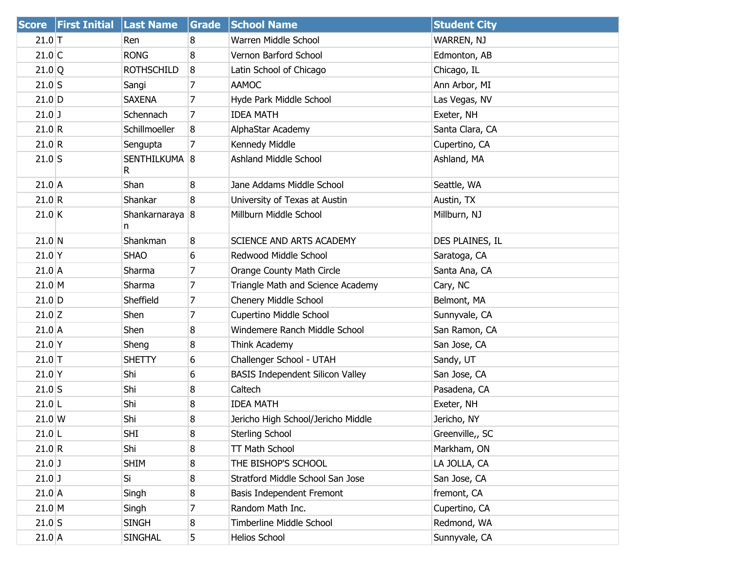| Score | First Initial | Last Name | Grade | School Name | Student City |
|---|---|---|---|---|---|
| 21.0 | T | Ren | 8 | Warren Middle School | WARREN, NJ |
| 21.0 | C | RONG | 8 | Vernon Barford School | Edmonton, AB |
| 21.0 | Q | ROTHSCHILD | 8 | Latin School of Chicago | Chicago, IL |
| 21.0 | S | Sangi | 7 | AAMOC | Ann Arbor, MI |
| 21.0 | D | SAXENA | 7 | Hyde Park Middle School | Las Vegas, NV |
| 21.0 | J | Schennach | 7 | IDEA MATH | Exeter, NH |
| 21.0 | R | Schillmoeller | 8 | AlphaStar Academy | Santa Clara, CA |
| 21.0 | R | Sengupta | 7 | Kennedy Middle | Cupertino, CA |
| 21.0 | S | SENTHILKUMAR | 8 | Ashland Middle School | Ashland, MA |
| 21.0 | A | Shan | 8 | Jane Addams Middle School | Seattle, WA |
| 21.0 | R | Shankar | 8 | University of Texas at Austin | Austin, TX |
| 21.0 | K | Shankarnarayan | 8 | Millburn Middle School | Millburn, NJ |
| 21.0 | N | Shankman | 8 | SCIENCE AND ARTS ACADEMY | DES PLAINES, IL |
| 21.0 | Y | SHAO | 6 | Redwood Middle School | Saratoga, CA |
| 21.0 | A | Sharma | 7 | Orange County Math Circle | Santa Ana, CA |
| 21.0 | M | Sharma | 7 | Triangle Math and Science Academy | Cary, NC |
| 21.0 | D | Sheffield | 7 | Chenery Middle School | Belmont, MA |
| 21.0 | Z | Shen | 7 | Cupertino Middle School | Sunnyvale, CA |
| 21.0 | A | Shen | 8 | Windemere Ranch Middle School | San Ramon, CA |
| 21.0 | Y | Sheng | 8 | Think Academy | San Jose, CA |
| 21.0 | T | SHETTY | 6 | Challenger School - UTAH | Sandy, UT |
| 21.0 | Y | Shi | 6 | BASIS Independent Silicon Valley | San Jose, CA |
| 21.0 | S | Shi | 8 | Caltech | Pasadena, CA |
| 21.0 | L | Shi | 8 | IDEA MATH | Exeter, NH |
| 21.0 | W | Shi | 8 | Jericho High School/Jericho Middle | Jericho, NY |
| 21.0 | L | SHI | 8 | Sterling School | Greenville,, SC |
| 21.0 | R | Shi | 8 | TT Math School | Markham, ON |
| 21.0 | J | SHIM | 8 | THE BISHOP'S SCHOOL | LA JOLLA, CA |
| 21.0 | J | Si | 8 | Stratford Middle School San Jose | San Jose, CA |
| 21.0 | A | Singh | 8 | Basis Independent Fremont | fremont, CA |
| 21.0 | M | Singh | 7 | Random Math Inc. | Cupertino, CA |
| 21.0 | S | SINGH | 8 | Timberline Middle School | Redmond, WA |
| 21.0 | A | SINGHAL | 5 | Helios School | Sunnyvale, CA |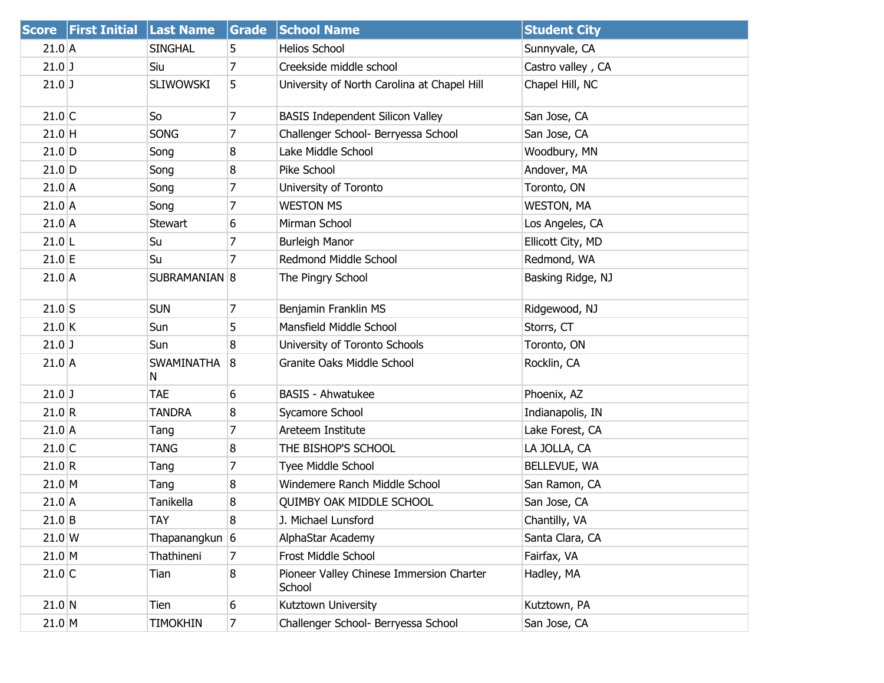| Score | First Initial | Last Name | Grade | School Name | Student City |
|---|---|---|---|---|---|
| 21.0 | A | SINGHAL | 5 | Helios School | Sunnyvale, CA |
| 21.0 | J | Siu | 7 | Creekside middle school | Castro valley , CA |
| 21.0 | J | SLIWOWSKI | 5 | University of North Carolina at Chapel Hill | Chapel Hill, NC |
| 21.0 | C | So | 7 | BASIS Independent Silicon Valley | San Jose, CA |
| 21.0 | H | SONG | 7 | Challenger School- Berryessa School | San Jose, CA |
| 21.0 | D | Song | 8 | Lake Middle School | Woodbury, MN |
| 21.0 | D | Song | 8 | Pike School | Andover, MA |
| 21.0 | A | Song | 7 | University of Toronto | Toronto, ON |
| 21.0 | A | Song | 7 | WESTON MS | WESTON, MA |
| 21.0 | A | Stewart | 6 | Mirman School | Los Angeles, CA |
| 21.0 | L | Su | 7 | Burleigh Manor | Ellicott City, MD |
| 21.0 | E | Su | 7 | Redmond Middle School | Redmond, WA |
| 21.0 | A | SUBRAMANIAN | 8 | The Pingry School | Basking Ridge, NJ |
| 21.0 | S | SUN | 7 | Benjamin Franklin MS | Ridgewood, NJ |
| 21.0 | K | Sun | 5 | Mansfield Middle School | Storrs, CT |
| 21.0 | J | Sun | 8 | University of Toronto Schools | Toronto, ON |
| 21.0 | A | SWAMINATHAN | 8 | Granite Oaks Middle School | Rocklin, CA |
| 21.0 | J | TAE | 6 | BASIS - Ahwatukee | Phoenix, AZ |
| 21.0 | R | TANDRA | 8 | Sycamore School | Indianapolis, IN |
| 21.0 | A | Tang | 7 | Areteem Institute | Lake Forest, CA |
| 21.0 | C | TANG | 8 | THE BISHOP'S SCHOOL | LA JOLLA, CA |
| 21.0 | R | Tang | 7 | Tyee Middle School | BELLEVUE, WA |
| 21.0 | M | Tang | 8 | Windemere Ranch Middle School | San Ramon, CA |
| 21.0 | A | Tanikella | 8 | QUIMBY OAK MIDDLE SCHOOL | San Jose, CA |
| 21.0 | B | TAY | 8 | J. Michael Lunsford | Chantilly, VA |
| 21.0 | W | Thapanangkun | 6 | AlphaStar Academy | Santa Clara, CA |
| 21.0 | M | Thathineni | 7 | Frost Middle School | Fairfax, VA |
| 21.0 | C | Tian | 8 | Pioneer Valley Chinese Immersion Charter School | Hadley, MA |
| 21.0 | N | Tien | 6 | Kutztown University | Kutztown, PA |
| 21.0 | M | TIMOKHIN | 7 | Challenger School- Berryessa School | San Jose, CA |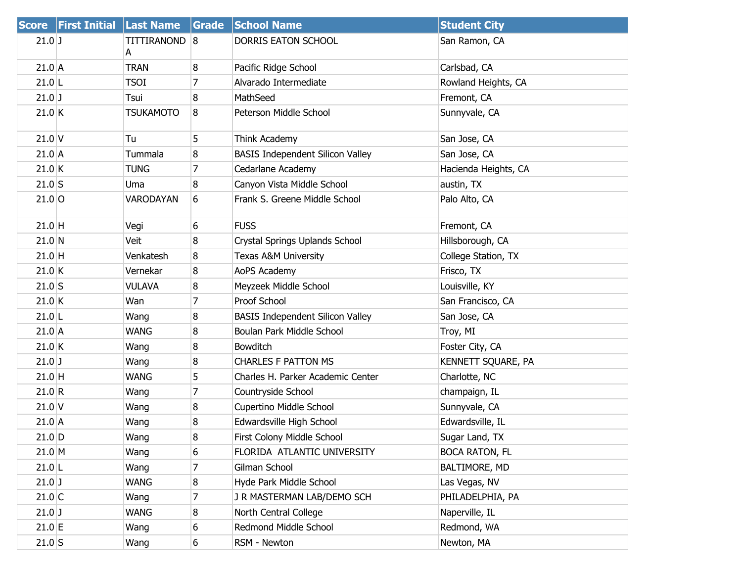| Score | First Initial | Last Name | Grade | School Name | Student City |
|---|---|---|---|---|---|
| 21.0 | J | TITTIRANONDA | 8 | DORRIS EATON SCHOOL | San Ramon, CA |
| 21.0 | A | TRAN | 8 | Pacific Ridge School | Carlsbad, CA |
| 21.0 | L | TSOI | 7 | Alvarado Intermediate | Rowland Heights, CA |
| 21.0 | J | Tsui | 8 | MathSeed | Fremont, CA |
| 21.0 | K | TSUKAMOTO | 8 | Peterson Middle School | Sunnyvale, CA |
| 21.0 | V | Tu | 5 | Think Academy | San Jose, CA |
| 21.0 | A | Tummala | 8 | BASIS Independent Silicon Valley | San Jose, CA |
| 21.0 | K | TUNG | 7 | Cedarlane Academy | Hacienda Heights, CA |
| 21.0 | S | Uma | 8 | Canyon Vista Middle School | austin, TX |
| 21.0 | O | VARODAYAN | 6 | Frank S. Greene Middle School | Palo Alto, CA |
| 21.0 | H | Vegi | 6 | FUSS | Fremont, CA |
| 21.0 | N | Veit | 8 | Crystal Springs Uplands School | Hillsborough, CA |
| 21.0 | H | Venkatesh | 8 | Texas A&M University | College Station, TX |
| 21.0 | K | Vernekar | 8 | AoPS Academy | Frisco, TX |
| 21.0 | S | VULAVA | 8 | Meyzeek Middle School | Louisville, KY |
| 21.0 | K | Wan | 7 | Proof School | San Francisco, CA |
| 21.0 | L | Wang | 8 | BASIS Independent Silicon Valley | San Jose, CA |
| 21.0 | A | WANG | 8 | Boulan Park Middle School | Troy, MI |
| 21.0 | K | Wang | 8 | Bowditch | Foster City, CA |
| 21.0 | J | Wang | 8 | CHARLES F PATTON MS | KENNETT SQUARE, PA |
| 21.0 | H | WANG | 5 | Charles H. Parker Academic Center | Charlotte, NC |
| 21.0 | R | Wang | 7 | Countryside School | champaign, IL |
| 21.0 | V | Wang | 8 | Cupertino Middle School | Sunnyvale, CA |
| 21.0 | A | Wang | 8 | Edwardsville High School | Edwardsville, IL |
| 21.0 | D | Wang | 8 | First Colony Middle School | Sugar Land, TX |
| 21.0 | M | Wang | 6 | FLORIDA ATLANTIC UNIVERSITY | BOCA RATON, FL |
| 21.0 | L | Wang | 7 | Gilman School | BALTIMORE, MD |
| 21.0 | J | WANG | 8 | Hyde Park Middle School | Las Vegas, NV |
| 21.0 | C | Wang | 7 | J R MASTERMAN LAB/DEMO SCH | PHILADELPHIA, PA |
| 21.0 | J | WANG | 8 | North Central College | Naperville, IL |
| 21.0 | E | Wang | 6 | Redmond Middle School | Redmond, WA |
| 21.0 | S | Wang | 6 | RSM - Newton | Newton, MA |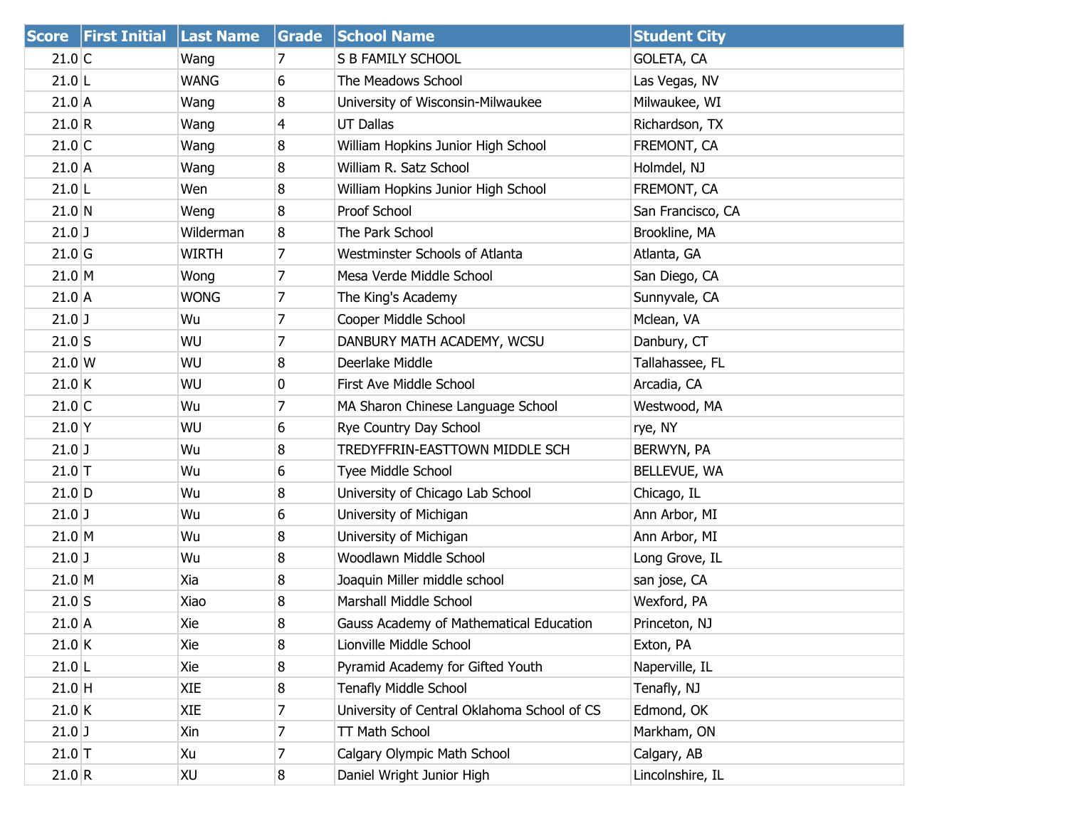| Score | First Initial | Last Name | Grade | School Name | Student City |
|---|---|---|---|---|---|
| 21.0 | C | Wang | 7 | S B FAMILY SCHOOL | GOLETA, CA |
| 21.0 | L | WANG | 6 | The Meadows School | Las Vegas, NV |
| 21.0 | A | Wang | 8 | University of Wisconsin-Milwaukee | Milwaukee, WI |
| 21.0 | R | Wang | 4 | UT Dallas | Richardson, TX |
| 21.0 | C | Wang | 8 | William Hopkins Junior High School | FREMONT, CA |
| 21.0 | A | Wang | 8 | William R. Satz School | Holmdel, NJ |
| 21.0 | L | Wen | 8 | William Hopkins Junior High School | FREMONT, CA |
| 21.0 | N | Weng | 8 | Proof School | San Francisco, CA |
| 21.0 | J | Wilderman | 8 | The Park School | Brookline, MA |
| 21.0 | G | WIRTH | 7 | Westminster Schools of Atlanta | Atlanta, GA |
| 21.0 | M | Wong | 7 | Mesa Verde Middle School | San Diego, CA |
| 21.0 | A | WONG | 7 | The King's Academy | Sunnyvale, CA |
| 21.0 | J | Wu | 7 | Cooper Middle School | Mclean, VA |
| 21.0 | S | WU | 7 | DANBURY MATH ACADEMY, WCSU | Danbury, CT |
| 21.0 | W | WU | 8 | Deerlake Middle | Tallahassee, FL |
| 21.0 | K | WU | 0 | First Ave Middle School | Arcadia, CA |
| 21.0 | C | Wu | 7 | MA Sharon Chinese Language School | Westwood, MA |
| 21.0 | Y | WU | 6 | Rye Country Day School | rye, NY |
| 21.0 | J | Wu | 8 | TREDYFFRIN-EASTTOWN MIDDLE SCH | BERWYN, PA |
| 21.0 | T | Wu | 6 | Tyee Middle School | BELLEVUE, WA |
| 21.0 | D | Wu | 8 | University of Chicago Lab School | Chicago, IL |
| 21.0 | J | Wu | 6 | University of Michigan | Ann Arbor, MI |
| 21.0 | M | Wu | 8 | University of Michigan | Ann Arbor, MI |
| 21.0 | J | Wu | 8 | Woodlawn Middle School | Long Grove, IL |
| 21.0 | M | Xia | 8 | Joaquin Miller middle school | san jose, CA |
| 21.0 | S | Xiao | 8 | Marshall Middle School | Wexford, PA |
| 21.0 | A | Xie | 8 | Gauss Academy of Mathematical Education | Princeton, NJ |
| 21.0 | K | Xie | 8 | Lionville Middle School | Exton, PA |
| 21.0 | L | Xie | 8 | Pyramid Academy for Gifted Youth | Naperville, IL |
| 21.0 | H | XIE | 8 | Tenafly Middle School | Tenafly, NJ |
| 21.0 | K | XIE | 7 | University of Central Oklahoma School of CS | Edmond, OK |
| 21.0 | J | Xin | 7 | TT Math School | Markham, ON |
| 21.0 | T | Xu | 7 | Calgary Olympic Math School | Calgary, AB |
| 21.0 | R | XU | 8 | Daniel Wright Junior High | Lincolnshire, IL |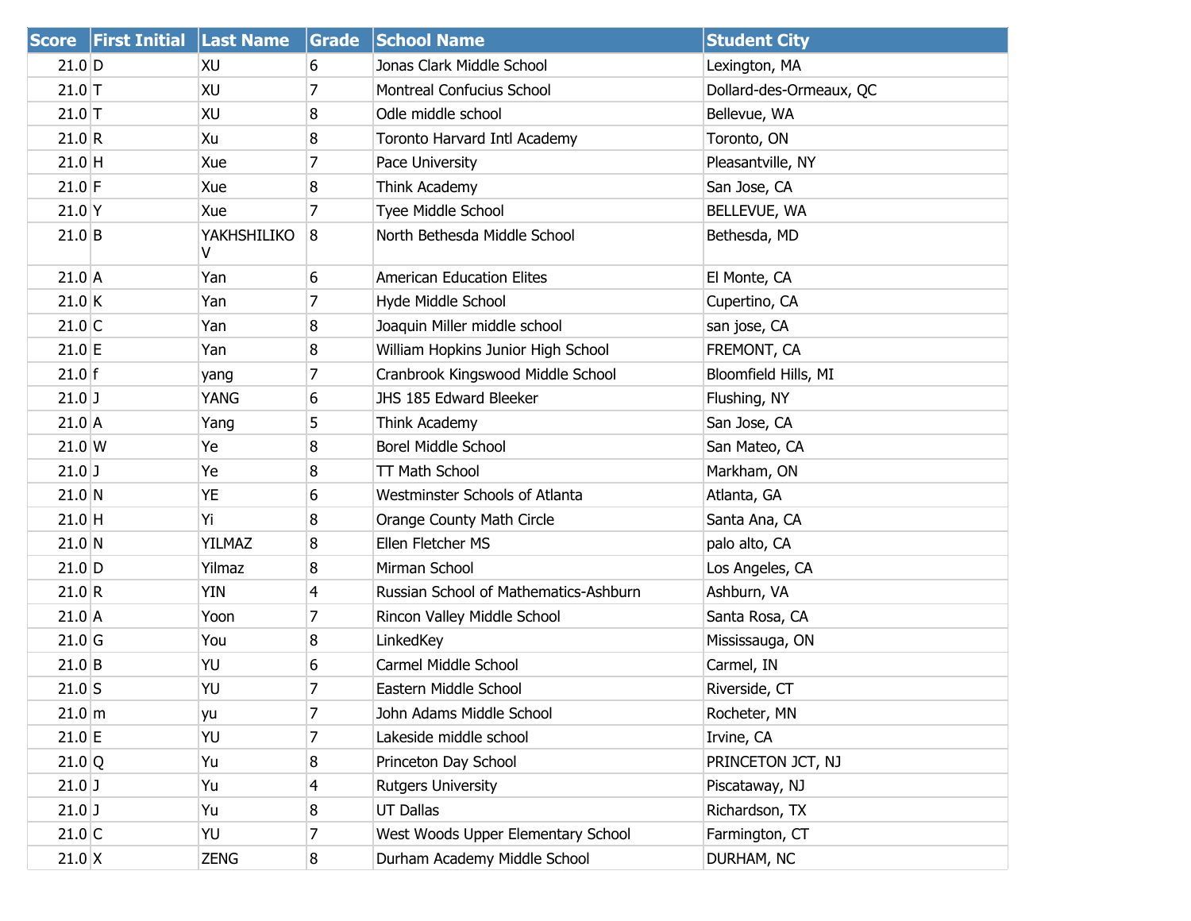| Score | First Initial | Last Name | Grade | School Name | Student City |
| --- | --- | --- | --- | --- | --- |
| 21.0 | D | XU | 6 | Jonas Clark Middle School | Lexington, MA |
| 21.0 | T | XU | 7 | Montreal Confucius School | Dollard-des-Ormeaux, QC |
| 21.0 | T | XU | 8 | Odle middle school | Bellevue, WA |
| 21.0 | R | Xu | 8 | Toronto Harvard Intl Academy | Toronto, ON |
| 21.0 | H | Xue | 7 | Pace University | Pleasantville, NY |
| 21.0 | F | Xue | 8 | Think Academy | San Jose, CA |
| 21.0 | Y | Xue | 7 | Tyee Middle School | BELLEVUE, WA |
| 21.0 | B | YAKHSHILIKOV | 8 | North Bethesda Middle School | Bethesda, MD |
| 21.0 | A | Yan | 6 | American Education Elites | El Monte, CA |
| 21.0 | K | Yan | 7 | Hyde Middle School | Cupertino, CA |
| 21.0 | C | Yan | 8 | Joaquin Miller middle school | san jose, CA |
| 21.0 | E | Yan | 8 | William Hopkins Junior High School | FREMONT, CA |
| 21.0 | f | yang | 7 | Cranbrook Kingswood Middle School | Bloomfield Hills, MI |
| 21.0 | J | YANG | 6 | JHS 185 Edward Bleeker | Flushing, NY |
| 21.0 | A | Yang | 5 | Think Academy | San Jose, CA |
| 21.0 | W | Ye | 8 | Borel Middle School | San Mateo, CA |
| 21.0 | J | Ye | 8 | TT Math School | Markham, ON |
| 21.0 | N | YE | 6 | Westminster Schools of Atlanta | Atlanta, GA |
| 21.0 | H | Yi | 8 | Orange County Math Circle | Santa Ana, CA |
| 21.0 | N | YILMAZ | 8 | Ellen Fletcher MS | palo alto, CA |
| 21.0 | D | Yilmaz | 8 | Mirman School | Los Angeles, CA |
| 21.0 | R | YIN | 4 | Russian School of Mathematics-Ashburn | Ashburn, VA |
| 21.0 | A | Yoon | 7 | Rincon Valley Middle School | Santa Rosa, CA |
| 21.0 | G | You | 8 | LinkedKey | Mississauga, ON |
| 21.0 | B | YU | 6 | Carmel Middle School | Carmel, IN |
| 21.0 | S | YU | 7 | Eastern Middle School | Riverside, CT |
| 21.0 | m | yu | 7 | John Adams Middle School | Rocheter, MN |
| 21.0 | E | YU | 7 | Lakeside middle school | Irvine, CA |
| 21.0 | Q | Yu | 8 | Princeton Day School | PRINCETON JCT, NJ |
| 21.0 | J | Yu | 4 | Rutgers University | Piscataway, NJ |
| 21.0 | J | Yu | 8 | UT Dallas | Richardson, TX |
| 21.0 | C | YU | 7 | West Woods Upper Elementary School | Farmington, CT |
| 21.0 | X | ZENG | 8 | Durham Academy Middle School | DURHAM, NC |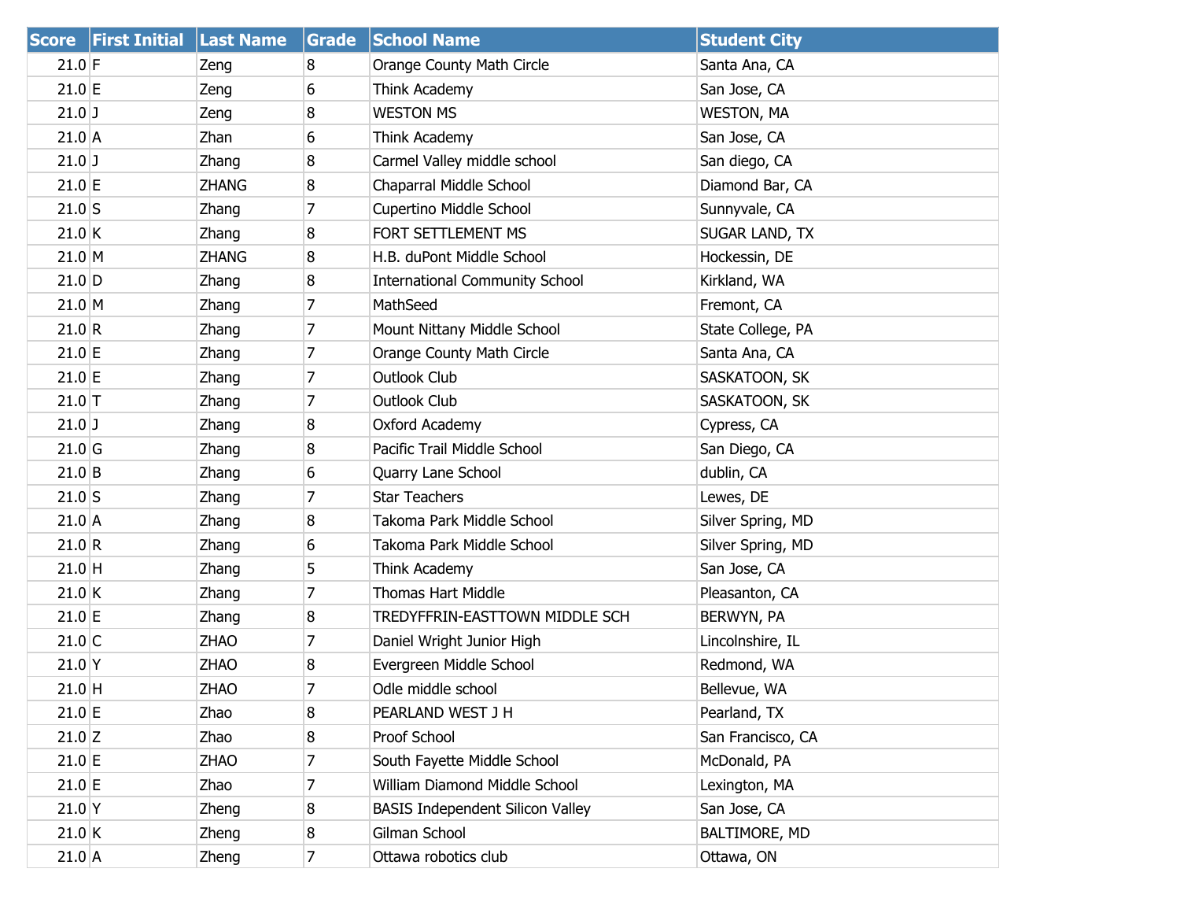| Score | First Initial | Last Name | Grade | School Name | Student City |
| --- | --- | --- | --- | --- | --- |
| 21.0 | F | Zeng | 8 | Orange County Math Circle | Santa Ana, CA |
| 21.0 | E | Zeng | 6 | Think Academy | San Jose, CA |
| 21.0 | J | Zeng | 8 | WESTON MS | WESTON, MA |
| 21.0 | A | Zhan | 6 | Think Academy | San Jose, CA |
| 21.0 | J | Zhang | 8 | Carmel Valley middle school | San diego, CA |
| 21.0 | E | ZHANG | 8 | Chaparral Middle School | Diamond Bar, CA |
| 21.0 | S | Zhang | 7 | Cupertino Middle School | Sunnyvale, CA |
| 21.0 | K | Zhang | 8 | FORT SETTLEMENT MS | SUGAR LAND, TX |
| 21.0 | M | ZHANG | 8 | H.B. duPont Middle School | Hockessin, DE |
| 21.0 | D | Zhang | 8 | International Community School | Kirkland, WA |
| 21.0 | M | Zhang | 7 | MathSeed | Fremont, CA |
| 21.0 | R | Zhang | 7 | Mount Nittany Middle School | State College, PA |
| 21.0 | E | Zhang | 7 | Orange County Math Circle | Santa Ana, CA |
| 21.0 | E | Zhang | 7 | Outlook Club | SASKATOON, SK |
| 21.0 | T | Zhang | 7 | Outlook Club | SASKATOON, SK |
| 21.0 | J | Zhang | 8 | Oxford Academy | Cypress, CA |
| 21.0 | G | Zhang | 8 | Pacific Trail Middle School | San Diego, CA |
| 21.0 | B | Zhang | 6 | Quarry Lane School | dublin, CA |
| 21.0 | S | Zhang | 7 | Star Teachers | Lewes, DE |
| 21.0 | A | Zhang | 8 | Takoma Park Middle School | Silver Spring, MD |
| 21.0 | R | Zhang | 6 | Takoma Park Middle School | Silver Spring, MD |
| 21.0 | H | Zhang | 5 | Think Academy | San Jose, CA |
| 21.0 | K | Zhang | 7 | Thomas Hart Middle | Pleasanton, CA |
| 21.0 | E | Zhang | 8 | TREDYFFRIN-EASTTOWN MIDDLE SCH | BERWYN, PA |
| 21.0 | C | ZHAO | 7 | Daniel Wright Junior High | Lincolnshire, IL |
| 21.0 | Y | ZHAO | 8 | Evergreen Middle School | Redmond, WA |
| 21.0 | H | ZHAO | 7 | Odle middle school | Bellevue, WA |
| 21.0 | E | Zhao | 8 | PEARLAND WEST J H | Pearland, TX |
| 21.0 | Z | Zhao | 8 | Proof School | San Francisco, CA |
| 21.0 | E | ZHAO | 7 | South Fayette Middle School | McDonald, PA |
| 21.0 | E | Zhao | 7 | William Diamond Middle School | Lexington, MA |
| 21.0 | Y | Zheng | 8 | BASIS Independent Silicon Valley | San Jose, CA |
| 21.0 | K | Zheng | 8 | Gilman School | BALTIMORE, MD |
| 21.0 | A | Zheng | 7 | Ottawa robotics club | Ottawa, ON |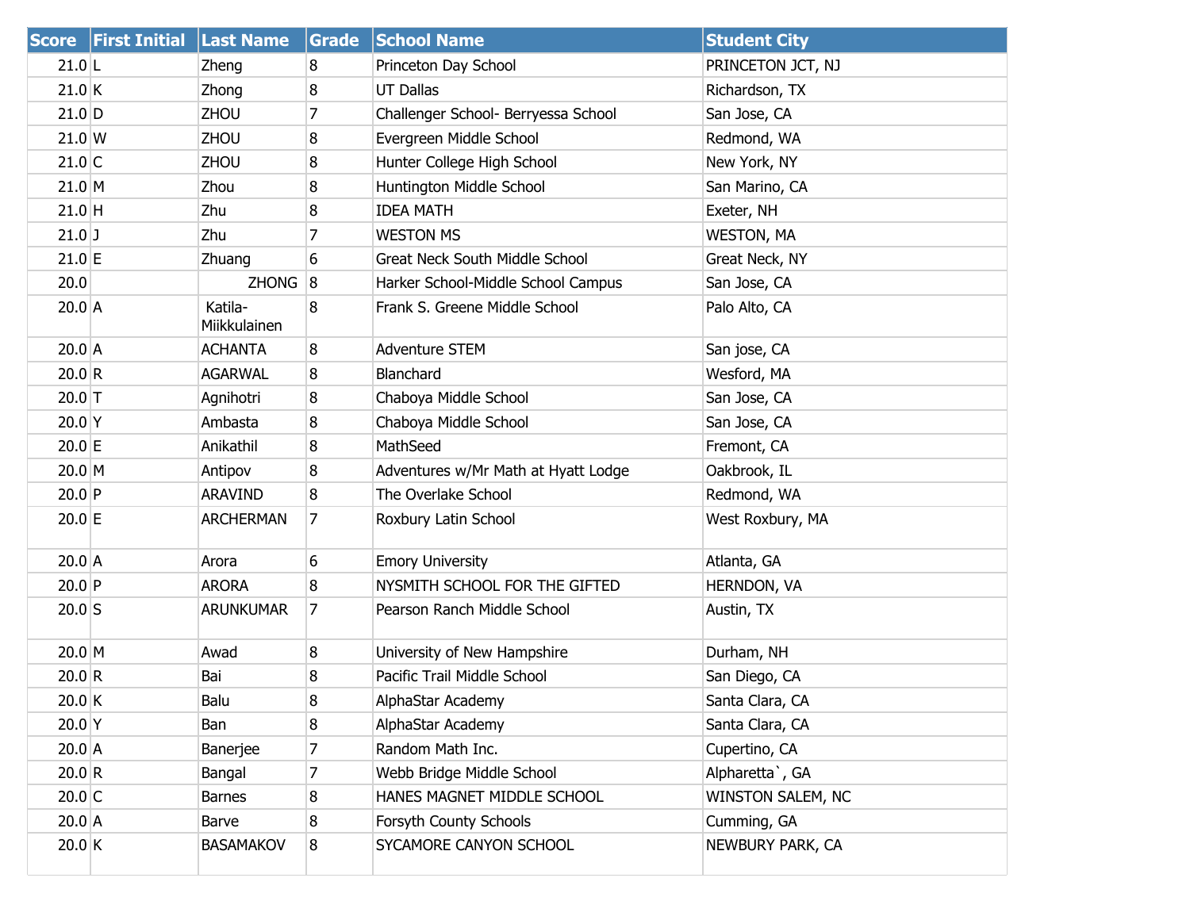| Score | First Initial | Last Name | Grade | School Name | Student City |
| --- | --- | --- | --- | --- | --- |
| 21.0 | L | Zheng | 8 | Princeton Day School | PRINCETON JCT, NJ |
| 21.0 | K | Zhong | 8 | UT Dallas | Richardson, TX |
| 21.0 | D | ZHOU | 7 | Challenger School- Berryessa School | San Jose, CA |
| 21.0 | W | ZHOU | 8 | Evergreen Middle School | Redmond, WA |
| 21.0 | C | ZHOU | 8 | Hunter College High School | New York, NY |
| 21.0 | M | Zhou | 8 | Huntington Middle School | San Marino, CA |
| 21.0 | H | Zhu | 8 | IDEA MATH | Exeter, NH |
| 21.0 | J | Zhu | 7 | WESTON MS | WESTON, MA |
| 21.0 | E | Zhuang | 6 | Great Neck South Middle School | Great Neck, NY |
| 20.0 | | ZHONG | 8 | Harker School-Middle School Campus | San Jose, CA |
| 20.0 | A | Katila-Miikkulainen | 8 | Frank S. Greene Middle School | Palo Alto, CA |
| 20.0 | A | ACHANTA | 8 | Adventure STEM | San jose, CA |
| 20.0 | R | AGARWAL | 8 | Blanchard | Wesford, MA |
| 20.0 | T | Agnihotri | 8 | Chaboya Middle School | San Jose, CA |
| 20.0 | Y | Ambasta | 8 | Chaboya Middle School | San Jose, CA |
| 20.0 | E | Anikathil | 8 | MathSeed | Fremont, CA |
| 20.0 | M | Antipov | 8 | Adventures w/Mr Math at Hyatt Lodge | Oakbrook, IL |
| 20.0 | P | ARAVIND | 8 | The Overlake School | Redmond, WA |
| 20.0 | E | ARCHERMAN | 7 | Roxbury Latin School | West Roxbury, MA |
| 20.0 | A | Arora | 6 | Emory University | Atlanta, GA |
| 20.0 | P | ARORA | 8 | NYSMITH SCHOOL FOR THE GIFTED | HERNDON, VA |
| 20.0 | S | ARUNKUMAR | 7 | Pearson Ranch Middle School | Austin, TX |
| 20.0 | M | Awad | 8 | University of New Hampshire | Durham, NH |
| 20.0 | R | Bai | 8 | Pacific Trail Middle School | San Diego, CA |
| 20.0 | K | Balu | 8 | AlphaStar Academy | Santa Clara, CA |
| 20.0 | Y | Ban | 8 | AlphaStar Academy | Santa Clara, CA |
| 20.0 | A | Banerjee | 7 | Random Math Inc. | Cupertino, CA |
| 20.0 | R | Bangal | 7 | Webb Bridge Middle School | Alpharetta`, GA |
| 20.0 | C | Barnes | 8 | HANES MAGNET MIDDLE SCHOOL | WINSTON SALEM, NC |
| 20.0 | A | Barve | 8 | Forsyth County Schools | Cumming, GA |
| 20.0 | K | BASAMAKOV | 8 | SYCAMORE CANYON SCHOOL | NEWBURY PARK, CA |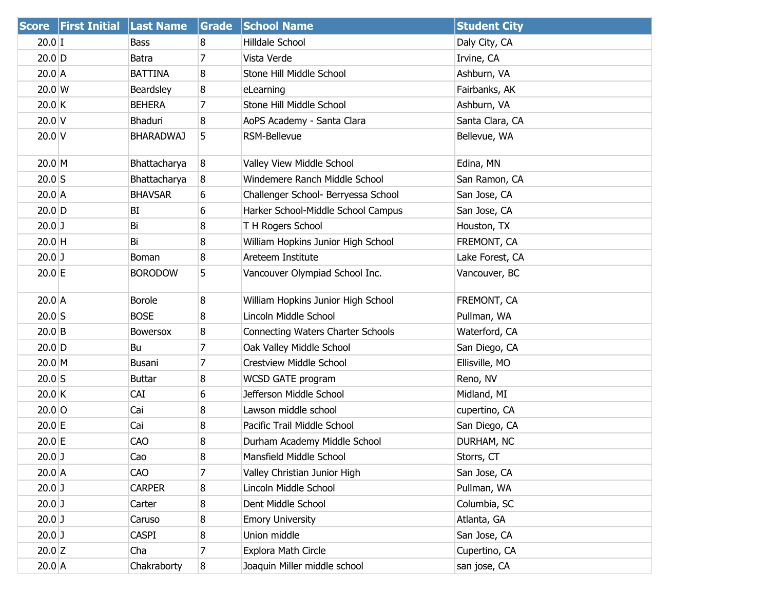| Score | First Initial | Last Name | Grade | School Name | Student City |
|---|---|---|---|---|---|
| 20.0 | I | Bass | 8 | Hilldale School | Daly City, CA |
| 20.0 | D | Batra | 7 | Vista Verde | Irvine, CA |
| 20.0 | A | BATTINA | 8 | Stone Hill Middle School | Ashburn, VA |
| 20.0 | W | Beardsley | 8 | eLearning | Fairbanks, AK |
| 20.0 | K | BEHERA | 7 | Stone Hill Middle School | Ashburn, VA |
| 20.0 | V | Bhaduri | 8 | AoPS Academy - Santa Clara | Santa Clara, CA |
| 20.0 | V | BHARADWAJ | 5 | RSM-Bellevue | Bellevue, WA |
| 20.0 | M | Bhattacharya | 8 | Valley View Middle School | Edina, MN |
| 20.0 | S | Bhattacharya | 8 | Windemere Ranch Middle School | San Ramon, CA |
| 20.0 | A | BHAVSAR | 6 | Challenger School- Berryessa School | San Jose, CA |
| 20.0 | D | BI | 6 | Harker School-Middle School Campus | San Jose, CA |
| 20.0 | J | Bi | 8 | T H Rogers School | Houston, TX |
| 20.0 | H | Bi | 8 | William Hopkins Junior High School | FREMONT, CA |
| 20.0 | J | Boman | 8 | Areteem Institute | Lake Forest, CA |
| 20.0 | E | BORODOW | 5 | Vancouver Olympiad School Inc. | Vancouver, BC |
| 20.0 | A | Borole | 8 | William Hopkins Junior High School | FREMONT, CA |
| 20.0 | S | BOSE | 8 | Lincoln Middle School | Pullman, WA |
| 20.0 | B | Bowersox | 8 | Connecting Waters Charter Schools | Waterford, CA |
| 20.0 | D | Bu | 7 | Oak Valley Middle School | San Diego, CA |
| 20.0 | M | Busani | 7 | Crestview Middle School | Ellisville, MO |
| 20.0 | S | Buttar | 8 | WCSD GATE program | Reno, NV |
| 20.0 | K | CAI | 6 | Jefferson Middle School | Midland, MI |
| 20.0 | O | Cai | 8 | Lawson middle school | cupertino, CA |
| 20.0 | E | Cai | 8 | Pacific Trail Middle School | San Diego, CA |
| 20.0 | E | CAO | 8 | Durham Academy Middle School | DURHAM, NC |
| 20.0 | J | Cao | 8 | Mansfield Middle School | Storrs, CT |
| 20.0 | A | CAO | 7 | Valley Christian Junior High | San Jose, CA |
| 20.0 | J | CARPER | 8 | Lincoln Middle School | Pullman, WA |
| 20.0 | J | Carter | 8 | Dent Middle School | Columbia, SC |
| 20.0 | J | Caruso | 8 | Emory University | Atlanta, GA |
| 20.0 | J | CASPI | 8 | Union middle | San Jose, CA |
| 20.0 | Z | Cha | 7 | Explora Math Circle | Cupertino, CA |
| 20.0 | A | Chakraborty | 8 | Joaquin Miller middle school | san jose, CA |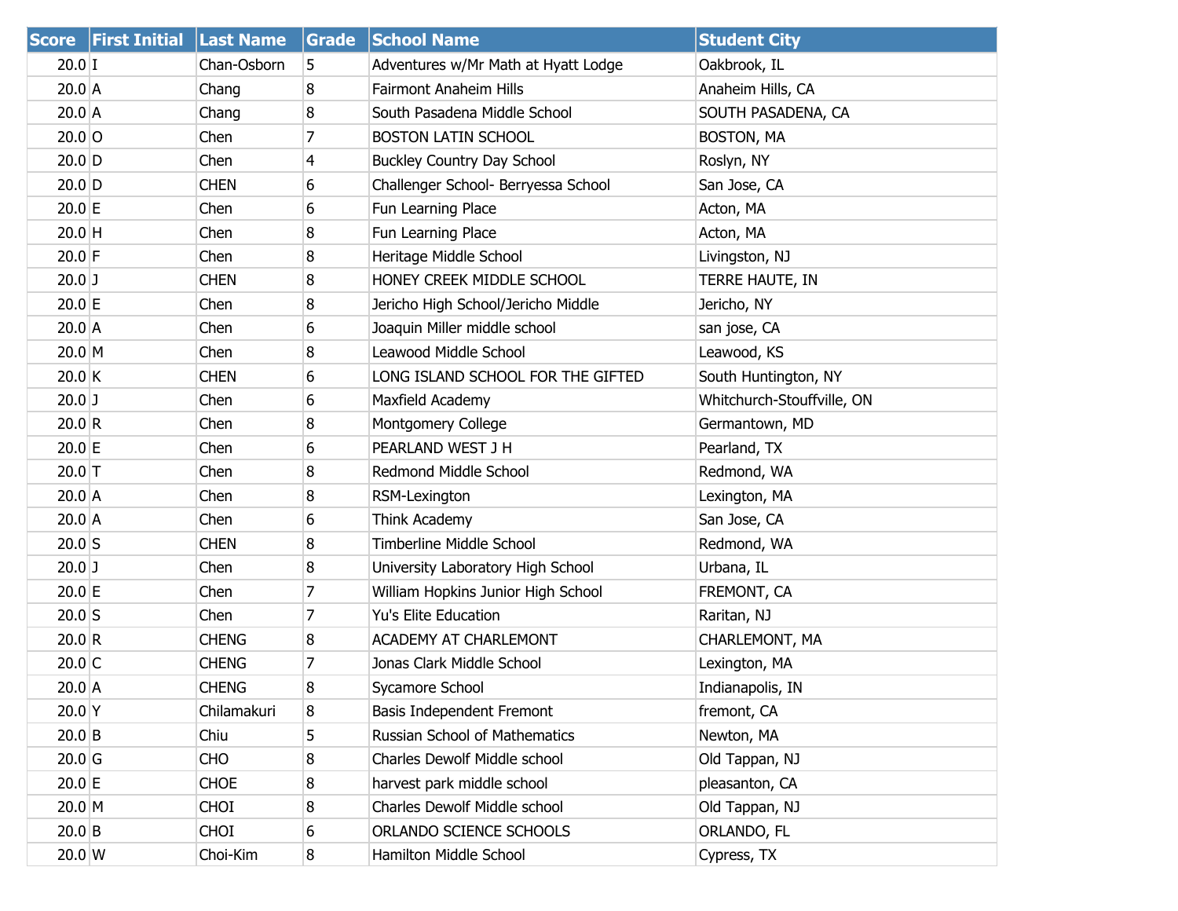| Score | First Initial | Last Name | Grade | School Name | Student City |
|---|---|---|---|---|---|
| 20.0 | I | Chan-Osborn | 5 | Adventures w/Mr Math at Hyatt Lodge | Oakbrook, IL |
| 20.0 | A | Chang | 8 | Fairmont Anaheim Hills | Anaheim Hills, CA |
| 20.0 | A | Chang | 8 | South Pasadena Middle School | SOUTH PASADENA, CA |
| 20.0 | O | Chen | 7 | BOSTON LATIN SCHOOL | BOSTON, MA |
| 20.0 | D | Chen | 4 | Buckley Country Day School | Roslyn, NY |
| 20.0 | D | CHEN | 6 | Challenger School- Berryessa School | San Jose, CA |
| 20.0 | E | Chen | 6 | Fun Learning Place | Acton, MA |
| 20.0 | H | Chen | 8 | Fun Learning Place | Acton, MA |
| 20.0 | F | Chen | 8 | Heritage Middle School | Livingston, NJ |
| 20.0 | J | CHEN | 8 | HONEY CREEK MIDDLE SCHOOL | TERRE HAUTE, IN |
| 20.0 | E | Chen | 8 | Jericho High School/Jericho Middle | Jericho, NY |
| 20.0 | A | Chen | 6 | Joaquin Miller middle school | san jose, CA |
| 20.0 | M | Chen | 8 | Leawood Middle School | Leawood, KS |
| 20.0 | K | CHEN | 6 | LONG ISLAND SCHOOL FOR THE GIFTED | South Huntington, NY |
| 20.0 | J | Chen | 6 | Maxfield Academy | Whitchurch-Stouffville, ON |
| 20.0 | R | Chen | 8 | Montgomery College | Germantown, MD |
| 20.0 | E | Chen | 6 | PEARLAND WEST J H | Pearland, TX |
| 20.0 | T | Chen | 8 | Redmond Middle School | Redmond, WA |
| 20.0 | A | Chen | 8 | RSM-Lexington | Lexington, MA |
| 20.0 | A | Chen | 6 | Think Academy | San Jose, CA |
| 20.0 | S | CHEN | 8 | Timberline Middle School | Redmond, WA |
| 20.0 | J | Chen | 8 | University Laboratory High School | Urbana, IL |
| 20.0 | E | Chen | 7 | William Hopkins Junior High School | FREMONT, CA |
| 20.0 | S | Chen | 7 | Yu's Elite Education | Raritan, NJ |
| 20.0 | R | CHENG | 8 | ACADEMY AT CHARLEMONT | CHARLEMONT, MA |
| 20.0 | C | CHENG | 7 | Jonas Clark Middle School | Lexington, MA |
| 20.0 | A | CHENG | 8 | Sycamore School | Indianapolis, IN |
| 20.0 | Y | Chilamakuri | 8 | Basis Independent Fremont | fremont, CA |
| 20.0 | B | Chiu | 5 | Russian School of Mathematics | Newton, MA |
| 20.0 | G | CHO | 8 | Charles Dewolf Middle school | Old Tappan, NJ |
| 20.0 | E | CHOE | 8 | harvest park middle school | pleasanton, CA |
| 20.0 | M | CHOI | 8 | Charles Dewolf Middle school | Old Tappan, NJ |
| 20.0 | B | CHOI | 6 | ORLANDO SCIENCE SCHOOLS | ORLANDO, FL |
| 20.0 | W | Choi-Kim | 8 | Hamilton Middle School | Cypress, TX |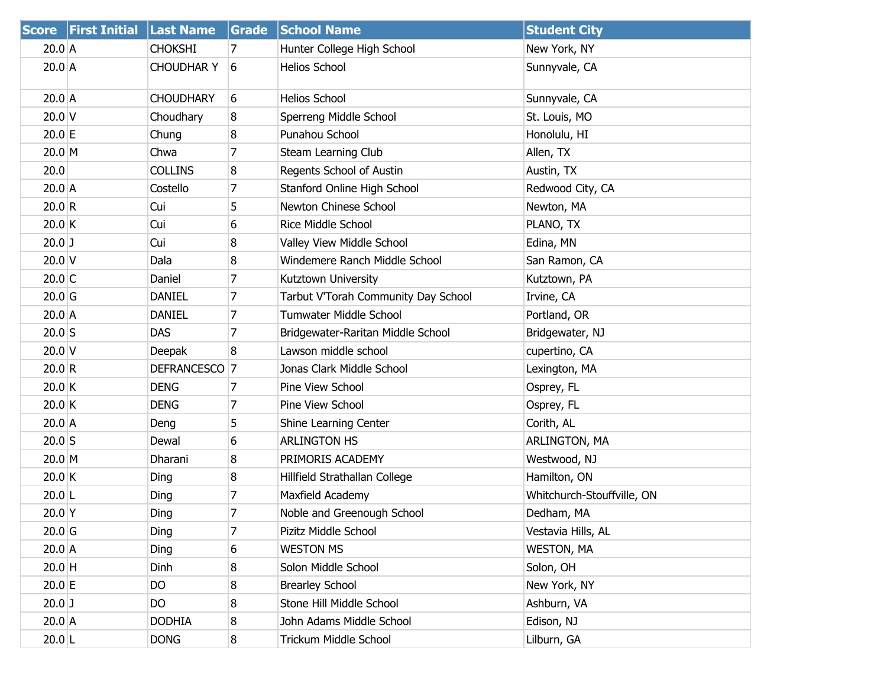| Score | First Initial | Last Name | Grade | School Name | Student City |
|---|---|---|---|---|---|
| 20.0 | A | CHOKSHI | 7 | Hunter College High School | New York, NY |
| 20.0 | A | CHOUDHAR Y | 6 | Helios School | Sunnyvale, CA |
| 20.0 | A | CHOUDHARY | 6 | Helios School | Sunnyvale, CA |
| 20.0 | V | Choudhary | 8 | Sperreng Middle School | St. Louis, MO |
| 20.0 | E | Chung | 8 | Punahou School | Honolulu, HI |
| 20.0 | M | Chwa | 7 | Steam Learning Club | Allen, TX |
| 20.0 | | COLLINS | 8 | Regents School of Austin | Austin, TX |
| 20.0 | A | Costello | 7 | Stanford Online High School | Redwood City, CA |
| 20.0 | R | Cui | 5 | Newton Chinese School | Newton, MA |
| 20.0 | K | Cui | 6 | Rice Middle School | PLANO, TX |
| 20.0 | J | Cui | 8 | Valley View Middle School | Edina, MN |
| 20.0 | V | Dala | 8 | Windemere Ranch Middle School | San Ramon, CA |
| 20.0 | C | Daniel | 7 | Kutztown University | Kutztown, PA |
| 20.0 | G | DANIEL | 7 | Tarbut V'Torah Community Day School | Irvine, CA |
| 20.0 | A | DANIEL | 7 | Tumwater Middle School | Portland, OR |
| 20.0 | S | DAS | 7 | Bridgewater-Raritan Middle School | Bridgewater, NJ |
| 20.0 | V | Deepak | 8 | Lawson middle school | cupertino, CA |
| 20.0 | R | DEFRANCESCO | 7 | Jonas Clark Middle School | Lexington, MA |
| 20.0 | K | DENG | 7 | Pine View School | Osprey, FL |
| 20.0 | K | DENG | 7 | Pine View School | Osprey, FL |
| 20.0 | A | Deng | 5 | Shine Learning Center | Corith, AL |
| 20.0 | S | Dewal | 6 | ARLINGTON HS | ARLINGTON, MA |
| 20.0 | M | Dharani | 8 | PRIMORIS ACADEMY | Westwood, NJ |
| 20.0 | K | Ding | 8 | Hillfield Strathallan College | Hamilton, ON |
| 20.0 | L | Ding | 7 | Maxfield Academy | Whitchurch-Stouffville, ON |
| 20.0 | Y | Ding | 7 | Noble and Greenough School | Dedham, MA |
| 20.0 | G | Ding | 7 | Pizitz Middle School | Vestavia Hills, AL |
| 20.0 | A | Ding | 6 | WESTON MS | WESTON, MA |
| 20.0 | H | Dinh | 8 | Solon Middle School | Solon, OH |
| 20.0 | E | DO | 8 | Brearley School | New York, NY |
| 20.0 | J | DO | 8 | Stone Hill Middle School | Ashburn, VA |
| 20.0 | A | DODHIA | 8 | John Adams Middle School | Edison, NJ |
| 20.0 | L | DONG | 8 | Trickum Middle School | Lilburn, GA |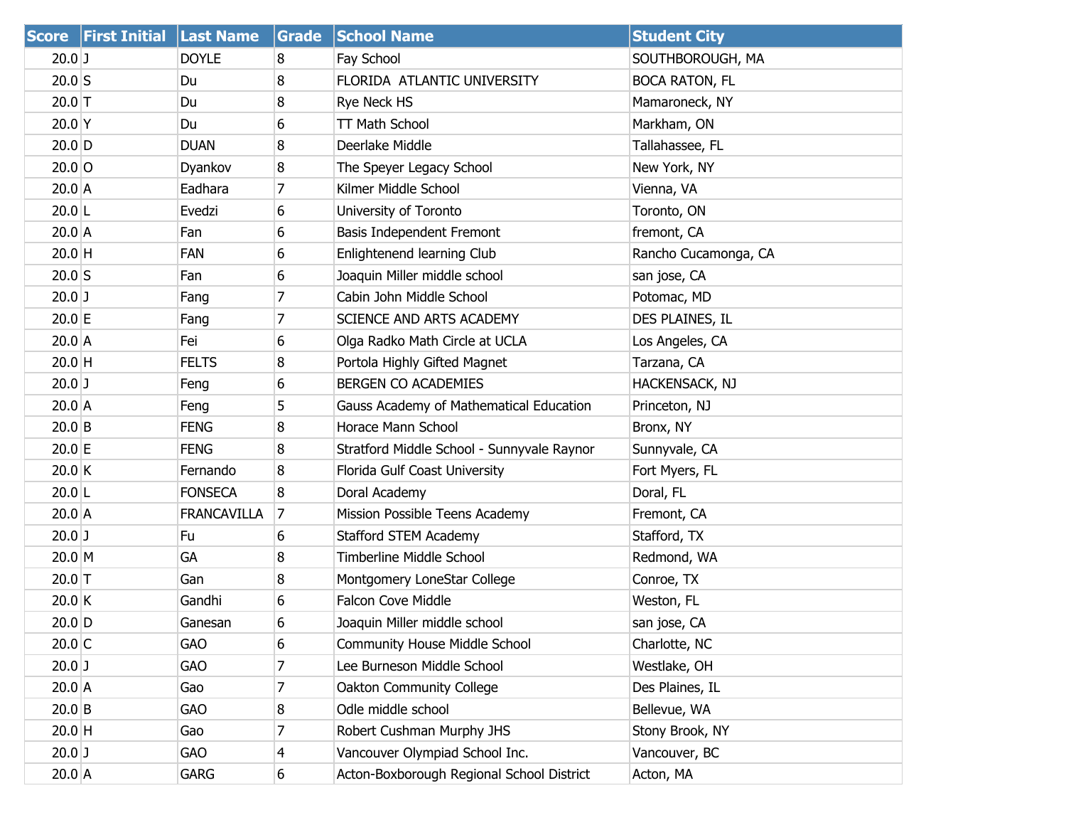| Score | First Initial | Last Name | Grade | School Name | Student City |
| --- | --- | --- | --- | --- | --- |
| 20.0 | J | DOYLE | 8 | Fay School | SOUTHBOROUGH, MA |
| 20.0 | S | Du | 8 | FLORIDA  ATLANTIC UNIVERSITY | BOCA RATON, FL |
| 20.0 | T | Du | 8 | Rye Neck HS | Mamaroneck, NY |
| 20.0 | Y | Du | 6 | TT Math School | Markham, ON |
| 20.0 | D | DUAN | 8 | Deerlake Middle | Tallahassee, FL |
| 20.0 | O | Dyankov | 8 | The Speyer Legacy School | New York, NY |
| 20.0 | A | Eadhara | 7 | Kilmer Middle School | Vienna, VA |
| 20.0 | L | Evedzi | 6 | University of Toronto | Toronto, ON |
| 20.0 | A | Fan | 6 | Basis Independent Fremont | fremont, CA |
| 20.0 | H | FAN | 6 | Enlightenend learning Club | Rancho Cucamonga, CA |
| 20.0 | S | Fan | 6 | Joaquin Miller middle school | san jose, CA |
| 20.0 | J | Fang | 7 | Cabin John Middle School | Potomac, MD |
| 20.0 | E | Fang | 7 | SCIENCE AND ARTS ACADEMY | DES PLAINES, IL |
| 20.0 | A | Fei | 6 | Olga Radko Math Circle at UCLA | Los Angeles, CA |
| 20.0 | H | FELTS | 8 | Portola Highly Gifted Magnet | Tarzana, CA |
| 20.0 | J | Feng | 6 | BERGEN CO ACADEMIES | HACKENSACK, NJ |
| 20.0 | A | Feng | 5 | Gauss Academy of Mathematical Education | Princeton, NJ |
| 20.0 | B | FENG | 8 | Horace Mann School | Bronx, NY |
| 20.0 | E | FENG | 8 | Stratford Middle School - Sunnyvale Raynor | Sunnyvale, CA |
| 20.0 | K | Fernando | 8 | Florida Gulf Coast University | Fort Myers, FL |
| 20.0 | L | FONSECA | 8 | Doral Academy | Doral, FL |
| 20.0 | A | FRANCAVILLA | 7 | Mission Possible Teens Academy | Fremont, CA |
| 20.0 | J | Fu | 6 | Stafford STEM Academy | Stafford, TX |
| 20.0 | M | GA | 8 | Timberline Middle School | Redmond, WA |
| 20.0 | T | Gan | 8 | Montgomery LoneStar College | Conroe, TX |
| 20.0 | K | Gandhi | 6 | Falcon Cove Middle | Weston, FL |
| 20.0 | D | Ganesan | 6 | Joaquin Miller middle school | san jose, CA |
| 20.0 | C | GAO | 6 | Community House Middle School | Charlotte, NC |
| 20.0 | J | GAO | 7 | Lee Burneson Middle School | Westlake, OH |
| 20.0 | A | Gao | 7 | Oakton Community College | Des Plaines, IL |
| 20.0 | B | GAO | 8 | Odle middle school | Bellevue, WA |
| 20.0 | H | Gao | 7 | Robert Cushman Murphy JHS | Stony Brook, NY |
| 20.0 | J | GAO | 4 | Vancouver Olympiad School Inc. | Vancouver, BC |
| 20.0 | A | GARG | 6 | Acton-Boxborough Regional School District | Acton, MA |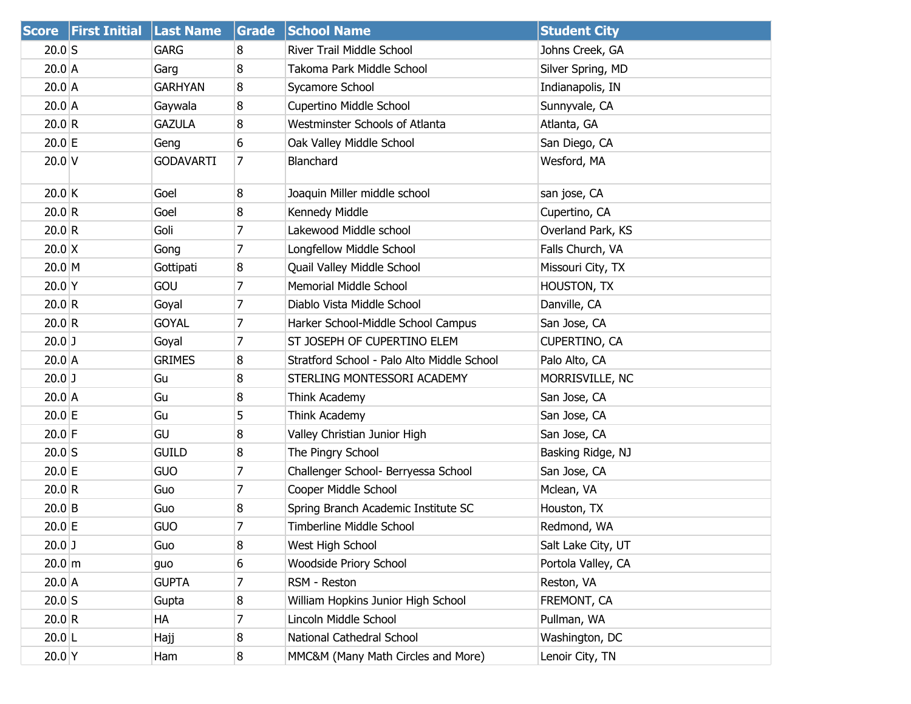| Score | First Initial | Last Name | Grade | School Name | Student City |
|---|---|---|---|---|---|
| 20.0 | S | GARG | 8 | River Trail Middle School | Johns Creek, GA |
| 20.0 | A | Garg | 8 | Takoma Park Middle School | Silver Spring, MD |
| 20.0 | A | GARHYAN | 8 | Sycamore School | Indianapolis, IN |
| 20.0 | A | Gaywala | 8 | Cupertino Middle School | Sunnyvale, CA |
| 20.0 | R | GAZULA | 8 | Westminster Schools of Atlanta | Atlanta, GA |
| 20.0 | E | Geng | 6 | Oak Valley Middle School | San Diego, CA |
| 20.0 | V | GODAVARTI | 7 | Blanchard | Wesford, MA |
| 20.0 | K | Goel | 8 | Joaquin Miller middle school | san jose, CA |
| 20.0 | R | Goel | 8 | Kennedy Middle | Cupertino, CA |
| 20.0 | R | Goli | 7 | Lakewood Middle school | Overland Park, KS |
| 20.0 | X | Gong | 7 | Longfellow Middle School | Falls Church, VA |
| 20.0 | M | Gottipati | 8 | Quail Valley Middle School | Missouri City, TX |
| 20.0 | Y | GOU | 7 | Memorial Middle School | HOUSTON, TX |
| 20.0 | R | Goyal | 7 | Diablo Vista Middle School | Danville, CA |
| 20.0 | R | GOYAL | 7 | Harker School-Middle School Campus | San Jose, CA |
| 20.0 | J | Goyal | 7 | ST JOSEPH OF CUPERTINO ELEM | CUPERTINO, CA |
| 20.0 | A | GRIMES | 8 | Stratford School - Palo Alto Middle School | Palo Alto, CA |
| 20.0 | J | Gu | 8 | STERLING MONTESSORI ACADEMY | MORRISVILLE, NC |
| 20.0 | A | Gu | 8 | Think Academy | San Jose, CA |
| 20.0 | E | Gu | 5 | Think Academy | San Jose, CA |
| 20.0 | F | GU | 8 | Valley Christian Junior High | San Jose, CA |
| 20.0 | S | GUILD | 8 | The Pingry School | Basking Ridge, NJ |
| 20.0 | E | GUO | 7 | Challenger School- Berryessa School | San Jose, CA |
| 20.0 | R | Guo | 7 | Cooper Middle School | Mclean, VA |
| 20.0 | B | Guo | 8 | Spring Branch Academic Institute SC | Houston, TX |
| 20.0 | E | GUO | 7 | Timberline Middle School | Redmond, WA |
| 20.0 | J | Guo | 8 | West High School | Salt Lake City, UT |
| 20.0 | m | guo | 6 | Woodside Priory School | Portola Valley, CA |
| 20.0 | A | GUPTA | 7 | RSM - Reston | Reston, VA |
| 20.0 | S | Gupta | 8 | William Hopkins Junior High School | FREMONT, CA |
| 20.0 | R | HA | 7 | Lincoln Middle School | Pullman, WA |
| 20.0 | L | Hajj | 8 | National Cathedral School | Washington, DC |
| 20.0 | Y | Ham | 8 | MMC&M (Many Math Circles and More) | Lenoir City, TN |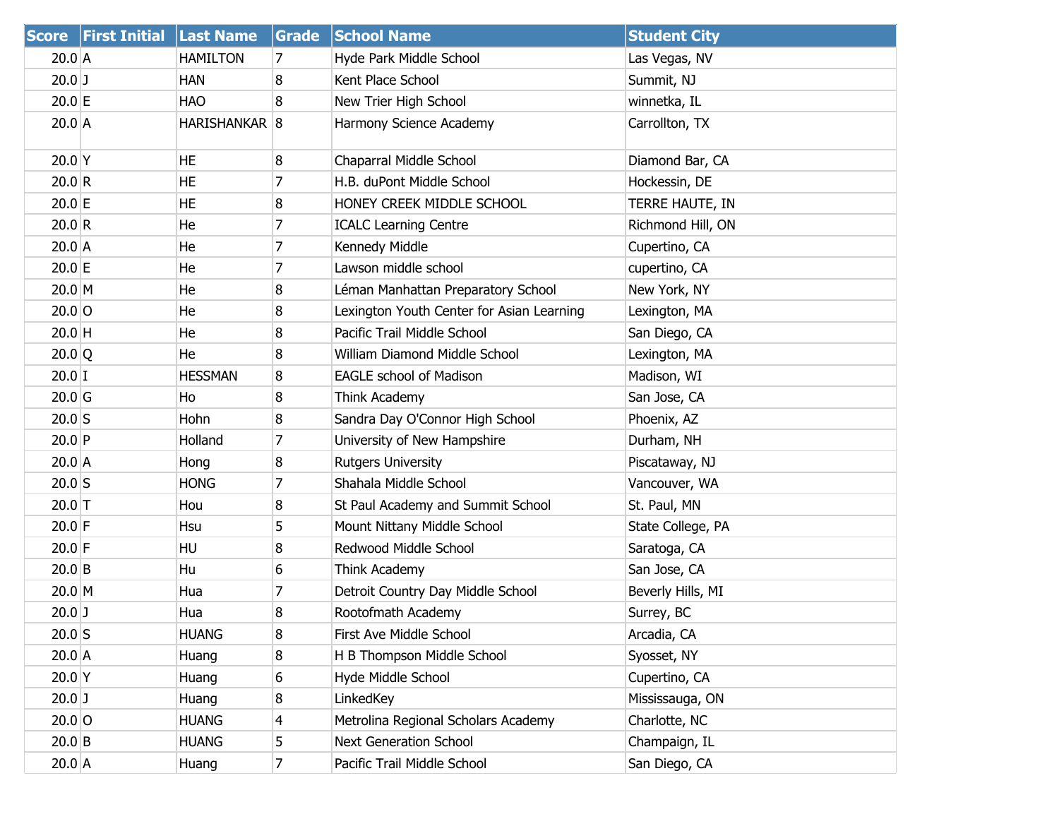| Score | First Initial | Last Name | Grade | School Name | Student City |
|---|---|---|---|---|---|
| 20.0 | A | HAMILTON | 7 | Hyde Park Middle School | Las Vegas, NV |
| 20.0 | J | HAN | 8 | Kent Place School | Summit, NJ |
| 20.0 | E | HAO | 8 | New Trier High School | winnetka, IL |
| 20.0 | A | HARISHANKAR | 8 | Harmony Science Academy | Carrollton, TX |
| 20.0 | Y | HE | 8 | Chaparral Middle School | Diamond Bar, CA |
| 20.0 | R | HE | 7 | H.B. duPont Middle School | Hockessin, DE |
| 20.0 | E | HE | 8 | HONEY CREEK MIDDLE SCHOOL | TERRE HAUTE, IN |
| 20.0 | R | He | 7 | ICALC Learning Centre | Richmond Hill, ON |
| 20.0 | A | He | 7 | Kennedy Middle | Cupertino, CA |
| 20.0 | E | He | 7 | Lawson middle school | cupertino, CA |
| 20.0 | M | He | 8 | Léman Manhattan Preparatory School | New York, NY |
| 20.0 | O | He | 8 | Lexington Youth Center for Asian Learning | Lexington, MA |
| 20.0 | H | He | 8 | Pacific Trail Middle School | San Diego, CA |
| 20.0 | Q | He | 8 | William Diamond Middle School | Lexington, MA |
| 20.0 | I | HESSMAN | 8 | EAGLE school of Madison | Madison, WI |
| 20.0 | G | Ho | 8 | Think Academy | San Jose, CA |
| 20.0 | S | Hohn | 8 | Sandra Day O'Connor High School | Phoenix, AZ |
| 20.0 | P | Holland | 7 | University of New Hampshire | Durham, NH |
| 20.0 | A | Hong | 8 | Rutgers University | Piscataway, NJ |
| 20.0 | S | HONG | 7 | Shahala Middle School | Vancouver, WA |
| 20.0 | T | Hou | 8 | St Paul Academy and Summit School | St. Paul, MN |
| 20.0 | F | Hsu | 5 | Mount Nittany Middle School | State College, PA |
| 20.0 | F | HU | 8 | Redwood Middle School | Saratoga, CA |
| 20.0 | B | Hu | 6 | Think Academy | San Jose, CA |
| 20.0 | M | Hua | 7 | Detroit Country Day Middle School | Beverly Hills, MI |
| 20.0 | J | Hua | 8 | Rootofmath Academy | Surrey, BC |
| 20.0 | S | HUANG | 8 | First Ave Middle School | Arcadia, CA |
| 20.0 | A | Huang | 8 | H B Thompson Middle School | Syosset, NY |
| 20.0 | Y | Huang | 6 | Hyde Middle School | Cupertino, CA |
| 20.0 | J | Huang | 8 | LinkedKey | Mississauga, ON |
| 20.0 | O | HUANG | 4 | Metrolina Regional Scholars Academy | Charlotte, NC |
| 20.0 | B | HUANG | 5 | Next Generation School | Champaign, IL |
| 20.0 | A | Huang | 7 | Pacific Trail Middle School | San Diego, CA |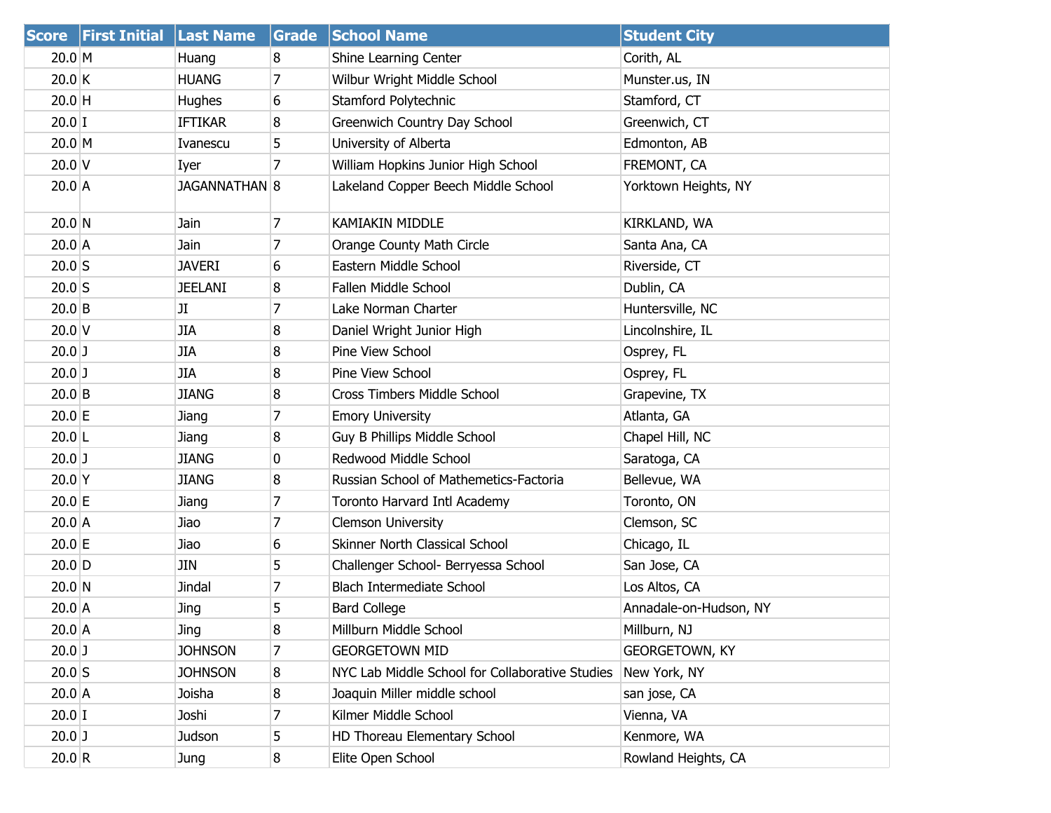| Score | First Initial | Last Name | Grade | School Name | Student City |
|---|---|---|---|---|---|
| 20.0 | M | Huang | 8 | Shine Learning Center | Corith, AL |
| 20.0 | K | HUANG | 7 | Wilbur Wright Middle School | Munster.us, IN |
| 20.0 | H | Hughes | 6 | Stamford Polytechnic | Stamford, CT |
| 20.0 | I | IFTIKAR | 8 | Greenwich Country Day School | Greenwich, CT |
| 20.0 | M | Ivanescu | 5 | University of Alberta | Edmonton, AB |
| 20.0 | V | Iyer | 7 | William Hopkins Junior High School | FREMONT, CA |
| 20.0 | A | JAGANNATHAN | 8 | Lakeland Copper Beech Middle School | Yorktown Heights, NY |
| 20.0 | N | Jain | 7 | KAMIAKIN MIDDLE | KIRKLAND, WA |
| 20.0 | A | Jain | 7 | Orange County Math Circle | Santa Ana, CA |
| 20.0 | S | JAVERI | 6 | Eastern Middle School | Riverside, CT |
| 20.0 | S | JEELANI | 8 | Fallen Middle School | Dublin, CA |
| 20.0 | B | JI | 7 | Lake Norman Charter | Huntersville, NC |
| 20.0 | V | JIA | 8 | Daniel Wright Junior High | Lincolnshire, IL |
| 20.0 | J | JIA | 8 | Pine View School | Osprey, FL |
| 20.0 | J | JIA | 8 | Pine View School | Osprey, FL |
| 20.0 | B | JIANG | 8 | Cross Timbers Middle School | Grapevine, TX |
| 20.0 | E | Jiang | 7 | Emory University | Atlanta, GA |
| 20.0 | L | Jiang | 8 | Guy B Phillips Middle School | Chapel Hill, NC |
| 20.0 | J | JIANG | 0 | Redwood Middle School | Saratoga, CA |
| 20.0 | Y | JIANG | 8 | Russian School of Mathemetics-Factoria | Bellevue, WA |
| 20.0 | E | Jiang | 7 | Toronto Harvard Intl Academy | Toronto, ON |
| 20.0 | A | Jiao | 7 | Clemson University | Clemson, SC |
| 20.0 | E | Jiao | 6 | Skinner North Classical School | Chicago, IL |
| 20.0 | D | JIN | 5 | Challenger School- Berryessa School | San Jose, CA |
| 20.0 | N | Jindal | 7 | Blach Intermediate School | Los Altos, CA |
| 20.0 | A | Jing | 5 | Bard College | Annadale-on-Hudson, NY |
| 20.0 | A | Jing | 8 | Millburn Middle School | Millburn, NJ |
| 20.0 | J | JOHNSON | 7 | GEORGETOWN MID | GEORGETOWN, KY |
| 20.0 | S | JOHNSON | 8 | NYC Lab Middle School for Collaborative Studies | New York, NY |
| 20.0 | A | Joisha | 8 | Joaquin Miller middle school | san jose, CA |
| 20.0 | I | Joshi | 7 | Kilmer Middle School | Vienna, VA |
| 20.0 | J | Judson | 5 | HD Thoreau Elementary School | Kenmore, WA |
| 20.0 | R | Jung | 8 | Elite Open School | Rowland Heights, CA |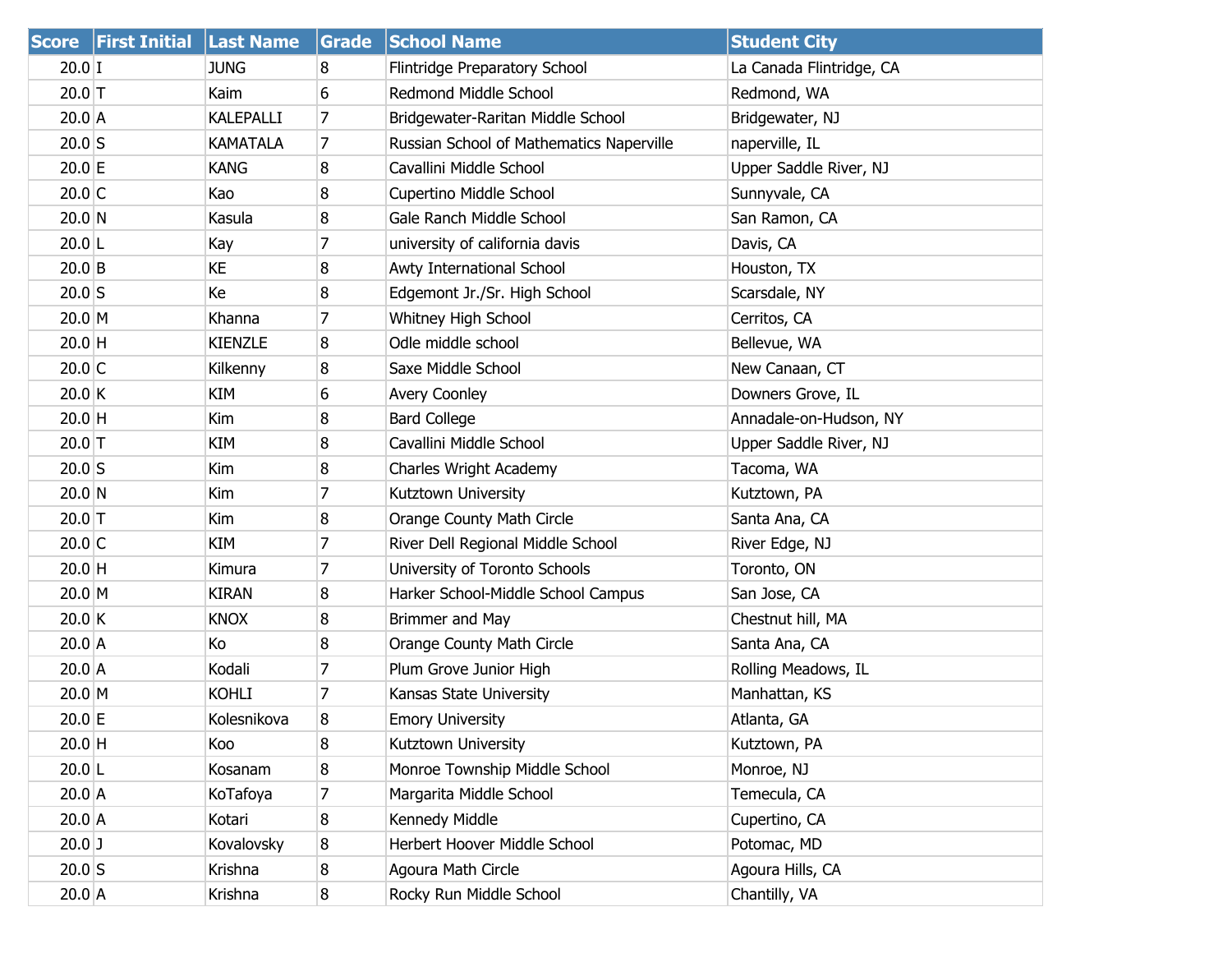| Score | First Initial | Last Name | Grade | School Name | Student City |
| --- | --- | --- | --- | --- | --- |
| 20.0 | I | JUNG | 8 | Flintridge Preparatory School | La Canada Flintridge, CA |
| 20.0 | T | Kaim | 6 | Redmond Middle School | Redmond, WA |
| 20.0 | A | KALEPALLI | 7 | Bridgewater-Raritan Middle School | Bridgewater, NJ |
| 20.0 | S | KAMATALA | 7 | Russian School of Mathematics Naperville | naperville, IL |
| 20.0 | E | KANG | 8 | Cavallini Middle School | Upper Saddle River, NJ |
| 20.0 | C | Kao | 8 | Cupertino Middle School | Sunnyvale, CA |
| 20.0 | N | Kasula | 8 | Gale Ranch Middle School | San Ramon, CA |
| 20.0 | L | Kay | 7 | university of california davis | Davis, CA |
| 20.0 | B | KE | 8 | Awty International School | Houston, TX |
| 20.0 | S | Ke | 8 | Edgemont Jr./Sr. High School | Scarsdale, NY |
| 20.0 | M | Khanna | 7 | Whitney High School | Cerritos, CA |
| 20.0 | H | KIENZLE | 8 | Odle middle school | Bellevue, WA |
| 20.0 | C | Kilkenny | 8 | Saxe Middle School | New Canaan, CT |
| 20.0 | K | KIM | 6 | Avery Coonley | Downers Grove, IL |
| 20.0 | H | Kim | 8 | Bard College | Annadale-on-Hudson, NY |
| 20.0 | T | KIM | 8 | Cavallini Middle School | Upper Saddle River, NJ |
| 20.0 | S | Kim | 8 | Charles Wright Academy | Tacoma, WA |
| 20.0 | N | Kim | 7 | Kutztown University | Kutztown, PA |
| 20.0 | T | Kim | 8 | Orange County Math Circle | Santa Ana, CA |
| 20.0 | C | KIM | 7 | River Dell Regional Middle School | River Edge, NJ |
| 20.0 | H | Kimura | 7 | University of Toronto Schools | Toronto, ON |
| 20.0 | M | KIRAN | 8 | Harker School-Middle School Campus | San Jose, CA |
| 20.0 | K | KNOX | 8 | Brimmer and May | Chestnut hill, MA |
| 20.0 | A | Ko | 8 | Orange County Math Circle | Santa Ana, CA |
| 20.0 | A | Kodali | 7 | Plum Grove Junior High | Rolling Meadows, IL |
| 20.0 | M | KOHLI | 7 | Kansas State University | Manhattan, KS |
| 20.0 | E | Kolesnikova | 8 | Emory University | Atlanta, GA |
| 20.0 | H | Koo | 8 | Kutztown University | Kutztown, PA |
| 20.0 | L | Kosanam | 8 | Monroe Township Middle School | Monroe, NJ |
| 20.0 | A | KoTafoya | 7 | Margarita Middle School | Temecula, CA |
| 20.0 | A | Kotari | 8 | Kennedy Middle | Cupertino, CA |
| 20.0 | J | Kovalovsky | 8 | Herbert Hoover Middle School | Potomac, MD |
| 20.0 | S | Krishna | 8 | Agoura Math Circle | Agoura Hills, CA |
| 20.0 | A | Krishna | 8 | Rocky Run Middle School | Chantilly, VA |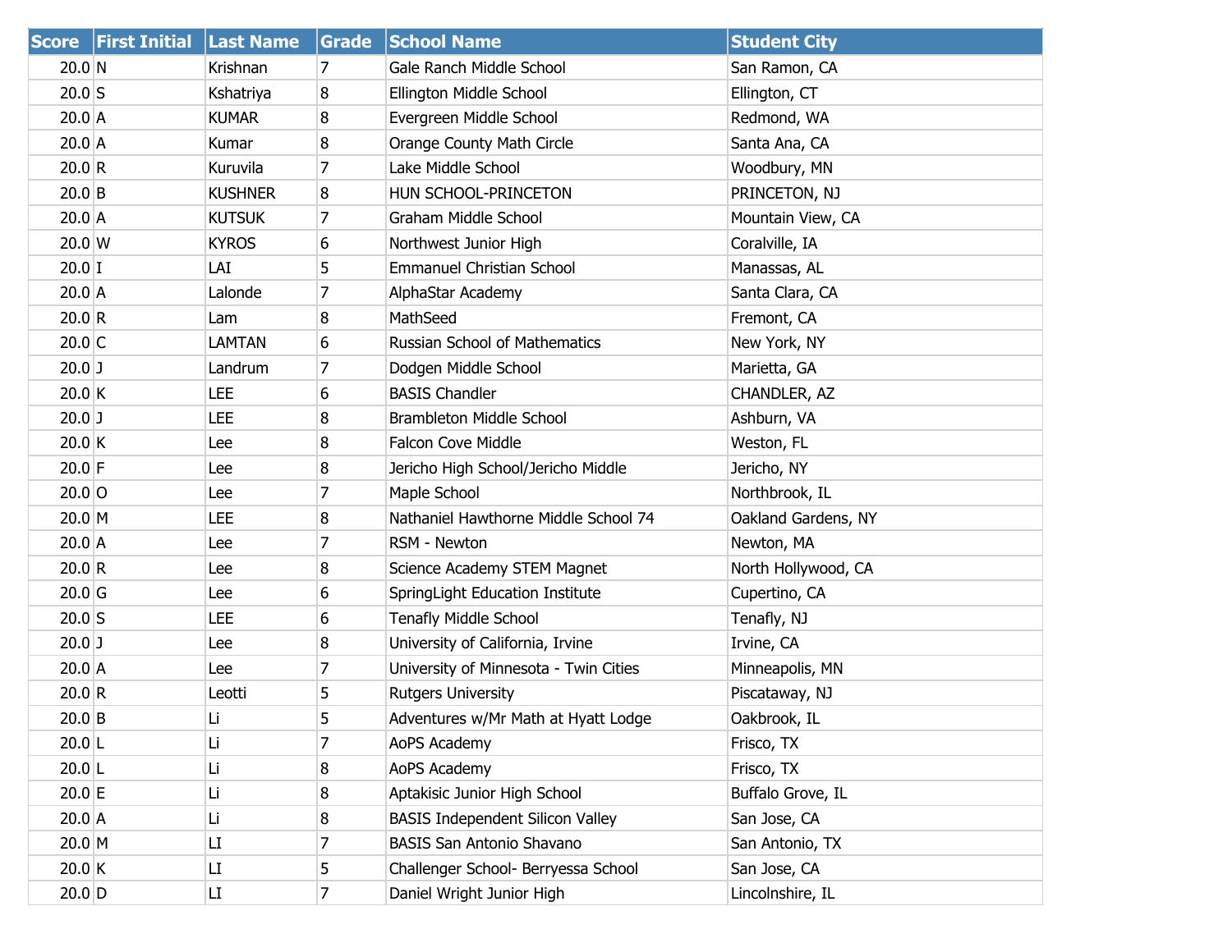| Score | First Initial | Last Name | Grade | School Name | Student City |
|---|---|---|---|---|---|
| 20.0 | N | Krishnan | 7 | Gale Ranch Middle School | San Ramon, CA |
| 20.0 | S | Kshatriya | 8 | Ellington Middle School | Ellington, CT |
| 20.0 | A | KUMAR | 8 | Evergreen Middle School | Redmond, WA |
| 20.0 | A | Kumar | 8 | Orange County Math Circle | Santa Ana, CA |
| 20.0 | R | Kuruvila | 7 | Lake Middle School | Woodbury, MN |
| 20.0 | B | KUSHNER | 8 | HUN SCHOOL-PRINCETON | PRINCETON, NJ |
| 20.0 | A | KUTSUK | 7 | Graham Middle School | Mountain View, CA |
| 20.0 | W | KYROS | 6 | Northwest Junior High | Coralville, IA |
| 20.0 | I | LAI | 5 | Emmanuel Christian School | Manassas, AL |
| 20.0 | A | Lalonde | 7 | AlphaStar Academy | Santa Clara, CA |
| 20.0 | R | Lam | 8 | MathSeed | Fremont, CA |
| 20.0 | C | LAMTAN | 6 | Russian School of Mathematics | New York, NY |
| 20.0 | J | Landrum | 7 | Dodgen Middle School | Marietta, GA |
| 20.0 | K | LEE | 6 | BASIS Chandler | CHANDLER, AZ |
| 20.0 | J | LEE | 8 | Brambleton Middle School | Ashburn, VA |
| 20.0 | K | Lee | 8 | Falcon Cove Middle | Weston, FL |
| 20.0 | F | Lee | 8 | Jericho High School/Jericho Middle | Jericho, NY |
| 20.0 | O | Lee | 7 | Maple School | Northbrook, IL |
| 20.0 | M | LEE | 8 | Nathaniel Hawthorne Middle School 74 | Oakland Gardens, NY |
| 20.0 | A | Lee | 7 | RSM - Newton | Newton, MA |
| 20.0 | R | Lee | 8 | Science Academy STEM Magnet | North Hollywood, CA |
| 20.0 | G | Lee | 6 | SpringLight Education Institute | Cupertino, CA |
| 20.0 | S | LEE | 6 | Tenafly Middle School | Tenafly, NJ |
| 20.0 | J | Lee | 8 | University of California, Irvine | Irvine, CA |
| 20.0 | A | Lee | 7 | University of Minnesota - Twin Cities | Minneapolis, MN |
| 20.0 | R | Leotti | 5 | Rutgers University | Piscataway, NJ |
| 20.0 | B | Li | 5 | Adventures w/Mr Math at Hyatt Lodge | Oakbrook, IL |
| 20.0 | L | Li | 7 | AoPS Academy | Frisco, TX |
| 20.0 | L | Li | 8 | AoPS Academy | Frisco, TX |
| 20.0 | E | Li | 8 | Aptakisic Junior High School | Buffalo Grove, IL |
| 20.0 | A | Li | 8 | BASIS Independent Silicon Valley | San Jose, CA |
| 20.0 | M | LI | 7 | BASIS San Antonio Shavano | San Antonio, TX |
| 20.0 | K | LI | 5 | Challenger School- Berryessa School | San Jose, CA |
| 20.0 | D | LI | 7 | Daniel Wright Junior High | Lincolnshire, IL |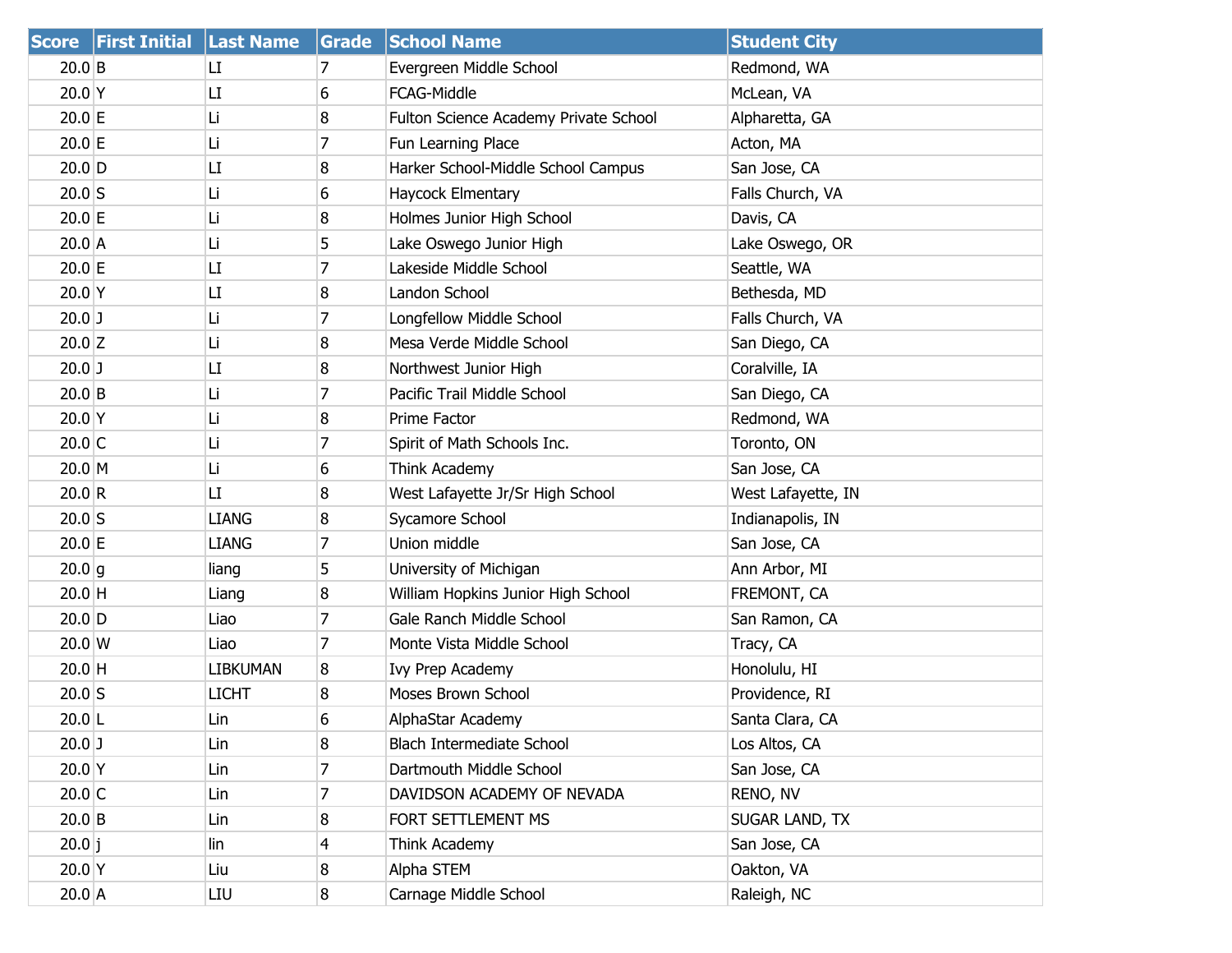| Score | First Initial | Last Name | Grade | School Name | Student City |
|---|---|---|---|---|---|
| 20.0 | B | LI | 7 | Evergreen Middle School | Redmond, WA |
| 20.0 | Y | LI | 6 | FCAG-Middle | McLean, VA |
| 20.0 | E | Li | 8 | Fulton Science Academy Private School | Alpharetta, GA |
| 20.0 | E | Li | 7 | Fun Learning Place | Acton, MA |
| 20.0 | D | LI | 8 | Harker School-Middle School Campus | San Jose, CA |
| 20.0 | S | Li | 6 | Haycock Elmentary | Falls Church, VA |
| 20.0 | E | Li | 8 | Holmes Junior High School | Davis, CA |
| 20.0 | A | Li | 5 | Lake Oswego Junior High | Lake Oswego, OR |
| 20.0 | E | LI | 7 | Lakeside Middle School | Seattle, WA |
| 20.0 | Y | LI | 8 | Landon School | Bethesda, MD |
| 20.0 | J | Li | 7 | Longfellow Middle School | Falls Church, VA |
| 20.0 | Z | Li | 8 | Mesa Verde Middle School | San Diego, CA |
| 20.0 | J | LI | 8 | Northwest Junior High | Coralville, IA |
| 20.0 | B | Li | 7 | Pacific Trail Middle School | San Diego, CA |
| 20.0 | Y | Li | 8 | Prime Factor | Redmond, WA |
| 20.0 | C | Li | 7 | Spirit of Math Schools Inc. | Toronto, ON |
| 20.0 | M | Li | 6 | Think Academy | San Jose, CA |
| 20.0 | R | LI | 8 | West Lafayette Jr/Sr High School | West Lafayette, IN |
| 20.0 | S | LIANG | 8 | Sycamore School | Indianapolis, IN |
| 20.0 | E | LIANG | 7 | Union middle | San Jose, CA |
| 20.0 | g | liang | 5 | University of Michigan | Ann Arbor, MI |
| 20.0 | H | Liang | 8 | William Hopkins Junior High School | FREMONT, CA |
| 20.0 | D | Liao | 7 | Gale Ranch Middle School | San Ramon, CA |
| 20.0 | W | Liao | 7 | Monte Vista Middle School | Tracy, CA |
| 20.0 | H | LIBKUMAN | 8 | Ivy Prep Academy | Honolulu, HI |
| 20.0 | S | LICHT | 8 | Moses Brown School | Providence, RI |
| 20.0 | L | Lin | 6 | AlphaStar Academy | Santa Clara, CA |
| 20.0 | J | Lin | 8 | Blach Intermediate School | Los Altos, CA |
| 20.0 | Y | Lin | 7 | Dartmouth Middle School | San Jose, CA |
| 20.0 | C | Lin | 7 | DAVIDSON ACADEMY OF NEVADA | RENO, NV |
| 20.0 | B | Lin | 8 | FORT SETTLEMENT MS | SUGAR LAND, TX |
| 20.0 | j | lin | 4 | Think Academy | San Jose, CA |
| 20.0 | Y | Liu | 8 | Alpha STEM | Oakton, VA |
| 20.0 | A | LIU | 8 | Carnage Middle School | Raleigh, NC |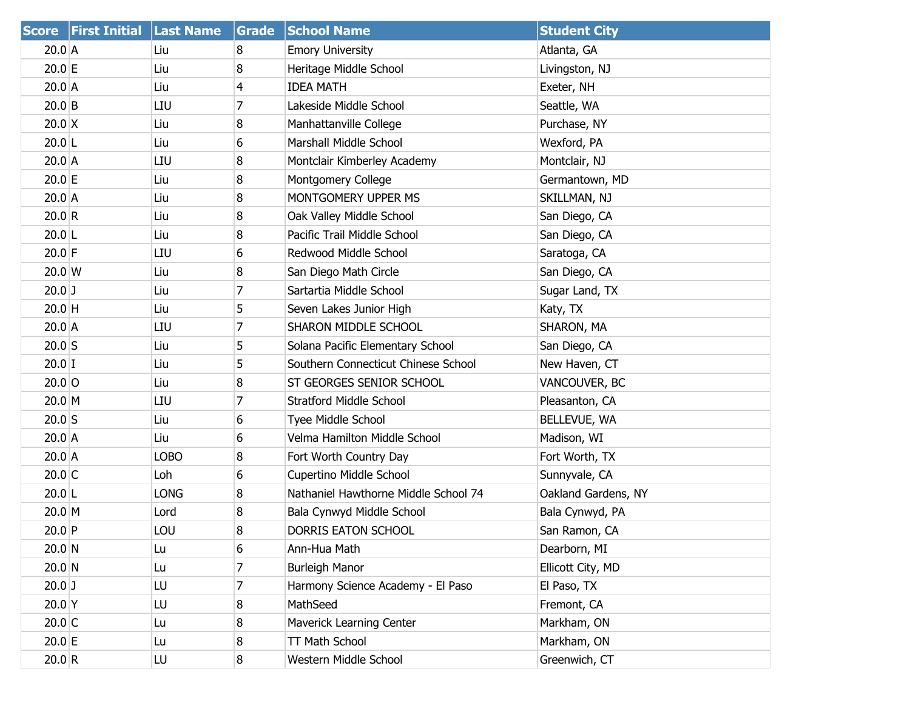| Score | First Initial | Last Name | Grade | School Name | Student City |
|---|---|---|---|---|---|
| 20.0 | A | Liu | 8 | Emory University | Atlanta, GA |
| 20.0 | E | Liu | 8 | Heritage Middle School | Livingston, NJ |
| 20.0 | A | Liu | 4 | IDEA MATH | Exeter, NH |
| 20.0 | B | LIU | 7 | Lakeside Middle School | Seattle, WA |
| 20.0 | X | Liu | 8 | Manhattanville College | Purchase, NY |
| 20.0 | L | Liu | 6 | Marshall Middle School | Wexford, PA |
| 20.0 | A | LIU | 8 | Montclair Kimberley Academy | Montclair, NJ |
| 20.0 | E | Liu | 8 | Montgomery College | Germantown, MD |
| 20.0 | A | Liu | 8 | MONTGOMERY UPPER MS | SKILLMAN, NJ |
| 20.0 | R | Liu | 8 | Oak Valley Middle School | San Diego, CA |
| 20.0 | L | Liu | 8 | Pacific Trail Middle School | San Diego, CA |
| 20.0 | F | LIU | 6 | Redwood Middle School | Saratoga, CA |
| 20.0 | W | Liu | 8 | San Diego Math Circle | San Diego, CA |
| 20.0 | J | Liu | 7 | Sartartia Middle School | Sugar Land, TX |
| 20.0 | H | Liu | 5 | Seven Lakes Junior High | Katy, TX |
| 20.0 | A | LIU | 7 | SHARON MIDDLE SCHOOL | SHARON, MA |
| 20.0 | S | Liu | 5 | Solana Pacific Elementary School | San Diego, CA |
| 20.0 | I | Liu | 5 | Southern Connecticut Chinese School | New Haven, CT |
| 20.0 | O | Liu | 8 | ST GEORGES SENIOR SCHOOL | VANCOUVER, BC |
| 20.0 | M | LIU | 7 | Stratford Middle School | Pleasanton, CA |
| 20.0 | S | Liu | 6 | Tyee Middle School | BELLEVUE, WA |
| 20.0 | A | Liu | 6 | Velma Hamilton Middle School | Madison, WI |
| 20.0 | A | LOBO | 8 | Fort Worth Country Day | Fort Worth, TX |
| 20.0 | C | Loh | 6 | Cupertino Middle School | Sunnyvale, CA |
| 20.0 | L | LONG | 8 | Nathaniel Hawthorne Middle School 74 | Oakland Gardens, NY |
| 20.0 | M | Lord | 8 | Bala Cynwyd Middle School | Bala Cynwyd, PA |
| 20.0 | P | LOU | 8 | DORRIS EATON SCHOOL | San Ramon, CA |
| 20.0 | N | Lu | 6 | Ann-Hua Math | Dearborn, MI |
| 20.0 | N | Lu | 7 | Burleigh Manor | Ellicott City, MD |
| 20.0 | J | LU | 7 | Harmony Science Academy - El Paso | El Paso, TX |
| 20.0 | Y | LU | 8 | MathSeed | Fremont, CA |
| 20.0 | C | Lu | 8 | Maverick Learning Center | Markham, ON |
| 20.0 | E | Lu | 8 | TT Math School | Markham, ON |
| 20.0 | R | LU | 8 | Western Middle School | Greenwich, CT |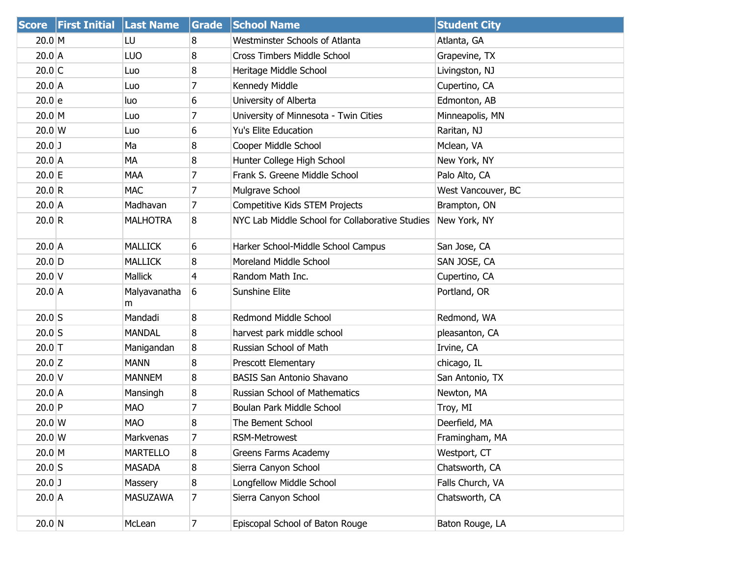| Score | First Initial | Last Name | Grade | School Name | Student City |
| --- | --- | --- | --- | --- | --- |
| 20.0 | M | LU | 8 | Westminster Schools of Atlanta | Atlanta, GA |
| 20.0 | A | LUO | 8 | Cross Timbers Middle School | Grapevine, TX |
| 20.0 | C | Luo | 8 | Heritage Middle School | Livingston, NJ |
| 20.0 | A | Luo | 7 | Kennedy Middle | Cupertino, CA |
| 20.0 | e | luo | 6 | University of Alberta | Edmonton, AB |
| 20.0 | M | Luo | 7 | University of Minnesota - Twin Cities | Minneapolis, MN |
| 20.0 | W | Luo | 6 | Yu's Elite Education | Raritan, NJ |
| 20.0 | J | Ma | 8 | Cooper Middle School | Mclean, VA |
| 20.0 | A | MA | 8 | Hunter College High School | New York, NY |
| 20.0 | E | MAA | 7 | Frank S. Greene Middle School | Palo Alto, CA |
| 20.0 | R | MAC | 7 | Mulgrave School | West Vancouver, BC |
| 20.0 | A | Madhavan | 7 | Competitive Kids STEM Projects | Brampton, ON |
| 20.0 | R | MALHOTRA | 8 | NYC Lab Middle School for Collaborative Studies | New York, NY |
| 20.0 | A | MALLICK | 6 | Harker School-Middle School Campus | San Jose, CA |
| 20.0 | D | MALLICK | 8 | Moreland Middle School | SAN JOSE, CA |
| 20.0 | V | Mallick | 4 | Random Math Inc. | Cupertino, CA |
| 20.0 | A | Malyavanatham | 6 | Sunshine Elite | Portland, OR |
| 20.0 | S | Mandadi | 8 | Redmond Middle School | Redmond, WA |
| 20.0 | S | MANDAL | 8 | harvest park middle school | pleasanton, CA |
| 20.0 | T | Manigandan | 8 | Russian School of Math | Irvine, CA |
| 20.0 | Z | MANN | 8 | Prescott Elementary | chicago, IL |
| 20.0 | V | MANNEM | 8 | BASIS San Antonio Shavano | San Antonio, TX |
| 20.0 | A | Mansingh | 8 | Russian School of Mathematics | Newton, MA |
| 20.0 | P | MAO | 7 | Boulan Park Middle School | Troy, MI |
| 20.0 | W | MAO | 8 | The Bement School | Deerfield, MA |
| 20.0 | W | Markvenas | 7 | RSM-Metrowest | Framingham, MA |
| 20.0 | M | MARTELLO | 8 | Greens Farms Academy | Westport, CT |
| 20.0 | S | MASADA | 8 | Sierra Canyon School | Chatsworth, CA |
| 20.0 | J | Massery | 8 | Longfellow Middle School | Falls Church, VA |
| 20.0 | A | MASUZAWA | 7 | Sierra Canyon School | Chatsworth, CA |
| 20.0 | N | McLean | 7 | Episcopal School of Baton Rouge | Baton Rouge, LA |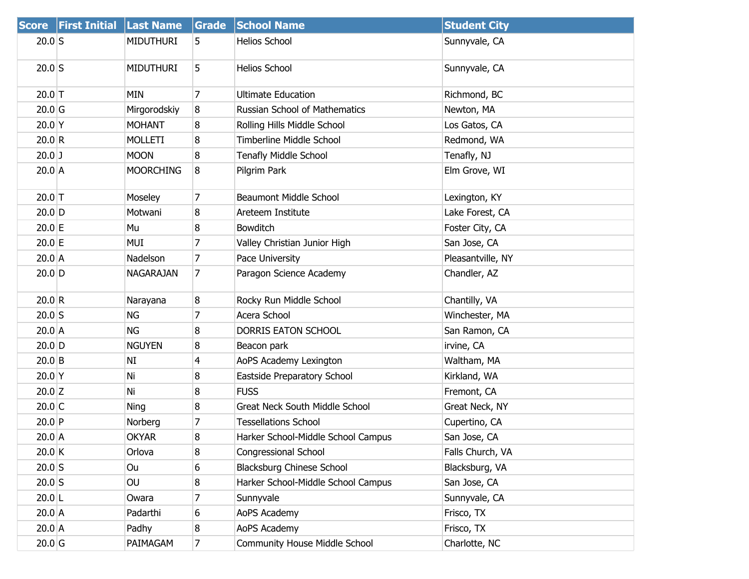| Score | First Initial | Last Name | Grade | School Name | Student City |
|---|---|---|---|---|---|
| 20.0 | S | MIDUTHURI | 5 | Helios School | Sunnyvale, CA |
| 20.0 | S | MIDUTHURI | 5 | Helios School | Sunnyvale, CA |
| 20.0 | T | MIN | 7 | Ultimate Education | Richmond, BC |
| 20.0 | G | Mirgorodskiy | 8 | Russian School of Mathematics | Newton, MA |
| 20.0 | Y | MOHANT | 8 | Rolling Hills Middle School | Los Gatos, CA |
| 20.0 | R | MOLLETI | 8 | Timberline Middle School | Redmond, WA |
| 20.0 | J | MOON | 8 | Tenafly Middle School | Tenafly, NJ |
| 20.0 | A | MOORCHING | 8 | Pilgrim Park | Elm Grove, WI |
| 20.0 | T | Moseley | 7 | Beaumont Middle School | Lexington, KY |
| 20.0 | D | Motwani | 8 | Areteem Institute | Lake Forest, CA |
| 20.0 | E | Mu | 8 | Bowditch | Foster City, CA |
| 20.0 | E | MUI | 7 | Valley Christian Junior High | San Jose, CA |
| 20.0 | A | Nadelson | 7 | Pace University | Pleasantville, NY |
| 20.0 | D | NAGARAJAN | 7 | Paragon Science Academy | Chandler, AZ |
| 20.0 | R | Narayana | 8 | Rocky Run Middle School | Chantilly, VA |
| 20.0 | S | NG | 7 | Acera School | Winchester, MA |
| 20.0 | A | NG | 8 | DORRIS EATON SCHOOL | San Ramon, CA |
| 20.0 | D | NGUYEN | 8 | Beacon park | irvine, CA |
| 20.0 | B | NI | 4 | AoPS Academy Lexington | Waltham, MA |
| 20.0 | Y | Ni | 8 | Eastside Preparatory School | Kirkland, WA |
| 20.0 | Z | Ni | 8 | FUSS | Fremont, CA |
| 20.0 | C | Ning | 8 | Great Neck South Middle School | Great Neck, NY |
| 20.0 | P | Norberg | 7 | Tessellations School | Cupertino, CA |
| 20.0 | A | OKYAR | 8 | Harker School-Middle School Campus | San Jose, CA |
| 20.0 | K | Orlova | 8 | Congressional School | Falls Church, VA |
| 20.0 | S | Ou | 6 | Blacksburg Chinese School | Blacksburg, VA |
| 20.0 | S | OU | 8 | Harker School-Middle School Campus | San Jose, CA |
| 20.0 | L | Owara | 7 | Sunnyvale | Sunnyvale, CA |
| 20.0 | A | Padarthi | 6 | AoPS Academy | Frisco, TX |
| 20.0 | A | Padhy | 8 | AoPS Academy | Frisco, TX |
| 20.0 | G | PAIMAGAM | 7 | Community House Middle School | Charlotte, NC |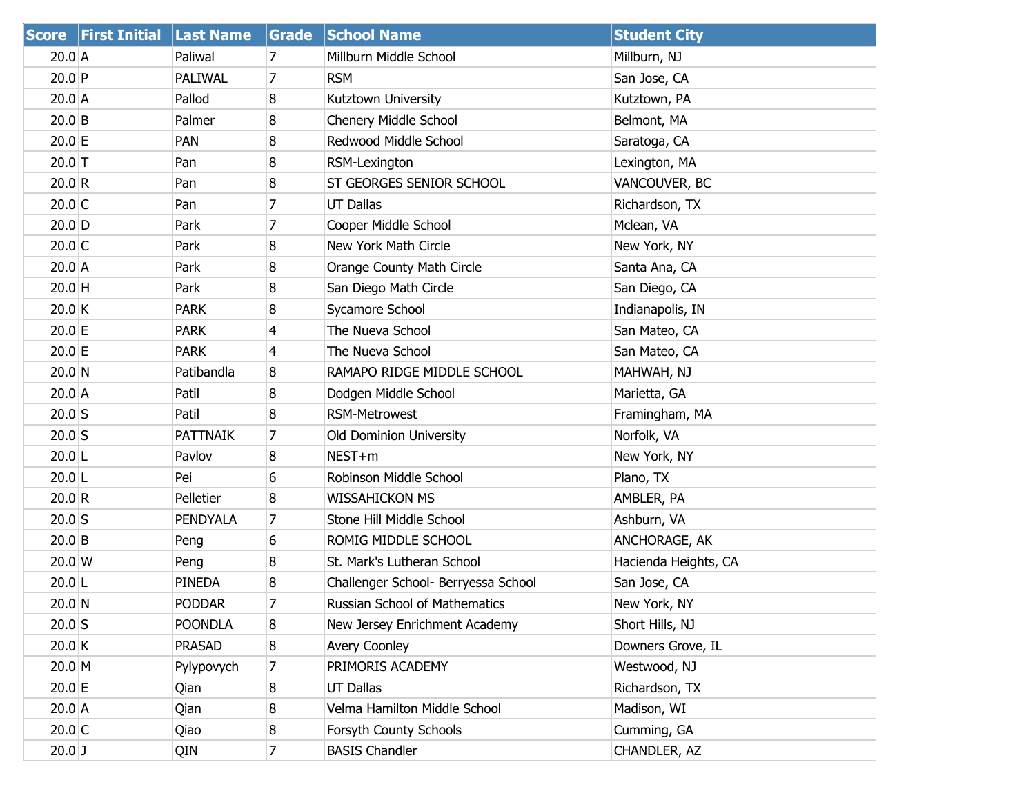| Score | First Initial | Last Name | Grade | School Name | Student City |
|---|---|---|---|---|---|
| 20.0 | A | Paliwal | 7 | Millburn Middle School | Millburn, NJ |
| 20.0 | P | PALIWAL | 7 | RSM | San Jose, CA |
| 20.0 | A | Pallod | 8 | Kutztown University | Kutztown, PA |
| 20.0 | B | Palmer | 8 | Chenery Middle School | Belmont, MA |
| 20.0 | E | PAN | 8 | Redwood Middle School | Saratoga, CA |
| 20.0 | T | Pan | 8 | RSM-Lexington | Lexington, MA |
| 20.0 | R | Pan | 8 | ST GEORGES SENIOR SCHOOL | VANCOUVER, BC |
| 20.0 | C | Pan | 7 | UT Dallas | Richardson, TX |
| 20.0 | D | Park | 7 | Cooper Middle School | Mclean, VA |
| 20.0 | C | Park | 8 | New York Math Circle | New York, NY |
| 20.0 | A | Park | 8 | Orange County Math Circle | Santa Ana, CA |
| 20.0 | H | Park | 8 | San Diego Math Circle | San Diego, CA |
| 20.0 | K | PARK | 8 | Sycamore School | Indianapolis, IN |
| 20.0 | E | PARK | 4 | The Nueva School | San Mateo, CA |
| 20.0 | E | PARK | 4 | The Nueva School | San Mateo, CA |
| 20.0 | N | Patibandla | 8 | RAMAPO RIDGE MIDDLE SCHOOL | MAHWAH, NJ |
| 20.0 | A | Patil | 8 | Dodgen Middle School | Marietta, GA |
| 20.0 | S | Patil | 8 | RSM-Metrowest | Framingham, MA |
| 20.0 | S | PATTNAIK | 7 | Old Dominion University | Norfolk, VA |
| 20.0 | L | Pavlov | 8 | NEST+m | New York, NY |
| 20.0 | L | Pei | 6 | Robinson Middle School | Plano, TX |
| 20.0 | R | Pelletier | 8 | WISSAHICKON MS | AMBLER, PA |
| 20.0 | S | PENDYALA | 7 | Stone Hill Middle School | Ashburn, VA |
| 20.0 | B | Peng | 6 | ROMIG MIDDLE SCHOOL | ANCHORAGE, AK |
| 20.0 | W | Peng | 8 | St. Mark's Lutheran School | Hacienda Heights, CA |
| 20.0 | L | PINEDA | 8 | Challenger School- Berryessa School | San Jose, CA |
| 20.0 | N | PODDAR | 7 | Russian School of Mathematics | New York, NY |
| 20.0 | S | POONDLA | 8 | New Jersey Enrichment Academy | Short Hills, NJ |
| 20.0 | K | PRASAD | 8 | Avery Coonley | Downers Grove, IL |
| 20.0 | M | Pylypovych | 7 | PRIMORIS ACADEMY | Westwood, NJ |
| 20.0 | E | Qian | 8 | UT Dallas | Richardson, TX |
| 20.0 | A | Qian | 8 | Velma Hamilton Middle School | Madison, WI |
| 20.0 | C | Qiao | 8 | Forsyth County Schools | Cumming, GA |
| 20.0 | J | QIN | 7 | BASIS Chandler | CHANDLER, AZ |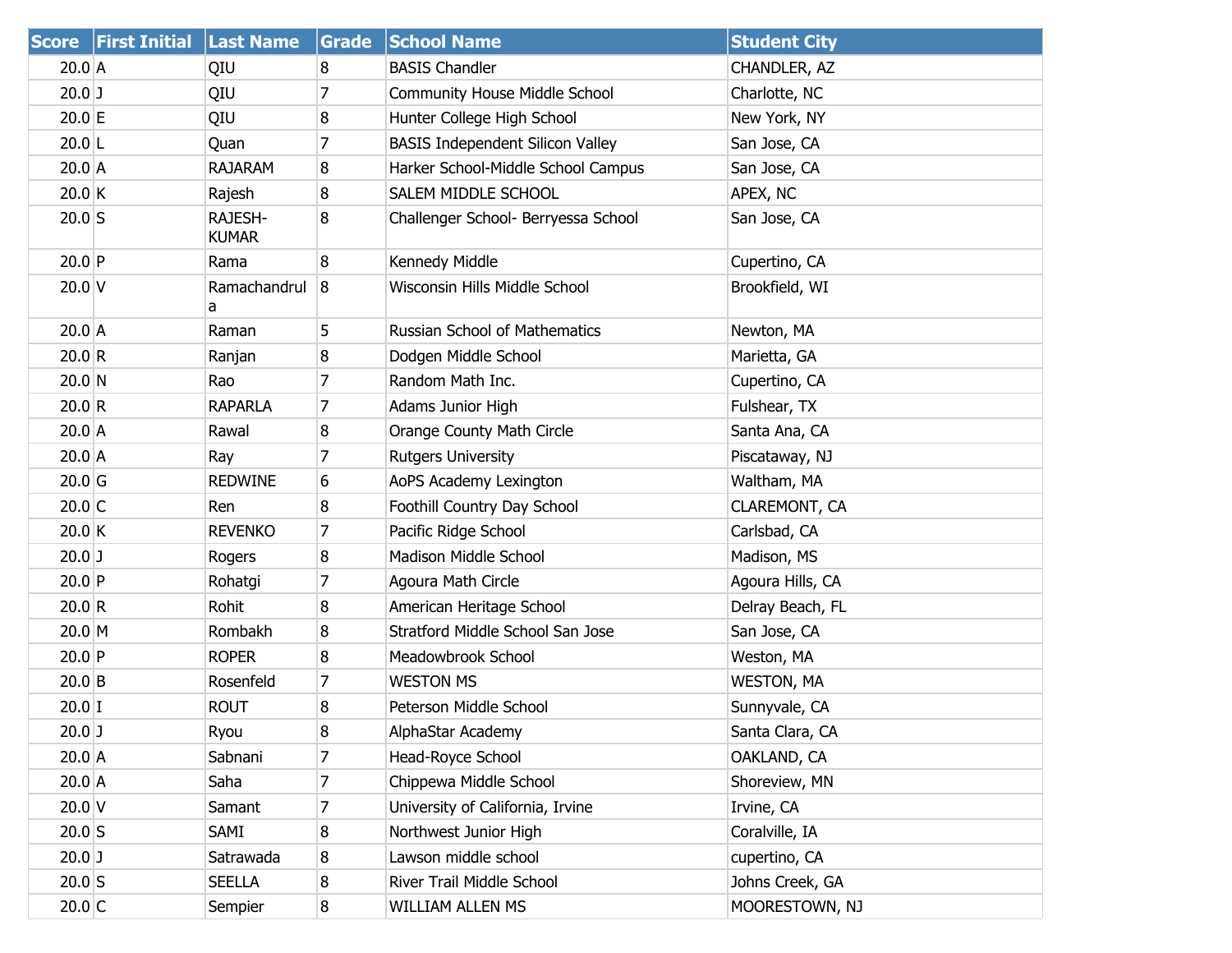| Score | First Initial | Last Name | Grade | School Name | Student City |
| --- | --- | --- | --- | --- | --- |
| 20.0 | A | QIU | 8 | BASIS Chandler | CHANDLER, AZ |
| 20.0 | J | QIU | 7 | Community House Middle School | Charlotte, NC |
| 20.0 | E | QIU | 8 | Hunter College High School | New York, NY |
| 20.0 | L | Quan | 7 | BASIS Independent Silicon Valley | San Jose, CA |
| 20.0 | A | RAJARAM | 8 | Harker School-Middle School Campus | San Jose, CA |
| 20.0 | K | Rajesh | 8 | SALEM MIDDLE SCHOOL | APEX, NC |
| 20.0 | S | RAJESH-KUMAR | 8 | Challenger School- Berryessa School | San Jose, CA |
| 20.0 | P | Rama | 8 | Kennedy Middle | Cupertino, CA |
| 20.0 | V | Ramachandrula | 8 | Wisconsin Hills Middle School | Brookfield, WI |
| 20.0 | A | Raman | 5 | Russian School of Mathematics | Newton, MA |
| 20.0 | R | Ranjan | 8 | Dodgen Middle School | Marietta, GA |
| 20.0 | N | Rao | 7 | Random Math Inc. | Cupertino, CA |
| 20.0 | R | RAPARLA | 7 | Adams Junior High | Fulshear, TX |
| 20.0 | A | Rawal | 8 | Orange County Math Circle | Santa Ana, CA |
| 20.0 | A | Ray | 7 | Rutgers University | Piscataway, NJ |
| 20.0 | G | REDWINE | 6 | AoPS Academy Lexington | Waltham, MA |
| 20.0 | C | Ren | 8 | Foothill Country Day School | CLAREMONT, CA |
| 20.0 | K | REVENKO | 7 | Pacific Ridge School | Carlsbad, CA |
| 20.0 | J | Rogers | 8 | Madison Middle School | Madison, MS |
| 20.0 | P | Rohatgi | 7 | Agoura Math Circle | Agoura Hills, CA |
| 20.0 | R | Rohit | 8 | American Heritage School | Delray Beach, FL |
| 20.0 | M | Rombakh | 8 | Stratford Middle School San Jose | San Jose, CA |
| 20.0 | P | ROPER | 8 | Meadowbrook School | Weston, MA |
| 20.0 | B | Rosenfeld | 7 | WESTON MS | WESTON, MA |
| 20.0 | I | ROUT | 8 | Peterson Middle School | Sunnyvale, CA |
| 20.0 | J | Ryou | 8 | AlphaStar Academy | Santa Clara, CA |
| 20.0 | A | Sabnani | 7 | Head-Royce School | OAKLAND, CA |
| 20.0 | A | Saha | 7 | Chippewa Middle School | Shoreview, MN |
| 20.0 | V | Samant | 7 | University of California, Irvine | Irvine, CA |
| 20.0 | S | SAMI | 8 | Northwest Junior High | Coralville, IA |
| 20.0 | J | Satrawada | 8 | Lawson middle school | cupertino, CA |
| 20.0 | S | SEELLA | 8 | River Trail Middle School | Johns Creek, GA |
| 20.0 | C | Sempier | 8 | WILLIAM ALLEN MS | MOORESTOWN, NJ |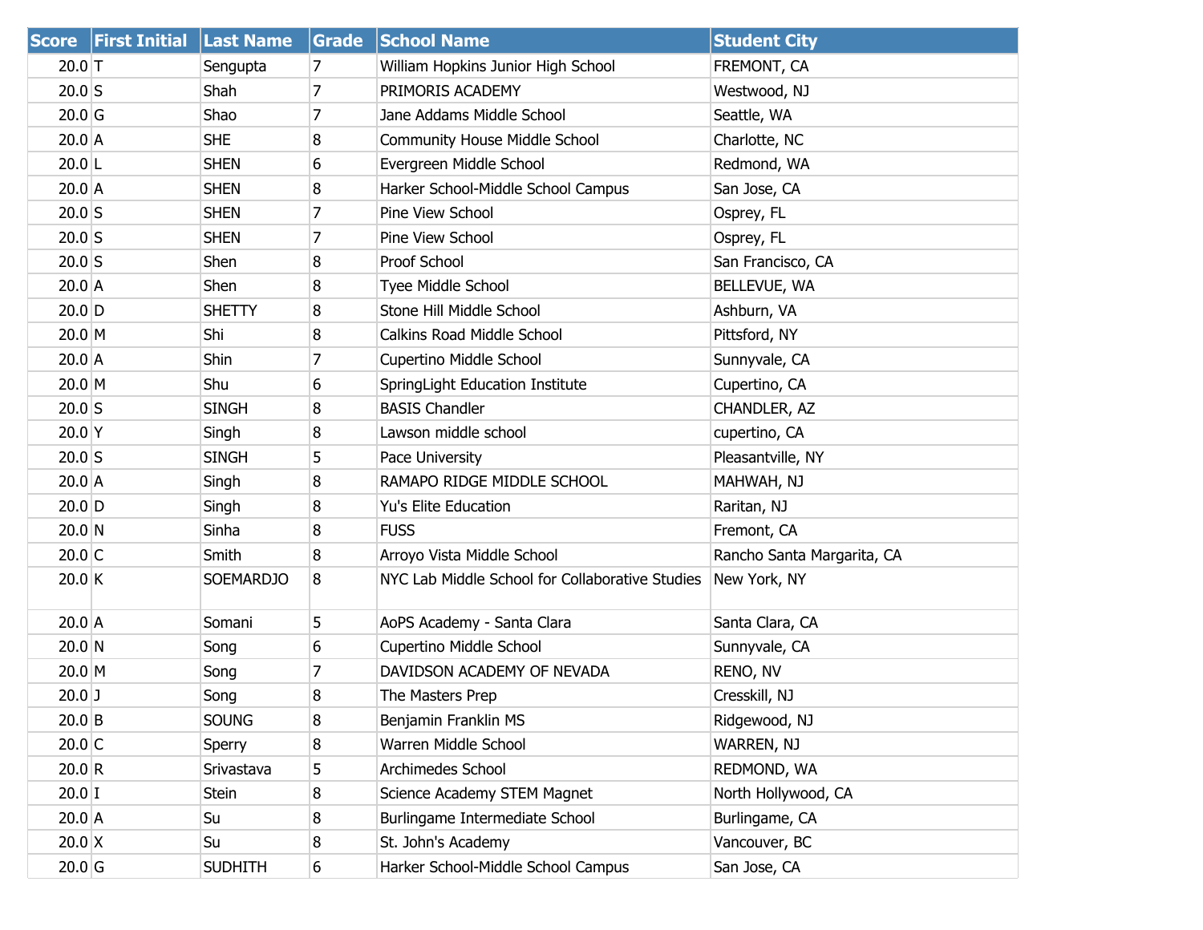| Score | First Initial | Last Name | Grade | School Name | Student City |
|---|---|---|---|---|---|
| 20.0 | T | Sengupta | 7 | William Hopkins Junior High School | FREMONT, CA |
| 20.0 | S | Shah | 7 | PRIMORIS ACADEMY | Westwood, NJ |
| 20.0 | G | Shao | 7 | Jane Addams Middle School | Seattle, WA |
| 20.0 | A | SHE | 8 | Community House Middle School | Charlotte, NC |
| 20.0 | L | SHEN | 6 | Evergreen Middle School | Redmond, WA |
| 20.0 | A | SHEN | 8 | Harker School-Middle School Campus | San Jose, CA |
| 20.0 | S | SHEN | 7 | Pine View School | Osprey, FL |
| 20.0 | S | SHEN | 7 | Pine View School | Osprey, FL |
| 20.0 | S | Shen | 8 | Proof School | San Francisco, CA |
| 20.0 | A | Shen | 8 | Tyee Middle School | BELLEVUE, WA |
| 20.0 | D | SHETTY | 8 | Stone Hill Middle School | Ashburn, VA |
| 20.0 | M | Shi | 8 | Calkins Road Middle School | Pittsford, NY |
| 20.0 | A | Shin | 7 | Cupertino Middle School | Sunnyvale, CA |
| 20.0 | M | Shu | 6 | SpringLight Education Institute | Cupertino, CA |
| 20.0 | S | SINGH | 8 | BASIS Chandler | CHANDLER, AZ |
| 20.0 | Y | Singh | 8 | Lawson middle school | cupertino, CA |
| 20.0 | S | SINGH | 5 | Pace University | Pleasantville, NY |
| 20.0 | A | Singh | 8 | RAMAPO RIDGE MIDDLE SCHOOL | MAHWAH, NJ |
| 20.0 | D | Singh | 8 | Yu's Elite Education | Raritan, NJ |
| 20.0 | N | Sinha | 8 | FUSS | Fremont, CA |
| 20.0 | C | Smith | 8 | Arroyo Vista Middle School | Rancho Santa Margarita, CA |
| 20.0 | K | SOEMARDJO | 8 | NYC Lab Middle School for Collaborative Studies | New York, NY |
| 20.0 | A | Somani | 5 | AoPS Academy - Santa Clara | Santa Clara, CA |
| 20.0 | N | Song | 6 | Cupertino Middle School | Sunnyvale, CA |
| 20.0 | M | Song | 7 | DAVIDSON ACADEMY OF NEVADA | RENO, NV |
| 20.0 | J | Song | 8 | The Masters Prep | Cresskill, NJ |
| 20.0 | B | SOUNG | 8 | Benjamin Franklin MS | Ridgewood, NJ |
| 20.0 | C | Sperry | 8 | Warren Middle School | WARREN, NJ |
| 20.0 | R | Srivastava | 5 | Archimedes School | REDMOND, WA |
| 20.0 | I | Stein | 8 | Science Academy STEM Magnet | North Hollywood, CA |
| 20.0 | A | Su | 8 | Burlingame Intermediate School | Burlingame, CA |
| 20.0 | X | Su | 8 | St. John's Academy | Vancouver, BC |
| 20.0 | G | SUDHITH | 6 | Harker School-Middle School Campus | San Jose, CA |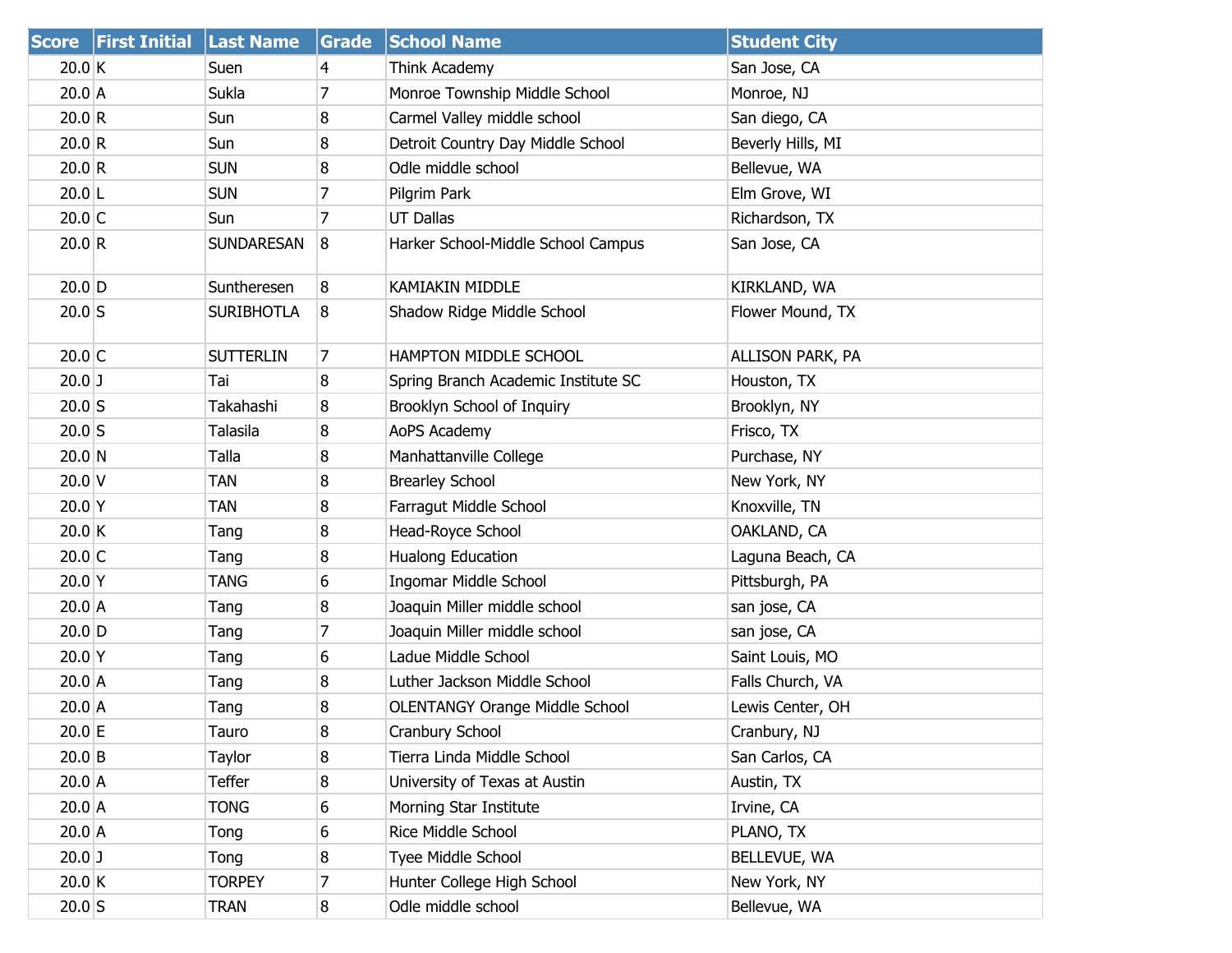| Score | First Initial | Last Name | Grade | School Name | Student City |
|---|---|---|---|---|---|
| 20.0 | K | Suen | 4 | Think Academy | San Jose, CA |
| 20.0 | A | Sukla | 7 | Monroe Township Middle School | Monroe, NJ |
| 20.0 | R | Sun | 8 | Carmel Valley middle school | San diego, CA |
| 20.0 | R | Sun | 8 | Detroit Country Day Middle School | Beverly Hills, MI |
| 20.0 | R | SUN | 8 | Odle middle school | Bellevue, WA |
| 20.0 | L | SUN | 7 | Pilgrim Park | Elm Grove, WI |
| 20.0 | C | Sun | 7 | UT Dallas | Richardson, TX |
| 20.0 | R | SUNDARESAN | 8 | Harker School-Middle School Campus | San Jose, CA |
| 20.0 | D | Suntheresen | 8 | KAMIAKIN MIDDLE | KIRKLAND, WA |
| 20.0 | S | SURIBHOTLA | 8 | Shadow Ridge Middle School | Flower Mound, TX |
| 20.0 | C | SUTTERLIN | 7 | HAMPTON MIDDLE SCHOOL | ALLISON PARK, PA |
| 20.0 | J | Tai | 8 | Spring Branch Academic Institute SC | Houston, TX |
| 20.0 | S | Takahashi | 8 | Brooklyn School of Inquiry | Brooklyn, NY |
| 20.0 | S | Talasila | 8 | AoPS Academy | Frisco, TX |
| 20.0 | N | Talla | 8 | Manhattanville College | Purchase, NY |
| 20.0 | V | TAN | 8 | Brearley School | New York, NY |
| 20.0 | Y | TAN | 8 | Farragut Middle School | Knoxville, TN |
| 20.0 | K | Tang | 8 | Head-Royce School | OAKLAND, CA |
| 20.0 | C | Tang | 8 | Hualong Education | Laguna Beach, CA |
| 20.0 | Y | TANG | 6 | Ingomar Middle School | Pittsburgh, PA |
| 20.0 | A | Tang | 8 | Joaquin Miller middle school | san jose, CA |
| 20.0 | D | Tang | 7 | Joaquin Miller middle school | san jose, CA |
| 20.0 | Y | Tang | 6 | Ladue Middle School | Saint Louis, MO |
| 20.0 | A | Tang | 8 | Luther Jackson Middle School | Falls Church, VA |
| 20.0 | A | Tang | 8 | OLENTANGY Orange Middle School | Lewis Center, OH |
| 20.0 | E | Tauro | 8 | Cranbury School | Cranbury, NJ |
| 20.0 | B | Taylor | 8 | Tierra Linda Middle School | San Carlos, CA |
| 20.0 | A | Teffer | 8 | University of Texas at Austin | Austin, TX |
| 20.0 | A | TONG | 6 | Morning Star Institute | Irvine, CA |
| 20.0 | A | Tong | 6 | Rice Middle School | PLANO, TX |
| 20.0 | J | Tong | 8 | Tyee Middle School | BELLEVUE, WA |
| 20.0 | K | TORPEY | 7 | Hunter College High School | New York, NY |
| 20.0 | S | TRAN | 8 | Odle middle school | Bellevue, WA |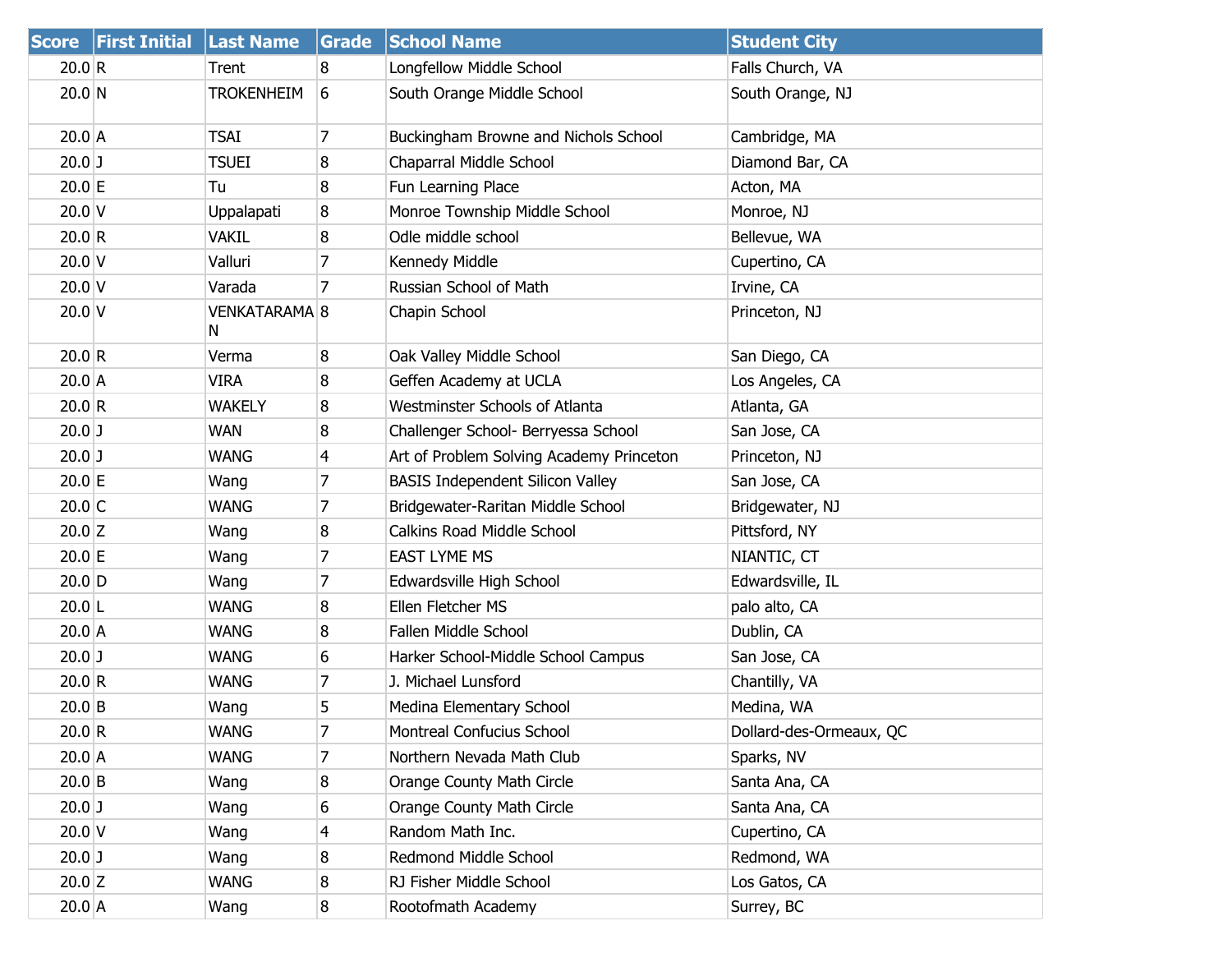| Score | First Initial | Last Name | Grade | School Name | Student City |
|---|---|---|---|---|---|
| 20.0 | R | Trent | 8 | Longfellow Middle School | Falls Church, VA |
| 20.0 | N | TROKENHEIM | 6 | South Orange Middle School | South Orange, NJ |
| 20.0 | A | TSAI | 7 | Buckingham Browne and Nichols School | Cambridge, MA |
| 20.0 | J | TSUEI | 8 | Chaparral Middle School | Diamond Bar, CA |
| 20.0 | E | Tu | 8 | Fun Learning Place | Acton, MA |
| 20.0 | V | Uppalapati | 8 | Monroe Township Middle School | Monroe, NJ |
| 20.0 | R | VAKIL | 8 | Odle middle school | Bellevue, WA |
| 20.0 | V | Valluri | 7 | Kennedy Middle | Cupertino, CA |
| 20.0 | V | Varada | 7 | Russian School of Math | Irvine, CA |
| 20.0 | V | VENKATARAMAN | 8 | Chapin School | Princeton, NJ |
| 20.0 | R | Verma | 8 | Oak Valley Middle School | San Diego, CA |
| 20.0 | A | VIRA | 8 | Geffen Academy at UCLA | Los Angeles, CA |
| 20.0 | R | WAKELY | 8 | Westminster Schools of Atlanta | Atlanta, GA |
| 20.0 | J | WAN | 8 | Challenger School- Berryessa School | San Jose, CA |
| 20.0 | J | WANG | 4 | Art of Problem Solving Academy Princeton | Princeton, NJ |
| 20.0 | E | Wang | 7 | BASIS Independent Silicon Valley | San Jose, CA |
| 20.0 | C | WANG | 7 | Bridgewater-Raritan Middle School | Bridgewater, NJ |
| 20.0 | Z | Wang | 8 | Calkins Road Middle School | Pittsford, NY |
| 20.0 | E | Wang | 7 | EAST LYME MS | NIANTIC, CT |
| 20.0 | D | Wang | 7 | Edwardsville High School | Edwardsville, IL |
| 20.0 | L | WANG | 8 | Ellen Fletcher MS | palo alto, CA |
| 20.0 | A | WANG | 8 | Fallen Middle School | Dublin, CA |
| 20.0 | J | WANG | 6 | Harker School-Middle School Campus | San Jose, CA |
| 20.0 | R | WANG | 7 | J. Michael Lunsford | Chantilly, VA |
| 20.0 | B | Wang | 5 | Medina Elementary School | Medina, WA |
| 20.0 | R | WANG | 7 | Montreal Confucius School | Dollard-des-Ormeaux, QC |
| 20.0 | A | WANG | 7 | Northern Nevada Math Club | Sparks, NV |
| 20.0 | B | Wang | 8 | Orange County Math Circle | Santa Ana, CA |
| 20.0 | J | Wang | 6 | Orange County Math Circle | Santa Ana, CA |
| 20.0 | V | Wang | 4 | Random Math Inc. | Cupertino, CA |
| 20.0 | J | Wang | 8 | Redmond Middle School | Redmond, WA |
| 20.0 | Z | WANG | 8 | RJ Fisher Middle School | Los Gatos, CA |
| 20.0 | A | Wang | 8 | Rootofmath Academy | Surrey, BC |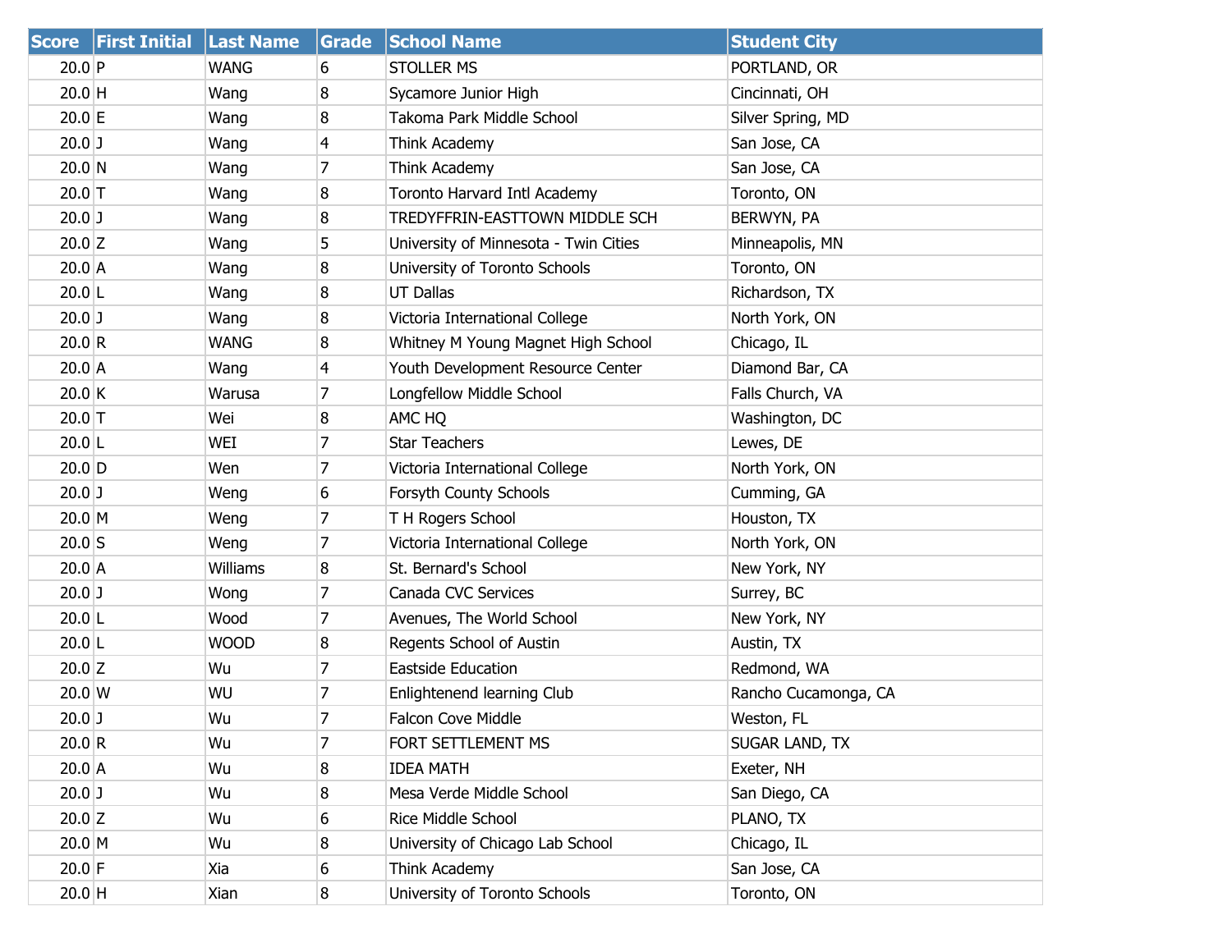| Score | First Initial | Last Name | Grade | School Name | Student City |
|---|---|---|---|---|---|
| 20.0 | P | WANG | 6 | STOLLER MS | PORTLAND, OR |
| 20.0 | H | Wang | 8 | Sycamore Junior High | Cincinnati, OH |
| 20.0 | E | Wang | 8 | Takoma Park Middle School | Silver Spring, MD |
| 20.0 | J | Wang | 4 | Think Academy | San Jose, CA |
| 20.0 | N | Wang | 7 | Think Academy | San Jose, CA |
| 20.0 | T | Wang | 8 | Toronto Harvard Intl Academy | Toronto, ON |
| 20.0 | J | Wang | 8 | TREDYFFRIN-EASTTOWN MIDDLE SCH | BERWYN, PA |
| 20.0 | Z | Wang | 5 | University of Minnesota - Twin Cities | Minneapolis, MN |
| 20.0 | A | Wang | 8 | University of Toronto Schools | Toronto, ON |
| 20.0 | L | Wang | 8 | UT Dallas | Richardson, TX |
| 20.0 | J | Wang | 8 | Victoria International College | North York, ON |
| 20.0 | R | WANG | 8 | Whitney M Young Magnet High School | Chicago, IL |
| 20.0 | A | Wang | 4 | Youth Development Resource Center | Diamond Bar, CA |
| 20.0 | K | Warusa | 7 | Longfellow Middle School | Falls Church, VA |
| 20.0 | T | Wei | 8 | AMC HQ | Washington, DC |
| 20.0 | L | WEI | 7 | Star Teachers | Lewes, DE |
| 20.0 | D | Wen | 7 | Victoria International College | North York, ON |
| 20.0 | J | Weng | 6 | Forsyth County Schools | Cumming, GA |
| 20.0 | M | Weng | 7 | T H Rogers School | Houston, TX |
| 20.0 | S | Weng | 7 | Victoria International College | North York, ON |
| 20.0 | A | Williams | 8 | St. Bernard's School | New York, NY |
| 20.0 | J | Wong | 7 | Canada CVC Services | Surrey, BC |
| 20.0 | L | Wood | 7 | Avenues, The World School | New York, NY |
| 20.0 | L | WOOD | 8 | Regents School of Austin | Austin, TX |
| 20.0 | Z | Wu | 7 | Eastside Education | Redmond, WA |
| 20.0 | W | WU | 7 | Enlightenend learning Club | Rancho Cucamonga, CA |
| 20.0 | J | Wu | 7 | Falcon Cove Middle | Weston, FL |
| 20.0 | R | Wu | 7 | FORT SETTLEMENT MS | SUGAR LAND, TX |
| 20.0 | A | Wu | 8 | IDEA MATH | Exeter, NH |
| 20.0 | J | Wu | 8 | Mesa Verde Middle School | San Diego, CA |
| 20.0 | Z | Wu | 6 | Rice Middle School | PLANO, TX |
| 20.0 | M | Wu | 8 | University of Chicago Lab School | Chicago, IL |
| 20.0 | F | Xia | 6 | Think Academy | San Jose, CA |
| 20.0 | H | Xian | 8 | University of Toronto Schools | Toronto, ON |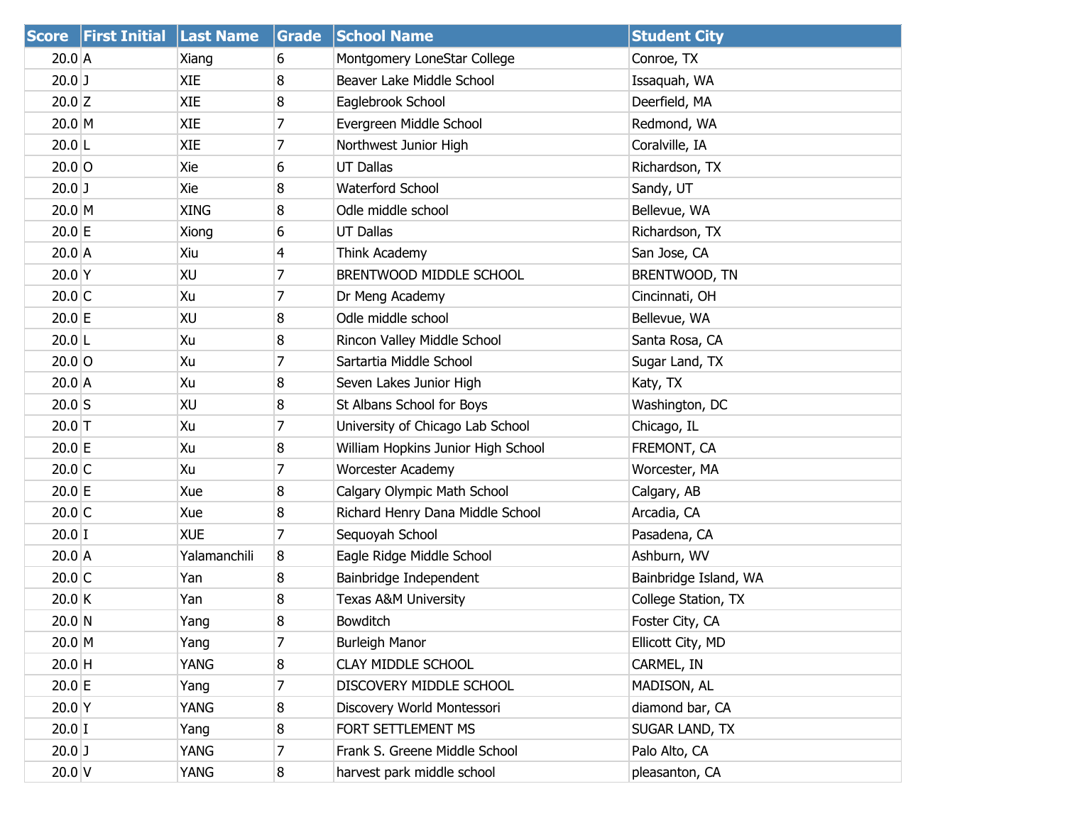| Score | First Initial | Last Name | Grade | School Name | Student City |
| --- | --- | --- | --- | --- | --- |
| 20.0 | A | Xiang | 6 | Montgomery LoneStar College | Conroe, TX |
| 20.0 | J | XIE | 8 | Beaver Lake Middle School | Issaquah, WA |
| 20.0 | Z | XIE | 8 | Eaglebrook School | Deerfield, MA |
| 20.0 | M | XIE | 7 | Evergreen Middle School | Redmond, WA |
| 20.0 | L | XIE | 7 | Northwest Junior High | Coralville, IA |
| 20.0 | O | Xie | 6 | UT Dallas | Richardson, TX |
| 20.0 | J | Xie | 8 | Waterford School | Sandy, UT |
| 20.0 | M | XING | 8 | Odle middle school | Bellevue, WA |
| 20.0 | E | Xiong | 6 | UT Dallas | Richardson, TX |
| 20.0 | A | Xiu | 4 | Think Academy | San Jose, CA |
| 20.0 | Y | XU | 7 | BRENTWOOD MIDDLE SCHOOL | BRENTWOOD, TN |
| 20.0 | C | Xu | 7 | Dr Meng Academy | Cincinnati, OH |
| 20.0 | E | XU | 8 | Odle middle school | Bellevue, WA |
| 20.0 | L | Xu | 8 | Rincon Valley Middle School | Santa Rosa, CA |
| 20.0 | O | Xu | 7 | Sartartia Middle School | Sugar Land, TX |
| 20.0 | A | Xu | 8 | Seven Lakes Junior High | Katy, TX |
| 20.0 | S | XU | 8 | St Albans School for Boys | Washington, DC |
| 20.0 | T | Xu | 7 | University of Chicago Lab School | Chicago, IL |
| 20.0 | E | Xu | 8 | William Hopkins Junior High School | FREMONT, CA |
| 20.0 | C | Xu | 7 | Worcester Academy | Worcester, MA |
| 20.0 | E | Xue | 8 | Calgary Olympic Math School | Calgary, AB |
| 20.0 | C | Xue | 8 | Richard Henry Dana Middle School | Arcadia, CA |
| 20.0 | I | XUE | 7 | Sequoyah School | Pasadena, CA |
| 20.0 | A | Yalamanchili | 8 | Eagle Ridge Middle School | Ashburn, WV |
| 20.0 | C | Yan | 8 | Bainbridge Independent | Bainbridge Island, WA |
| 20.0 | K | Yan | 8 | Texas A&M University | College Station, TX |
| 20.0 | N | Yang | 8 | Bowditch | Foster City, CA |
| 20.0 | M | Yang | 7 | Burleigh Manor | Ellicott City, MD |
| 20.0 | H | YANG | 8 | CLAY MIDDLE SCHOOL | CARMEL, IN |
| 20.0 | E | Yang | 7 | DISCOVERY MIDDLE SCHOOL | MADISON, AL |
| 20.0 | Y | YANG | 8 | Discovery World Montessori | diamond bar, CA |
| 20.0 | I | Yang | 8 | FORT SETTLEMENT MS | SUGAR LAND, TX |
| 20.0 | J | YANG | 7 | Frank S. Greene Middle School | Palo Alto, CA |
| 20.0 | V | YANG | 8 | harvest park middle school | pleasanton, CA |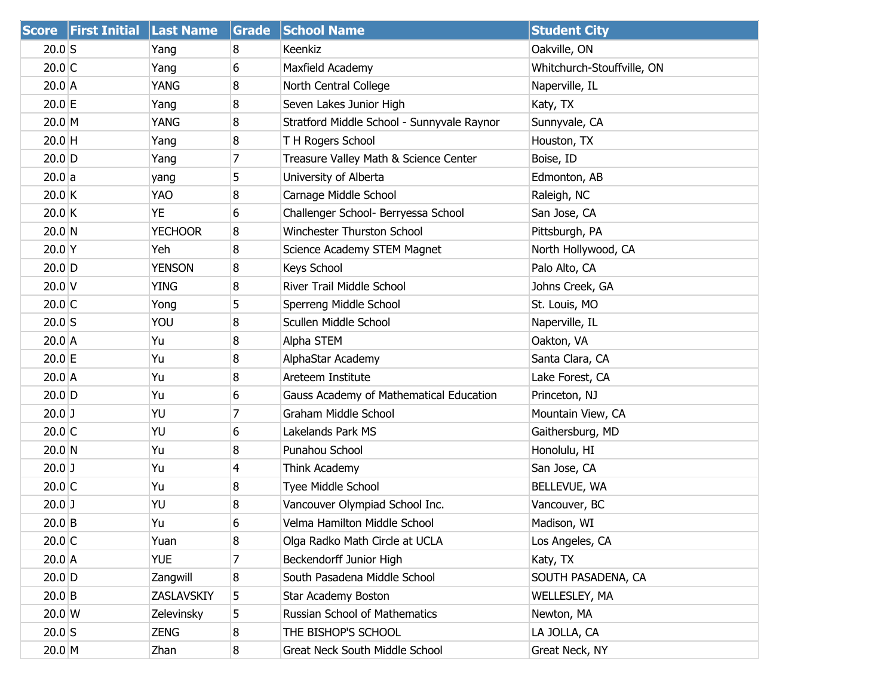| Score | First Initial | Last Name | Grade | School Name | Student City |
|---|---|---|---|---|---|
| 20.0 | S | Yang | 8 | Keenkiz | Oakville, ON |
| 20.0 | C | Yang | 6 | Maxfield Academy | Whitchurch-Stouffville, ON |
| 20.0 | A | YANG | 8 | North Central College | Naperville, IL |
| 20.0 | E | Yang | 8 | Seven Lakes Junior High | Katy, TX |
| 20.0 | M | YANG | 8 | Stratford Middle School - Sunnyvale Raynor | Sunnyvale, CA |
| 20.0 | H | Yang | 8 | T H Rogers School | Houston, TX |
| 20.0 | D | Yang | 7 | Treasure Valley Math & Science Center | Boise, ID |
| 20.0 | a | yang | 5 | University of Alberta | Edmonton, AB |
| 20.0 | K | YAO | 8 | Carnage Middle School | Raleigh, NC |
| 20.0 | K | YE | 6 | Challenger School- Berryessa School | San Jose, CA |
| 20.0 | N | YECHOOR | 8 | Winchester Thurston School | Pittsburgh, PA |
| 20.0 | Y | Yeh | 8 | Science Academy STEM Magnet | North Hollywood, CA |
| 20.0 | D | YENSON | 8 | Keys School | Palo Alto, CA |
| 20.0 | V | YING | 8 | River Trail Middle School | Johns Creek, GA |
| 20.0 | C | Yong | 5 | Sperreng Middle School | St. Louis, MO |
| 20.0 | S | YOU | 8 | Scullen Middle School | Naperville, IL |
| 20.0 | A | Yu | 8 | Alpha STEM | Oakton, VA |
| 20.0 | E | Yu | 8 | AlphaStar Academy | Santa Clara, CA |
| 20.0 | A | Yu | 8 | Areteem Institute | Lake Forest, CA |
| 20.0 | D | Yu | 6 | Gauss Academy of Mathematical Education | Princeton, NJ |
| 20.0 | J | YU | 7 | Graham Middle School | Mountain View, CA |
| 20.0 | C | YU | 6 | Lakelands Park MS | Gaithersburg, MD |
| 20.0 | N | Yu | 8 | Punahou School | Honolulu, HI |
| 20.0 | J | Yu | 4 | Think Academy | San Jose, CA |
| 20.0 | C | Yu | 8 | Tyee Middle School | BELLEVUE, WA |
| 20.0 | J | YU | 8 | Vancouver Olympiad School Inc. | Vancouver, BC |
| 20.0 | B | Yu | 6 | Velma Hamilton Middle School | Madison, WI |
| 20.0 | C | Yuan | 8 | Olga Radko Math Circle at UCLA | Los Angeles, CA |
| 20.0 | A | YUE | 7 | Beckendorff Junior High | Katy, TX |
| 20.0 | D | Zangwill | 8 | South Pasadena Middle School | SOUTH PASADENA, CA |
| 20.0 | B | ZASLAVSKIY | 5 | Star Academy Boston | WELLESLEY, MA |
| 20.0 | W | Zelevinsky | 5 | Russian School of Mathematics | Newton, MA |
| 20.0 | S | ZENG | 8 | THE BISHOP'S SCHOOL | LA JOLLA, CA |
| 20.0 | M | Zhan | 8 | Great Neck South Middle School | Great Neck, NY |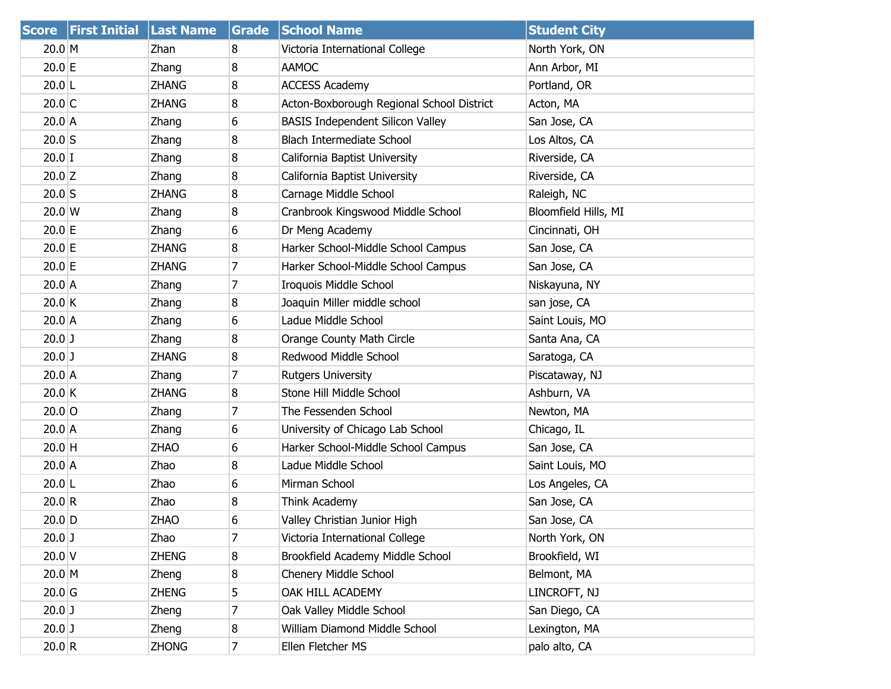| Score | First Initial | Last Name | Grade | School Name | Student City |
| --- | --- | --- | --- | --- | --- |
| 20.0 | M | Zhan | 8 | Victoria International College | North York, ON |
| 20.0 | E | Zhang | 8 | AAMOC | Ann Arbor, MI |
| 20.0 | L | ZHANG | 8 | ACCESS Academy | Portland, OR |
| 20.0 | C | ZHANG | 8 | Acton-Boxborough Regional School District | Acton, MA |
| 20.0 | A | Zhang | 6 | BASIS Independent Silicon Valley | San Jose, CA |
| 20.0 | S | Zhang | 8 | Blach Intermediate School | Los Altos, CA |
| 20.0 | I | Zhang | 8 | California Baptist University | Riverside, CA |
| 20.0 | Z | Zhang | 8 | California Baptist University | Riverside, CA |
| 20.0 | S | ZHANG | 8 | Carnage Middle School | Raleigh, NC |
| 20.0 | W | Zhang | 8 | Cranbrook Kingswood Middle School | Bloomfield Hills, MI |
| 20.0 | E | Zhang | 6 | Dr Meng Academy | Cincinnati, OH |
| 20.0 | E | ZHANG | 8 | Harker School-Middle School Campus | San Jose, CA |
| 20.0 | E | ZHANG | 7 | Harker School-Middle School Campus | San Jose, CA |
| 20.0 | A | Zhang | 7 | Iroquois Middle School | Niskayuna, NY |
| 20.0 | K | Zhang | 8 | Joaquin Miller middle school | san jose, CA |
| 20.0 | A | Zhang | 6 | Ladue Middle School | Saint Louis, MO |
| 20.0 | J | Zhang | 8 | Orange County Math Circle | Santa Ana, CA |
| 20.0 | J | ZHANG | 8 | Redwood Middle School | Saratoga, CA |
| 20.0 | A | Zhang | 7 | Rutgers University | Piscataway, NJ |
| 20.0 | K | ZHANG | 8 | Stone Hill Middle School | Ashburn, VA |
| 20.0 | O | Zhang | 7 | The Fessenden School | Newton, MA |
| 20.0 | A | Zhang | 6 | University of Chicago Lab School | Chicago, IL |
| 20.0 | H | ZHAO | 6 | Harker School-Middle School Campus | San Jose, CA |
| 20.0 | A | Zhao | 8 | Ladue Middle School | Saint Louis, MO |
| 20.0 | L | Zhao | 6 | Mirman School | Los Angeles, CA |
| 20.0 | R | Zhao | 8 | Think Academy | San Jose, CA |
| 20.0 | D | ZHAO | 6 | Valley Christian Junior High | San Jose, CA |
| 20.0 | J | Zhao | 7 | Victoria International College | North York, ON |
| 20.0 | V | ZHENG | 8 | Brookfield Academy Middle School | Brookfield, WI |
| 20.0 | M | Zheng | 8 | Chenery Middle School | Belmont, MA |
| 20.0 | G | ZHENG | 5 | OAK HILL ACADEMY | LINCROFT, NJ |
| 20.0 | J | Zheng | 7 | Oak Valley Middle School | San Diego, CA |
| 20.0 | J | Zheng | 8 | William Diamond Middle School | Lexington, MA |
| 20.0 | R | ZHONG | 7 | Ellen Fletcher MS | palo alto, CA |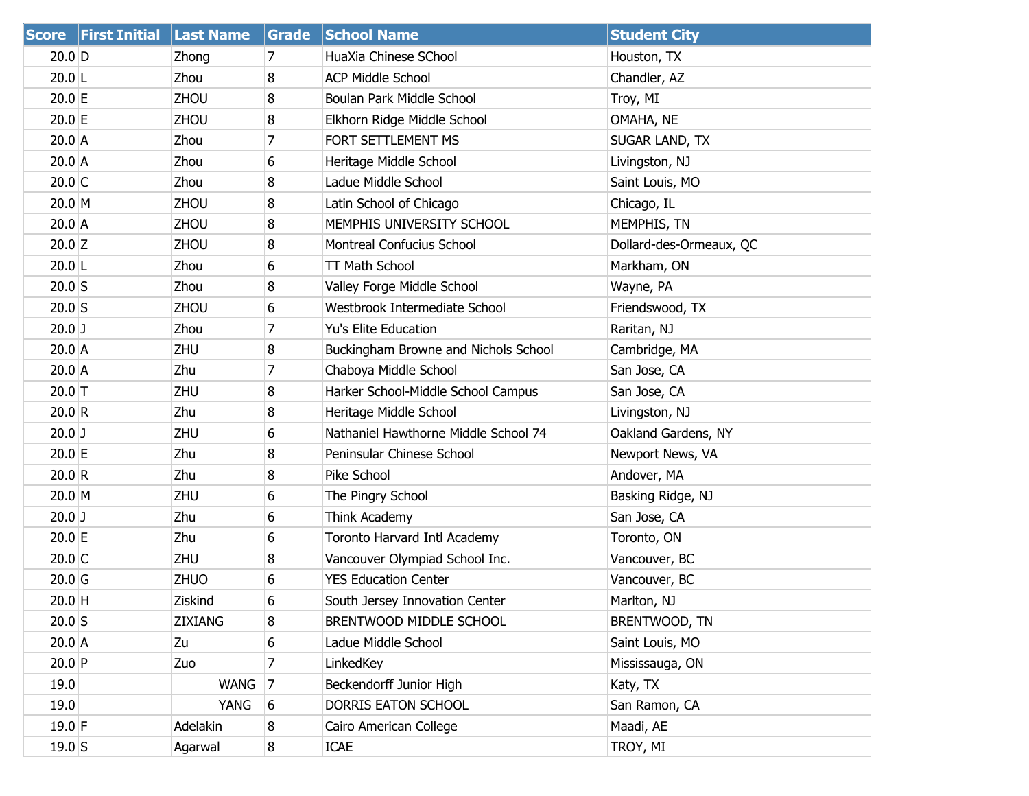| Score | First Initial | Last Name | Grade | School Name | Student City |
|---|---|---|---|---|---|
| 20.0 | D | Zhong | 7 | HuaXia Chinese SChool | Houston, TX |
| 20.0 | L | Zhou | 8 | ACP Middle School | Chandler, AZ |
| 20.0 | E | ZHOU | 8 | Boulan Park Middle School | Troy, MI |
| 20.0 | E | ZHOU | 8 | Elkhorn Ridge Middle School | OMAHA, NE |
| 20.0 | A | Zhou | 7 | FORT SETTLEMENT MS | SUGAR LAND, TX |
| 20.0 | A | Zhou | 6 | Heritage Middle School | Livingston, NJ |
| 20.0 | C | Zhou | 8 | Ladue Middle School | Saint Louis, MO |
| 20.0 | M | ZHOU | 8 | Latin School of Chicago | Chicago, IL |
| 20.0 | A | ZHOU | 8 | MEMPHIS UNIVERSITY SCHOOL | MEMPHIS, TN |
| 20.0 | Z | ZHOU | 8 | Montreal Confucius School | Dollard-des-Ormeaux, QC |
| 20.0 | L | Zhou | 6 | TT Math School | Markham, ON |
| 20.0 | S | Zhou | 8 | Valley Forge Middle School | Wayne, PA |
| 20.0 | S | ZHOU | 6 | Westbrook Intermediate School | Friendswood, TX |
| 20.0 | J | Zhou | 7 | Yu's Elite Education | Raritan, NJ |
| 20.0 | A | ZHU | 8 | Buckingham Browne and Nichols School | Cambridge, MA |
| 20.0 | A | Zhu | 7 | Chaboya Middle School | San Jose, CA |
| 20.0 | T | ZHU | 8 | Harker School-Middle School Campus | San Jose, CA |
| 20.0 | R | Zhu | 8 | Heritage Middle School | Livingston, NJ |
| 20.0 | J | ZHU | 6 | Nathaniel Hawthorne Middle School 74 | Oakland Gardens, NY |
| 20.0 | E | Zhu | 8 | Peninsular Chinese School | Newport News, VA |
| 20.0 | R | Zhu | 8 | Pike School | Andover, MA |
| 20.0 | M | ZHU | 6 | The Pingry School | Basking Ridge, NJ |
| 20.0 | J | Zhu | 6 | Think Academy | San Jose, CA |
| 20.0 | E | Zhu | 6 | Toronto Harvard Intl Academy | Toronto, ON |
| 20.0 | C | ZHU | 8 | Vancouver Olympiad School Inc. | Vancouver, BC |
| 20.0 | G | ZHUO | 6 | YES Education Center | Vancouver, BC |
| 20.0 | H | Ziskind | 6 | South Jersey Innovation Center | Marlton, NJ |
| 20.0 | S | ZIXIANG | 8 | BRENTWOOD MIDDLE SCHOOL | BRENTWOOD, TN |
| 20.0 | A | Zu | 6 | Ladue Middle School | Saint Louis, MO |
| 20.0 | P | Zuo | 7 | LinkedKey | Mississauga, ON |
| 19.0 | | WANG | 7 | Beckendorff Junior High | Katy, TX |
| 19.0 | | YANG | 6 | DORRIS EATON SCHOOL | San Ramon, CA |
| 19.0 | F | Adelakin | 8 | Cairo American College | Maadi, AE |
| 19.0 | S | Agarwal | 8 | ICAE | TROY, MI |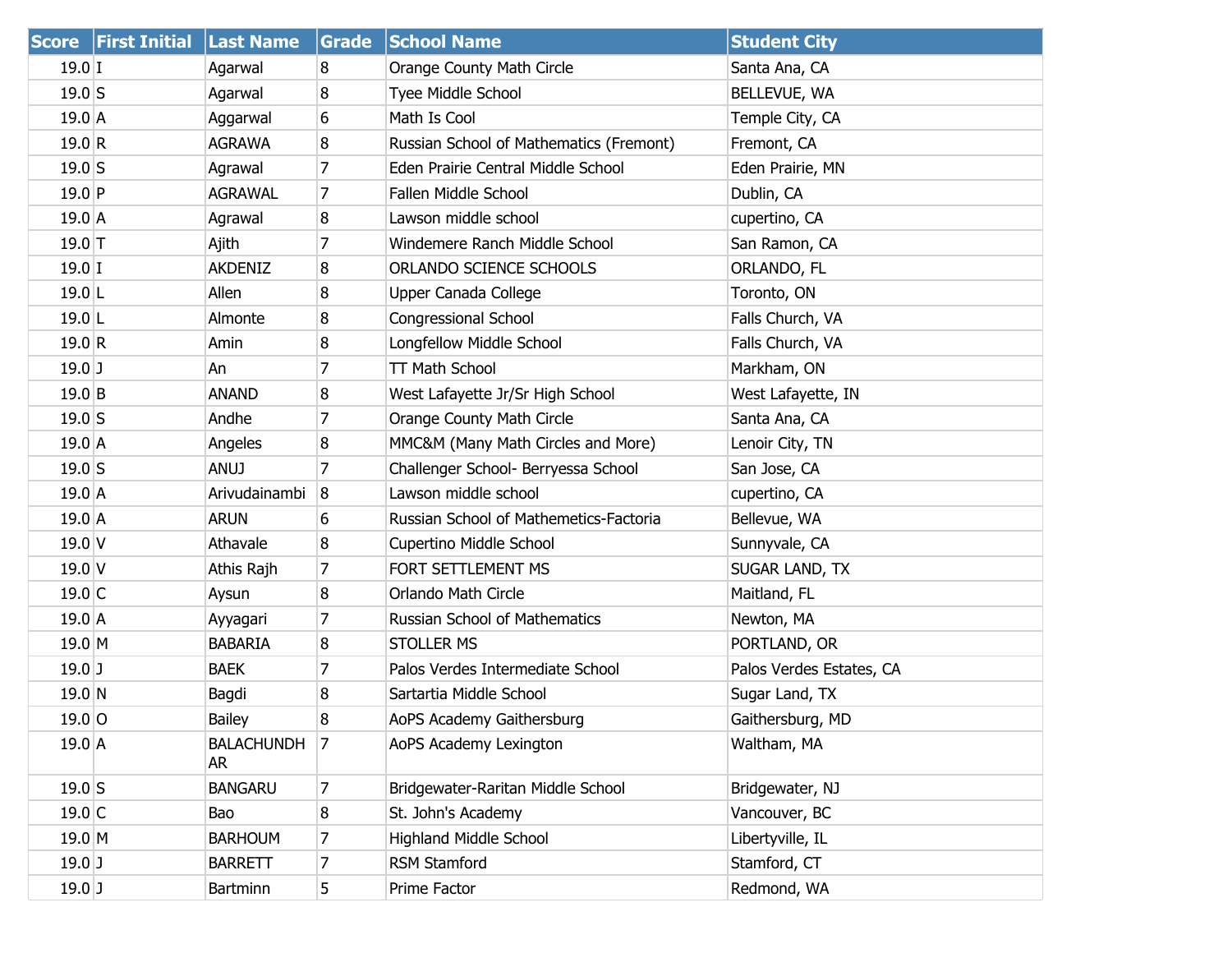| Score | First Initial | Last Name | Grade | School Name | Student City |
|---|---|---|---|---|---|
| 19.0 | I | Agarwal | 8 | Orange County Math Circle | Santa Ana, CA |
| 19.0 | S | Agarwal | 8 | Tyee Middle School | BELLEVUE, WA |
| 19.0 | A | Aggarwal | 6 | Math Is Cool | Temple City, CA |
| 19.0 | R | AGRAWA | 8 | Russian School of Mathematics (Fremont) | Fremont, CA |
| 19.0 | S | Agrawal | 7 | Eden Prairie Central Middle School | Eden Prairie, MN |
| 19.0 | P | AGRAWAL | 7 | Fallen Middle School | Dublin, CA |
| 19.0 | A | Agrawal | 8 | Lawson middle school | cupertino, CA |
| 19.0 | T | Ajith | 7 | Windemere Ranch Middle School | San Ramon, CA |
| 19.0 | I | AKDENIZ | 8 | ORLANDO SCIENCE SCHOOLS | ORLANDO, FL |
| 19.0 | L | Allen | 8 | Upper Canada College | Toronto, ON |
| 19.0 | L | Almonte | 8 | Congressional School | Falls Church, VA |
| 19.0 | R | Amin | 8 | Longfellow Middle School | Falls Church, VA |
| 19.0 | J | An | 7 | TT Math School | Markham, ON |
| 19.0 | B | ANAND | 8 | West Lafayette Jr/Sr High School | West Lafayette, IN |
| 19.0 | S | Andhe | 7 | Orange County Math Circle | Santa Ana, CA |
| 19.0 | A | Angeles | 8 | MMC&M (Many Math Circles and More) | Lenoir City, TN |
| 19.0 | S | ANUJ | 7 | Challenger School- Berryessa School | San Jose, CA |
| 19.0 | A | Arivudainambi | 8 | Lawson middle school | cupertino, CA |
| 19.0 | A | ARUN | 6 | Russian School of Mathemetics-Factoria | Bellevue, WA |
| 19.0 | V | Athavale | 8 | Cupertino Middle School | Sunnyvale, CA |
| 19.0 | V | Athis Rajh | 7 | FORT SETTLEMENT MS | SUGAR LAND, TX |
| 19.0 | C | Aysun | 8 | Orlando Math Circle | Maitland, FL |
| 19.0 | A | Ayyagari | 7 | Russian School of Mathematics | Newton, MA |
| 19.0 | M | BABARIA | 8 | STOLLER MS | PORTLAND, OR |
| 19.0 | J | BAEK | 7 | Palos Verdes Intermediate School | Palos Verdes Estates, CA |
| 19.0 | N | Bagdi | 8 | Sartartia Middle School | Sugar Land, TX |
| 19.0 | O | Bailey | 8 | AoPS Academy Gaithersburg | Gaithersburg, MD |
| 19.0 | A | BALACHUNDHAR | 7 | AoPS Academy Lexington | Waltham, MA |
| 19.0 | S | BANGARU | 7 | Bridgewater-Raritan Middle School | Bridgewater, NJ |
| 19.0 | C | Bao | 8 | St. John's Academy | Vancouver, BC |
| 19.0 | M | BARHOUM | 7 | Highland Middle School | Libertyville, IL |
| 19.0 | J | BARRETT | 7 | RSM Stamford | Stamford, CT |
| 19.0 | J | Bartminn | 5 | Prime Factor | Redmond, WA |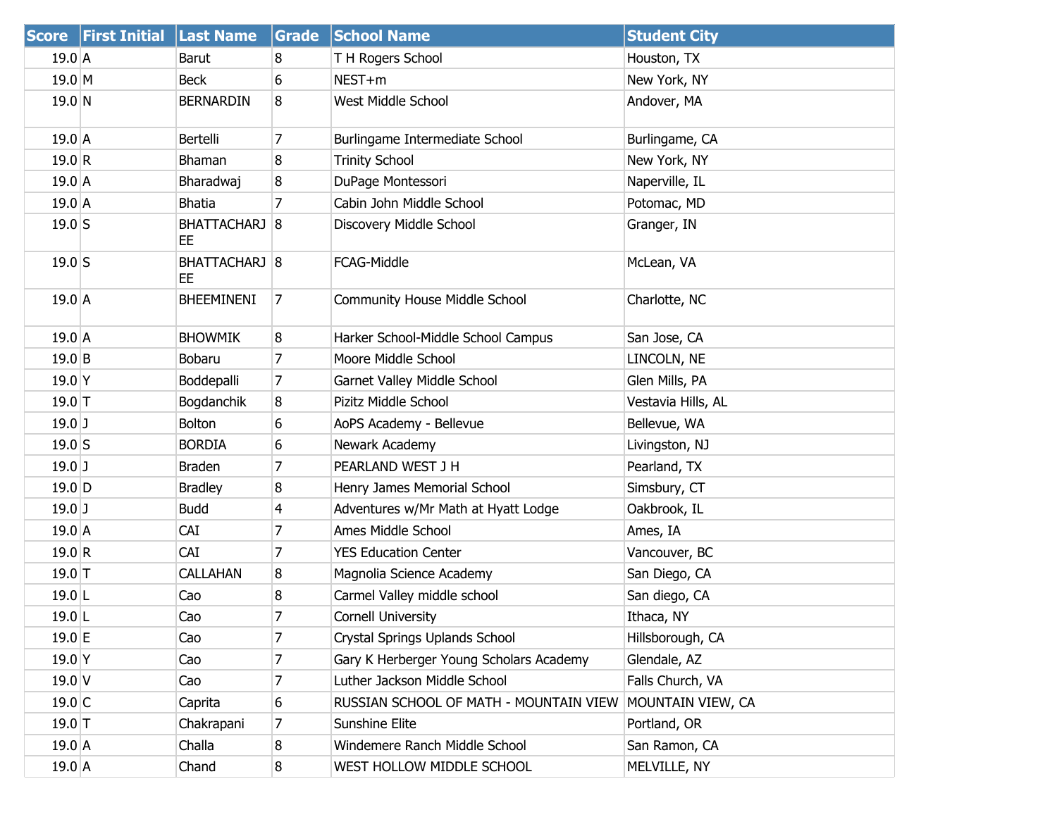| Score | First Initial | Last Name | Grade | School Name | Student City |
|---|---|---|---|---|---|
| 19.0 | A | Barut | 8 | T H Rogers School | Houston, TX |
| 19.0 | M | Beck | 6 | NEST+m | New York, NY |
| 19.0 | N | BERNARDIN | 8 | West Middle School | Andover, MA |
| 19.0 | A | Bertelli | 7 | Burlingame Intermediate School | Burlingame, CA |
| 19.0 | R | Bhaman | 8 | Trinity School | New York, NY |
| 19.0 | A | Bharadwaj | 8 | DuPage Montessori | Naperville, IL |
| 19.0 | A | Bhatia | 7 | Cabin John Middle School | Potomac, MD |
| 19.0 | S | BHATTACHARJEE | 8 | Discovery Middle School | Granger, IN |
| 19.0 | S | BHATTACHARJEE | 8 | FCAG-Middle | McLean, VA |
| 19.0 | A | BHEEMINENI | 7 | Community House Middle School | Charlotte, NC |
| 19.0 | A | BHOWMIK | 8 | Harker School-Middle School Campus | San Jose, CA |
| 19.0 | B | Bobaru | 7 | Moore Middle School | LINCOLN, NE |
| 19.0 | Y | Boddepalli | 7 | Garnet Valley Middle School | Glen Mills, PA |
| 19.0 | T | Bogdanchik | 8 | Pizitz Middle School | Vestavia Hills, AL |
| 19.0 | J | Bolton | 6 | AoPS Academy - Bellevue | Bellevue, WA |
| 19.0 | S | BORDIA | 6 | Newark Academy | Livingston, NJ |
| 19.0 | J | Braden | 7 | PEARLAND WEST J H | Pearland, TX |
| 19.0 | D | Bradley | 8 | Henry James Memorial School | Simsbury, CT |
| 19.0 | J | Budd | 4 | Adventures w/Mr Math at Hyatt Lodge | Oakbrook, IL |
| 19.0 | A | CAI | 7 | Ames Middle School | Ames, IA |
| 19.0 | R | CAI | 7 | YES Education Center | Vancouver, BC |
| 19.0 | T | CALLAHAN | 8 | Magnolia Science Academy | San Diego, CA |
| 19.0 | L | Cao | 8 | Carmel Valley middle school | San diego, CA |
| 19.0 | L | Cao | 7 | Cornell University | Ithaca, NY |
| 19.0 | E | Cao | 7 | Crystal Springs Uplands School | Hillsborough, CA |
| 19.0 | Y | Cao | 7 | Gary K Herberger Young Scholars Academy | Glendale, AZ |
| 19.0 | V | Cao | 7 | Luther Jackson Middle School | Falls Church, VA |
| 19.0 | C | Caprita | 6 | RUSSIAN SCHOOL OF MATH - MOUNTAIN VIEW | MOUNTAIN VIEW, CA |
| 19.0 | T | Chakrapani | 7 | Sunshine Elite | Portland, OR |
| 19.0 | A | Challa | 8 | Windemere Ranch Middle School | San Ramon, CA |
| 19.0 | A | Chand | 8 | WEST HOLLOW MIDDLE SCHOOL | MELVILLE, NY |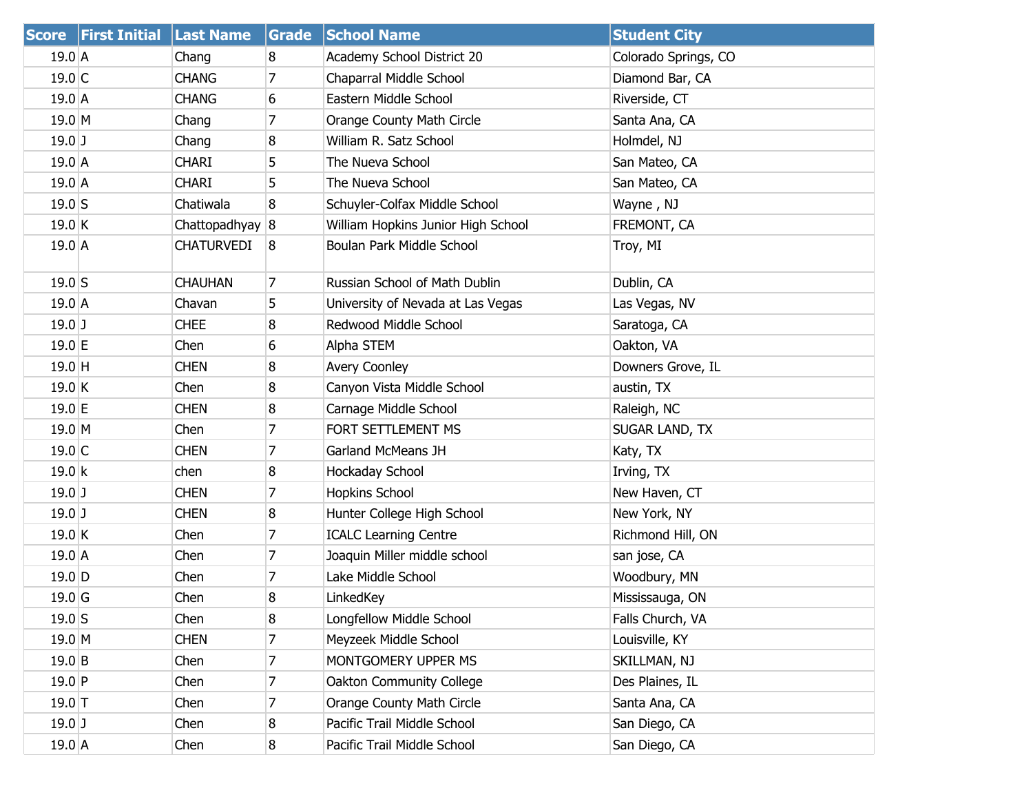| Score | First Initial | Last Name | Grade | School Name | Student City |
|---|---|---|---|---|---|
| 19.0 | A | Chang | 8 | Academy School District 20 | Colorado Springs, CO |
| 19.0 | C | CHANG | 7 | Chaparral Middle School | Diamond Bar, CA |
| 19.0 | A | CHANG | 6 | Eastern Middle School | Riverside, CT |
| 19.0 | M | Chang | 7 | Orange County Math Circle | Santa Ana, CA |
| 19.0 | J | Chang | 8 | William R. Satz School | Holmdel, NJ |
| 19.0 | A | CHARI | 5 | The Nueva School | San Mateo, CA |
| 19.0 | A | CHARI | 5 | The Nueva School | San Mateo, CA |
| 19.0 | S | Chatiwala | 8 | Schuyler-Colfax Middle School | Wayne , NJ |
| 19.0 | K | Chattopadhyay | 8 | William Hopkins Junior High School | FREMONT, CA |
| 19.0 | A | CHATURVEDI | 8 | Boulan Park Middle School | Troy, MI |
| 19.0 | S | CHAUHAN | 7 | Russian School of Math Dublin | Dublin, CA |
| 19.0 | A | Chavan | 5 | University of Nevada at Las Vegas | Las Vegas, NV |
| 19.0 | J | CHEE | 8 | Redwood Middle School | Saratoga, CA |
| 19.0 | E | Chen | 6 | Alpha STEM | Oakton, VA |
| 19.0 | H | CHEN | 8 | Avery Coonley | Downers Grove, IL |
| 19.0 | K | Chen | 8 | Canyon Vista Middle School | austin, TX |
| 19.0 | E | CHEN | 8 | Carnage Middle School | Raleigh, NC |
| 19.0 | M | Chen | 7 | FORT SETTLEMENT MS | SUGAR LAND, TX |
| 19.0 | C | CHEN | 7 | Garland McMeans JH | Katy, TX |
| 19.0 | k | chen | 8 | Hockaday School | Irving, TX |
| 19.0 | J | CHEN | 7 | Hopkins School | New Haven, CT |
| 19.0 | J | CHEN | 8 | Hunter College High School | New York, NY |
| 19.0 | K | Chen | 7 | ICALC Learning Centre | Richmond Hill, ON |
| 19.0 | A | Chen | 7 | Joaquin Miller middle school | san jose, CA |
| 19.0 | D | Chen | 7 | Lake Middle School | Woodbury, MN |
| 19.0 | G | Chen | 8 | LinkedKey | Mississauga, ON |
| 19.0 | S | Chen | 8 | Longfellow Middle School | Falls Church, VA |
| 19.0 | M | CHEN | 7 | Meyzeek Middle School | Louisville, KY |
| 19.0 | B | Chen | 7 | MONTGOMERY UPPER MS | SKILLMAN, NJ |
| 19.0 | P | Chen | 7 | Oakton Community College | Des Plaines, IL |
| 19.0 | T | Chen | 7 | Orange County Math Circle | Santa Ana, CA |
| 19.0 | J | Chen | 8 | Pacific Trail Middle School | San Diego, CA |
| 19.0 | A | Chen | 8 | Pacific Trail Middle School | San Diego, CA |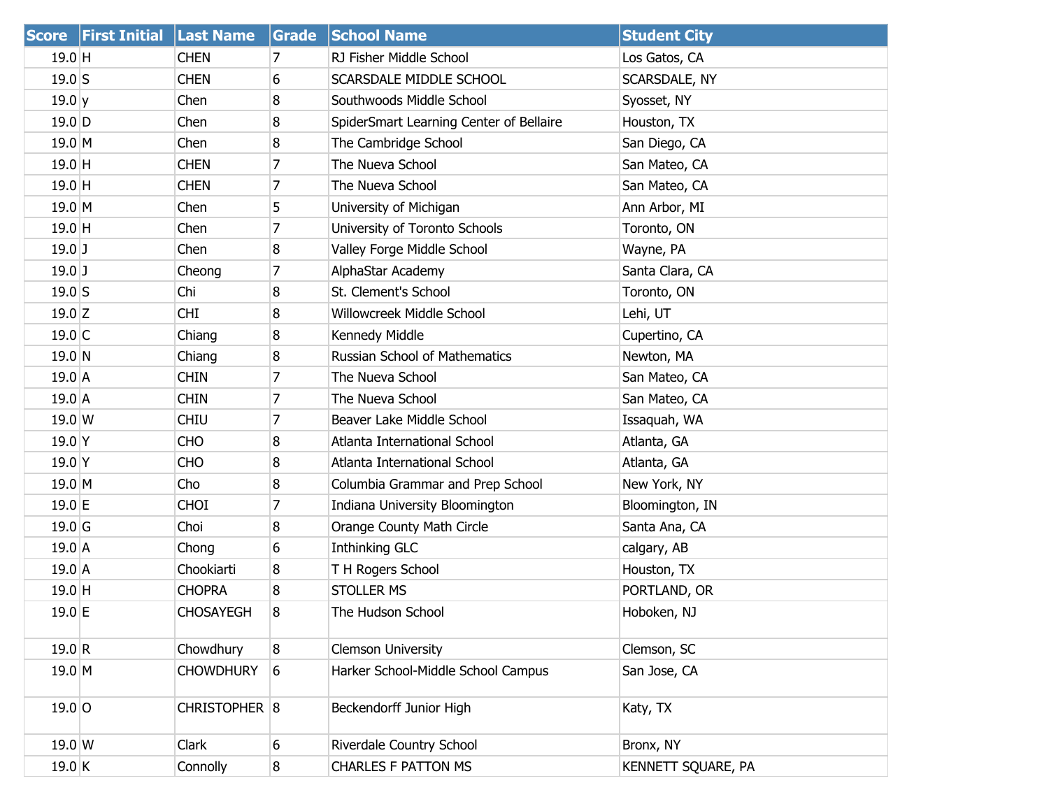| Score | First Initial | Last Name | Grade | School Name | Student City |
|---|---|---|---|---|---|
| 19.0 | H | CHEN | 7 | RJ Fisher Middle School | Los Gatos, CA |
| 19.0 | S | CHEN | 6 | SCARSDALE MIDDLE SCHOOL | SCARSDALE, NY |
| 19.0 | y | Chen | 8 | Southwoods Middle School | Syosset, NY |
| 19.0 | D | Chen | 8 | SpiderSmart Learning Center of Bellaire | Houston, TX |
| 19.0 | M | Chen | 8 | The Cambridge School | San Diego, CA |
| 19.0 | H | CHEN | 7 | The Nueva School | San Mateo, CA |
| 19.0 | H | CHEN | 7 | The Nueva School | San Mateo, CA |
| 19.0 | M | Chen | 5 | University of Michigan | Ann Arbor, MI |
| 19.0 | H | Chen | 7 | University of Toronto Schools | Toronto, ON |
| 19.0 | J | Chen | 8 | Valley Forge Middle School | Wayne, PA |
| 19.0 | J | Cheong | 7 | AlphaStar Academy | Santa Clara, CA |
| 19.0 | S | Chi | 8 | St. Clement's School | Toronto, ON |
| 19.0 | Z | CHI | 8 | Willowcreek Middle School | Lehi, UT |
| 19.0 | C | Chiang | 8 | Kennedy Middle | Cupertino, CA |
| 19.0 | N | Chiang | 8 | Russian School of Mathematics | Newton, MA |
| 19.0 | A | CHIN | 7 | The Nueva School | San Mateo, CA |
| 19.0 | A | CHIN | 7 | The Nueva School | San Mateo, CA |
| 19.0 | W | CHIU | 7 | Beaver Lake Middle School | Issaquah, WA |
| 19.0 | Y | CHO | 8 | Atlanta International School | Atlanta, GA |
| 19.0 | Y | CHO | 8 | Atlanta International School | Atlanta, GA |
| 19.0 | M | Cho | 8 | Columbia Grammar and Prep School | New York, NY |
| 19.0 | E | CHOI | 7 | Indiana University Bloomington | Bloomington, IN |
| 19.0 | G | Choi | 8 | Orange County Math Circle | Santa Ana, CA |
| 19.0 | A | Chong | 6 | Inthinking GLC | calgary, AB |
| 19.0 | A | Chookiarti | 8 | T H Rogers School | Houston, TX |
| 19.0 | H | CHOPRA | 8 | STOLLER MS | PORTLAND, OR |
| 19.0 | E | CHOSAYEGH | 8 | The Hudson School | Hoboken, NJ |
| 19.0 | R | Chowdhury | 8 | Clemson University | Clemson, SC |
| 19.0 | M | CHOWDHURY | 6 | Harker School-Middle School Campus | San Jose, CA |
| 19.0 | O | CHRISTOPHER | 8 | Beckendorff Junior High | Katy, TX |
| 19.0 | W | Clark | 6 | Riverdale Country School | Bronx, NY |
| 19.0 | K | Connolly | 8 | CHARLES F PATTON MS | KENNETT SQUARE, PA |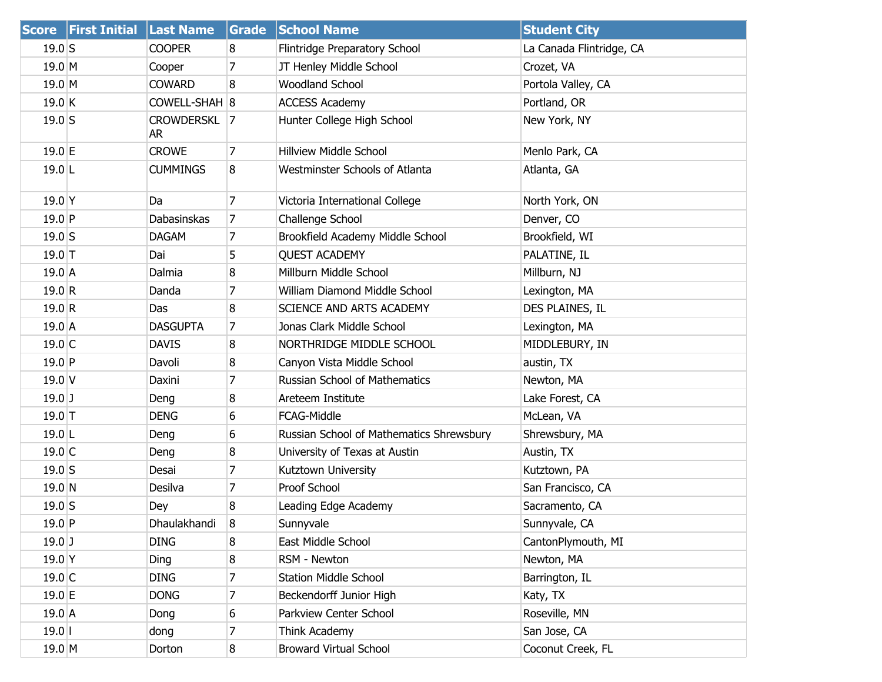| Score | First Initial | Last Name | Grade | School Name | Student City |
| --- | --- | --- | --- | --- | --- |
| 19.0 | S | COOPER | 8 | Flintridge Preparatory School | La Canada Flintridge, CA |
| 19.0 | M | Cooper | 7 | JT Henley Middle School | Crozet, VA |
| 19.0 | M | COWARD | 8 | Woodland School | Portola Valley, CA |
| 19.0 | K | COWELL-SHAH | 8 | ACCESS Academy | Portland, OR |
| 19.0 | S | CROWDERSKLAR | 7 | Hunter College High School | New York, NY |
| 19.0 | E | CROWE | 7 | Hillview Middle School | Menlo Park, CA |
| 19.0 | L | CUMMINGS | 8 | Westminster Schools of Atlanta | Atlanta, GA |
| 19.0 | Y | Da | 7 | Victoria International College | North York, ON |
| 19.0 | P | Dabasinskas | 7 | Challenge School | Denver, CO |
| 19.0 | S | DAGAM | 7 | Brookfield Academy Middle School | Brookfield, WI |
| 19.0 | T | Dai | 5 | QUEST ACADEMY | PALATINE, IL |
| 19.0 | A | Dalmia | 8 | Millburn Middle School | Millburn, NJ |
| 19.0 | R | Danda | 7 | William Diamond Middle School | Lexington, MA |
| 19.0 | R | Das | 8 | SCIENCE AND ARTS ACADEMY | DES PLAINES, IL |
| 19.0 | A | DASGUPTA | 7 | Jonas Clark Middle School | Lexington, MA |
| 19.0 | C | DAVIS | 8 | NORTHRIDGE MIDDLE SCHOOL | MIDDLEBURY, IN |
| 19.0 | P | Davoli | 8 | Canyon Vista Middle School | austin, TX |
| 19.0 | V | Daxini | 7 | Russian School of Mathematics | Newton, MA |
| 19.0 | J | Deng | 8 | Areteem Institute | Lake Forest, CA |
| 19.0 | T | DENG | 6 | FCAG-Middle | McLean, VA |
| 19.0 | L | Deng | 6 | Russian School of Mathematics Shrewsbury | Shrewsbury, MA |
| 19.0 | C | Deng | 8 | University of Texas at Austin | Austin, TX |
| 19.0 | S | Desai | 7 | Kutztown University | Kutztown, PA |
| 19.0 | N | Desilva | 7 | Proof School | San Francisco, CA |
| 19.0 | S | Dey | 8 | Leading Edge Academy | Sacramento, CA |
| 19.0 | P | Dhaulakhandi | 8 | Sunnyvale | Sunnyvale, CA |
| 19.0 | J | DING | 8 | East Middle School | CantonPlymouth, MI |
| 19.0 | Y | Ding | 8 | RSM - Newton | Newton, MA |
| 19.0 | C | DING | 7 | Station Middle School | Barrington, IL |
| 19.0 | E | DONG | 7 | Beckendorff Junior High | Katy, TX |
| 19.0 | A | Dong | 6 | Parkview Center School | Roseville, MN |
| 19.0 | I | dong | 7 | Think Academy | San Jose, CA |
| 19.0 | M | Dorton | 8 | Broward Virtual School | Coconut Creek, FL |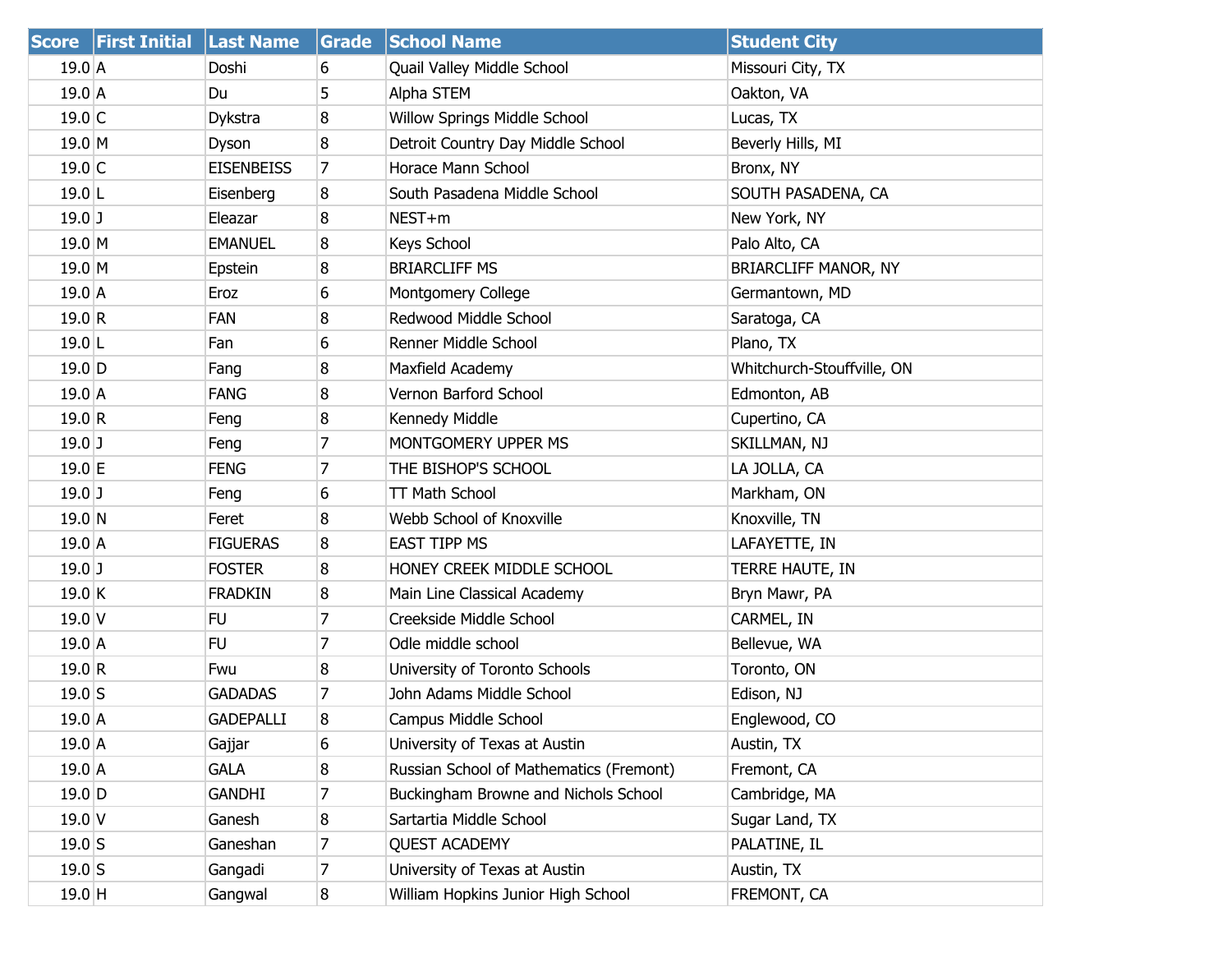| Score | First Initial | Last Name | Grade | School Name | Student City |
|---|---|---|---|---|---|
| 19.0 | A | Doshi | 6 | Quail Valley Middle School | Missouri City, TX |
| 19.0 | A | Du | 5 | Alpha STEM | Oakton, VA |
| 19.0 | C | Dykstra | 8 | Willow Springs Middle School | Lucas, TX |
| 19.0 | M | Dyson | 8 | Detroit Country Day Middle School | Beverly Hills, MI |
| 19.0 | C | EISENBEISS | 7 | Horace Mann School | Bronx, NY |
| 19.0 | L | Eisenberg | 8 | South Pasadena Middle School | SOUTH PASADENA, CA |
| 19.0 | J | Eleazar | 8 | NEST+m | New York, NY |
| 19.0 | M | EMANUEL | 8 | Keys School | Palo Alto, CA |
| 19.0 | M | Epstein | 8 | BRIARCLIFF MS | BRIARCLIFF MANOR, NY |
| 19.0 | A | Eroz | 6 | Montgomery College | Germantown, MD |
| 19.0 | R | FAN | 8 | Redwood Middle School | Saratoga, CA |
| 19.0 | L | Fan | 6 | Renner Middle School | Plano, TX |
| 19.0 | D | Fang | 8 | Maxfield Academy | Whitchurch-Stouffville, ON |
| 19.0 | A | FANG | 8 | Vernon Barford School | Edmonton, AB |
| 19.0 | R | Feng | 8 | Kennedy Middle | Cupertino, CA |
| 19.0 | J | Feng | 7 | MONTGOMERY UPPER MS | SKILLMAN, NJ |
| 19.0 | E | FENG | 7 | THE BISHOP'S SCHOOL | LA JOLLA, CA |
| 19.0 | J | Feng | 6 | TT Math School | Markham, ON |
| 19.0 | N | Feret | 8 | Webb School of Knoxville | Knoxville, TN |
| 19.0 | A | FIGUERAS | 8 | EAST TIPP MS | LAFAYETTE, IN |
| 19.0 | J | FOSTER | 8 | HONEY CREEK MIDDLE SCHOOL | TERRE HAUTE, IN |
| 19.0 | K | FRADKIN | 8 | Main Line Classical Academy | Bryn Mawr, PA |
| 19.0 | V | FU | 7 | Creekside Middle School | CARMEL, IN |
| 19.0 | A | FU | 7 | Odle middle school | Bellevue, WA |
| 19.0 | R | Fwu | 8 | University of Toronto Schools | Toronto, ON |
| 19.0 | S | GADADAS | 7 | John Adams Middle School | Edison, NJ |
| 19.0 | A | GADEPALLI | 8 | Campus Middle School | Englewood, CO |
| 19.0 | A | Gajjar | 6 | University of Texas at Austin | Austin, TX |
| 19.0 | A | GALA | 8 | Russian School of Mathematics (Fremont) | Fremont, CA |
| 19.0 | D | GANDHI | 7 | Buckingham Browne and Nichols School | Cambridge, MA |
| 19.0 | V | Ganesh | 8 | Sartartia Middle School | Sugar Land, TX |
| 19.0 | S | Ganeshan | 7 | QUEST ACADEMY | PALATINE, IL |
| 19.0 | S | Gangadi | 7 | University of Texas at Austin | Austin, TX |
| 19.0 | H | Gangwal | 8 | William Hopkins Junior High School | FREMONT, CA |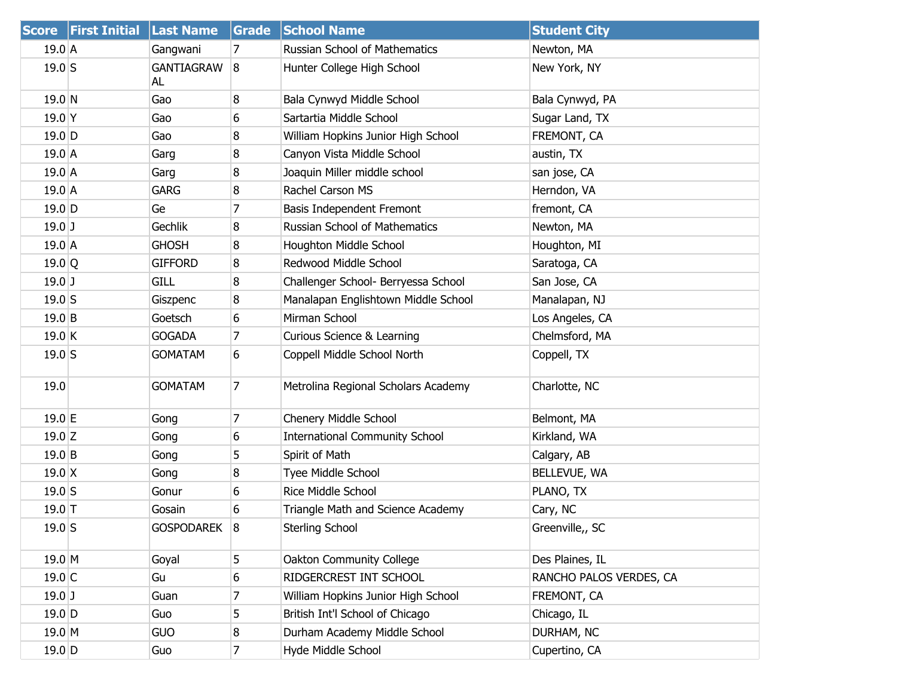| Score | First Initial | Last Name | Grade | School Name | Student City |
|---|---|---|---|---|---|
| 19.0 | A | Gangwani | 7 | Russian School of Mathematics | Newton, MA |
| 19.0 | S | GANTIAGRAWAL | 8 | Hunter College High School | New York, NY |
| 19.0 | N | Gao | 8 | Bala Cynwyd Middle School | Bala Cynwyd, PA |
| 19.0 | Y | Gao | 6 | Sartartia Middle School | Sugar Land, TX |
| 19.0 | D | Gao | 8 | William Hopkins Junior High School | FREMONT, CA |
| 19.0 | A | Garg | 8 | Canyon Vista Middle School | austin, TX |
| 19.0 | A | Garg | 8 | Joaquin Miller middle school | san jose, CA |
| 19.0 | A | GARG | 8 | Rachel Carson MS | Herndon, VA |
| 19.0 | D | Ge | 7 | Basis Independent Fremont | fremont, CA |
| 19.0 | J | Gechlik | 8 | Russian School of Mathematics | Newton, MA |
| 19.0 | A | GHOSH | 8 | Houghton Middle School | Houghton, MI |
| 19.0 | Q | GIFFORD | 8 | Redwood Middle School | Saratoga, CA |
| 19.0 | J | GILL | 8 | Challenger School- Berryessa School | San Jose, CA |
| 19.0 | S | Giszpenc | 8 | Manalapan Englishtown Middle School | Manalapan, NJ |
| 19.0 | B | Goetsch | 6 | Mirman School | Los Angeles, CA |
| 19.0 | K | GOGADA | 7 | Curious Science & Learning | Chelmsford, MA |
| 19.0 | S | GOMATAM | 6 | Coppell Middle School North | Coppell, TX |
| 19.0 | | GOMATAM | 7 | Metrolina Regional Scholars Academy | Charlotte, NC |
| 19.0 | E | Gong | 7 | Chenery Middle School | Belmont, MA |
| 19.0 | Z | Gong | 6 | International Community School | Kirkland, WA |
| 19.0 | B | Gong | 5 | Spirit of Math | Calgary, AB |
| 19.0 | X | Gong | 8 | Tyee Middle School | BELLEVUE, WA |
| 19.0 | S | Gonur | 6 | Rice Middle School | PLANO, TX |
| 19.0 | T | Gosain | 6 | Triangle Math and Science Academy | Cary, NC |
| 19.0 | S | GOSPODAREK | 8 | Sterling School | Greenville,, SC |
| 19.0 | M | Goyal | 5 | Oakton Community College | Des Plaines, IL |
| 19.0 | C | Gu | 6 | RIDGERCREST INT SCHOOL | RANCHO PALOS VERDES, CA |
| 19.0 | J | Guan | 7 | William Hopkins Junior High School | FREMONT, CA |
| 19.0 | D | Guo | 5 | British Int'l School of Chicago | Chicago, IL |
| 19.0 | M | GUO | 8 | Durham Academy Middle School | DURHAM, NC |
| 19.0 | D | Guo | 7 | Hyde Middle School | Cupertino, CA |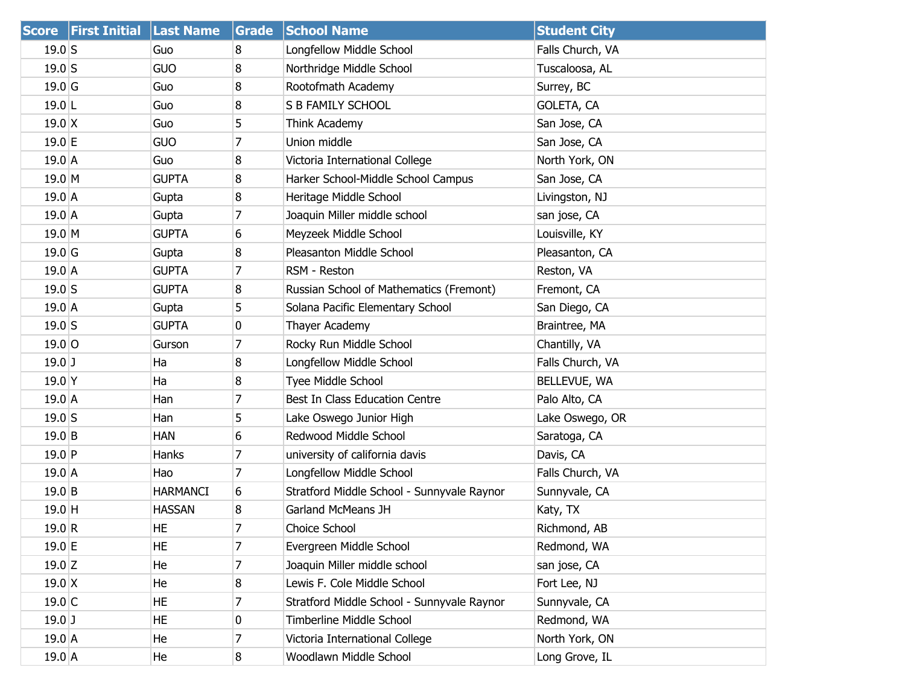| Score | First Initial | Last Name | Grade | School Name | Student City |
|---|---|---|---|---|---|
| 19.0 | S | Guo | 8 | Longfellow Middle School | Falls Church, VA |
| 19.0 | S | GUO | 8 | Northridge Middle School | Tuscaloosa, AL |
| 19.0 | G | Guo | 8 | Rootofmath Academy | Surrey, BC |
| 19.0 | L | Guo | 8 | S B FAMILY SCHOOL | GOLETA, CA |
| 19.0 | X | Guo | 5 | Think Academy | San Jose, CA |
| 19.0 | E | GUO | 7 | Union middle | San Jose, CA |
| 19.0 | A | Guo | 8 | Victoria International College | North York, ON |
| 19.0 | M | GUPTA | 8 | Harker School-Middle School Campus | San Jose, CA |
| 19.0 | A | Gupta | 8 | Heritage Middle School | Livingston, NJ |
| 19.0 | A | Gupta | 7 | Joaquin Miller middle school | san jose, CA |
| 19.0 | M | GUPTA | 6 | Meyzeek Middle School | Louisville, KY |
| 19.0 | G | Gupta | 8 | Pleasanton Middle School | Pleasanton, CA |
| 19.0 | A | GUPTA | 7 | RSM - Reston | Reston, VA |
| 19.0 | S | GUPTA | 8 | Russian School of Mathematics (Fremont) | Fremont, CA |
| 19.0 | A | Gupta | 5 | Solana Pacific Elementary School | San Diego, CA |
| 19.0 | S | GUPTA | 0 | Thayer Academy | Braintree, MA |
| 19.0 | O | Gurson | 7 | Rocky Run Middle School | Chantilly, VA |
| 19.0 | J | Ha | 8 | Longfellow Middle School | Falls Church, VA |
| 19.0 | Y | Ha | 8 | Tyee Middle School | BELLEVUE, WA |
| 19.0 | A | Han | 7 | Best In Class Education Centre | Palo Alto, CA |
| 19.0 | S | Han | 5 | Lake Oswego Junior High | Lake Oswego, OR |
| 19.0 | B | HAN | 6 | Redwood Middle School | Saratoga, CA |
| 19.0 | P | Hanks | 7 | university of california davis | Davis, CA |
| 19.0 | A | Hao | 7 | Longfellow Middle School | Falls Church, VA |
| 19.0 | B | HARMANCI | 6 | Stratford Middle School - Sunnyvale Raynor | Sunnyvale, CA |
| 19.0 | H | HASSAN | 8 | Garland McMeans JH | Katy, TX |
| 19.0 | R | HE | 7 | Choice School | Richmond, AB |
| 19.0 | E | HE | 7 | Evergreen Middle School | Redmond, WA |
| 19.0 | Z | He | 7 | Joaquin Miller middle school | san jose, CA |
| 19.0 | X | He | 8 | Lewis F. Cole Middle School | Fort Lee, NJ |
| 19.0 | C | HE | 7 | Stratford Middle School - Sunnyvale Raynor | Sunnyvale, CA |
| 19.0 | J | HE | 0 | Timberline Middle School | Redmond, WA |
| 19.0 | A | He | 7 | Victoria International College | North York, ON |
| 19.0 | A | He | 8 | Woodlawn Middle School | Long Grove, IL |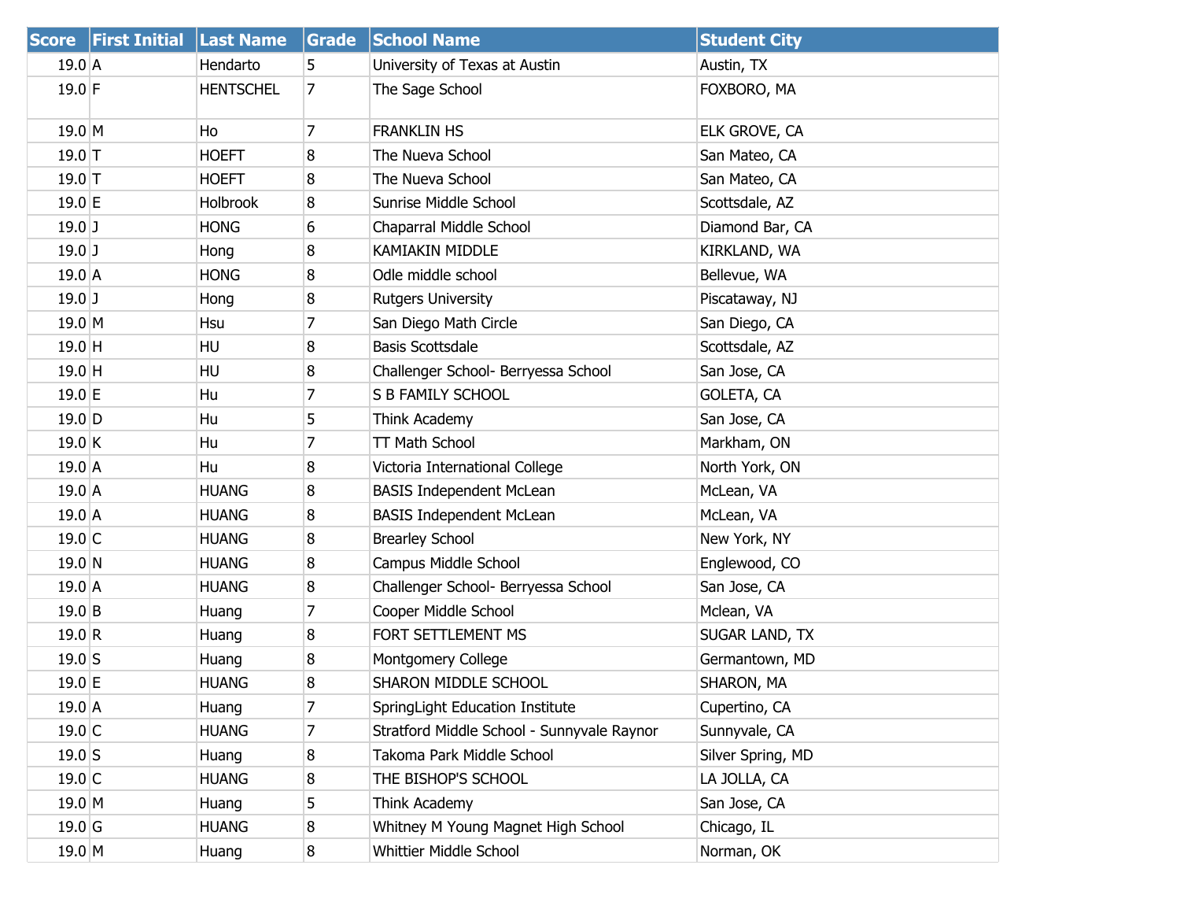| Score | First Initial | Last Name | Grade | School Name | Student City |
|---|---|---|---|---|---|
| 19.0 | A | Hendarto | 5 | University of Texas at Austin | Austin, TX |
| 19.0 | F | HENTSCHEL | 7 | The Sage School | FOXBORO, MA |
| 19.0 | M | Ho | 7 | FRANKLIN HS | ELK GROVE, CA |
| 19.0 | T | HOEFT | 8 | The Nueva School | San Mateo, CA |
| 19.0 | T | HOEFT | 8 | The Nueva School | San Mateo, CA |
| 19.0 | E | Holbrook | 8 | Sunrise Middle School | Scottsdale, AZ |
| 19.0 | J | HONG | 6 | Chaparral Middle School | Diamond Bar, CA |
| 19.0 | J | Hong | 8 | KAMIAKIN MIDDLE | KIRKLAND, WA |
| 19.0 | A | HONG | 8 | Odle middle school | Bellevue, WA |
| 19.0 | J | Hong | 8 | Rutgers University | Piscataway, NJ |
| 19.0 | M | Hsu | 7 | San Diego Math Circle | San Diego, CA |
| 19.0 | H | HU | 8 | Basis Scottsdale | Scottsdale, AZ |
| 19.0 | H | HU | 8 | Challenger School- Berryessa School | San Jose, CA |
| 19.0 | E | Hu | 7 | S B FAMILY SCHOOL | GOLETA, CA |
| 19.0 | D | Hu | 5 | Think Academy | San Jose, CA |
| 19.0 | K | Hu | 7 | TT Math School | Markham, ON |
| 19.0 | A | Hu | 8 | Victoria International College | North York, ON |
| 19.0 | A | HUANG | 8 | BASIS Independent McLean | McLean, VA |
| 19.0 | A | HUANG | 8 | BASIS Independent McLean | McLean, VA |
| 19.0 | C | HUANG | 8 | Brearley School | New York, NY |
| 19.0 | N | HUANG | 8 | Campus Middle School | Englewood, CO |
| 19.0 | A | HUANG | 8 | Challenger School- Berryessa School | San Jose, CA |
| 19.0 | B | Huang | 7 | Cooper Middle School | Mclean, VA |
| 19.0 | R | Huang | 8 | FORT SETTLEMENT MS | SUGAR LAND, TX |
| 19.0 | S | Huang | 8 | Montgomery College | Germantown, MD |
| 19.0 | E | HUANG | 8 | SHARON MIDDLE SCHOOL | SHARON, MA |
| 19.0 | A | Huang | 7 | SpringLight Education Institute | Cupertino, CA |
| 19.0 | C | HUANG | 7 | Stratford Middle School - Sunnyvale Raynor | Sunnyvale, CA |
| 19.0 | S | Huang | 8 | Takoma Park Middle School | Silver Spring, MD |
| 19.0 | C | HUANG | 8 | THE BISHOP'S SCHOOL | LA JOLLA, CA |
| 19.0 | M | Huang | 5 | Think Academy | San Jose, CA |
| 19.0 | G | HUANG | 8 | Whitney M Young Magnet High School | Chicago, IL |
| 19.0 | M | Huang | 8 | Whittier Middle School | Norman, OK |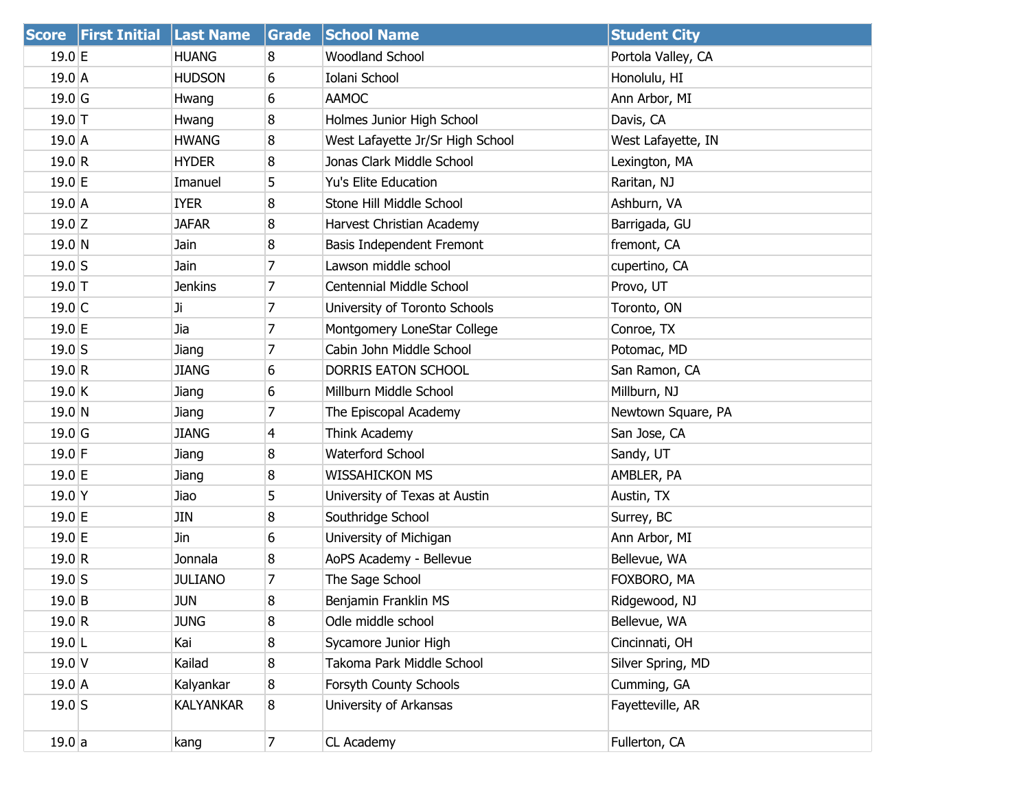| Score | First Initial | Last Name | Grade | School Name | Student City |
|---|---|---|---|---|---|
| 19.0 | E | HUANG | 8 | Woodland School | Portola Valley, CA |
| 19.0 | A | HUDSON | 6 | Iolani School | Honolulu, HI |
| 19.0 | G | Hwang | 6 | AAMOC | Ann Arbor, MI |
| 19.0 | T | Hwang | 8 | Holmes Junior High School | Davis, CA |
| 19.0 | A | HWANG | 8 | West Lafayette Jr/Sr High School | West Lafayette, IN |
| 19.0 | R | HYDER | 8 | Jonas Clark Middle School | Lexington, MA |
| 19.0 | E | Imanuel | 5 | Yu's Elite Education | Raritan, NJ |
| 19.0 | A | IYER | 8 | Stone Hill Middle School | Ashburn, VA |
| 19.0 | Z | JAFAR | 8 | Harvest Christian Academy | Barrigada, GU |
| 19.0 | N | Jain | 8 | Basis Independent Fremont | fremont, CA |
| 19.0 | S | Jain | 7 | Lawson middle school | cupertino, CA |
| 19.0 | T | Jenkins | 7 | Centennial Middle School | Provo, UT |
| 19.0 | C | Ji | 7 | University of Toronto Schools | Toronto, ON |
| 19.0 | E | Jia | 7 | Montgomery LoneStar College | Conroe, TX |
| 19.0 | S | Jiang | 7 | Cabin John Middle School | Potomac, MD |
| 19.0 | R | JIANG | 6 | DORRIS EATON SCHOOL | San Ramon, CA |
| 19.0 | K | Jiang | 6 | Millburn Middle School | Millburn, NJ |
| 19.0 | N | Jiang | 7 | The Episcopal Academy | Newtown Square, PA |
| 19.0 | G | JIANG | 4 | Think Academy | San Jose, CA |
| 19.0 | F | Jiang | 8 | Waterford School | Sandy, UT |
| 19.0 | E | Jiang | 8 | WISSAHICKON MS | AMBLER, PA |
| 19.0 | Y | Jiao | 5 | University of Texas at Austin | Austin, TX |
| 19.0 | E | JIN | 8 | Southridge School | Surrey, BC |
| 19.0 | E | Jin | 6 | University of Michigan | Ann Arbor, MI |
| 19.0 | R | Jonnala | 8 | AoPS Academy - Bellevue | Bellevue, WA |
| 19.0 | S | JULIANO | 7 | The Sage School | FOXBORO, MA |
| 19.0 | B | JUN | 8 | Benjamin Franklin MS | Ridgewood, NJ |
| 19.0 | R | JUNG | 8 | Odle middle school | Bellevue, WA |
| 19.0 | L | Kai | 8 | Sycamore Junior High | Cincinnati, OH |
| 19.0 | V | Kailad | 8 | Takoma Park Middle School | Silver Spring, MD |
| 19.0 | A | Kalyankar | 8 | Forsyth County Schools | Cumming, GA |
| 19.0 | S | KALYANKAR | 8 | University of Arkansas | Fayetteville, AR |
| 19.0 | a | kang | 7 | CL Academy | Fullerton, CA |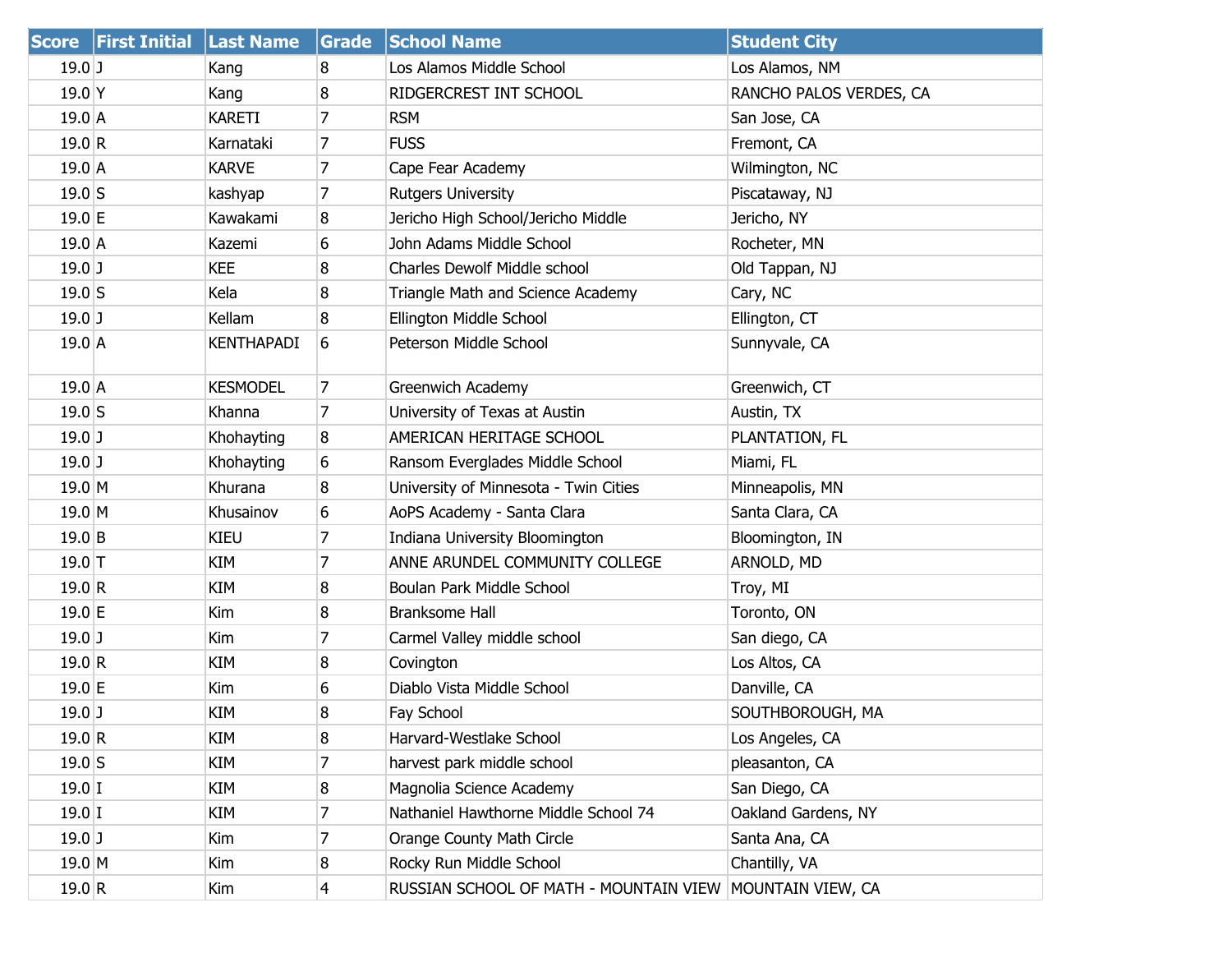| Score | First Initial | Last Name | Grade | School Name | Student City |
|---|---|---|---|---|---|
| 19.0 | J | Kang | 8 | Los Alamos Middle School | Los Alamos, NM |
| 19.0 | Y | Kang | 8 | RIDGERCREST INT SCHOOL | RANCHO PALOS VERDES, CA |
| 19.0 | A | KARETI | 7 | RSM | San Jose, CA |
| 19.0 | R | Karnataki | 7 | FUSS | Fremont, CA |
| 19.0 | A | KARVE | 7 | Cape Fear Academy | Wilmington, NC |
| 19.0 | S | kashyap | 7 | Rutgers University | Piscataway, NJ |
| 19.0 | E | Kawakami | 8 | Jericho High School/Jericho Middle | Jericho, NY |
| 19.0 | A | Kazemi | 6 | John Adams Middle School | Rocheter, MN |
| 19.0 | J | KEE | 8 | Charles Dewolf Middle school | Old Tappan, NJ |
| 19.0 | S | Kela | 8 | Triangle Math and Science Academy | Cary, NC |
| 19.0 | J | Kellam | 8 | Ellington Middle School | Ellington, CT |
| 19.0 | A | KENTHAPADI | 6 | Peterson Middle School | Sunnyvale, CA |
| 19.0 | A | KESMODEL | 7 | Greenwich Academy | Greenwich, CT |
| 19.0 | S | Khanna | 7 | University of Texas at Austin | Austin, TX |
| 19.0 | J | Khohayting | 8 | AMERICAN HERITAGE SCHOOL | PLANTATION, FL |
| 19.0 | J | Khohayting | 6 | Ransom Everglades Middle School | Miami, FL |
| 19.0 | M | Khurana | 8 | University of Minnesota - Twin Cities | Minneapolis, MN |
| 19.0 | M | Khusainov | 6 | AoPS Academy - Santa Clara | Santa Clara, CA |
| 19.0 | B | KIEU | 7 | Indiana University Bloomington | Bloomington, IN |
| 19.0 | T | KIM | 7 | ANNE ARUNDEL COMMUNITY COLLEGE | ARNOLD, MD |
| 19.0 | R | KIM | 8 | Boulan Park Middle School | Troy, MI |
| 19.0 | E | Kim | 8 | Branksome Hall | Toronto, ON |
| 19.0 | J | Kim | 7 | Carmel Valley middle school | San diego, CA |
| 19.0 | R | KIM | 8 | Covington | Los Altos, CA |
| 19.0 | E | Kim | 6 | Diablo Vista Middle School | Danville, CA |
| 19.0 | J | KIM | 8 | Fay School | SOUTHBOROUGH, MA |
| 19.0 | R | KIM | 8 | Harvard-Westlake School | Los Angeles, CA |
| 19.0 | S | KIM | 7 | harvest park middle school | pleasanton, CA |
| 19.0 | I | KIM | 8 | Magnolia Science Academy | San Diego, CA |
| 19.0 | I | KIM | 7 | Nathaniel Hawthorne Middle School 74 | Oakland Gardens, NY |
| 19.0 | J | Kim | 7 | Orange County Math Circle | Santa Ana, CA |
| 19.0 | M | Kim | 8 | Rocky Run Middle School | Chantilly, VA |
| 19.0 | R | Kim | 4 | RUSSIAN SCHOOL OF MATH - MOUNTAIN VIEW | MOUNTAIN VIEW, CA |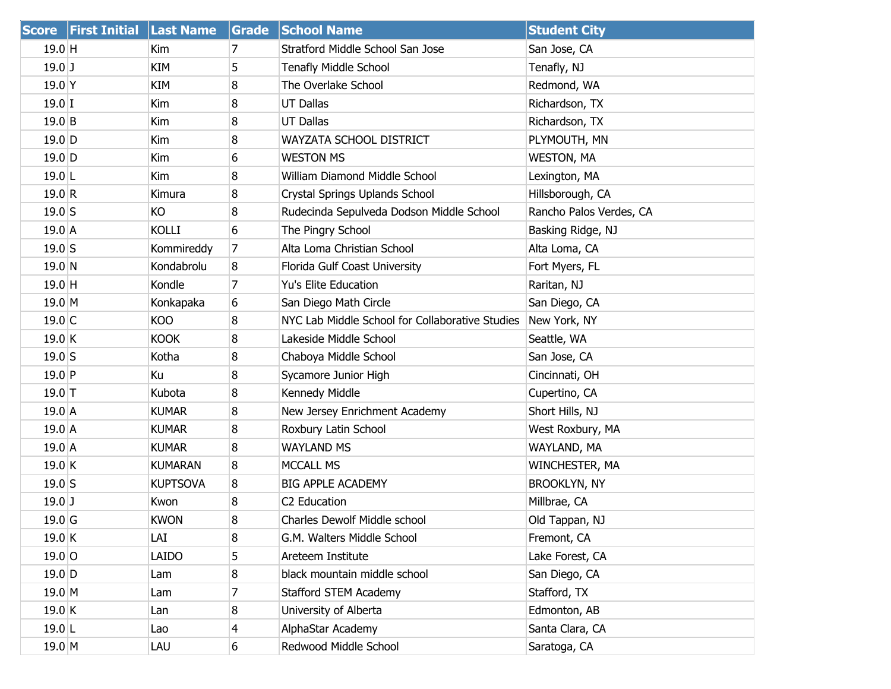| Score | First Initial | Last Name | Grade | School Name | Student City |
| --- | --- | --- | --- | --- | --- |
| 19.0 | H | Kim | 7 | Stratford Middle School San Jose | San Jose, CA |
| 19.0 | J | KIM | 5 | Tenafly Middle School | Tenafly, NJ |
| 19.0 | Y | KIM | 8 | The Overlake School | Redmond, WA |
| 19.0 | I | Kim | 8 | UT Dallas | Richardson, TX |
| 19.0 | B | Kim | 8 | UT Dallas | Richardson, TX |
| 19.0 | D | Kim | 8 | WAYZATA SCHOOL DISTRICT | PLYMOUTH, MN |
| 19.0 | D | Kim | 6 | WESTON MS | WESTON, MA |
| 19.0 | L | Kim | 8 | William Diamond Middle School | Lexington, MA |
| 19.0 | R | Kimura | 8 | Crystal Springs Uplands School | Hillsborough, CA |
| 19.0 | S | KO | 8 | Rudecinda Sepulveda Dodson Middle School | Rancho Palos Verdes, CA |
| 19.0 | A | KOLLI | 6 | The Pingry School | Basking Ridge, NJ |
| 19.0 | S | Kommireddy | 7 | Alta Loma Christian School | Alta Loma, CA |
| 19.0 | N | Kondabrolu | 8 | Florida Gulf Coast University | Fort Myers, FL |
| 19.0 | H | Kondle | 7 | Yu's Elite Education | Raritan, NJ |
| 19.0 | M | Konkapaka | 6 | San Diego Math Circle | San Diego, CA |
| 19.0 | C | KOO | 8 | NYC Lab Middle School for Collaborative Studies | New York, NY |
| 19.0 | K | KOOK | 8 | Lakeside Middle School | Seattle, WA |
| 19.0 | S | Kotha | 8 | Chaboya Middle School | San Jose, CA |
| 19.0 | P | Ku | 8 | Sycamore Junior High | Cincinnati, OH |
| 19.0 | T | Kubota | 8 | Kennedy Middle | Cupertino, CA |
| 19.0 | A | KUMAR | 8 | New Jersey Enrichment Academy | Short Hills, NJ |
| 19.0 | A | KUMAR | 8 | Roxbury Latin School | West Roxbury, MA |
| 19.0 | A | KUMAR | 8 | WAYLAND MS | WAYLAND, MA |
| 19.0 | K | KUMARAN | 8 | MCCALL MS | WINCHESTER, MA |
| 19.0 | S | KUPTSOVA | 8 | BIG APPLE ACADEMY | BROOKLYN, NY |
| 19.0 | J | Kwon | 8 | C2 Education | Millbrae, CA |
| 19.0 | G | KWON | 8 | Charles Dewolf Middle school | Old Tappan, NJ |
| 19.0 | K | LAI | 8 | G.M. Walters Middle School | Fremont, CA |
| 19.0 | O | LAIDO | 5 | Areteem Institute | Lake Forest, CA |
| 19.0 | D | Lam | 8 | black mountain middle school | San Diego, CA |
| 19.0 | M | Lam | 7 | Stafford STEM Academy | Stafford, TX |
| 19.0 | K | Lan | 8 | University of Alberta | Edmonton, AB |
| 19.0 | L | Lao | 4 | AlphaStar Academy | Santa Clara, CA |
| 19.0 | M | LAU | 6 | Redwood Middle School | Saratoga, CA |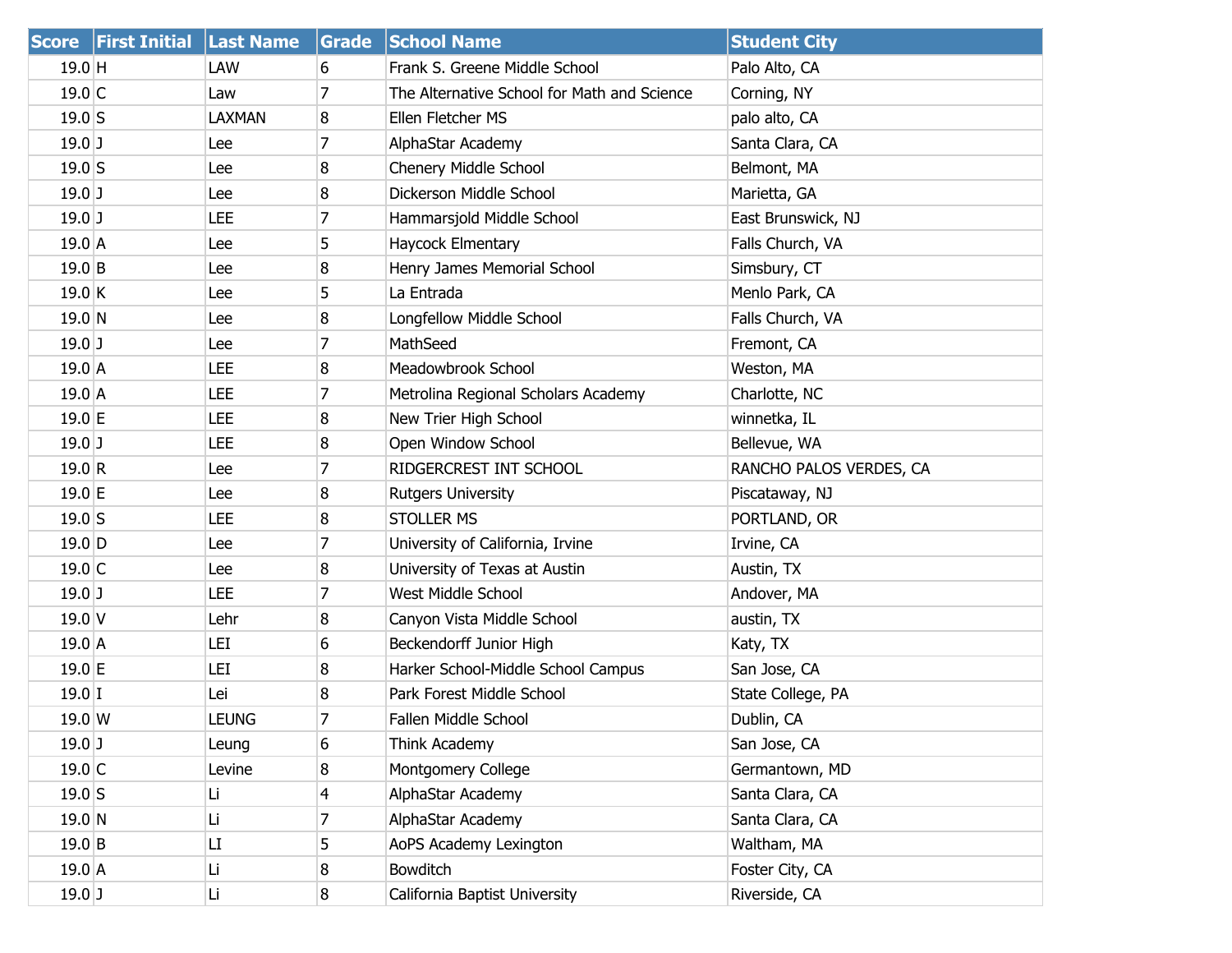| Score | First Initial | Last Name | Grade | School Name | Student City |
| --- | --- | --- | --- | --- | --- |
| 19.0 | H | LAW | 6 | Frank S. Greene Middle School | Palo Alto, CA |
| 19.0 | C | Law | 7 | The Alternative School for Math and Science | Corning, NY |
| 19.0 | S | LAXMAN | 8 | Ellen Fletcher MS | palo alto, CA |
| 19.0 | J | Lee | 7 | AlphaStar Academy | Santa Clara, CA |
| 19.0 | S | Lee | 8 | Chenery Middle School | Belmont, MA |
| 19.0 | J | Lee | 8 | Dickerson Middle School | Marietta, GA |
| 19.0 | J | LEE | 7 | Hammarsjold Middle School | East Brunswick, NJ |
| 19.0 | A | Lee | 5 | Haycock Elmentary | Falls Church, VA |
| 19.0 | B | Lee | 8 | Henry James Memorial School | Simsbury, CT |
| 19.0 | K | Lee | 5 | La Entrada | Menlo Park, CA |
| 19.0 | N | Lee | 8 | Longfellow Middle School | Falls Church, VA |
| 19.0 | J | Lee | 7 | MathSeed | Fremont, CA |
| 19.0 | A | LEE | 8 | Meadowbrook School | Weston, MA |
| 19.0 | A | LEE | 7 | Metrolina Regional Scholars Academy | Charlotte, NC |
| 19.0 | E | LEE | 8 | New Trier High School | winnetka, IL |
| 19.0 | J | LEE | 8 | Open Window School | Bellevue, WA |
| 19.0 | R | Lee | 7 | RIDGERCREST INT SCHOOL | RANCHO PALOS VERDES, CA |
| 19.0 | E | Lee | 8 | Rutgers University | Piscataway, NJ |
| 19.0 | S | LEE | 8 | STOLLER MS | PORTLAND, OR |
| 19.0 | D | Lee | 7 | University of California, Irvine | Irvine, CA |
| 19.0 | C | Lee | 8 | University of Texas at Austin | Austin, TX |
| 19.0 | J | LEE | 7 | West Middle School | Andover, MA |
| 19.0 | V | Lehr | 8 | Canyon Vista Middle School | austin, TX |
| 19.0 | A | LEI | 6 | Beckendorff Junior High | Katy, TX |
| 19.0 | E | LEI | 8 | Harker School-Middle School Campus | San Jose, CA |
| 19.0 | I | Lei | 8 | Park Forest Middle School | State College, PA |
| 19.0 | W | LEUNG | 7 | Fallen Middle School | Dublin, CA |
| 19.0 | J | Leung | 6 | Think Academy | San Jose, CA |
| 19.0 | C | Levine | 8 | Montgomery College | Germantown, MD |
| 19.0 | S | Li | 4 | AlphaStar Academy | Santa Clara, CA |
| 19.0 | N | Li | 7 | AlphaStar Academy | Santa Clara, CA |
| 19.0 | B | LI | 5 | AoPS Academy Lexington | Waltham, MA |
| 19.0 | A | Li | 8 | Bowditch | Foster City, CA |
| 19.0 | J | Li | 8 | California Baptist University | Riverside, CA |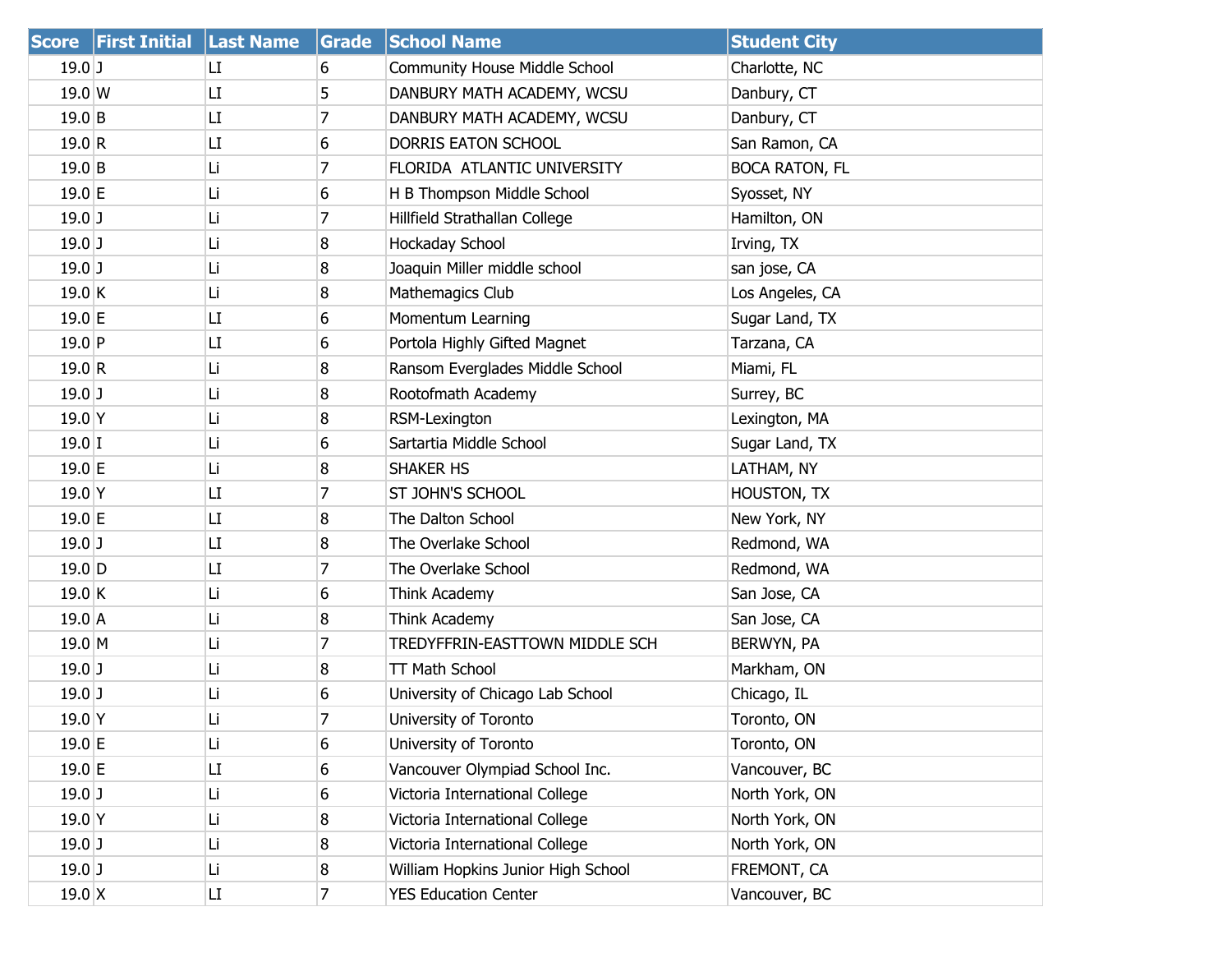| Score | First Initial | Last Name | Grade | School Name | Student City |
|---|---|---|---|---|---|
| 19.0 | J | LI | 6 | Community House Middle School | Charlotte, NC |
| 19.0 | W | LI | 5 | DANBURY MATH ACADEMY, WCSU | Danbury, CT |
| 19.0 | B | LI | 7 | DANBURY MATH ACADEMY, WCSU | Danbury, CT |
| 19.0 | R | LI | 6 | DORRIS EATON SCHOOL | San Ramon, CA |
| 19.0 | B | Li | 7 | FLORIDA  ATLANTIC UNIVERSITY | BOCA RATON, FL |
| 19.0 | E | Li | 6 | H B Thompson Middle School | Syosset, NY |
| 19.0 | J | Li | 7 | Hillfield Strathallan College | Hamilton, ON |
| 19.0 | J | Li | 8 | Hockaday School | Irving, TX |
| 19.0 | J | Li | 8 | Joaquin Miller middle school | san jose, CA |
| 19.0 | K | Li | 8 | Mathemagics Club | Los Angeles, CA |
| 19.0 | E | LI | 6 | Momentum Learning | Sugar Land, TX |
| 19.0 | P | LI | 6 | Portola Highly Gifted Magnet | Tarzana, CA |
| 19.0 | R | Li | 8 | Ransom Everglades Middle School | Miami, FL |
| 19.0 | J | Li | 8 | Rootofmath Academy | Surrey, BC |
| 19.0 | Y | Li | 8 | RSM-Lexington | Lexington, MA |
| 19.0 | I | Li | 6 | Sartartia Middle School | Sugar Land, TX |
| 19.0 | E | Li | 8 | SHAKER HS | LATHAM, NY |
| 19.0 | Y | LI | 7 | ST JOHN'S SCHOOL | HOUSTON, TX |
| 19.0 | E | LI | 8 | The Dalton School | New York, NY |
| 19.0 | J | LI | 8 | The Overlake School | Redmond, WA |
| 19.0 | D | LI | 7 | The Overlake School | Redmond, WA |
| 19.0 | K | Li | 6 | Think Academy | San Jose, CA |
| 19.0 | A | Li | 8 | Think Academy | San Jose, CA |
| 19.0 | M | Li | 7 | TREDYFFRIN-EASTTOWN MIDDLE SCH | BERWYN, PA |
| 19.0 | J | Li | 8 | TT Math School | Markham, ON |
| 19.0 | J | Li | 6 | University of Chicago Lab School | Chicago, IL |
| 19.0 | Y | Li | 7 | University of Toronto | Toronto, ON |
| 19.0 | E | Li | 6 | University of Toronto | Toronto, ON |
| 19.0 | E | LI | 6 | Vancouver Olympiad School Inc. | Vancouver, BC |
| 19.0 | J | Li | 6 | Victoria International College | North York, ON |
| 19.0 | Y | Li | 8 | Victoria International College | North York, ON |
| 19.0 | J | Li | 8 | Victoria International College | North York, ON |
| 19.0 | J | Li | 8 | William Hopkins Junior High School | FREMONT, CA |
| 19.0 | X | LI | 7 | YES Education Center | Vancouver, BC |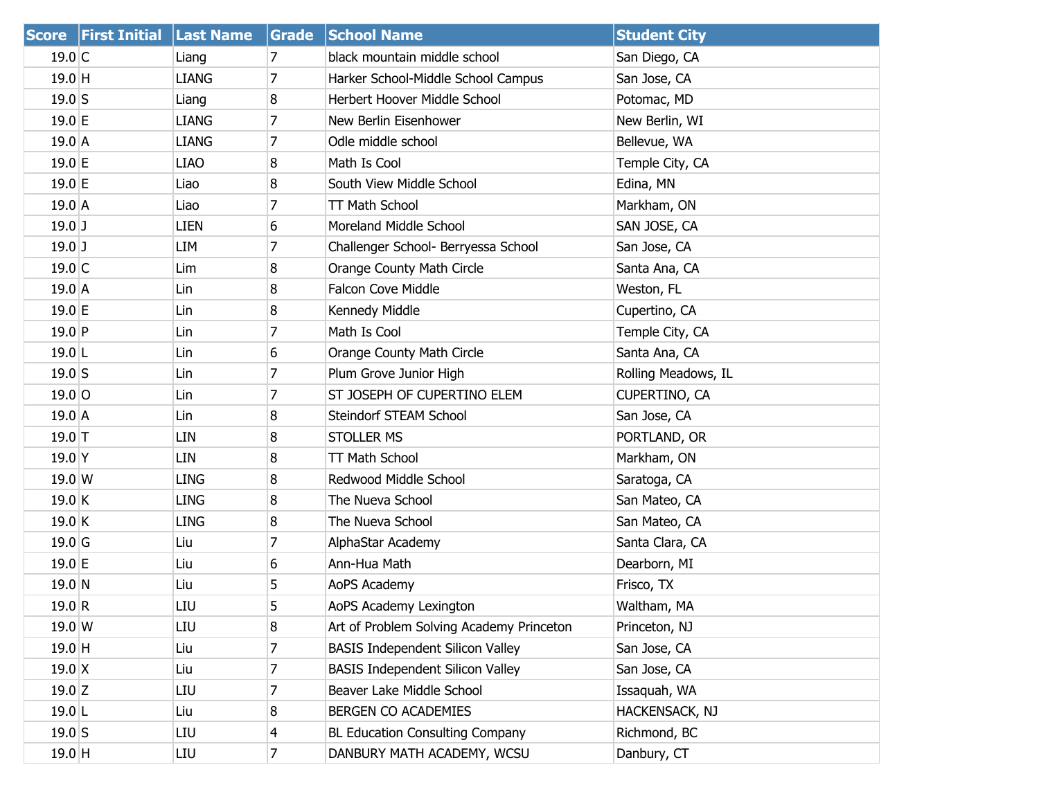| Score | First Initial | Last Name | Grade | School Name | Student City |
|---|---|---|---|---|---|
| 19.0 | C | Liang | 7 | black mountain middle school | San Diego, CA |
| 19.0 | H | LIANG | 7 | Harker School-Middle School Campus | San Jose, CA |
| 19.0 | S | Liang | 8 | Herbert Hoover Middle School | Potomac, MD |
| 19.0 | E | LIANG | 7 | New Berlin Eisenhower | New Berlin, WI |
| 19.0 | A | LIANG | 7 | Odle middle school | Bellevue, WA |
| 19.0 | E | LIAO | 8 | Math Is Cool | Temple City, CA |
| 19.0 | E | Liao | 8 | South View Middle School | Edina, MN |
| 19.0 | A | Liao | 7 | TT Math School | Markham, ON |
| 19.0 | J | LIEN | 6 | Moreland Middle School | SAN JOSE, CA |
| 19.0 | J | LIM | 7 | Challenger School- Berryessa School | San Jose, CA |
| 19.0 | C | Lim | 8 | Orange County Math Circle | Santa Ana, CA |
| 19.0 | A | Lin | 8 | Falcon Cove Middle | Weston, FL |
| 19.0 | E | Lin | 8 | Kennedy Middle | Cupertino, CA |
| 19.0 | P | Lin | 7 | Math Is Cool | Temple City, CA |
| 19.0 | L | Lin | 6 | Orange County Math Circle | Santa Ana, CA |
| 19.0 | S | Lin | 7 | Plum Grove Junior High | Rolling Meadows, IL |
| 19.0 | O | Lin | 7 | ST JOSEPH OF CUPERTINO ELEM | CUPERTINO, CA |
| 19.0 | A | Lin | 8 | Steindorf STEAM School | San Jose, CA |
| 19.0 | T | LIN | 8 | STOLLER MS | PORTLAND, OR |
| 19.0 | Y | LIN | 8 | TT Math School | Markham, ON |
| 19.0 | W | LING | 8 | Redwood Middle School | Saratoga, CA |
| 19.0 | K | LING | 8 | The Nueva School | San Mateo, CA |
| 19.0 | K | LING | 8 | The Nueva School | San Mateo, CA |
| 19.0 | G | Liu | 7 | AlphaStar Academy | Santa Clara, CA |
| 19.0 | E | Liu | 6 | Ann-Hua Math | Dearborn, MI |
| 19.0 | N | Liu | 5 | AoPS Academy | Frisco, TX |
| 19.0 | R | LIU | 5 | AoPS Academy Lexington | Waltham, MA |
| 19.0 | W | LIU | 8 | Art of Problem Solving Academy Princeton | Princeton, NJ |
| 19.0 | H | Liu | 7 | BASIS Independent Silicon Valley | San Jose, CA |
| 19.0 | X | Liu | 7 | BASIS Independent Silicon Valley | San Jose, CA |
| 19.0 | Z | LIU | 7 | Beaver Lake Middle School | Issaquah, WA |
| 19.0 | L | Liu | 8 | BERGEN CO ACADEMIES | HACKENSACK, NJ |
| 19.0 | S | LIU | 4 | BL Education Consulting Company | Richmond, BC |
| 19.0 | H | LIU | 7 | DANBURY MATH ACADEMY, WCSU | Danbury, CT |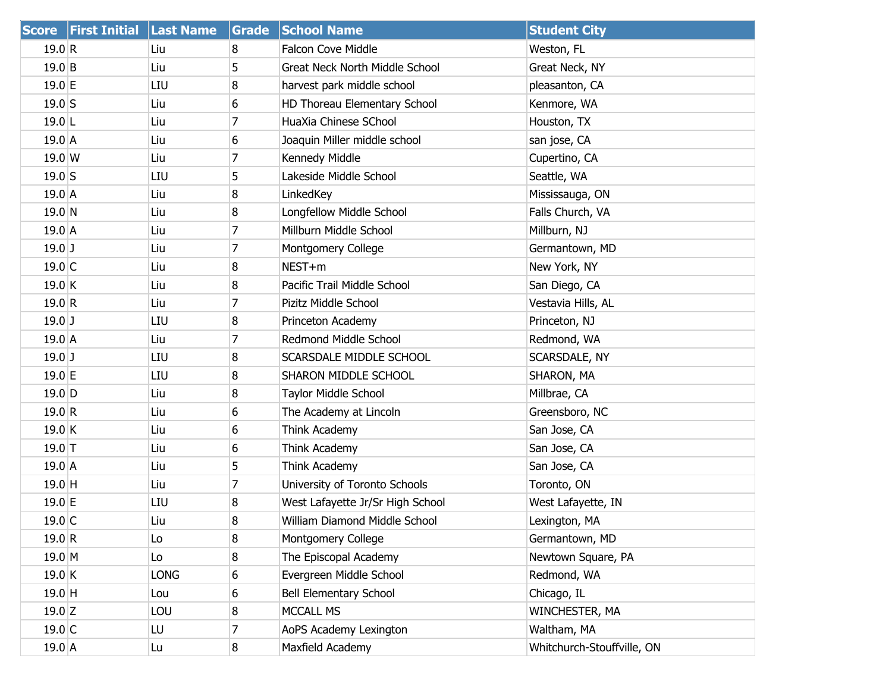| Score | First Initial | Last Name | Grade | School Name | Student City |
|---|---|---|---|---|---|
| 19.0 | R | Liu | 8 | Falcon Cove Middle | Weston, FL |
| 19.0 | B | Liu | 5 | Great Neck North Middle School | Great Neck, NY |
| 19.0 | E | LIU | 8 | harvest park middle school | pleasanton, CA |
| 19.0 | S | Liu | 6 | HD Thoreau Elementary School | Kenmore, WA |
| 19.0 | L | Liu | 7 | HuaXia Chinese SChool | Houston, TX |
| 19.0 | A | Liu | 6 | Joaquin Miller middle school | san jose, CA |
| 19.0 | W | Liu | 7 | Kennedy Middle | Cupertino, CA |
| 19.0 | S | LIU | 5 | Lakeside Middle School | Seattle, WA |
| 19.0 | A | Liu | 8 | LinkedKey | Mississauga, ON |
| 19.0 | N | Liu | 8 | Longfellow Middle School | Falls Church, VA |
| 19.0 | A | Liu | 7 | Millburn Middle School | Millburn, NJ |
| 19.0 | J | Liu | 7 | Montgomery College | Germantown, MD |
| 19.0 | C | Liu | 8 | NEST+m | New York, NY |
| 19.0 | K | Liu | 8 | Pacific Trail Middle School | San Diego, CA |
| 19.0 | R | Liu | 7 | Pizitz Middle School | Vestavia Hills, AL |
| 19.0 | J | LIU | 8 | Princeton Academy | Princeton, NJ |
| 19.0 | A | Liu | 7 | Redmond Middle School | Redmond, WA |
| 19.0 | J | LIU | 8 | SCARSDALE MIDDLE SCHOOL | SCARSDALE, NY |
| 19.0 | E | LIU | 8 | SHARON MIDDLE SCHOOL | SHARON, MA |
| 19.0 | D | Liu | 8 | Taylor Middle School | Millbrae, CA |
| 19.0 | R | Liu | 6 | The Academy at Lincoln | Greensboro, NC |
| 19.0 | K | Liu | 6 | Think Academy | San Jose, CA |
| 19.0 | T | Liu | 6 | Think Academy | San Jose, CA |
| 19.0 | A | Liu | 5 | Think Academy | San Jose, CA |
| 19.0 | H | Liu | 7 | University of Toronto Schools | Toronto, ON |
| 19.0 | E | LIU | 8 | West Lafayette Jr/Sr High School | West Lafayette, IN |
| 19.0 | C | Liu | 8 | William Diamond Middle School | Lexington, MA |
| 19.0 | R | Lo | 8 | Montgomery College | Germantown, MD |
| 19.0 | M | Lo | 8 | The Episcopal Academy | Newtown Square, PA |
| 19.0 | K | LONG | 6 | Evergreen Middle School | Redmond, WA |
| 19.0 | H | Lou | 6 | Bell Elementary School | Chicago, IL |
| 19.0 | Z | LOU | 8 | MCCALL MS | WINCHESTER, MA |
| 19.0 | C | LU | 7 | AoPS Academy Lexington | Waltham, MA |
| 19.0 | A | Lu | 8 | Maxfield Academy | Whitchurch-Stouffville, ON |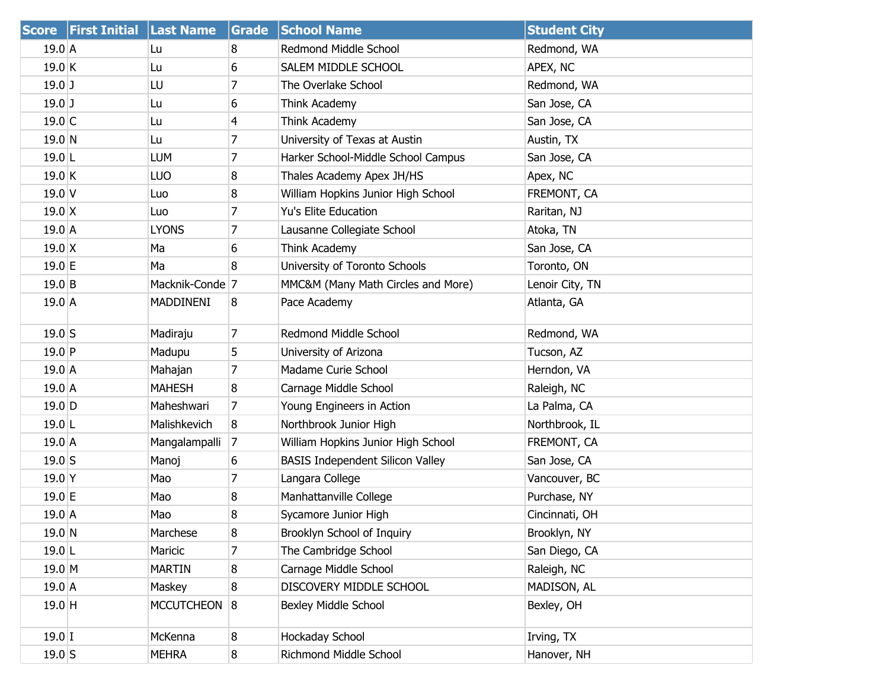| Score | First Initial | Last Name | Grade | School Name | Student City |
| --- | --- | --- | --- | --- | --- |
| 19.0 | A | Lu | 8 | Redmond Middle School | Redmond, WA |
| 19.0 | K | Lu | 6 | SALEM MIDDLE SCHOOL | APEX, NC |
| 19.0 | J | LU | 7 | The Overlake School | Redmond, WA |
| 19.0 | J | Lu | 6 | Think Academy | San Jose, CA |
| 19.0 | C | Lu | 4 | Think Academy | San Jose, CA |
| 19.0 | N | Lu | 7 | University of Texas at Austin | Austin, TX |
| 19.0 | L | LUM | 7 | Harker School-Middle School Campus | San Jose, CA |
| 19.0 | K | LUO | 8 | Thales Academy Apex JH/HS | Apex, NC |
| 19.0 | V | Luo | 8 | William Hopkins Junior High School | FREMONT, CA |
| 19.0 | X | Luo | 7 | Yu's Elite Education | Raritan, NJ |
| 19.0 | A | LYONS | 7 | Lausanne Collegiate School | Atoka, TN |
| 19.0 | X | Ma | 6 | Think Academy | San Jose, CA |
| 19.0 | E | Ma | 8 | University of Toronto Schools | Toronto, ON |
| 19.0 | B | Macknik-Conde | 7 | MMC&M (Many Math Circles and More) | Lenoir City, TN |
| 19.0 | A | MADDINENI | 8 | Pace Academy | Atlanta, GA |
| 19.0 | S | Madiraju | 7 | Redmond Middle School | Redmond, WA |
| 19.0 | P | Madupu | 5 | University of Arizona | Tucson, AZ |
| 19.0 | A | Mahajan | 7 | Madame Curie School | Herndon, VA |
| 19.0 | A | MAHESH | 8 | Carnage Middle School | Raleigh, NC |
| 19.0 | D | Maheshwari | 7 | Young Engineers in Action | La Palma, CA |
| 19.0 | L | Malishkevich | 8 | Northbrook Junior High | Northbrook, IL |
| 19.0 | A | Mangalampalli | 7 | William Hopkins Junior High School | FREMONT, CA |
| 19.0 | S | Manoj | 6 | BASIS Independent Silicon Valley | San Jose, CA |
| 19.0 | Y | Mao | 7 | Langara College | Vancouver, BC |
| 19.0 | E | Mao | 8 | Manhattanville College | Purchase, NY |
| 19.0 | A | Mao | 8 | Sycamore Junior High | Cincinnati, OH |
| 19.0 | N | Marchese | 8 | Brooklyn School of Inquiry | Brooklyn, NY |
| 19.0 | L | Maricic | 7 | The Cambridge School | San Diego, CA |
| 19.0 | M | MARTIN | 8 | Carnage Middle School | Raleigh, NC |
| 19.0 | A | Maskey | 8 | DISCOVERY MIDDLE SCHOOL | MADISON, AL |
| 19.0 | H | MCCUTCHEON | 8 | Bexley Middle School | Bexley, OH |
| 19.0 | I | McKenna | 8 | Hockaday School | Irving, TX |
| 19.0 | S | MEHRA | 8 | Richmond Middle School | Hanover, NH |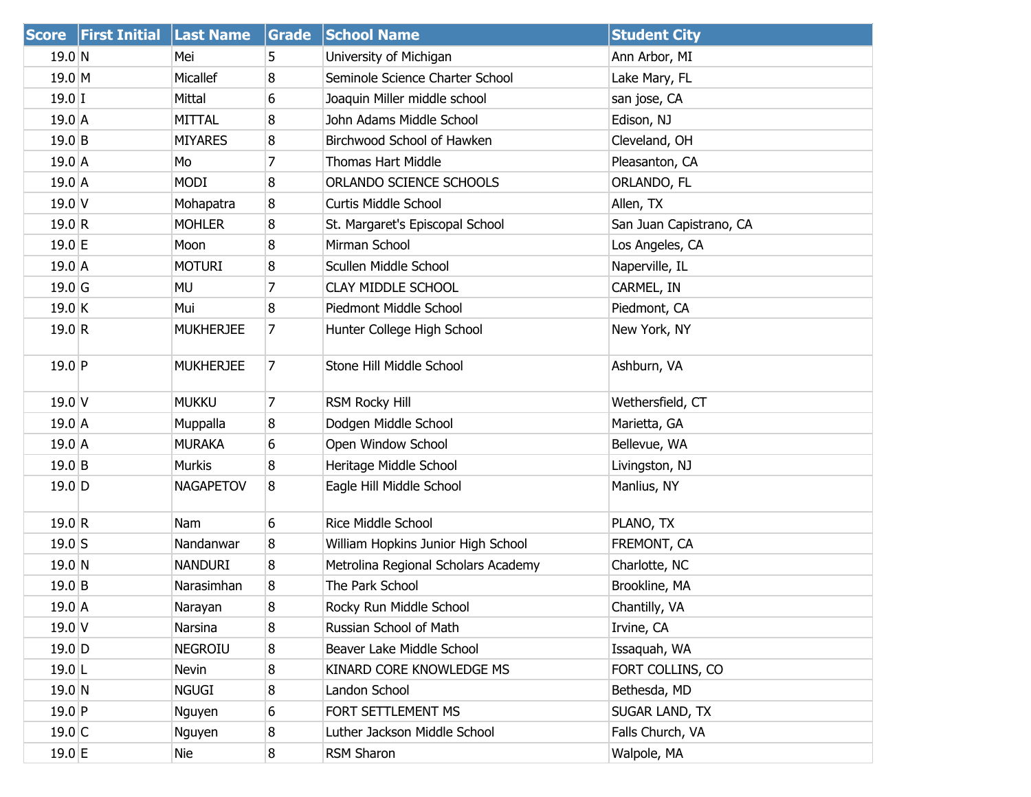| Score | First Initial | Last Name | Grade | School Name | Student City |
|---|---|---|---|---|---|
| 19.0 | N | Mei | 5 | University of Michigan | Ann Arbor, MI |
| 19.0 | M | Micallef | 8 | Seminole Science Charter School | Lake Mary, FL |
| 19.0 | I | Mittal | 6 | Joaquin Miller middle school | san jose, CA |
| 19.0 | A | MITTAL | 8 | John Adams Middle School | Edison, NJ |
| 19.0 | B | MIYARES | 8 | Birchwood School of Hawken | Cleveland, OH |
| 19.0 | A | Mo | 7 | Thomas Hart Middle | Pleasanton, CA |
| 19.0 | A | MODI | 8 | ORLANDO SCIENCE SCHOOLS | ORLANDO, FL |
| 19.0 | V | Mohapatra | 8 | Curtis Middle School | Allen, TX |
| 19.0 | R | MOHLER | 8 | St. Margaret's Episcopal School | San Juan Capistrano, CA |
| 19.0 | E | Moon | 8 | Mirman School | Los Angeles, CA |
| 19.0 | A | MOTURI | 8 | Scullen Middle School | Naperville, IL |
| 19.0 | G | MU | 7 | CLAY MIDDLE SCHOOL | CARMEL, IN |
| 19.0 | K | Mui | 8 | Piedmont Middle School | Piedmont, CA |
| 19.0 | R | MUKHERJEE | 7 | Hunter College High School | New York, NY |
| 19.0 | P | MUKHERJEE | 7 | Stone Hill Middle School | Ashburn, VA |
| 19.0 | V | MUKKU | 7 | RSM Rocky Hill | Wethersfield, CT |
| 19.0 | A | Muppalla | 8 | Dodgen Middle School | Marietta, GA |
| 19.0 | A | MURAKA | 6 | Open Window School | Bellevue, WA |
| 19.0 | B | Murkis | 8 | Heritage Middle School | Livingston, NJ |
| 19.0 | D | NAGAPETOV | 8 | Eagle Hill Middle School | Manlius, NY |
| 19.0 | R | Nam | 6 | Rice Middle School | PLANO, TX |
| 19.0 | S | Nandanwar | 8 | William Hopkins Junior High School | FREMONT, CA |
| 19.0 | N | NANDURI | 8 | Metrolina Regional Scholars Academy | Charlotte, NC |
| 19.0 | B | Narasimhan | 8 | The Park School | Brookline, MA |
| 19.0 | A | Narayan | 8 | Rocky Run Middle School | Chantilly, VA |
| 19.0 | V | Narsina | 8 | Russian School of Math | Irvine, CA |
| 19.0 | D | NEGROIU | 8 | Beaver Lake Middle School | Issaquah, WA |
| 19.0 | L | Nevin | 8 | KINARD CORE KNOWLEDGE MS | FORT COLLINS, CO |
| 19.0 | N | NGUGI | 8 | Landon School | Bethesda, MD |
| 19.0 | P | Nguyen | 6 | FORT SETTLEMENT MS | SUGAR LAND, TX |
| 19.0 | C | Nguyen | 8 | Luther Jackson Middle School | Falls Church, VA |
| 19.0 | E | Nie | 8 | RSM Sharon | Walpole, MA |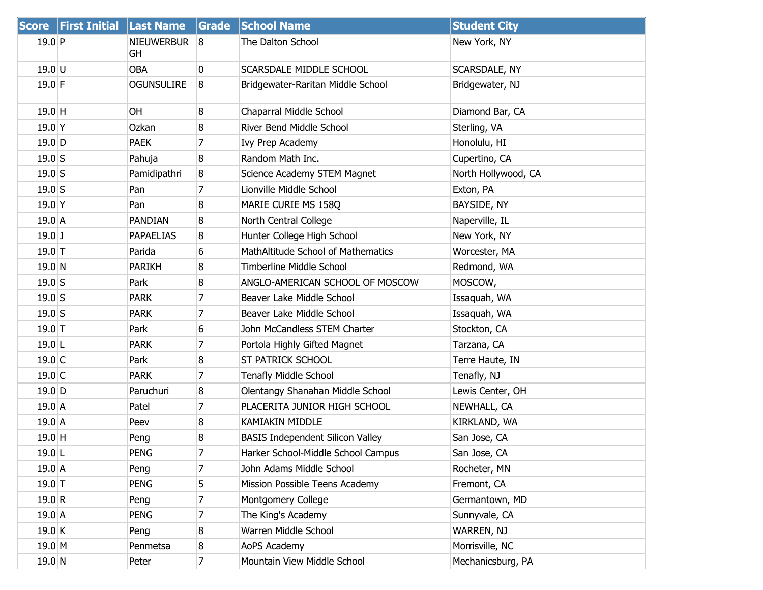| Score | First Initial | Last Name | Grade | School Name | Student City |
|---|---|---|---|---|---|
| 19.0 | P | NIEUWERBURGH | 8 | The Dalton School | New York, NY |
| 19.0 | U | OBA | 0 | SCARSDALE MIDDLE SCHOOL | SCARSDALE, NY |
| 19.0 | F | OGUNSULIRE | 8 | Bridgewater-Raritan Middle School | Bridgewater, NJ |
| 19.0 | H | OH | 8 | Chaparral Middle School | Diamond Bar, CA |
| 19.0 | Y | Ozkan | 8 | River Bend Middle School | Sterling, VA |
| 19.0 | D | PAEK | 7 | Ivy Prep Academy | Honolulu, HI |
| 19.0 | S | Pahuja | 8 | Random Math Inc. | Cupertino, CA |
| 19.0 | S | Pamidipathri | 8 | Science Academy STEM Magnet | North Hollywood, CA |
| 19.0 | S | Pan | 7 | Lionville Middle School | Exton, PA |
| 19.0 | Y | Pan | 8 | MARIE CURIE MS 158Q | BAYSIDE, NY |
| 19.0 | A | PANDIAN | 8 | North Central College | Naperville, IL |
| 19.0 | J | PAPAELIAS | 8 | Hunter College High School | New York, NY |
| 19.0 | T | Parida | 6 | MathAltitude School of Mathematics | Worcester, MA |
| 19.0 | N | PARIKH | 8 | Timberline Middle School | Redmond, WA |
| 19.0 | S | Park | 8 | ANGLO-AMERICAN SCHOOL OF MOSCOW | MOSCOW, |
| 19.0 | S | PARK | 7 | Beaver Lake Middle School | Issaquah, WA |
| 19.0 | S | PARK | 7 | Beaver Lake Middle School | Issaquah, WA |
| 19.0 | T | Park | 6 | John McCandless STEM Charter | Stockton, CA |
| 19.0 | L | PARK | 7 | Portola Highly Gifted Magnet | Tarzana, CA |
| 19.0 | C | Park | 8 | ST PATRICK SCHOOL | Terre Haute, IN |
| 19.0 | C | PARK | 7 | Tenafly Middle School | Tenafly, NJ |
| 19.0 | D | Paruchuri | 8 | Olentangy Shanahan Middle School | Lewis Center, OH |
| 19.0 | A | Patel | 7 | PLACERITA JUNIOR HIGH SCHOOL | NEWHALL, CA |
| 19.0 | A | Peev | 8 | KAMIAKIN MIDDLE | KIRKLAND, WA |
| 19.0 | H | Peng | 8 | BASIS Independent Silicon Valley | San Jose, CA |
| 19.0 | L | PENG | 7 | Harker School-Middle School Campus | San Jose, CA |
| 19.0 | A | Peng | 7 | John Adams Middle School | Rocheter, MN |
| 19.0 | T | PENG | 5 | Mission Possible Teens Academy | Fremont, CA |
| 19.0 | R | Peng | 7 | Montgomery College | Germantown, MD |
| 19.0 | A | PENG | 7 | The King's Academy | Sunnyvale, CA |
| 19.0 | K | Peng | 8 | Warren Middle School | WARREN, NJ |
| 19.0 | M | Penmetsa | 8 | AoPS Academy | Morrisville, NC |
| 19.0 | N | Peter | 7 | Mountain View Middle School | Mechanicsburg, PA |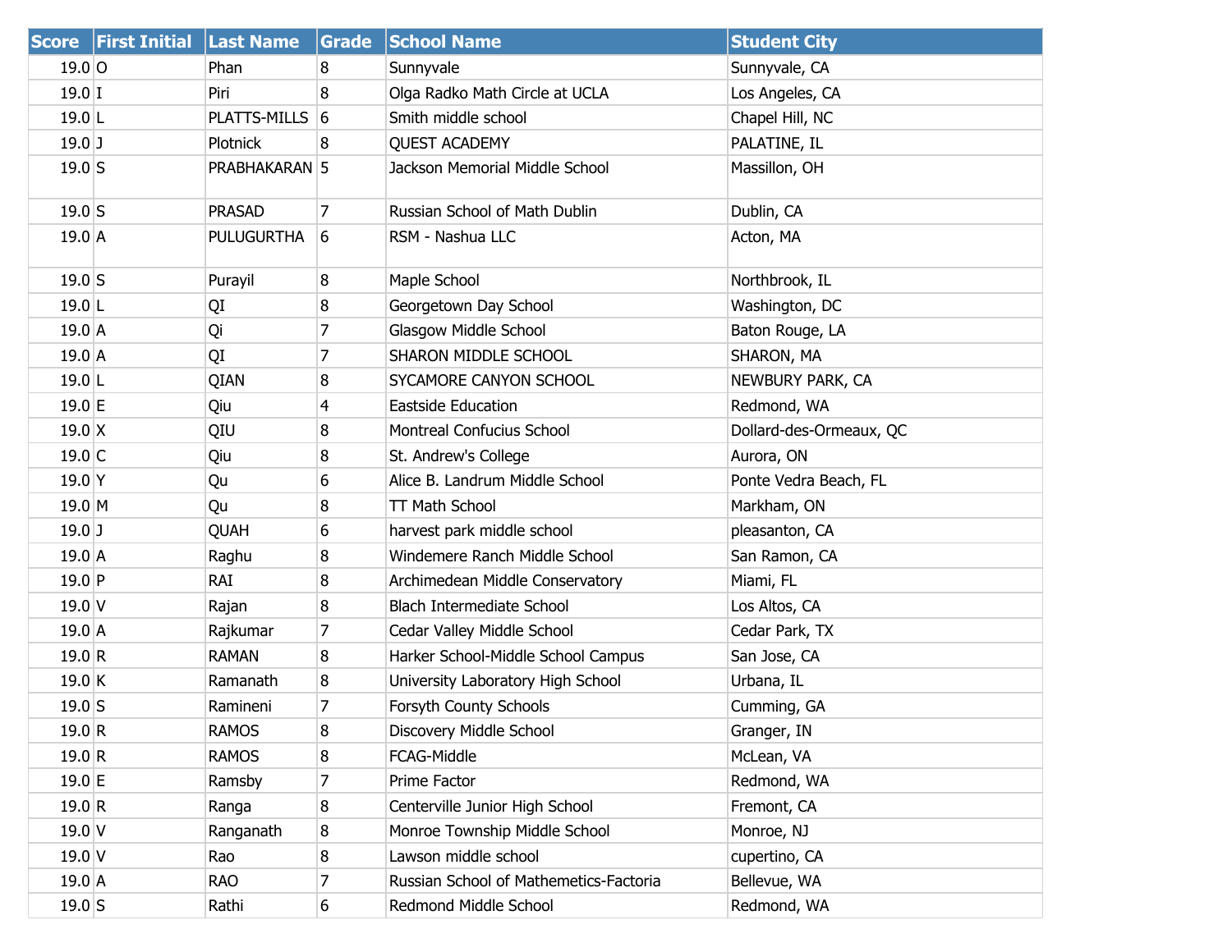| Score | First Initial | Last Name | Grade | School Name | Student City |
| --- | --- | --- | --- | --- | --- |
| 19.0 | O | Phan | 8 | Sunnyvale | Sunnyvale, CA |
| 19.0 | I | Piri | 8 | Olga Radko Math Circle at UCLA | Los Angeles, CA |
| 19.0 | L | PLATTS-MILLS | 6 | Smith middle school | Chapel Hill, NC |
| 19.0 | J | Plotnick | 8 | QUEST ACADEMY | PALATINE, IL |
| 19.0 | S | PRABHAKARAN | 5 | Jackson Memorial Middle School | Massillon, OH |
| 19.0 | S | PRASAD | 7 | Russian School of Math Dublin | Dublin, CA |
| 19.0 | A | PULUGURTHA | 6 | RSM - Nashua LLC | Acton, MA |
| 19.0 | S | Purayil | 8 | Maple School | Northbrook, IL |
| 19.0 | L | QI | 8 | Georgetown Day School | Washington, DC |
| 19.0 | A | Qi | 7 | Glasgow Middle School | Baton Rouge, LA |
| 19.0 | A | QI | 7 | SHARON MIDDLE SCHOOL | SHARON, MA |
| 19.0 | L | QIAN | 8 | SYCAMORE CANYON SCHOOL | NEWBURY PARK, CA |
| 19.0 | E | Qiu | 4 | Eastside Education | Redmond, WA |
| 19.0 | X | QIU | 8 | Montreal Confucius School | Dollard-des-Ormeaux, QC |
| 19.0 | C | Qiu | 8 | St. Andrew's College | Aurora, ON |
| 19.0 | Y | Qu | 6 | Alice B. Landrum Middle School | Ponte Vedra Beach, FL |
| 19.0 | M | Qu | 8 | TT Math School | Markham, ON |
| 19.0 | J | QUAH | 6 | harvest park middle school | pleasanton, CA |
| 19.0 | A | Raghu | 8 | Windemere Ranch Middle School | San Ramon, CA |
| 19.0 | P | RAI | 8 | Archimedean Middle Conservatory | Miami, FL |
| 19.0 | V | Rajan | 8 | Blach Intermediate School | Los Altos, CA |
| 19.0 | A | Rajkumar | 7 | Cedar Valley Middle School | Cedar Park, TX |
| 19.0 | R | RAMAN | 8 | Harker School-Middle School Campus | San Jose, CA |
| 19.0 | K | Ramanath | 8 | University Laboratory High School | Urbana, IL |
| 19.0 | S | Ramineni | 7 | Forsyth County Schools | Cumming, GA |
| 19.0 | R | RAMOS | 8 | Discovery Middle School | Granger, IN |
| 19.0 | R | RAMOS | 8 | FCAG-Middle | McLean, VA |
| 19.0 | E | Ramsby | 7 | Prime Factor | Redmond, WA |
| 19.0 | R | Ranga | 8 | Centerville Junior High School | Fremont, CA |
| 19.0 | V | Ranganath | 8 | Monroe Township Middle School | Monroe, NJ |
| 19.0 | V | Rao | 8 | Lawson middle school | cupertino, CA |
| 19.0 | A | RAO | 7 | Russian School of Mathemetics-Factoria | Bellevue, WA |
| 19.0 | S | Rathi | 6 | Redmond Middle School | Redmond, WA |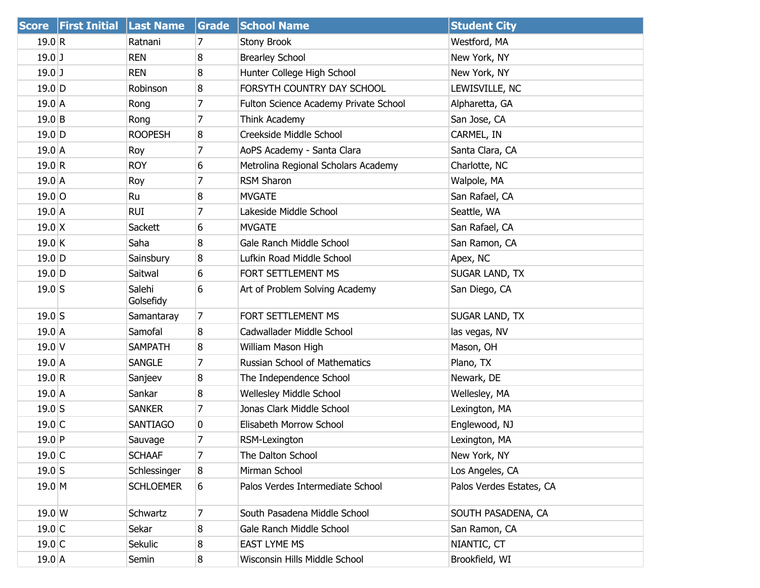| Score | First Initial | Last Name | Grade | School Name | Student City |
|---|---|---|---|---|---|
| 19.0 | R | Ratnani | 7 | Stony Brook | Westford, MA |
| 19.0 | J | REN | 8 | Brearley School | New York, NY |
| 19.0 | J | REN | 8 | Hunter College High School | New York, NY |
| 19.0 | D | Robinson | 8 | FORSYTH COUNTRY DAY SCHOOL | LEWISVILLE, NC |
| 19.0 | A | Rong | 7 | Fulton Science Academy Private School | Alpharetta, GA |
| 19.0 | B | Rong | 7 | Think Academy | San Jose, CA |
| 19.0 | D | ROOPESH | 8 | Creekside Middle School | CARMEL, IN |
| 19.0 | A | Roy | 7 | AoPS Academy - Santa Clara | Santa Clara, CA |
| 19.0 | R | ROY | 6 | Metrolina Regional Scholars Academy | Charlotte, NC |
| 19.0 | A | Roy | 7 | RSM Sharon | Walpole, MA |
| 19.0 | O | Ru | 8 | MVGATE | San Rafael, CA |
| 19.0 | A | RUI | 7 | Lakeside Middle School | Seattle, WA |
| 19.0 | X | Sackett | 6 | MVGATE | San Rafael, CA |
| 19.0 | K | Saha | 8 | Gale Ranch Middle School | San Ramon, CA |
| 19.0 | D | Sainsbury | 8 | Lufkin Road Middle School | Apex, NC |
| 19.0 | D | Saitwal | 6 | FORT SETTLEMENT MS | SUGAR LAND, TX |
| 19.0 | S | Salehi Golsefidy | 6 | Art of Problem Solving Academy | San Diego, CA |
| 19.0 | S | Samantaray | 7 | FORT SETTLEMENT MS | SUGAR LAND, TX |
| 19.0 | A | Samofal | 8 | Cadwallader Middle School | las vegas, NV |
| 19.0 | V | SAMPATH | 8 | William Mason High | Mason, OH |
| 19.0 | A | SANGLE | 7 | Russian School of Mathematics | Plano, TX |
| 19.0 | R | Sanjeev | 8 | The Independence School | Newark, DE |
| 19.0 | A | Sankar | 8 | Wellesley Middle School | Wellesley, MA |
| 19.0 | S | SANKER | 7 | Jonas Clark Middle School | Lexington, MA |
| 19.0 | C | SANTIAGO | 0 | Elisabeth Morrow School | Englewood, NJ |
| 19.0 | P | Sauvage | 7 | RSM-Lexington | Lexington, MA |
| 19.0 | C | SCHAAF | 7 | The Dalton School | New York, NY |
| 19.0 | S | Schlessinger | 8 | Mirman School | Los Angeles, CA |
| 19.0 | M | SCHLOEMER | 6 | Palos Verdes Intermediate School | Palos Verdes Estates, CA |
| 19.0 | W | Schwartz | 7 | South Pasadena Middle School | SOUTH PASADENA, CA |
| 19.0 | C | Sekar | 8 | Gale Ranch Middle School | San Ramon, CA |
| 19.0 | C | Sekulic | 8 | EAST LYME MS | NIANTIC, CT |
| 19.0 | A | Semin | 8 | Wisconsin Hills Middle School | Brookfield, WI |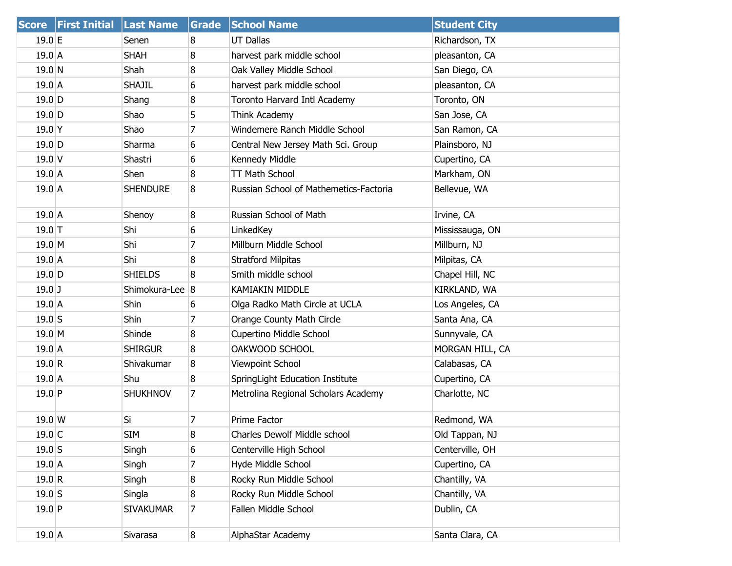| Score | First Initial | Last Name | Grade | School Name | Student City |
|---|---|---|---|---|---|
| 19.0 | E | Senen | 8 | UT Dallas | Richardson, TX |
| 19.0 | A | SHAH | 8 | harvest park middle school | pleasanton, CA |
| 19.0 | N | Shah | 8 | Oak Valley Middle School | San Diego, CA |
| 19.0 | A | SHAJIL | 6 | harvest park middle school | pleasanton, CA |
| 19.0 | D | Shang | 8 | Toronto Harvard Intl Academy | Toronto, ON |
| 19.0 | D | Shao | 5 | Think Academy | San Jose, CA |
| 19.0 | Y | Shao | 7 | Windemere Ranch Middle School | San Ramon, CA |
| 19.0 | D | Sharma | 6 | Central New Jersey Math Sci. Group | Plainsboro, NJ |
| 19.0 | V | Shastri | 6 | Kennedy Middle | Cupertino, CA |
| 19.0 | A | Shen | 8 | TT Math School | Markham, ON |
| 19.0 | A | SHENDURE | 8 | Russian School of Mathemetics-Factoria | Bellevue, WA |
| 19.0 | A | Shenoy | 8 | Russian School of Math | Irvine, CA |
| 19.0 | T | Shi | 6 | LinkedKey | Mississauga, ON |
| 19.0 | M | Shi | 7 | Millburn Middle School | Millburn, NJ |
| 19.0 | A | Shi | 8 | Stratford Milpitas | Milpitas, CA |
| 19.0 | D | SHIELDS | 8 | Smith middle school | Chapel Hill, NC |
| 19.0 | J | Shimokura-Lee | 8 | KAMIAKIN MIDDLE | KIRKLAND, WA |
| 19.0 | A | Shin | 6 | Olga Radko Math Circle at UCLA | Los Angeles, CA |
| 19.0 | S | Shin | 7 | Orange County Math Circle | Santa Ana, CA |
| 19.0 | M | Shinde | 8 | Cupertino Middle School | Sunnyvale, CA |
| 19.0 | A | SHIRGUR | 8 | OAKWOOD SCHOOL | MORGAN HILL, CA |
| 19.0 | R | Shivakumar | 8 | Viewpoint School | Calabasas, CA |
| 19.0 | A | Shu | 8 | SpringLight Education Institute | Cupertino, CA |
| 19.0 | P | SHUKHNOV | 7 | Metrolina Regional Scholars Academy | Charlotte, NC |
| 19.0 | W | Si | 7 | Prime Factor | Redmond, WA |
| 19.0 | C | SIM | 8 | Charles Dewolf Middle school | Old Tappan, NJ |
| 19.0 | S | Singh | 6 | Centerville High School | Centerville, OH |
| 19.0 | A | Singh | 7 | Hyde Middle School | Cupertino, CA |
| 19.0 | R | Singh | 8 | Rocky Run Middle School | Chantilly, VA |
| 19.0 | S | Singla | 8 | Rocky Run Middle School | Chantilly, VA |
| 19.0 | P | SIVAKUMAR | 7 | Fallen Middle School | Dublin, CA |
| 19.0 | A | Sivarasa | 8 | AlphaStar Academy | Santa Clara, CA |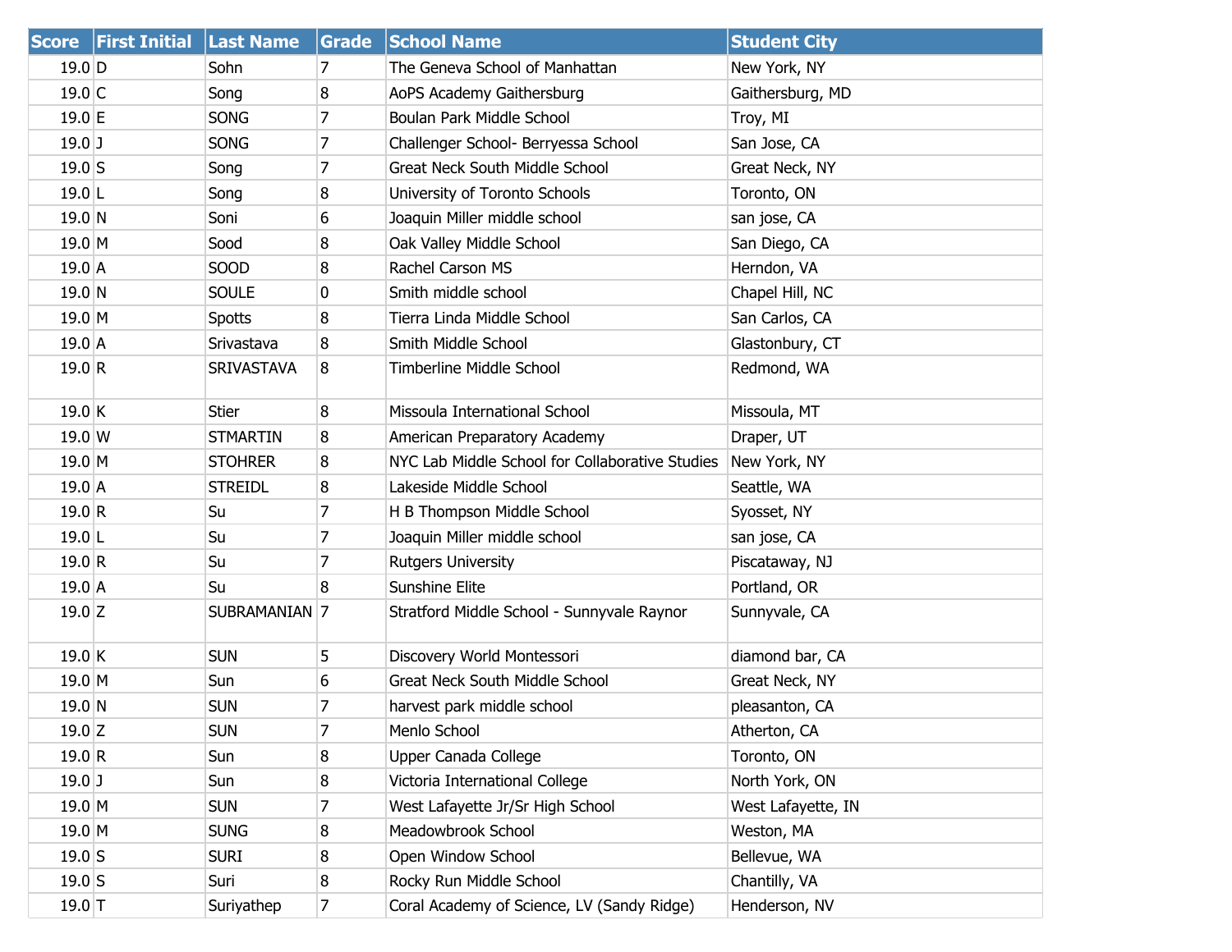| Score | First Initial | Last Name | Grade | School Name | Student City |
|---|---|---|---|---|---|
| 19.0 | D | Sohn | 7 | The Geneva School of Manhattan | New York, NY |
| 19.0 | C | Song | 8 | AoPS Academy Gaithersburg | Gaithersburg, MD |
| 19.0 | E | SONG | 7 | Boulan Park Middle School | Troy, MI |
| 19.0 | J | SONG | 7 | Challenger School- Berryessa School | San Jose, CA |
| 19.0 | S | Song | 7 | Great Neck South Middle School | Great Neck, NY |
| 19.0 | L | Song | 8 | University of Toronto Schools | Toronto, ON |
| 19.0 | N | Soni | 6 | Joaquin Miller middle school | san jose, CA |
| 19.0 | M | Sood | 8 | Oak Valley Middle School | San Diego, CA |
| 19.0 | A | SOOD | 8 | Rachel Carson MS | Herndon, VA |
| 19.0 | N | SOULE | 0 | Smith middle school | Chapel Hill, NC |
| 19.0 | M | Spotts | 8 | Tierra Linda Middle School | San Carlos, CA |
| 19.0 | A | Srivastava | 8 | Smith Middle School | Glastonbury, CT |
| 19.0 | R | SRIVASTAVA | 8 | Timberline Middle School | Redmond, WA |
| 19.0 | K | Stier | 8 | Missoula International School | Missoula, MT |
| 19.0 | W | STMARTIN | 8 | American Preparatory Academy | Draper, UT |
| 19.0 | M | STOHRER | 8 | NYC Lab Middle School for Collaborative Studies | New York, NY |
| 19.0 | A | STREIDL | 8 | Lakeside Middle School | Seattle, WA |
| 19.0 | R | Su | 7 | H B Thompson Middle School | Syosset, NY |
| 19.0 | L | Su | 7 | Joaquin Miller middle school | san jose, CA |
| 19.0 | R | Su | 7 | Rutgers University | Piscataway, NJ |
| 19.0 | A | Su | 8 | Sunshine Elite | Portland, OR |
| 19.0 | Z | SUBRAMANIAN | 7 | Stratford Middle School - Sunnyvale Raynor | Sunnyvale, CA |
| 19.0 | K | SUN | 5 | Discovery World Montessori | diamond bar, CA |
| 19.0 | M | Sun | 6 | Great Neck South Middle School | Great Neck, NY |
| 19.0 | N | SUN | 7 | harvest park middle school | pleasanton, CA |
| 19.0 | Z | SUN | 7 | Menlo School | Atherton, CA |
| 19.0 | R | Sun | 8 | Upper Canada College | Toronto, ON |
| 19.0 | J | Sun | 8 | Victoria International College | North York, ON |
| 19.0 | M | SUN | 7 | West Lafayette Jr/Sr High School | West Lafayette, IN |
| 19.0 | M | SUNG | 8 | Meadowbrook School | Weston, MA |
| 19.0 | S | SURI | 8 | Open Window School | Bellevue, WA |
| 19.0 | S | Suri | 8 | Rocky Run Middle School | Chantilly, VA |
| 19.0 | T | Suriyathep | 7 | Coral Academy of Science, LV (Sandy Ridge) | Henderson, NV |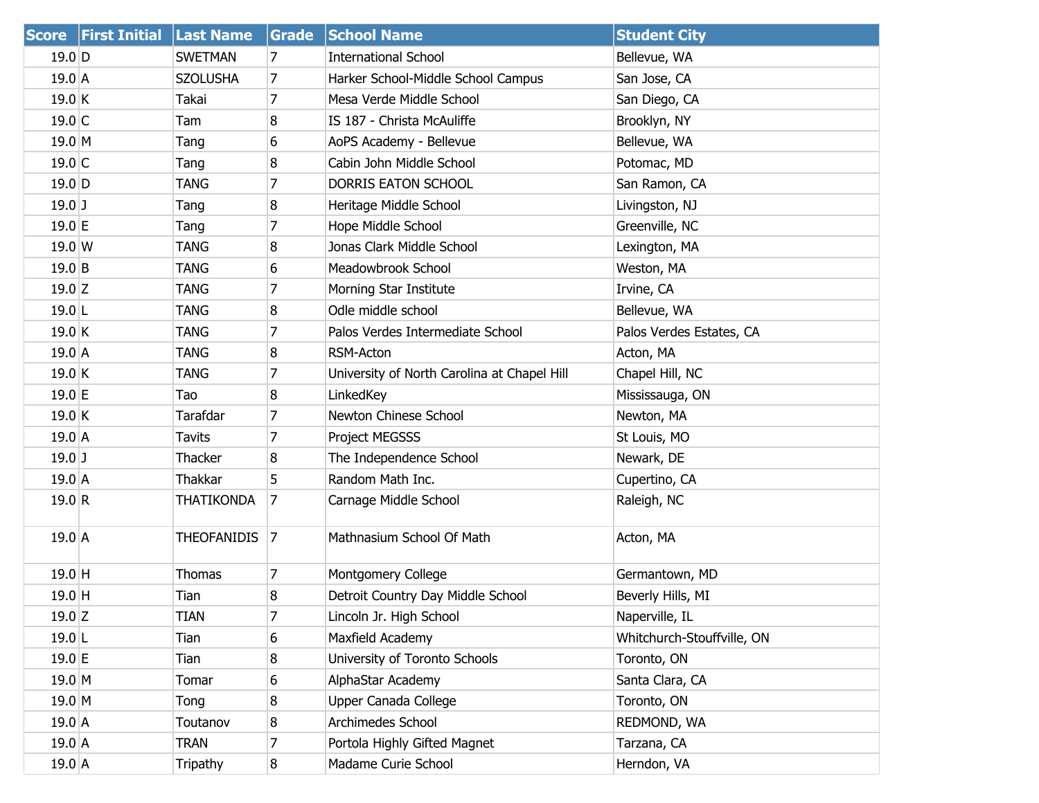| Score | First Initial | Last Name | Grade | School Name | Student City |
|---|---|---|---|---|---|
| 19.0 | D | SWETMAN | 7 | International School | Bellevue, WA |
| 19.0 | A | SZOLUSHA | 7 | Harker School-Middle School Campus | San Jose, CA |
| 19.0 | K | Takai | 7 | Mesa Verde Middle School | San Diego, CA |
| 19.0 | C | Tam | 8 | IS 187 - Christa McAuliffe | Brooklyn, NY |
| 19.0 | M | Tang | 6 | AoPS Academy - Bellevue | Bellevue, WA |
| 19.0 | C | Tang | 8 | Cabin John Middle School | Potomac, MD |
| 19.0 | D | TANG | 7 | DORRIS EATON SCHOOL | San Ramon, CA |
| 19.0 | J | Tang | 8 | Heritage Middle School | Livingston, NJ |
| 19.0 | E | Tang | 7 | Hope Middle School | Greenville, NC |
| 19.0 | W | TANG | 8 | Jonas Clark Middle School | Lexington, MA |
| 19.0 | B | TANG | 6 | Meadowbrook School | Weston, MA |
| 19.0 | Z | TANG | 7 | Morning Star Institute | Irvine, CA |
| 19.0 | L | TANG | 8 | Odle middle school | Bellevue, WA |
| 19.0 | K | TANG | 7 | Palos Verdes Intermediate School | Palos Verdes Estates, CA |
| 19.0 | A | TANG | 8 | RSM-Acton | Acton, MA |
| 19.0 | K | TANG | 7 | University of North Carolina at Chapel Hill | Chapel Hill, NC |
| 19.0 | E | Tao | 8 | LinkedKey | Mississauga, ON |
| 19.0 | K | Tarafdar | 7 | Newton Chinese School | Newton, MA |
| 19.0 | A | Tavits | 7 | Project MEGSSS | St Louis, MO |
| 19.0 | J | Thacker | 8 | The Independence School | Newark, DE |
| 19.0 | A | Thakkar | 5 | Random Math Inc. | Cupertino, CA |
| 19.0 | R | THATIKONDA | 7 | Carnage Middle School | Raleigh, NC |
| 19.0 | A | THEOFANIDIS | 7 | Mathnasium School Of Math | Acton, MA |
| 19.0 | H | Thomas | 7 | Montgomery College | Germantown, MD |
| 19.0 | H | Tian | 8 | Detroit Country Day Middle School | Beverly Hills, MI |
| 19.0 | Z | TIAN | 7 | Lincoln Jr. High School | Naperville, IL |
| 19.0 | L | Tian | 6 | Maxfield Academy | Whitchurch-Stouffville, ON |
| 19.0 | E | Tian | 8 | University of Toronto Schools | Toronto, ON |
| 19.0 | M | Tomar | 6 | AlphaStar Academy | Santa Clara, CA |
| 19.0 | M | Tong | 8 | Upper Canada College | Toronto, ON |
| 19.0 | A | Toutanov | 8 | Archimedes School | REDMOND, WA |
| 19.0 | A | TRAN | 7 | Portola Highly Gifted Magnet | Tarzana, CA |
| 19.0 | A | Tripathy | 8 | Madame Curie School | Herndon, VA |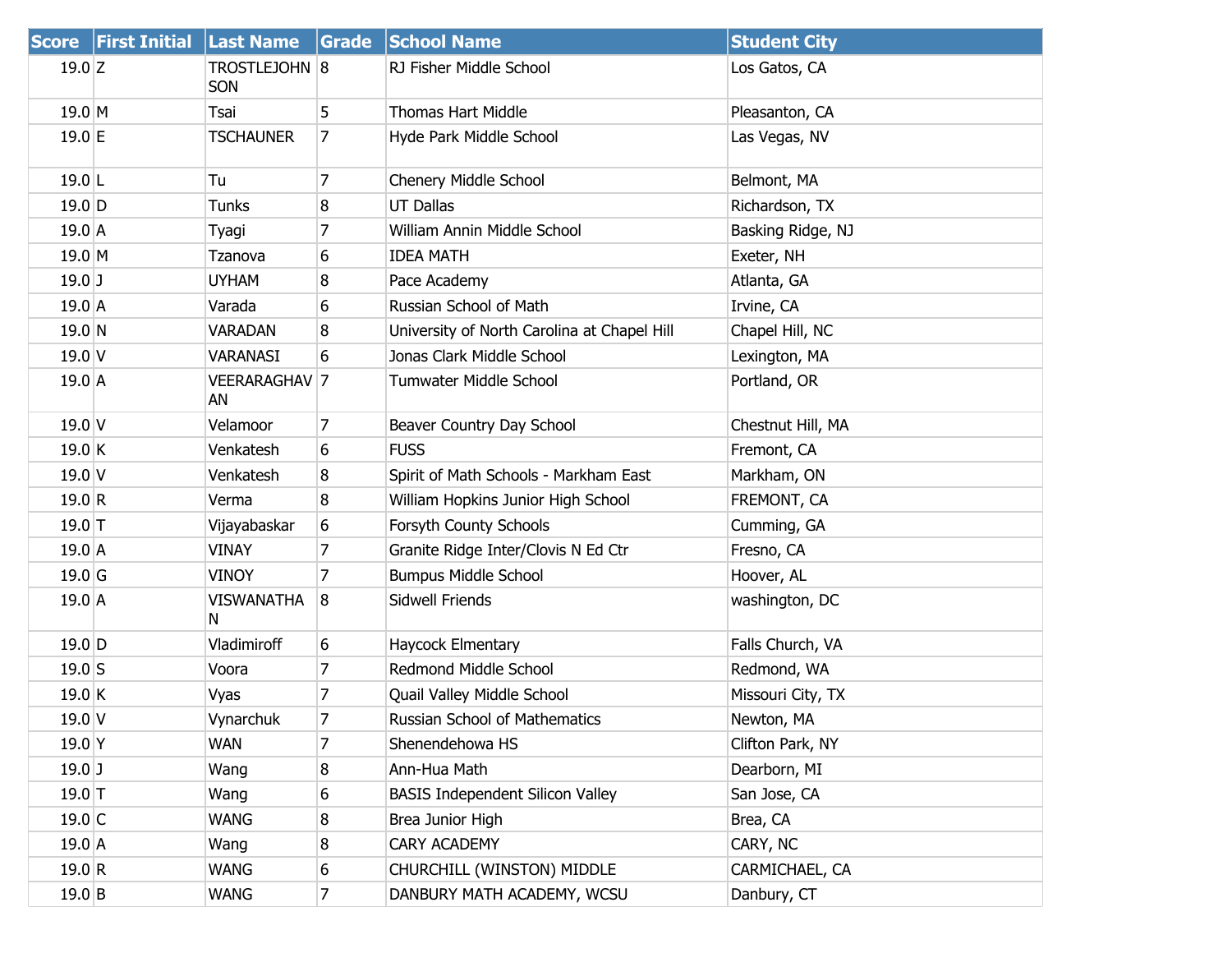| Score | First Initial | Last Name | Grade | School Name | Student City |
|---|---|---|---|---|---|
| 19.0 | Z | TROSTLEJOHNSON | 8 | RJ Fisher Middle School | Los Gatos, CA |
| 19.0 | M | Tsai | 5 | Thomas Hart Middle | Pleasanton, CA |
| 19.0 | E | TSCHAUNER | 7 | Hyde Park Middle School | Las Vegas, NV |
| 19.0 | L | Tu | 7 | Chenery Middle School | Belmont, MA |
| 19.0 | D | Tunks | 8 | UT Dallas | Richardson, TX |
| 19.0 | A | Tyagi | 7 | William Annin Middle School | Basking Ridge, NJ |
| 19.0 | M | Tzanova | 6 | IDEA MATH | Exeter, NH |
| 19.0 | J | UYHAM | 8 | Pace Academy | Atlanta, GA |
| 19.0 | A | Varada | 6 | Russian School of Math | Irvine, CA |
| 19.0 | N | VARADAN | 8 | University of North Carolina at Chapel Hill | Chapel Hill, NC |
| 19.0 | V | VARANASI | 6 | Jonas Clark Middle School | Lexington, MA |
| 19.0 | A | VEERARAGHAVAN | 7 | Tumwater Middle School | Portland, OR |
| 19.0 | V | Velamoor | 7 | Beaver Country Day School | Chestnut Hill, MA |
| 19.0 | K | Venkatesh | 6 | FUSS | Fremont, CA |
| 19.0 | V | Venkatesh | 8 | Spirit of Math Schools - Markham East | Markham, ON |
| 19.0 | R | Verma | 8 | William Hopkins Junior High School | FREMONT, CA |
| 19.0 | T | Vijayabaskar | 6 | Forsyth County Schools | Cumming, GA |
| 19.0 | A | VINAY | 7 | Granite Ridge Inter/Clovis N Ed Ctr | Fresno, CA |
| 19.0 | G | VINOY | 7 | Bumpus Middle School | Hoover, AL |
| 19.0 | A | VISWANATHAN | 8 | Sidwell Friends | washington, DC |
| 19.0 | D | Vladimiroff | 6 | Haycock Elmentary | Falls Church, VA |
| 19.0 | S | Voora | 7 | Redmond Middle School | Redmond, WA |
| 19.0 | K | Vyas | 7 | Quail Valley Middle School | Missouri City, TX |
| 19.0 | V | Vynarchuk | 7 | Russian School of Mathematics | Newton, MA |
| 19.0 | Y | WAN | 7 | Shenendehowa HS | Clifton Park, NY |
| 19.0 | J | Wang | 8 | Ann-Hua Math | Dearborn, MI |
| 19.0 | T | Wang | 6 | BASIS Independent Silicon Valley | San Jose, CA |
| 19.0 | C | WANG | 8 | Brea Junior High | Brea, CA |
| 19.0 | A | Wang | 8 | CARY ACADEMY | CARY, NC |
| 19.0 | R | WANG | 6 | CHURCHILL (WINSTON) MIDDLE | CARMICHAEL, CA |
| 19.0 | B | WANG | 7 | DANBURY MATH ACADEMY, WCSU | Danbury, CT |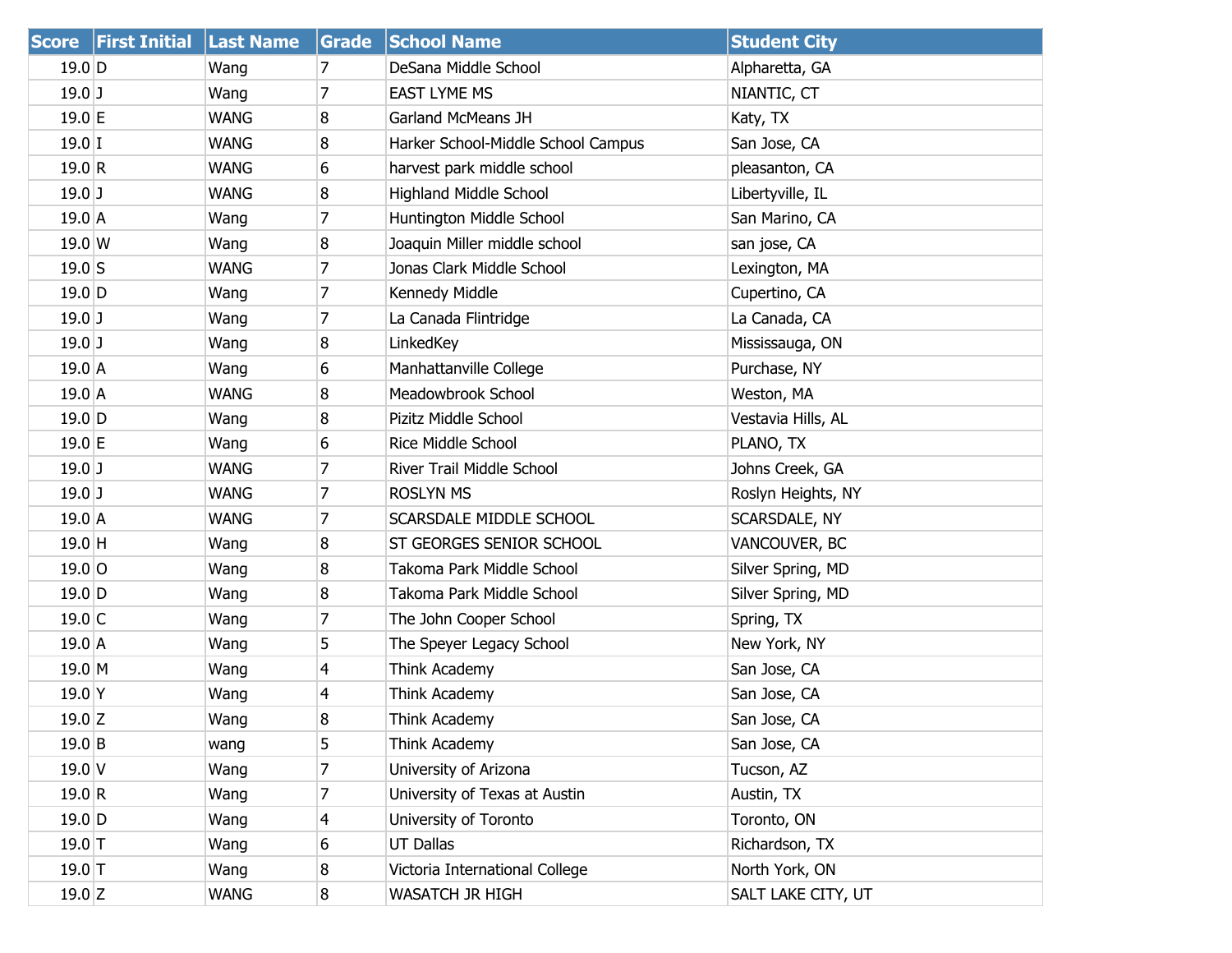| Score | First Initial | Last Name | Grade | School Name | Student City |
|---|---|---|---|---|---|
| 19.0 | D | Wang | 7 | DeSana Middle School | Alpharetta, GA |
| 19.0 | J | Wang | 7 | EAST LYME MS | NIANTIC, CT |
| 19.0 | E | WANG | 8 | Garland McMeans JH | Katy, TX |
| 19.0 | I | WANG | 8 | Harker School-Middle School Campus | San Jose, CA |
| 19.0 | R | WANG | 6 | harvest park middle school | pleasanton, CA |
| 19.0 | J | WANG | 8 | Highland Middle School | Libertyville, IL |
| 19.0 | A | Wang | 7 | Huntington Middle School | San Marino, CA |
| 19.0 | W | Wang | 8 | Joaquin Miller middle school | san jose, CA |
| 19.0 | S | WANG | 7 | Jonas Clark Middle School | Lexington, MA |
| 19.0 | D | Wang | 7 | Kennedy Middle | Cupertino, CA |
| 19.0 | J | Wang | 7 | La Canada Flintridge | La Canada, CA |
| 19.0 | J | Wang | 8 | LinkedKey | Mississauga, ON |
| 19.0 | A | Wang | 6 | Manhattanville College | Purchase, NY |
| 19.0 | A | WANG | 8 | Meadowbrook School | Weston, MA |
| 19.0 | D | Wang | 8 | Pizitz Middle School | Vestavia Hills, AL |
| 19.0 | E | Wang | 6 | Rice Middle School | PLANO, TX |
| 19.0 | J | WANG | 7 | River Trail Middle School | Johns Creek, GA |
| 19.0 | J | WANG | 7 | ROSLYN MS | Roslyn Heights, NY |
| 19.0 | A | WANG | 7 | SCARSDALE MIDDLE SCHOOL | SCARSDALE, NY |
| 19.0 | H | Wang | 8 | ST GEORGES SENIOR SCHOOL | VANCOUVER, BC |
| 19.0 | O | Wang | 8 | Takoma Park Middle School | Silver Spring, MD |
| 19.0 | D | Wang | 8 | Takoma Park Middle School | Silver Spring, MD |
| 19.0 | C | Wang | 7 | The John Cooper School | Spring, TX |
| 19.0 | A | Wang | 5 | The Speyer Legacy School | New York, NY |
| 19.0 | M | Wang | 4 | Think Academy | San Jose, CA |
| 19.0 | Y | Wang | 4 | Think Academy | San Jose, CA |
| 19.0 | Z | Wang | 8 | Think Academy | San Jose, CA |
| 19.0 | B | wang | 5 | Think Academy | San Jose, CA |
| 19.0 | V | Wang | 7 | University of Arizona | Tucson, AZ |
| 19.0 | R | Wang | 7 | University of Texas at Austin | Austin, TX |
| 19.0 | D | Wang | 4 | University of Toronto | Toronto, ON |
| 19.0 | T | Wang | 6 | UT Dallas | Richardson, TX |
| 19.0 | T | Wang | 8 | Victoria International College | North York, ON |
| 19.0 | Z | WANG | 8 | WASATCH JR HIGH | SALT LAKE CITY, UT |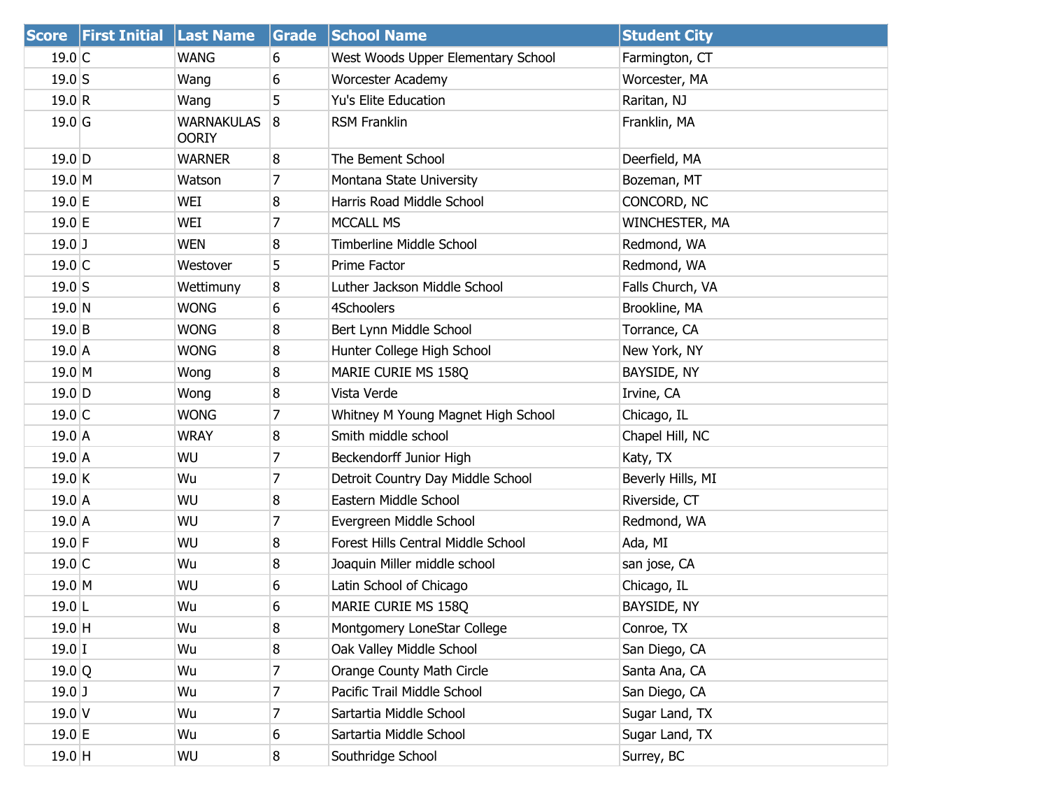| Score | First Initial | Last Name | Grade | School Name | Student City |
| --- | --- | --- | --- | --- | --- |
| 19.0 | C | WANG | 6 | West Woods Upper Elementary School | Farmington, CT |
| 19.0 | S | Wang | 6 | Worcester Academy | Worcester, MA |
| 19.0 | R | Wang | 5 | Yu's Elite Education | Raritan, NJ |
| 19.0 | G | WARNAKULASOORIY | 8 | RSM Franklin | Franklin, MA |
| 19.0 | D | WARNER | 8 | The Bement School | Deerfield, MA |
| 19.0 | M | Watson | 7 | Montana State University | Bozeman, MT |
| 19.0 | E | WEI | 8 | Harris Road Middle School | CONCORD, NC |
| 19.0 | E | WEI | 7 | MCCALL MS | WINCHESTER, MA |
| 19.0 | J | WEN | 8 | Timberline Middle School | Redmond, WA |
| 19.0 | C | Westover | 5 | Prime Factor | Redmond, WA |
| 19.0 | S | Wettimuny | 8 | Luther Jackson Middle School | Falls Church, VA |
| 19.0 | N | WONG | 6 | 4Schoolers | Brookline, MA |
| 19.0 | B | WONG | 8 | Bert Lynn Middle School | Torrance, CA |
| 19.0 | A | WONG | 8 | Hunter College High School | New York, NY |
| 19.0 | M | Wong | 8 | MARIE CURIE MS 158Q | BAYSIDE, NY |
| 19.0 | D | Wong | 8 | Vista Verde | Irvine, CA |
| 19.0 | C | WONG | 7 | Whitney M Young Magnet High School | Chicago, IL |
| 19.0 | A | WRAY | 8 | Smith middle school | Chapel Hill, NC |
| 19.0 | A | WU | 7 | Beckendorff Junior High | Katy, TX |
| 19.0 | K | Wu | 7 | Detroit Country Day Middle School | Beverly Hills, MI |
| 19.0 | A | WU | 8 | Eastern Middle School | Riverside, CT |
| 19.0 | A | WU | 7 | Evergreen Middle School | Redmond, WA |
| 19.0 | F | WU | 8 | Forest Hills Central Middle School | Ada, MI |
| 19.0 | C | Wu | 8 | Joaquin Miller middle school | san jose, CA |
| 19.0 | M | WU | 6 | Latin School of Chicago | Chicago, IL |
| 19.0 | L | Wu | 6 | MARIE CURIE MS 158Q | BAYSIDE, NY |
| 19.0 | H | Wu | 8 | Montgomery LoneStar College | Conroe, TX |
| 19.0 | I | Wu | 8 | Oak Valley Middle School | San Diego, CA |
| 19.0 | Q | Wu | 7 | Orange County Math Circle | Santa Ana, CA |
| 19.0 | J | Wu | 7 | Pacific Trail Middle School | San Diego, CA |
| 19.0 | V | Wu | 7 | Sartartia Middle School | Sugar Land, TX |
| 19.0 | E | Wu | 6 | Sartartia Middle School | Sugar Land, TX |
| 19.0 | H | WU | 8 | Southridge School | Surrey, BC |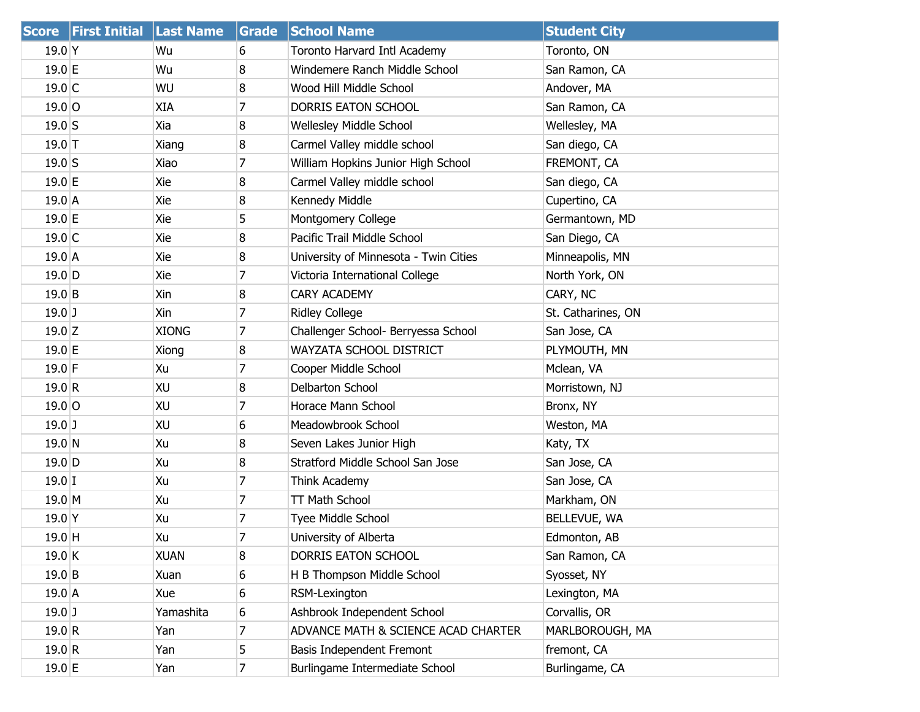| Score | First Initial | Last Name | Grade | School Name | Student City |
|---|---|---|---|---|---|
| 19.0 | Y | Wu | 6 | Toronto Harvard Intl Academy | Toronto, ON |
| 19.0 | E | Wu | 8 | Windemere Ranch Middle School | San Ramon, CA |
| 19.0 | C | WU | 8 | Wood Hill Middle School | Andover, MA |
| 19.0 | O | XIA | 7 | DORRIS EATON SCHOOL | San Ramon, CA |
| 19.0 | S | Xia | 8 | Wellesley Middle School | Wellesley, MA |
| 19.0 | T | Xiang | 8 | Carmel Valley middle school | San diego, CA |
| 19.0 | S | Xiao | 7 | William Hopkins Junior High School | FREMONT, CA |
| 19.0 | E | Xie | 8 | Carmel Valley middle school | San diego, CA |
| 19.0 | A | Xie | 8 | Kennedy Middle | Cupertino, CA |
| 19.0 | E | Xie | 5 | Montgomery College | Germantown, MD |
| 19.0 | C | Xie | 8 | Pacific Trail Middle School | San Diego, CA |
| 19.0 | A | Xie | 8 | University of Minnesota - Twin Cities | Minneapolis, MN |
| 19.0 | D | Xie | 7 | Victoria International College | North York, ON |
| 19.0 | B | Xin | 8 | CARY ACADEMY | CARY, NC |
| 19.0 | J | Xin | 7 | Ridley College | St. Catharines, ON |
| 19.0 | Z | XIONG | 7 | Challenger School- Berryessa School | San Jose, CA |
| 19.0 | E | Xiong | 8 | WAYZATA SCHOOL DISTRICT | PLYMOUTH, MN |
| 19.0 | F | Xu | 7 | Cooper Middle School | Mclean, VA |
| 19.0 | R | XU | 8 | Delbarton School | Morristown, NJ |
| 19.0 | O | XU | 7 | Horace Mann School | Bronx, NY |
| 19.0 | J | XU | 6 | Meadowbrook School | Weston, MA |
| 19.0 | N | Xu | 8 | Seven Lakes Junior High | Katy, TX |
| 19.0 | D | Xu | 8 | Stratford Middle School San Jose | San Jose, CA |
| 19.0 | I | Xu | 7 | Think Academy | San Jose, CA |
| 19.0 | M | Xu | 7 | TT Math School | Markham, ON |
| 19.0 | Y | Xu | 7 | Tyee Middle School | BELLEVUE, WA |
| 19.0 | H | Xu | 7 | University of Alberta | Edmonton, AB |
| 19.0 | K | XUAN | 8 | DORRIS EATON SCHOOL | San Ramon, CA |
| 19.0 | B | Xuan | 6 | H B Thompson Middle School | Syosset, NY |
| 19.0 | A | Xue | 6 | RSM-Lexington | Lexington, MA |
| 19.0 | J | Yamashita | 6 | Ashbrook Independent School | Corvallis, OR |
| 19.0 | R | Yan | 7 | ADVANCE MATH & SCIENCE ACAD CHARTER | MARLBOROUGH, MA |
| 19.0 | R | Yan | 5 | Basis Independent Fremont | fremont, CA |
| 19.0 | E | Yan | 7 | Burlingame Intermediate School | Burlingame, CA |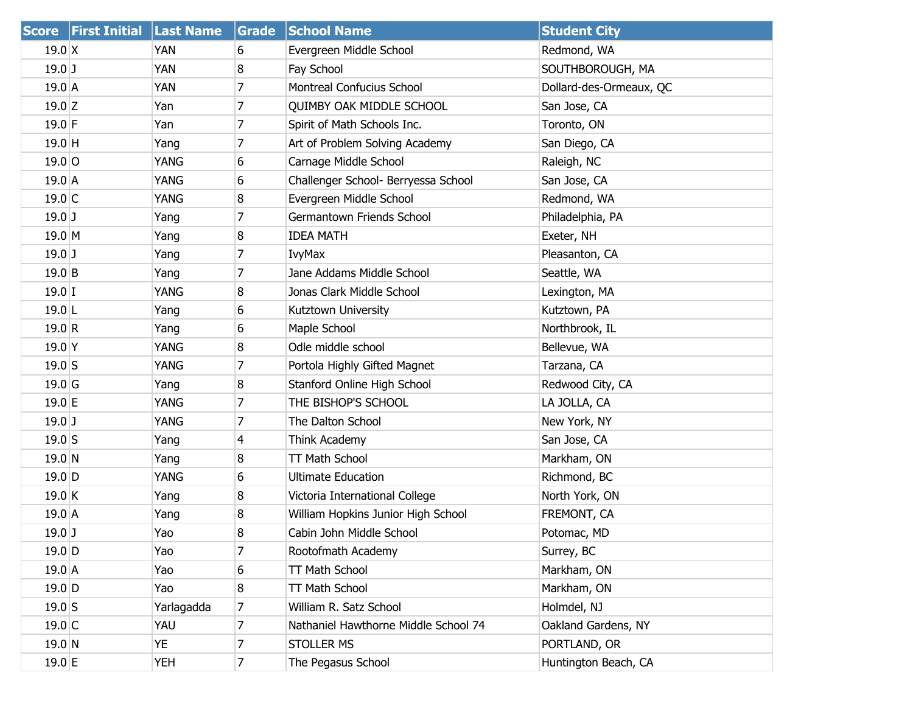| Score | First Initial | Last Name | Grade | School Name | Student City |
|---|---|---|---|---|---|
| 19.0 | X | YAN | 6 | Evergreen Middle School | Redmond, WA |
| 19.0 | J | YAN | 8 | Fay School | SOUTHBOROUGH, MA |
| 19.0 | A | YAN | 7 | Montreal Confucius School | Dollard-des-Ormeaux, QC |
| 19.0 | Z | Yan | 7 | QUIMBY OAK MIDDLE SCHOOL | San Jose, CA |
| 19.0 | F | Yan | 7 | Spirit of Math Schools Inc. | Toronto, ON |
| 19.0 | H | Yang | 7 | Art of Problem Solving Academy | San Diego, CA |
| 19.0 | O | YANG | 6 | Carnage Middle School | Raleigh, NC |
| 19.0 | A | YANG | 6 | Challenger School- Berryessa School | San Jose, CA |
| 19.0 | C | YANG | 8 | Evergreen Middle School | Redmond, WA |
| 19.0 | J | Yang | 7 | Germantown Friends School | Philadelphia, PA |
| 19.0 | M | Yang | 8 | IDEA MATH | Exeter, NH |
| 19.0 | J | Yang | 7 | IvyMax | Pleasanton, CA |
| 19.0 | B | Yang | 7 | Jane Addams Middle School | Seattle, WA |
| 19.0 | I | YANG | 8 | Jonas Clark Middle School | Lexington, MA |
| 19.0 | L | Yang | 6 | Kutztown University | Kutztown, PA |
| 19.0 | R | Yang | 6 | Maple School | Northbrook, IL |
| 19.0 | Y | YANG | 8 | Odle middle school | Bellevue, WA |
| 19.0 | S | YANG | 7 | Portola Highly Gifted Magnet | Tarzana, CA |
| 19.0 | G | Yang | 8 | Stanford Online High School | Redwood City, CA |
| 19.0 | E | YANG | 7 | THE BISHOP'S SCHOOL | LA JOLLA, CA |
| 19.0 | J | YANG | 7 | The Dalton School | New York, NY |
| 19.0 | S | Yang | 4 | Think Academy | San Jose, CA |
| 19.0 | N | Yang | 8 | TT Math School | Markham, ON |
| 19.0 | D | YANG | 6 | Ultimate Education | Richmond, BC |
| 19.0 | K | Yang | 8 | Victoria International College | North York, ON |
| 19.0 | A | Yang | 8 | William Hopkins Junior High School | FREMONT, CA |
| 19.0 | J | Yao | 8 | Cabin John Middle School | Potomac, MD |
| 19.0 | D | Yao | 7 | Rootofmath Academy | Surrey, BC |
| 19.0 | A | Yao | 6 | TT Math School | Markham, ON |
| 19.0 | D | Yao | 8 | TT Math School | Markham, ON |
| 19.0 | S | Yarlagadda | 7 | William R. Satz School | Holmdel, NJ |
| 19.0 | C | YAU | 7 | Nathaniel Hawthorne Middle School 74 | Oakland Gardens, NY |
| 19.0 | N | YE | 7 | STOLLER MS | PORTLAND, OR |
| 19.0 | E | YEH | 7 | The Pegasus School | Huntington Beach, CA |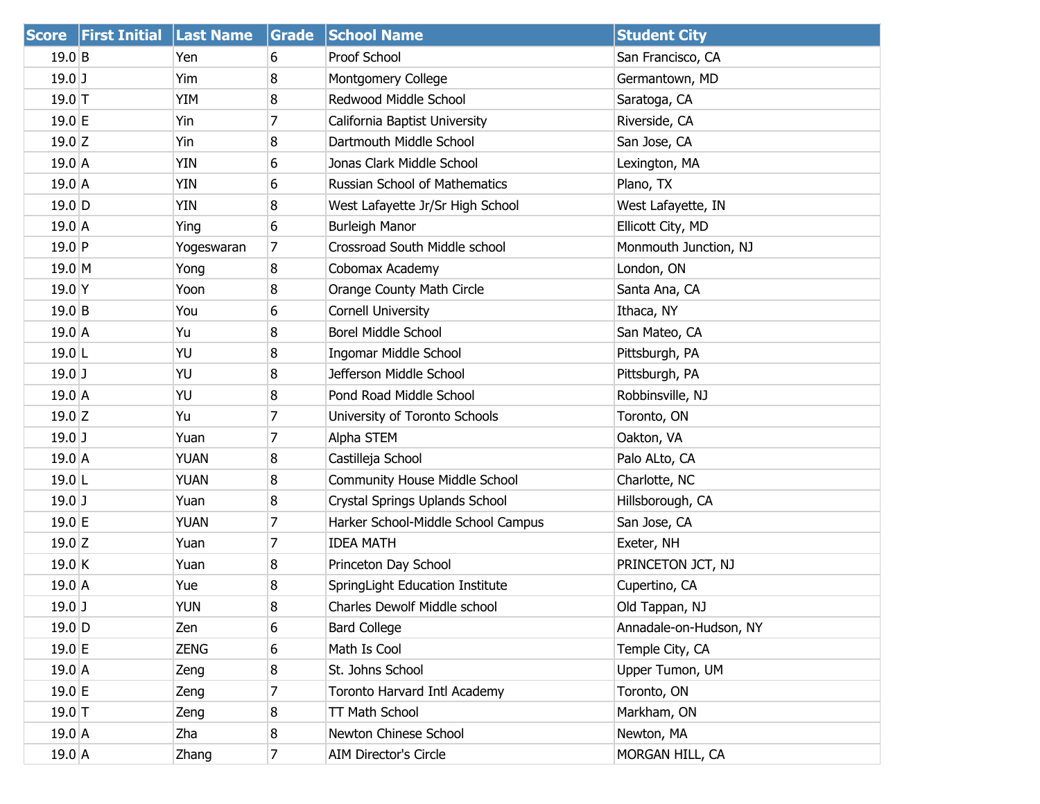| Score | First Initial | Last Name | Grade | School Name | Student City |
| --- | --- | --- | --- | --- | --- |
| 19.0 | B | Yen | 6 | Proof School | San Francisco, CA |
| 19.0 | J | Yim | 8 | Montgomery College | Germantown, MD |
| 19.0 | T | YIM | 8 | Redwood Middle School | Saratoga, CA |
| 19.0 | E | Yin | 7 | California Baptist University | Riverside, CA |
| 19.0 | Z | Yin | 8 | Dartmouth Middle School | San Jose, CA |
| 19.0 | A | YIN | 6 | Jonas Clark Middle School | Lexington, MA |
| 19.0 | A | YIN | 6 | Russian School of Mathematics | Plano, TX |
| 19.0 | D | YIN | 8 | West Lafayette Jr/Sr High School | West Lafayette, IN |
| 19.0 | A | Ying | 6 | Burleigh Manor | Ellicott City, MD |
| 19.0 | P | Yogeswaran | 7 | Crossroad South Middle school | Monmouth Junction, NJ |
| 19.0 | M | Yong | 8 | Cobomax Academy | London, ON |
| 19.0 | Y | Yoon | 8 | Orange County Math Circle | Santa Ana, CA |
| 19.0 | B | You | 6 | Cornell University | Ithaca, NY |
| 19.0 | A | Yu | 8 | Borel Middle School | San Mateo, CA |
| 19.0 | L | YU | 8 | Ingomar Middle School | Pittsburgh, PA |
| 19.0 | J | YU | 8 | Jefferson Middle School | Pittsburgh, PA |
| 19.0 | A | YU | 8 | Pond Road Middle School | Robbinsville, NJ |
| 19.0 | Z | Yu | 7 | University of Toronto Schools | Toronto, ON |
| 19.0 | J | Yuan | 7 | Alpha STEM | Oakton, VA |
| 19.0 | A | YUAN | 8 | Castilleja School | Palo ALto, CA |
| 19.0 | L | YUAN | 8 | Community House Middle School | Charlotte, NC |
| 19.0 | J | Yuan | 8 | Crystal Springs Uplands School | Hillsborough, CA |
| 19.0 | E | YUAN | 7 | Harker School-Middle School Campus | San Jose, CA |
| 19.0 | Z | Yuan | 7 | IDEA MATH | Exeter, NH |
| 19.0 | K | Yuan | 8 | Princeton Day School | PRINCETON JCT, NJ |
| 19.0 | A | Yue | 8 | SpringLight Education Institute | Cupertino, CA |
| 19.0 | J | YUN | 8 | Charles Dewolf Middle school | Old Tappan, NJ |
| 19.0 | D | Zen | 6 | Bard College | Annadale-on-Hudson, NY |
| 19.0 | E | ZENG | 6 | Math Is Cool | Temple City, CA |
| 19.0 | A | Zeng | 8 | St. Johns School | Upper Tumon, UM |
| 19.0 | E | Zeng | 7 | Toronto Harvard Intl Academy | Toronto, ON |
| 19.0 | T | Zeng | 8 | TT Math School | Markham, ON |
| 19.0 | A | Zha | 8 | Newton Chinese School | Newton, MA |
| 19.0 | A | Zhang | 7 | AIM Director's Circle | MORGAN HILL, CA |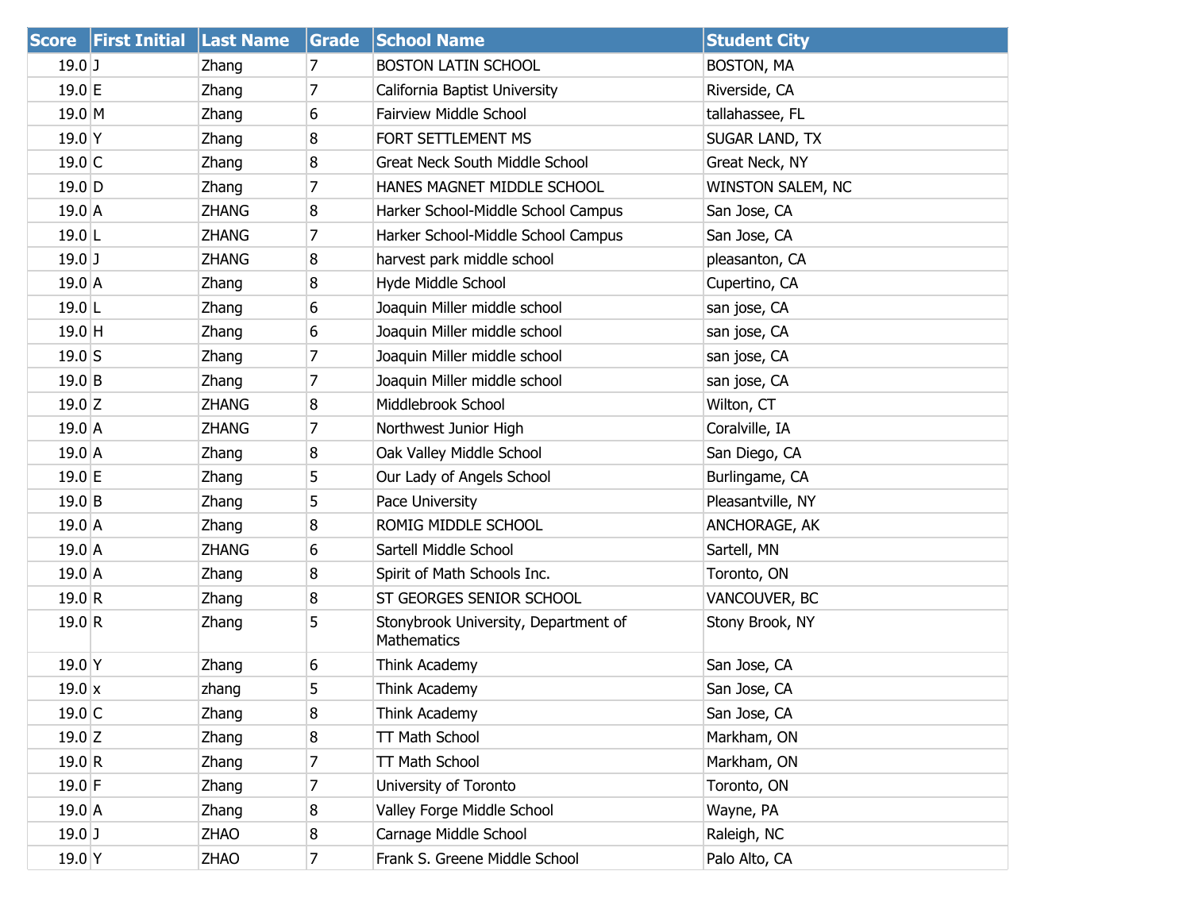| Score | First Initial | Last Name | Grade | School Name | Student City |
|---|---|---|---|---|---|
| 19.0 | J | Zhang | 7 | BOSTON LATIN SCHOOL | BOSTON, MA |
| 19.0 | E | Zhang | 7 | California Baptist University | Riverside, CA |
| 19.0 | M | Zhang | 6 | Fairview Middle School | tallahassee, FL |
| 19.0 | Y | Zhang | 8 | FORT SETTLEMENT MS | SUGAR LAND, TX |
| 19.0 | C | Zhang | 8 | Great Neck South Middle School | Great Neck, NY |
| 19.0 | D | Zhang | 7 | HANES MAGNET MIDDLE SCHOOL | WINSTON SALEM, NC |
| 19.0 | A | ZHANG | 8 | Harker School-Middle School Campus | San Jose, CA |
| 19.0 | L | ZHANG | 7 | Harker School-Middle School Campus | San Jose, CA |
| 19.0 | J | ZHANG | 8 | harvest park middle school | pleasanton, CA |
| 19.0 | A | Zhang | 8 | Hyde Middle School | Cupertino, CA |
| 19.0 | L | Zhang | 6 | Joaquin Miller middle school | san jose, CA |
| 19.0 | H | Zhang | 6 | Joaquin Miller middle school | san jose, CA |
| 19.0 | S | Zhang | 7 | Joaquin Miller middle school | san jose, CA |
| 19.0 | B | Zhang | 7 | Joaquin Miller middle school | san jose, CA |
| 19.0 | Z | ZHANG | 8 | Middlebrook School | Wilton, CT |
| 19.0 | A | ZHANG | 7 | Northwest Junior High | Coralville, IA |
| 19.0 | A | Zhang | 8 | Oak Valley Middle School | San Diego, CA |
| 19.0 | E | Zhang | 5 | Our Lady of Angels School | Burlingame, CA |
| 19.0 | B | Zhang | 5 | Pace University | Pleasantville, NY |
| 19.0 | A | Zhang | 8 | ROMIG MIDDLE SCHOOL | ANCHORAGE, AK |
| 19.0 | A | ZHANG | 6 | Sartell Middle School | Sartell, MN |
| 19.0 | A | Zhang | 8 | Spirit of Math Schools Inc. | Toronto, ON |
| 19.0 | R | Zhang | 8 | ST GEORGES SENIOR SCHOOL | VANCOUVER, BC |
| 19.0 | R | Zhang | 5 | Stonybrook University, Department of Mathematics | Stony Brook, NY |
| 19.0 | Y | Zhang | 6 | Think Academy | San Jose, CA |
| 19.0 | x | zhang | 5 | Think Academy | San Jose, CA |
| 19.0 | C | Zhang | 8 | Think Academy | San Jose, CA |
| 19.0 | Z | Zhang | 8 | TT Math School | Markham, ON |
| 19.0 | R | Zhang | 7 | TT Math School | Markham, ON |
| 19.0 | F | Zhang | 7 | University of Toronto | Toronto, ON |
| 19.0 | A | Zhang | 8 | Valley Forge Middle School | Wayne, PA |
| 19.0 | J | ZHAO | 8 | Carnage Middle School | Raleigh, NC |
| 19.0 | Y | ZHAO | 7 | Frank S. Greene Middle School | Palo Alto, CA |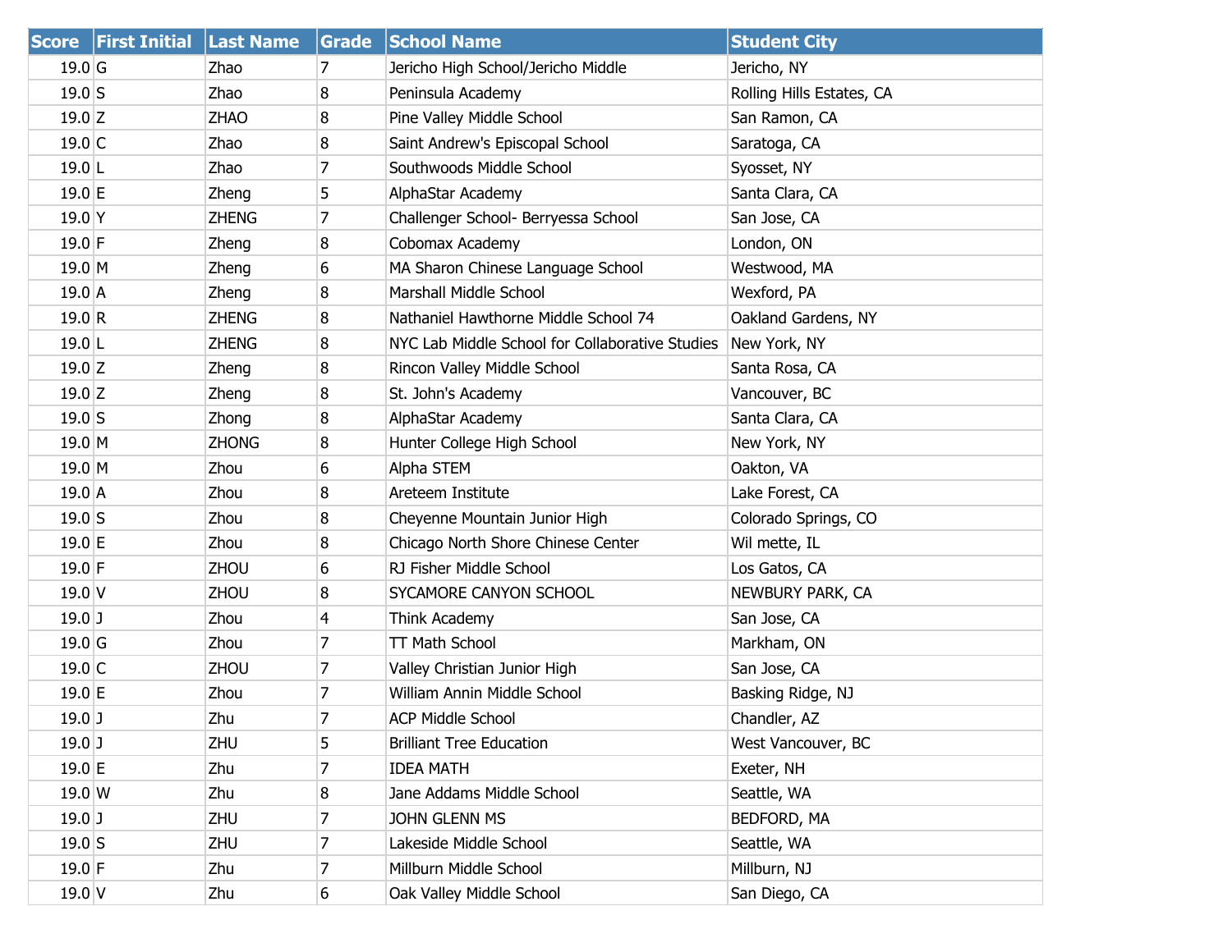| Score | First Initial | Last Name | Grade | School Name | Student City |
|---|---|---|---|---|---|
| 19.0 | G | Zhao | 7 | Jericho High School/Jericho Middle | Jericho, NY |
| 19.0 | S | Zhao | 8 | Peninsula Academy | Rolling Hills Estates, CA |
| 19.0 | Z | ZHAO | 8 | Pine Valley Middle School | San Ramon, CA |
| 19.0 | C | Zhao | 8 | Saint Andrew's Episcopal School | Saratoga, CA |
| 19.0 | L | Zhao | 7 | Southwoods Middle School | Syosset, NY |
| 19.0 | E | Zheng | 5 | AlphaStar Academy | Santa Clara, CA |
| 19.0 | Y | ZHENG | 7 | Challenger School- Berryessa School | San Jose, CA |
| 19.0 | F | Zheng | 8 | Cobomax Academy | London, ON |
| 19.0 | M | Zheng | 6 | MA Sharon Chinese Language School | Westwood, MA |
| 19.0 | A | Zheng | 8 | Marshall Middle School | Wexford, PA |
| 19.0 | R | ZHENG | 8 | Nathaniel Hawthorne Middle School 74 | Oakland Gardens, NY |
| 19.0 | L | ZHENG | 8 | NYC Lab Middle School for Collaborative Studies | New York, NY |
| 19.0 | Z | Zheng | 8 | Rincon Valley Middle School | Santa Rosa, CA |
| 19.0 | Z | Zheng | 8 | St. John's Academy | Vancouver, BC |
| 19.0 | S | Zhong | 8 | AlphaStar Academy | Santa Clara, CA |
| 19.0 | M | ZHONG | 8 | Hunter College High School | New York, NY |
| 19.0 | M | Zhou | 6 | Alpha STEM | Oakton, VA |
| 19.0 | A | Zhou | 8 | Areteem Institute | Lake Forest, CA |
| 19.0 | S | Zhou | 8 | Cheyenne Mountain Junior High | Colorado Springs, CO |
| 19.0 | E | Zhou | 8 | Chicago North Shore Chinese Center | Wil mette, IL |
| 19.0 | F | ZHOU | 6 | RJ Fisher Middle School | Los Gatos, CA |
| 19.0 | V | ZHOU | 8 | SYCAMORE CANYON SCHOOL | NEWBURY PARK, CA |
| 19.0 | J | Zhou | 4 | Think Academy | San Jose, CA |
| 19.0 | G | Zhou | 7 | TT Math School | Markham, ON |
| 19.0 | C | ZHOU | 7 | Valley Christian Junior High | San Jose, CA |
| 19.0 | E | Zhou | 7 | William Annin Middle School | Basking Ridge, NJ |
| 19.0 | J | Zhu | 7 | ACP Middle School | Chandler, AZ |
| 19.0 | J | ZHU | 5 | Brilliant Tree Education | West Vancouver, BC |
| 19.0 | E | Zhu | 7 | IDEA MATH | Exeter, NH |
| 19.0 | W | Zhu | 8 | Jane Addams Middle School | Seattle, WA |
| 19.0 | J | ZHU | 7 | JOHN GLENN MS | BEDFORD, MA |
| 19.0 | S | ZHU | 7 | Lakeside Middle School | Seattle, WA |
| 19.0 | F | Zhu | 7 | Millburn Middle School | Millburn, NJ |
| 19.0 | V | Zhu | 6 | Oak Valley Middle School | San Diego, CA |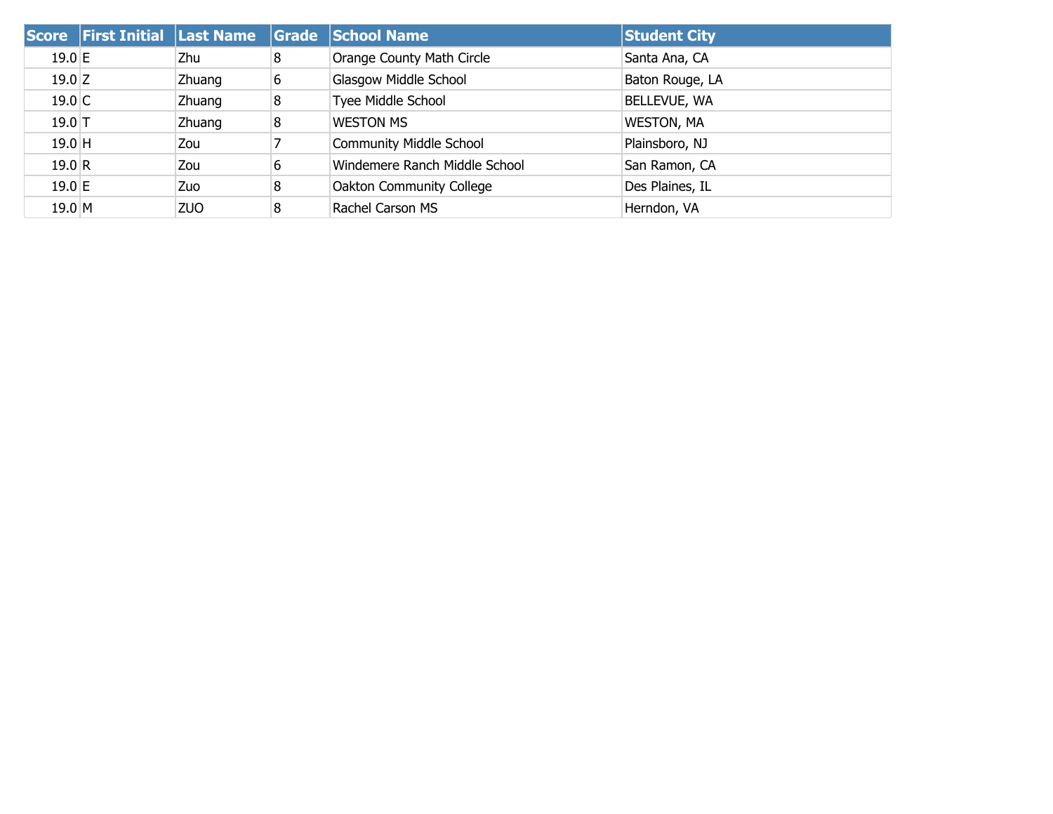| Score | First Initial | Last Name | Grade | School Name | Student City |
|---|---|---|---|---|---|
| 19.0 | E | Zhu | 8 | Orange County Math Circle | Santa Ana, CA |
| 19.0 | Z | Zhuang | 6 | Glasgow Middle School | Baton Rouge, LA |
| 19.0 | C | Zhuang | 8 | Tyee Middle School | BELLEVUE, WA |
| 19.0 | T | Zhuang | 8 | WESTON MS | WESTON, MA |
| 19.0 | H | Zou | 7 | Community Middle School | Plainsboro, NJ |
| 19.0 | R | Zou | 6 | Windemere Ranch Middle School | San Ramon, CA |
| 19.0 | E | Zuo | 8 | Oakton Community College | Des Plaines, IL |
| 19.0 | M | ZUO | 8 | Rachel Carson MS | Herndon, VA |